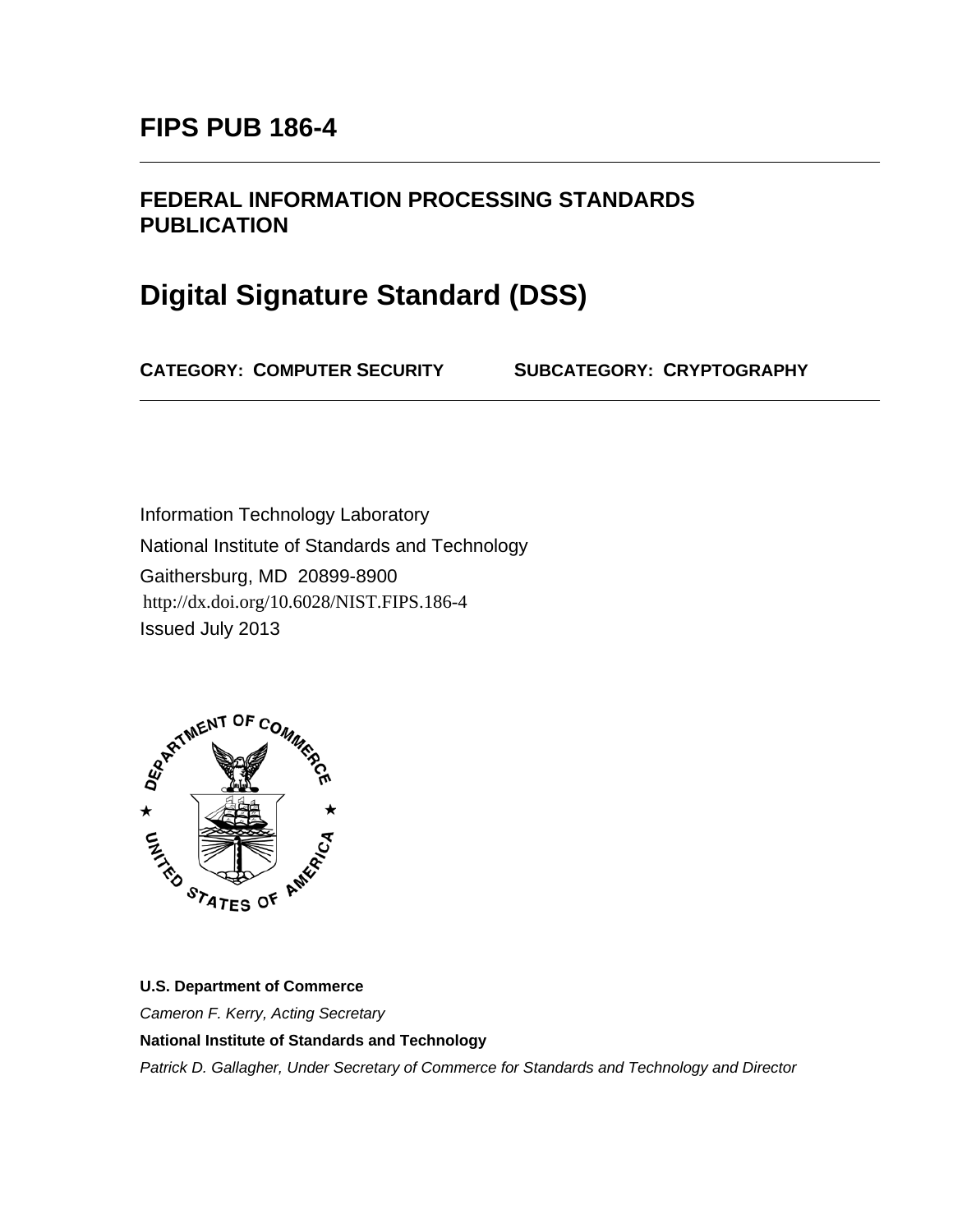# FIPS PUB 186-4

## FEDERAL INFORMATION PROCESSING STANDARDS PUBLICATION

# Digital Signature Standard (DSS)

**CATEGORY: COMPUTER SECURITY** **SUBCATEGORY: CRYPTOGRAPHY**

Information Technology Laboratory

National Institute of Standards and Technology

Gaithersburg, MD 20899-8900

http://dx.doi.org/10.6028/NIST.FIPS.186-4

Issued July 2013

**U.S. Department of Commerce**

*Cameron F. Kerry, Acting Secretary*

**National Institute of Standards and Technology**

*Patrick D. Gallagher, Under Secretary of Commerce for Standards and Technology and Director*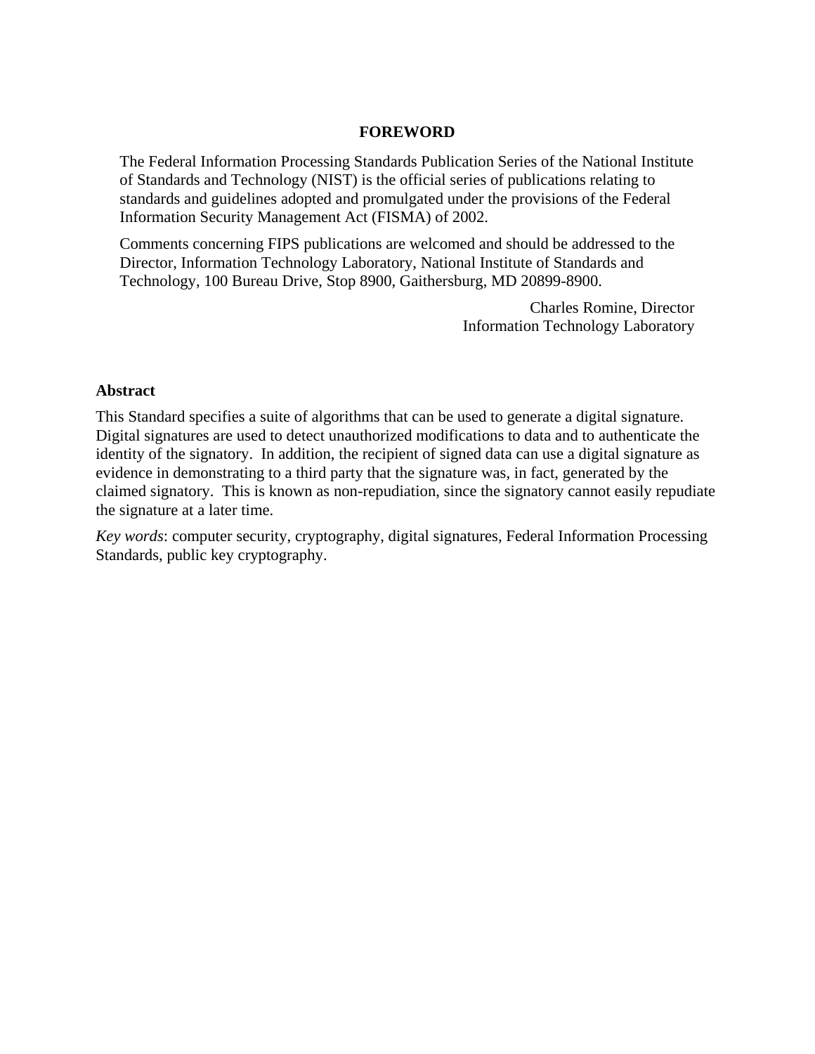# FOREWORD

The Federal Information Processing Standards Publication Series of the National Institute of Standards and Technology (NIST) is the official series of publications relating to standards and guidelines adopted and promulgated under the provisions of the Federal Information Security Management Act (FISMA) of 2002.

Comments concerning FIPS publications are welcomed and should be addressed to the Director, Information Technology Laboratory, National Institute of Standards and Technology, 100 Bureau Drive, Stop 8900, Gaithersburg, MD 20899-8900.

Charles Romine, Director
Information Technology Laboratory

## Abstract

This Standard specifies a suite of algorithms that can be used to generate a digital signature. Digital signatures are used to detect unauthorized modifications to data and to authenticate the identity of the signatory. In addition, the recipient of signed data can use a digital signature as evidence in demonstrating to a third party that the signature was, in fact, generated by the claimed signatory. This is known as non-repudiation, since the signatory cannot easily repudiate the signature at a later time.

*Key words*: computer security, cryptography, digital signatures, Federal Information Processing Standards, public key cryptography.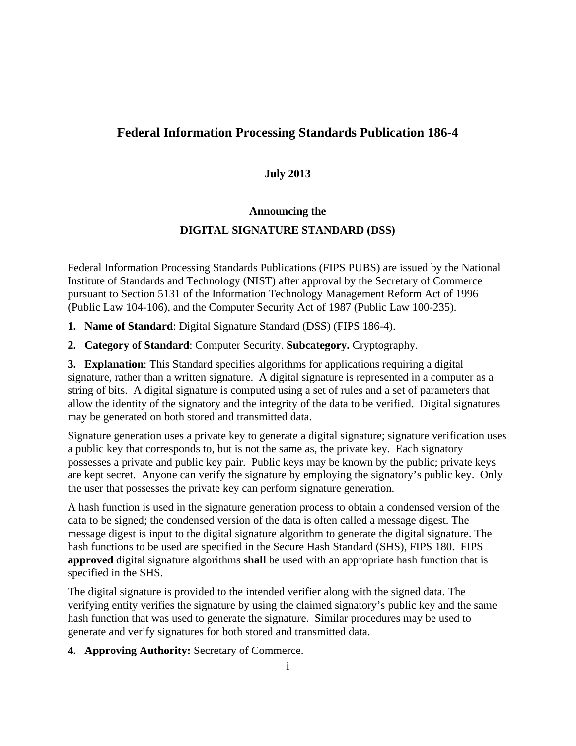# Federal Information Processing Standards Publication 186-4

**July 2013**

**Announcing the**

**DIGITAL SIGNATURE STANDARD (DSS)**

Federal Information Processing Standards Publications (FIPS PUBS) are issued by the National Institute of Standards and Technology (NIST) after approval by the Secretary of Commerce pursuant to Section 5131 of the Information Technology Management Reform Act of 1996 (Public Law 104-106), and the Computer Security Act of 1987 (Public Law 100-235).

**1. Name of Standard**: Digital Signature Standard (DSS) (FIPS 186-4).

**2. Category of Standard**: Computer Security. **Subcategory.** Cryptography.

**3. Explanation**: This Standard specifies algorithms for applications requiring a digital signature, rather than a written signature. A digital signature is represented in a computer as a string of bits. A digital signature is computed using a set of rules and a set of parameters that allow the identity of the signatory and the integrity of the data to be verified. Digital signatures may be generated on both stored and transmitted data.

Signature generation uses a private key to generate a digital signature; signature verification uses a public key that corresponds to, but is not the same as, the private key. Each signatory possesses a private and public key pair. Public keys may be known by the public; private keys are kept secret. Anyone can verify the signature by employing the signatory's public key. Only the user that possesses the private key can perform signature generation.

A hash function is used in the signature generation process to obtain a condensed version of the data to be signed; the condensed version of the data is often called a message digest. The message digest is input to the digital signature algorithm to generate the digital signature. The hash functions to be used are specified in the Secure Hash Standard (SHS), FIPS 180. FIPS **approved** digital signature algorithms **shall** be used with an appropriate hash function that is specified in the SHS.

The digital signature is provided to the intended verifier along with the signed data. The verifying entity verifies the signature by using the claimed signatory's public key and the same hash function that was used to generate the signature. Similar procedures may be used to generate and verify signatures for both stored and transmitted data.

**4. Approving Authority:** Secretary of Commerce.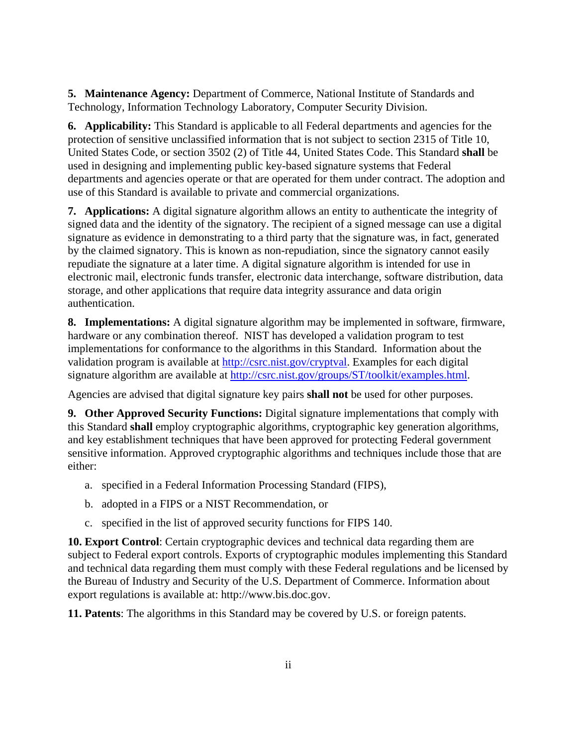**5. Maintenance Agency:** Department of Commerce, National Institute of Standards and Technology, Information Technology Laboratory, Computer Security Division.

**6. Applicability:** This Standard is applicable to all Federal departments and agencies for the protection of sensitive unclassified information that is not subject to section 2315 of Title 10, United States Code, or section 3502 (2) of Title 44, United States Code. This Standard **shall** be used in designing and implementing public key-based signature systems that Federal departments and agencies operate or that are operated for them under contract. The adoption and use of this Standard is available to private and commercial organizations.

**7. Applications:** A digital signature algorithm allows an entity to authenticate the integrity of signed data and the identity of the signatory. The recipient of a signed message can use a digital signature as evidence in demonstrating to a third party that the signature was, in fact, generated by the claimed signatory. This is known as non-repudiation, since the signatory cannot easily repudiate the signature at a later time. A digital signature algorithm is intended for use in electronic mail, electronic funds transfer, electronic data interchange, software distribution, data storage, and other applications that require data integrity assurance and data origin authentication.

**8. Implementations:** A digital signature algorithm may be implemented in software, firmware, hardware or any combination thereof. NIST has developed a validation program to test implementations for conformance to the algorithms in this Standard. Information about the validation program is available at [http://csrc.nist.gov/cryptval](http://csrc.nist.gov/cryptval). Examples for each digital signature algorithm are available at [http://csrc.nist.gov/groups/ST/toolkit/examples.html](http://csrc.nist.gov/groups/ST/toolkit/examples.html).

Agencies are advised that digital signature key pairs **shall not** be used for other purposes.

**9. Other Approved Security Functions:** Digital signature implementations that comply with this Standard **shall** employ cryptographic algorithms, cryptographic key generation algorithms, and key establishment techniques that have been approved for protecting Federal government sensitive information. Approved cryptographic algorithms and techniques include those that are either:

a. specified in a Federal Information Processing Standard (FIPS),

b. adopted in a FIPS or a NIST Recommendation, or

c. specified in the list of approved security functions for FIPS 140.

**10. Export Control**: Certain cryptographic devices and technical data regarding them are subject to Federal export controls. Exports of cryptographic modules implementing this Standard and technical data regarding them must comply with these Federal regulations and be licensed by the Bureau of Industry and Security of the U.S. Department of Commerce. Information about export regulations is available at: http://www.bis.doc.gov.

**11. Patents**: The algorithms in this Standard may be covered by U.S. or foreign patents.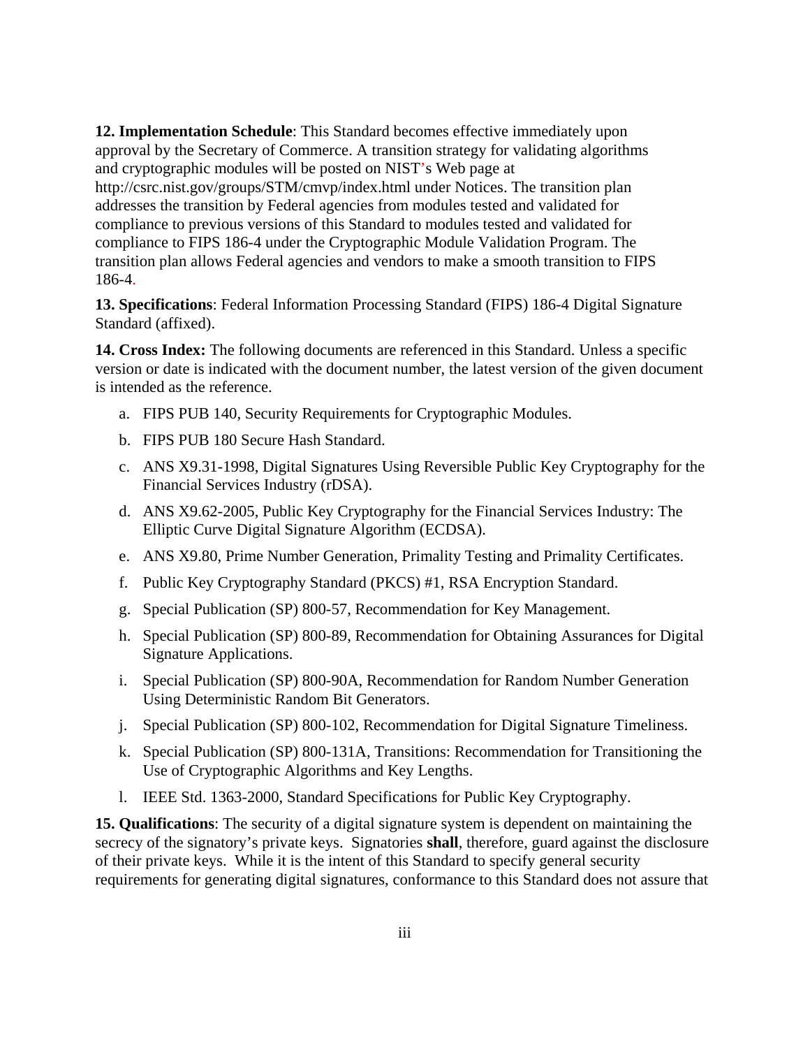**12. Implementation Schedule**: This Standard becomes effective immediately upon approval by the Secretary of Commerce. A transition strategy for validating algorithms and cryptographic modules will be posted on NIST's Web page at http://csrc.nist.gov/groups/STM/cmvp/index.html under Notices. The transition plan addresses the transition by Federal agencies from modules tested and validated for compliance to previous versions of this Standard to modules tested and validated for compliance to FIPS 186-4 under the Cryptographic Module Validation Program. The transition plan allows Federal agencies and vendors to make a smooth transition to FIPS 186-4.

**13. Specifications**: Federal Information Processing Standard (FIPS) 186-4 Digital Signature Standard (affixed).

**14. Cross Index:** The following documents are referenced in this Standard. Unless a specific version or date is indicated with the document number, the latest version of the given document is intended as the reference.

a. FIPS PUB 140, Security Requirements for Cryptographic Modules.

b. FIPS PUB 180 Secure Hash Standard.

c. ANS X9.31-1998, Digital Signatures Using Reversible Public Key Cryptography for the Financial Services Industry (rDSA).

d. ANS X9.62-2005, Public Key Cryptography for the Financial Services Industry: The Elliptic Curve Digital Signature Algorithm (ECDSA).

e. ANS X9.80, Prime Number Generation, Primality Testing and Primality Certificates.

f. Public Key Cryptography Standard (PKCS) #1, RSA Encryption Standard.

g. Special Publication (SP) 800-57, Recommendation for Key Management.

h. Special Publication (SP) 800-89, Recommendation for Obtaining Assurances for Digital Signature Applications.

i. Special Publication (SP) 800-90A, Recommendation for Random Number Generation Using Deterministic Random Bit Generators.

j. Special Publication (SP) 800-102, Recommendation for Digital Signature Timeliness.

k. Special Publication (SP) 800-131A, Transitions: Recommendation for Transitioning the Use of Cryptographic Algorithms and Key Lengths.

l. IEEE Std. 1363-2000, Standard Specifications for Public Key Cryptography.

**15. Qualifications**: The security of a digital signature system is dependent on maintaining the secrecy of the signatory's private keys. Signatories **shall**, therefore, guard against the disclosure of their private keys. While it is the intent of this Standard to specify general security requirements for generating digital signatures, conformance to this Standard does not assure that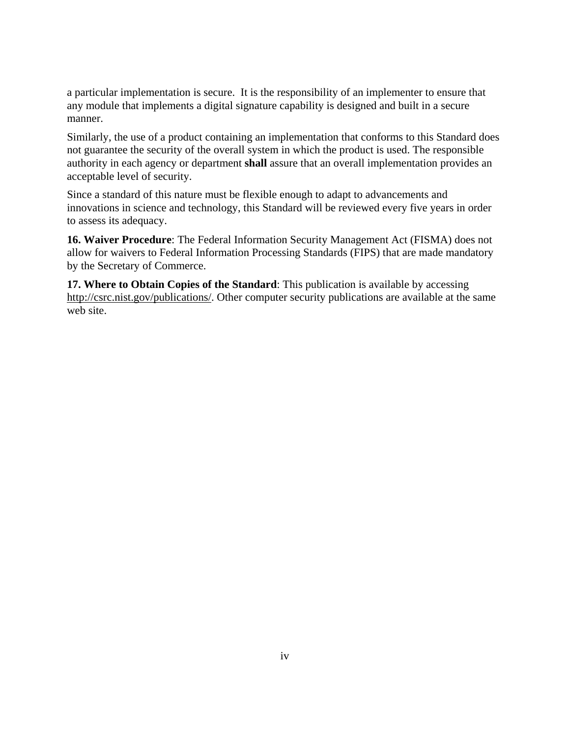a particular implementation is secure. It is the responsibility of an implementer to ensure that any module that implements a digital signature capability is designed and built in a secure manner.

Similarly, the use of a product containing an implementation that conforms to this Standard does not guarantee the security of the overall system in which the product is used. The responsible authority in each agency or department **shall** assure that an overall implementation provides an acceptable level of security.

Since a standard of this nature must be flexible enough to adapt to advancements and innovations in science and technology, this Standard will be reviewed every five years in order to assess its adequacy.

**16. Waiver Procedure**: The Federal Information Security Management Act (FISMA) does not allow for waivers to Federal Information Processing Standards (FIPS) that are made mandatory by the Secretary of Commerce.

**17. Where to Obtain Copies of the Standard**: This publication is available by accessing http://csrc.nist.gov/publications/. Other computer security publications are available at the same web site.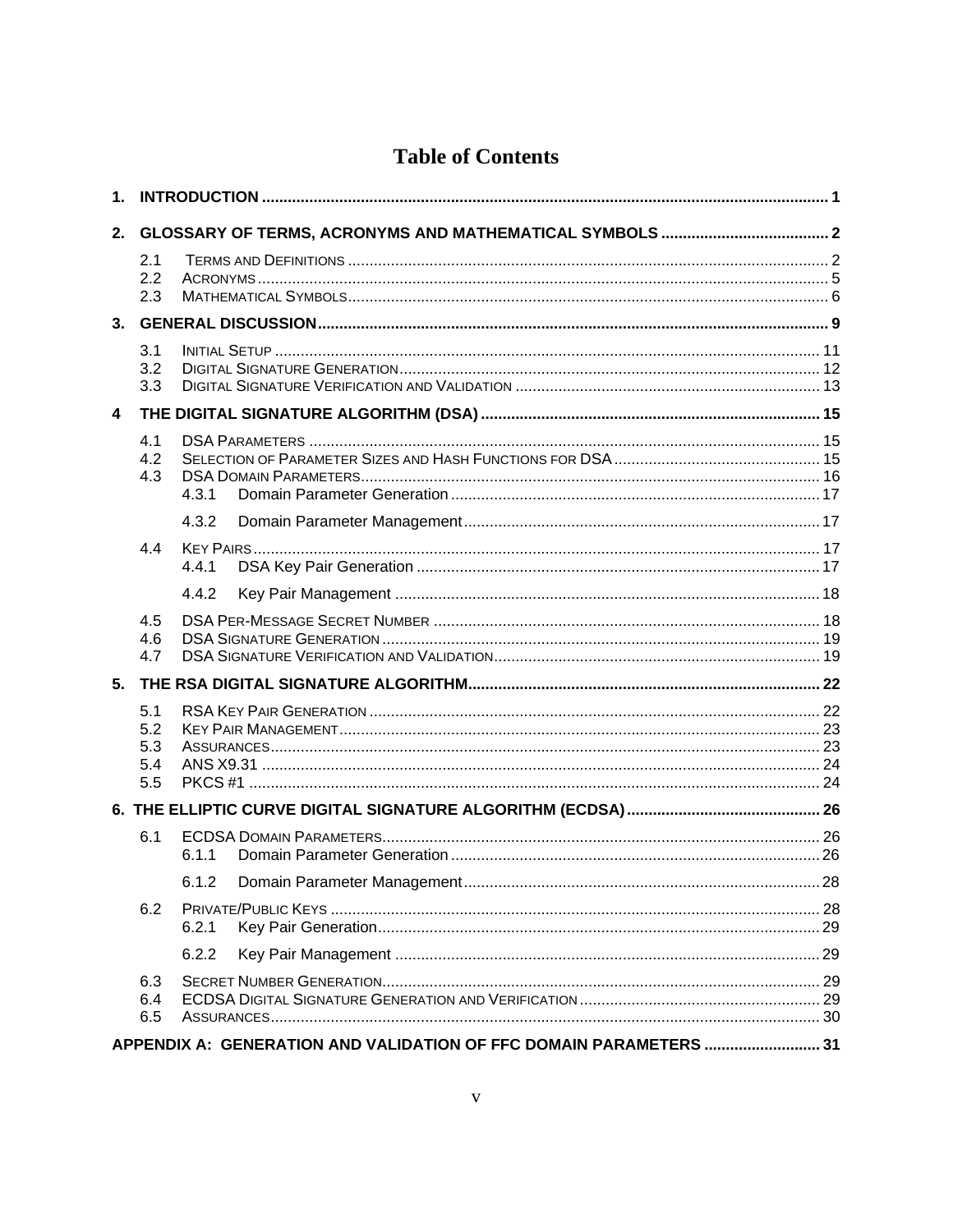# Table of Contents

**1. INTRODUCTION** .......... 1

**2. GLOSSARY OF TERMS, ACRONYMS AND MATHEMATICAL SYMBOLS** .......... 2

- 2.1 TERMS AND DEFINITIONS .......... 2
- 2.2 ACRONYMS .......... 5
- 2.3 MATHEMATICAL SYMBOLS .......... 6

**3. GENERAL DISCUSSION** .......... 9

- 3.1 INITIAL SETUP .......... 11
- 3.2 DIGITAL SIGNATURE GENERATION .......... 12
- 3.3 DIGITAL SIGNATURE VERIFICATION AND VALIDATION .......... 13

**4 THE DIGITAL SIGNATURE ALGORITHM (DSA)** .......... 15

- 4.1 DSA PARAMETERS .......... 15
- 4.2 SELECTION OF PARAMETER SIZES AND HASH FUNCTIONS FOR DSA .......... 15
- 4.3 DSA DOMAIN PARAMETERS .......... 16
  - 4.3.1 Domain Parameter Generation .......... 17
  - 4.3.2 Domain Parameter Management .......... 17
- 4.4 KEY PAIRS .......... 17
  - 4.4.1 DSA Key Pair Generation .......... 17
  - 4.4.2 Key Pair Management .......... 18
- 4.5 DSA PER-MESSAGE SECRET NUMBER .......... 18
- 4.6 DSA SIGNATURE GENERATION .......... 19
- 4.7 DSA SIGNATURE VERIFICATION AND VALIDATION .......... 19

**5. THE RSA DIGITAL SIGNATURE ALGORITHM** .......... 22

- 5.1 RSA KEY PAIR GENERATION .......... 22
- 5.2 KEY PAIR MANAGEMENT .......... 23
- 5.3 ASSURANCES .......... 23
- 5.4 ANS X9.31 .......... 24
- 5.5 PKCS #1 .......... 24

**6. THE ELLIPTIC CURVE DIGITAL SIGNATURE ALGORITHM (ECDSA)** .......... 26

- 6.1 ECDSA DOMAIN PARAMETERS .......... 26
  - 6.1.1 Domain Parameter Generation .......... 26
  - 6.1.2 Domain Parameter Management .......... 28
- 6.2 PRIVATE/PUBLIC KEYS .......... 28
  - 6.2.1 Key Pair Generation .......... 29
  - 6.2.2 Key Pair Management .......... 29
- 6.3 SECRET NUMBER GENERATION .......... 29
- 6.4 ECDSA DIGITAL SIGNATURE GENERATION AND VERIFICATION .......... 29
- 6.5 ASSURANCES .......... 30

**APPENDIX A: GENERATION AND VALIDATION OF FFC DOMAIN PARAMETERS** .......... 31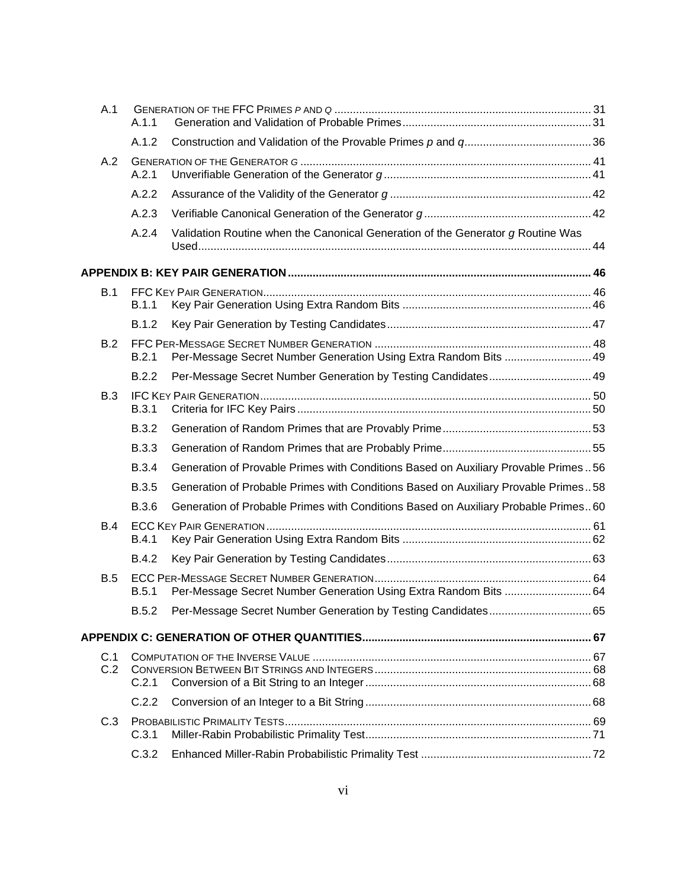- A.1 GENERATION OF THE FFC PRIMES *P* AND *Q* .................................................................................. 31
  - A.1.1 Generation and Validation of Probable Primes............................................................ 31
  - A.1.2 Construction and Validation of the Provable Primes *p* and *q*......................................... 36
- A.2 GENERATION OF THE GENERATOR *G* ............................................................................................ 41
  - A.2.1 Unverifiable Generation of the Generator *g* .................................................................. 41
  - A.2.2 Assurance of the Validity of the Generator *g* ................................................................. 42
  - A.2.3 Verifiable Canonical Generation of the Generator *g* ...................................................... 42
  - A.2.4 Validation Routine when the Canonical Generation of the Generator *g* Routine Was Used............................................................................................................................... 44

**APPENDIX B: KEY PAIR GENERATION ................................................................................................. 46**

- B.1 FFC KEY PAIR GENERATION......................................................................................................... 46
  - B.1.1 Key Pair Generation Using Extra Random Bits ............................................................ 46
  - B.1.2 Key Pair Generation by Testing Candidates................................................................. 47
- B.2 FFC PER-MESSAGE SECRET NUMBER GENERATION ..................................................................... 48
  - B.2.1 Per-Message Secret Number Generation Using Extra Random Bits ............................ 49
  - B.2.2 Per-Message Secret Number Generation by Testing Candidates................................. 49
- B.3 IFC KEY PAIR GENERATION.......................................................................................................... 50
  - B.3.1 Criteria for IFC Key Pairs .............................................................................................. 50
  - B.3.2 Generation of Random Primes that are Provably Prime................................................ 53
  - B.3.3 Generation of Random Primes that are Probably Prime................................................ 55
  - B.3.4 Generation of Provable Primes with Conditions Based on Auxiliary Provable Primes .. 56
  - B.3.5 Generation of Probable Primes with Conditions Based on Auxiliary Provable Primes .. 58
  - B.3.6 Generation of Probable Primes with Conditions Based on Auxiliary Probable Primes .. 60
- B.4 ECC KEY PAIR GENERATION ........................................................................................................ 61
  - B.4.1 Key Pair Generation Using Extra Random Bits ............................................................ 62
  - B.4.2 Key Pair Generation by Testing Candidates................................................................. 63
- B.5 ECC PER-MESSAGE SECRET NUMBER GENERATION..................................................................... 64
  - B.5.1 Per-Message Secret Number Generation Using Extra Random Bits ............................ 64
  - B.5.2 Per-Message Secret Number Generation by Testing Candidates................................. 65

**APPENDIX C: GENERATION OF OTHER QUANTITIES.......................................................................... 67**

- C.1 COMPUTATION OF THE INVERSE VALUE .......................................................................................... 67
- C.2 CONVERSION BETWEEN BIT STRINGS AND INTEGERS ..................................................................... 68
  - C.2.1 Conversion of a Bit String to an Integer ........................................................................ 68
  - C.2.2 Conversion of an Integer to a Bit String ........................................................................ 68
- C.3 PROBABILISTIC PRIMALITY TESTS.................................................................................................. 69
  - C.3.1 Miller-Rabin Probabilistic Primality Test........................................................................ 71
  - C.3.2 Enhanced Miller-Rabin Probabilistic Primality Test ...................................................... 72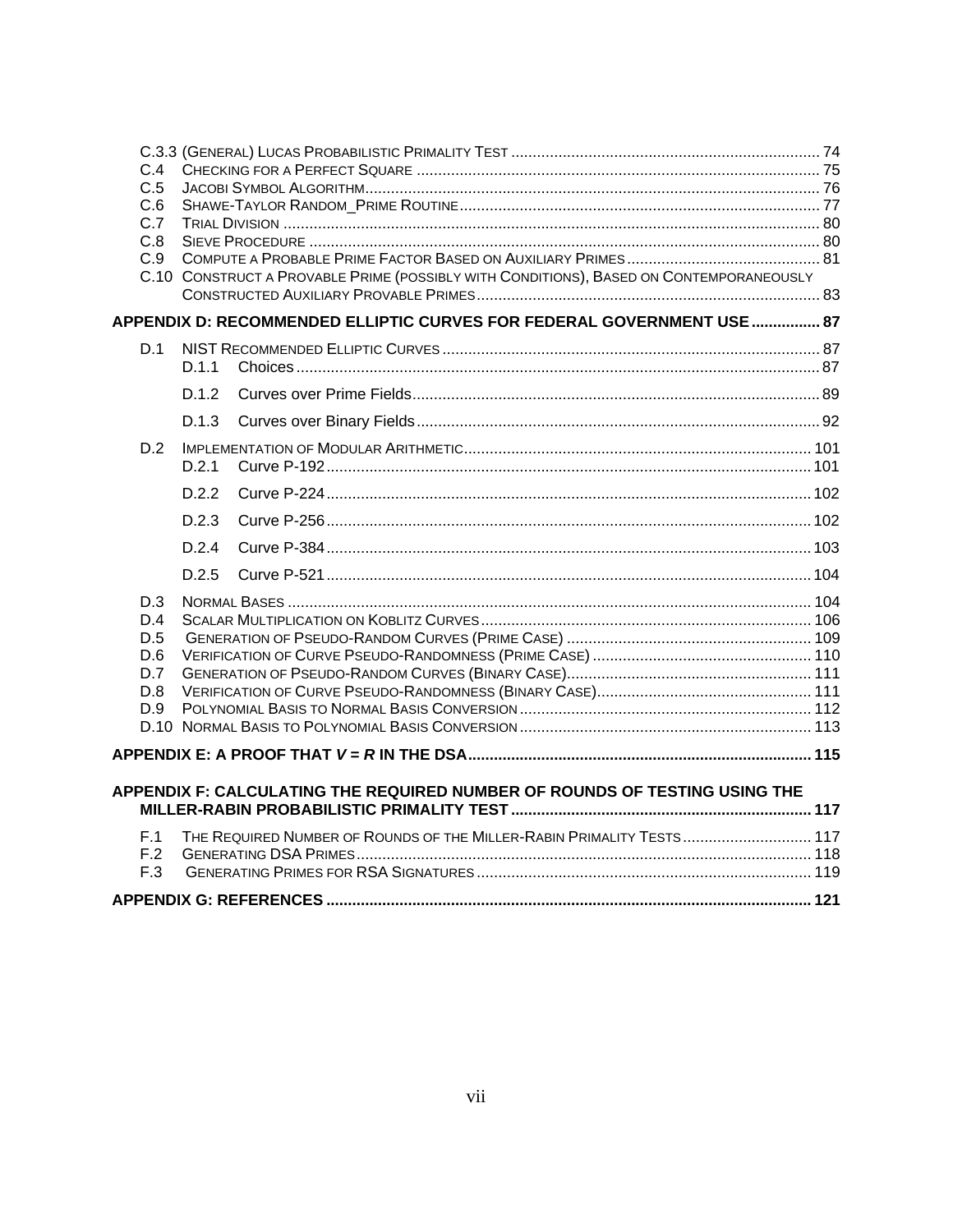C.3.3 (General) Lucas Probabilistic Primality Test ....... 74

C.4 Checking for a Perfect Square ....... 75

C.5 Jacobi Symbol Algorithm ....... 76

C.6 Shawe-Taylor Random_Prime Routine ....... 77

C.7 Trial Division ....... 80

C.8 Sieve Procedure ....... 80

C.9 Compute a Probable Prime Factor Based on Auxiliary Primes ....... 81

C.10 Construct a Provable Prime (possibly with Conditions), Based on Contemporaneously Constructed Auxiliary Provable Primes ....... 83

**APPENDIX D: RECOMMENDED ELLIPTIC CURVES FOR FEDERAL GOVERNMENT USE ....... 87**

D.1 NIST Recommended Elliptic Curves ....... 87

- D.1.1 Choices ....... 87
- D.1.2 Curves over Prime Fields ....... 89
- D.1.3 Curves over Binary Fields ....... 92

D.2 Implementation of Modular Arithmetic ....... 101

- D.2.1 Curve P-192 ....... 101
- D.2.2 Curve P-224 ....... 102
- D.2.3 Curve P-256 ....... 102
- D.2.4 Curve P-384 ....... 103
- D.2.5 Curve P-521 ....... 104

D.3 Normal Bases ....... 104

D.4 Scalar Multiplication on Koblitz Curves ....... 106

D.5 Generation of Pseudo-Random Curves (Prime Case) ....... 109

D.6 Verification of Curve Pseudo-Randomness (Prime Case) ....... 110

D.7 Generation of Pseudo-Random Curves (Binary Case) ....... 111

D.8 Verification of Curve Pseudo-Randomness (Binary Case) ....... 111

D.9 Polynomial Basis to Normal Basis Conversion ....... 112

D.10 Normal Basis to Polynomial Basis Conversion ....... 113

**APPENDIX E: A PROOF THAT $V = R$ IN THE DSA ....... 115**

**APPENDIX F: CALCULATING THE REQUIRED NUMBER OF ROUNDS OF TESTING USING THE MILLER-RABIN PROBABILISTIC PRIMALITY TEST ....... 117**

F.1 The Required Number of Rounds of the Miller-Rabin Primality Tests ....... 117

F.2 Generating DSA Primes ....... 118

F.3 Generating Primes for RSA Signatures ....... 119

**APPENDIX G: REFERENCES ....... 121**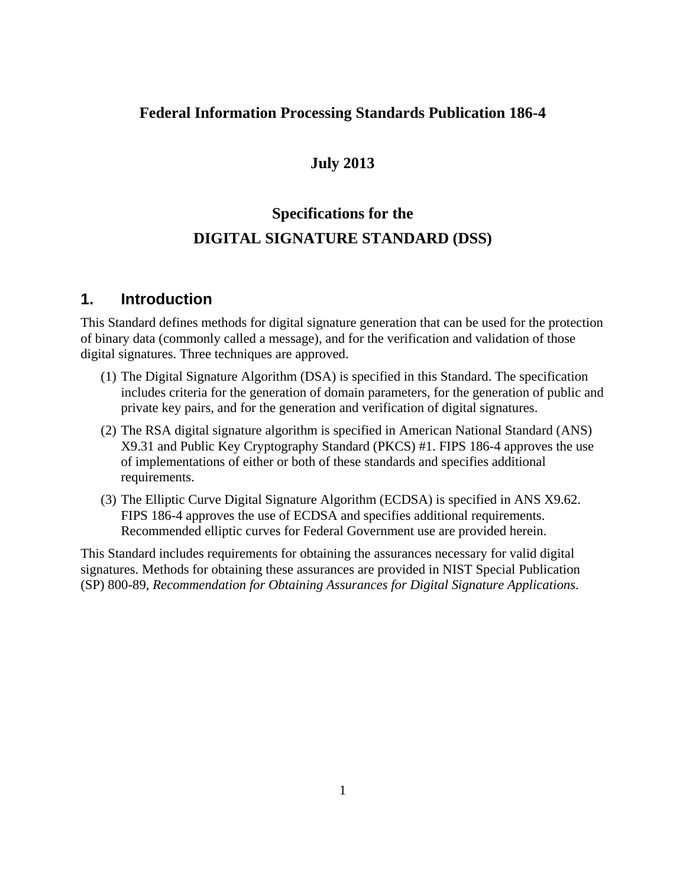**Federal Information Processing Standards Publication 186-4**

**July 2013**

**Specifications for the**
**DIGITAL SIGNATURE STANDARD (DSS)**

# 1. Introduction

This Standard defines methods for digital signature generation that can be used for the protection of binary data (commonly called a message), and for the verification and validation of those digital signatures. Three techniques are approved.

(1) The Digital Signature Algorithm (DSA) is specified in this Standard. The specification includes criteria for the generation of domain parameters, for the generation of public and private key pairs, and for the generation and verification of digital signatures.

(2) The RSA digital signature algorithm is specified in American National Standard (ANS) X9.31 and Public Key Cryptography Standard (PKCS) #1. FIPS 186-4 approves the use of implementations of either or both of these standards and specifies additional requirements.

(3) The Elliptic Curve Digital Signature Algorithm (ECDSA) is specified in ANS X9.62. FIPS 186-4 approves the use of ECDSA and specifies additional requirements. Recommended elliptic curves for Federal Government use are provided herein.

This Standard includes requirements for obtaining the assurances necessary for valid digital signatures. Methods for obtaining these assurances are provided in NIST Special Publication (SP) 800-89, *Recommendation for Obtaining Assurances for Digital Signature Applications*.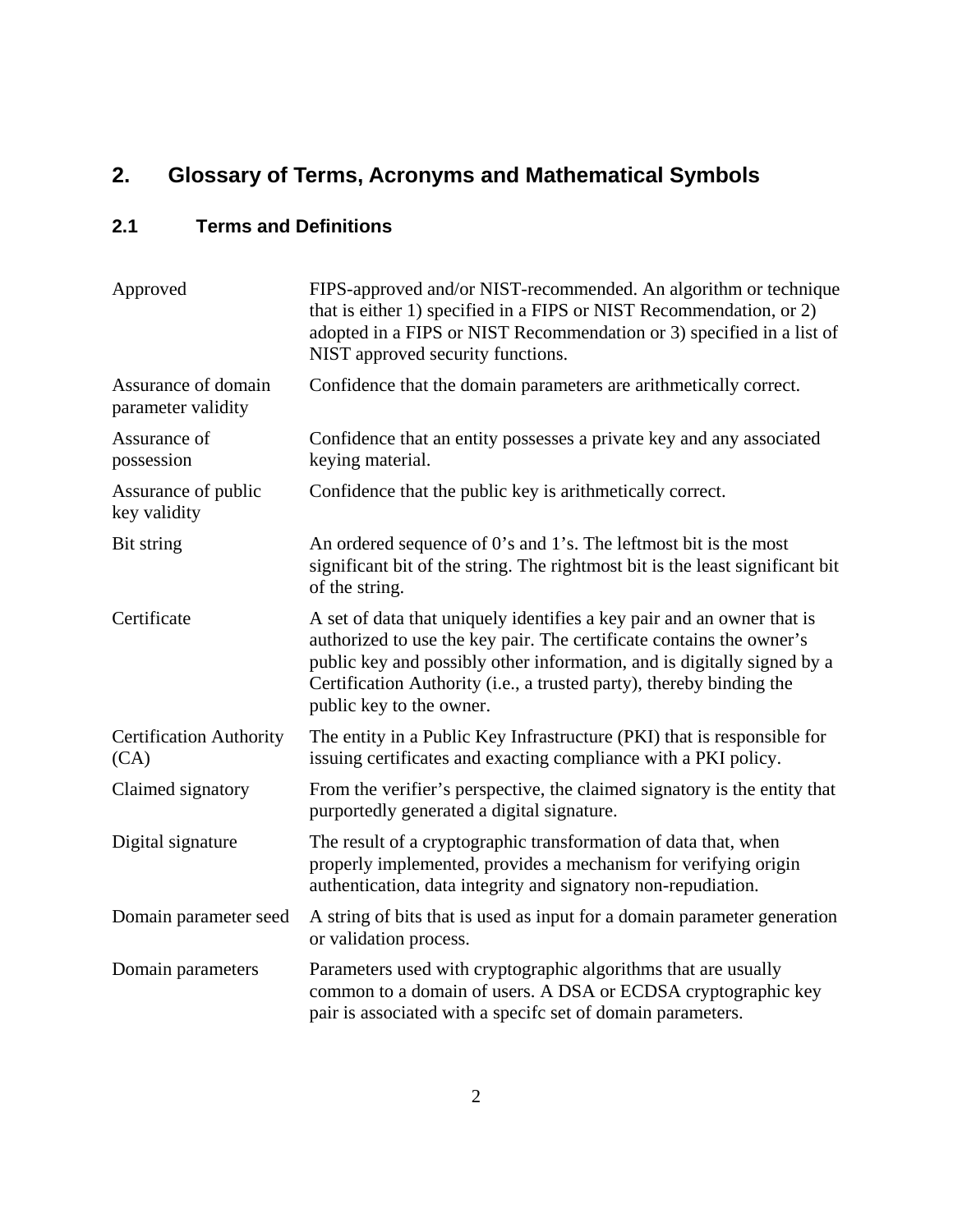# 2. Glossary of Terms, Acronyms and Mathematical Symbols

## 2.1 Terms and Definitions

| | |
|---|---|
| Approved | FIPS-approved and/or NIST-recommended. An algorithm or technique that is either 1) specified in a FIPS or NIST Recommendation, or 2) adopted in a FIPS or NIST Recommendation or 3) specified in a list of NIST approved security functions. |
| Assurance of domain parameter validity | Confidence that the domain parameters are arithmetically correct. |
| Assurance of possession | Confidence that an entity possesses a private key and any associated keying material. |
| Assurance of public key validity | Confidence that the public key is arithmetically correct. |
| Bit string | An ordered sequence of 0's and 1's. The leftmost bit is the most significant bit of the string. The rightmost bit is the least significant bit of the string. |
| Certificate | A set of data that uniquely identifies a key pair and an owner that is authorized to use the key pair. The certificate contains the owner's public key and possibly other information, and is digitally signed by a Certification Authority (i.e., a trusted party), thereby binding the public key to the owner. |
| Certification Authority (CA) | The entity in a Public Key Infrastructure (PKI) that is responsible for issuing certificates and exacting compliance with a PKI policy. |
| Claimed signatory | From the verifier's perspective, the claimed signatory is the entity that purportedly generated a digital signature. |
| Digital signature | The result of a cryptographic transformation of data that, when properly implemented, provides a mechanism for verifying origin authentication, data integrity and signatory non-repudiation. |
| Domain parameter seed | A string of bits that is used as input for a domain parameter generation or validation process. |
| Domain parameters | Parameters used with cryptographic algorithms that are usually common to a domain of users. A DSA or ECDSA cryptographic key pair is associated with a specifc set of domain parameters. |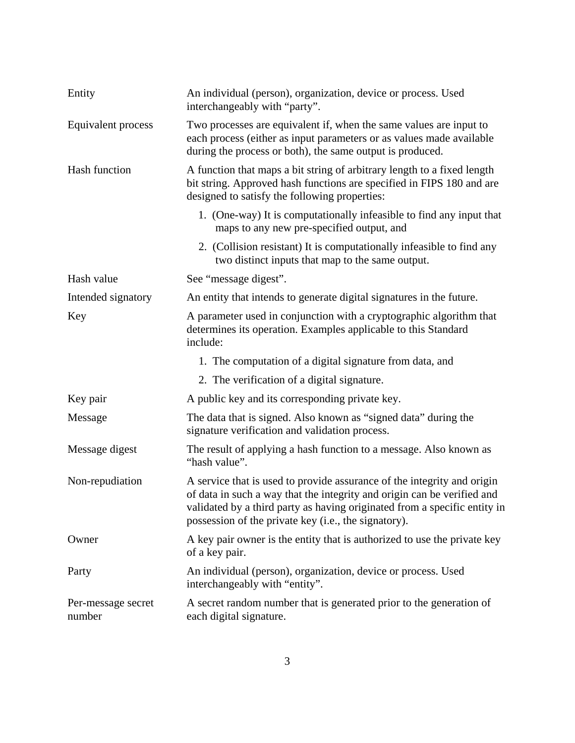| | |
|---|---|
| Entity | An individual (person), organization, device or process. Used interchangeably with "party". |
| Equivalent process | Two processes are equivalent if, when the same values are input to each process (either as input parameters or as values made available during the process or both), the same output is produced. |
| Hash function | A function that maps a bit string of arbitrary length to a fixed length bit string. Approved hash functions are specified in FIPS 180 and are designed to satisfy the following properties:<br>1. (One-way) It is computationally infeasible to find any input that maps to any new pre-specified output, and<br>2. (Collision resistant) It is computationally infeasible to find any two distinct inputs that map to the same output. |
| Hash value | See "message digest". |
| Intended signatory | An entity that intends to generate digital signatures in the future. |
| Key | A parameter used in conjunction with a cryptographic algorithm that determines its operation. Examples applicable to this Standard include:<br>1. The computation of a digital signature from data, and<br>2. The verification of a digital signature. |
| Key pair | A public key and its corresponding private key. |
| Message | The data that is signed. Also known as "signed data" during the signature verification and validation process. |
| Message digest | The result of applying a hash function to a message. Also known as "hash value". |
| Non-repudiation | A service that is used to provide assurance of the integrity and origin of data in such a way that the integrity and origin can be verified and validated by a third party as having originated from a specific entity in possession of the private key (i.e., the signatory). |
| Owner | A key pair owner is the entity that is authorized to use the private key of a key pair. |
| Party | An individual (person), organization, device or process. Used interchangeably with "entity". |
| Per-message secret number | A secret random number that is generated prior to the generation of each digital signature. |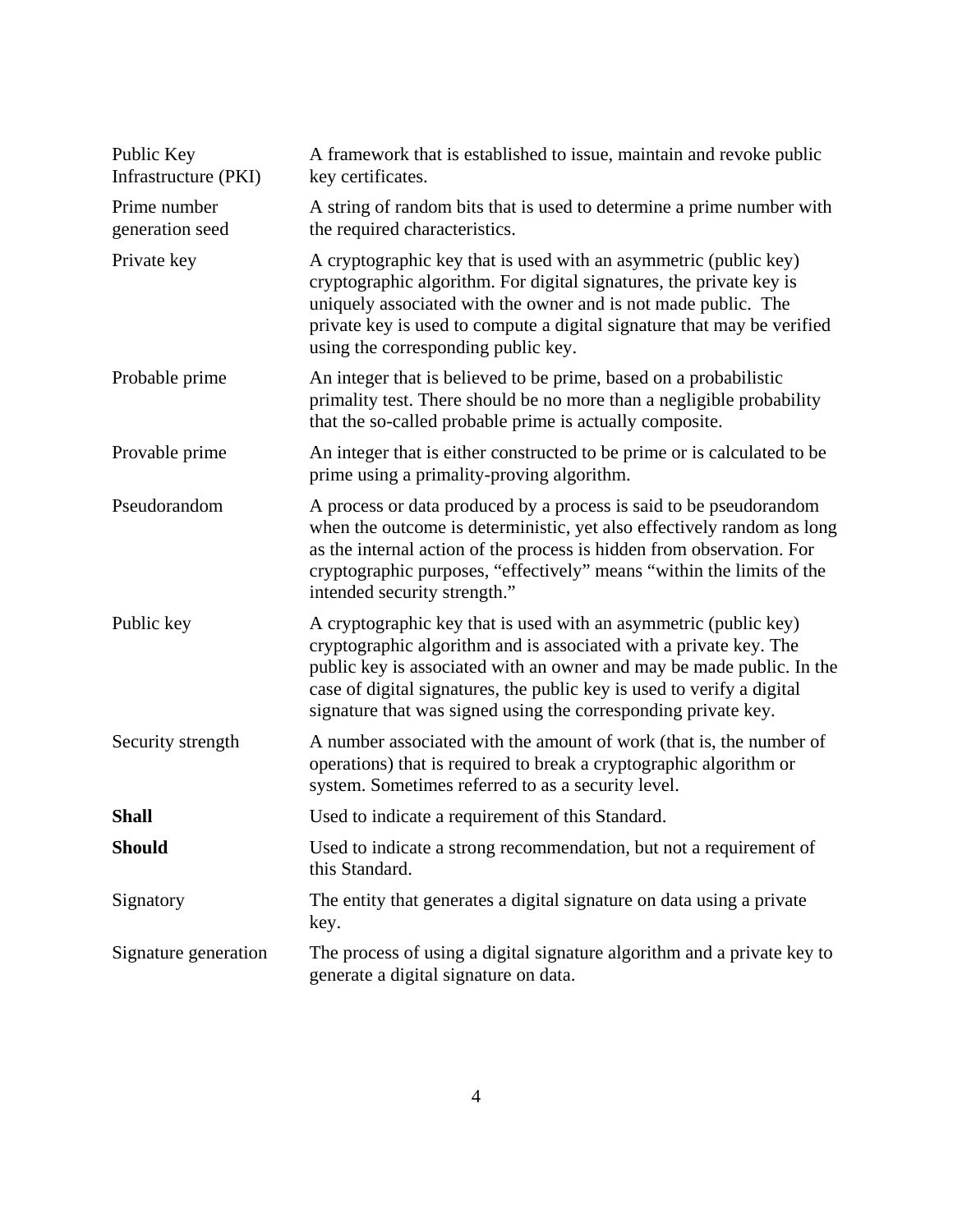| | |
|---|---|
| Public Key Infrastructure (PKI) | A framework that is established to issue, maintain and revoke public key certificates. |
| Prime number generation seed | A string of random bits that is used to determine a prime number with the required characteristics. |
| Private key | A cryptographic key that is used with an asymmetric (public key) cryptographic algorithm. For digital signatures, the private key is uniquely associated with the owner and is not made public. The private key is used to compute a digital signature that may be verified using the corresponding public key. |
| Probable prime | An integer that is believed to be prime, based on a probabilistic primality test. There should be no more than a negligible probability that the so-called probable prime is actually composite. |
| Provable prime | An integer that is either constructed to be prime or is calculated to be prime using a primality-proving algorithm. |
| Pseudorandom | A process or data produced by a process is said to be pseudorandom when the outcome is deterministic, yet also effectively random as long as the internal action of the process is hidden from observation. For cryptographic purposes, "effectively" means "within the limits of the intended security strength." |
| Public key | A cryptographic key that is used with an asymmetric (public key) cryptographic algorithm and is associated with a private key. The public key is associated with an owner and may be made public. In the case of digital signatures, the public key is used to verify a digital signature that was signed using the corresponding private key. |
| Security strength | A number associated with the amount of work (that is, the number of operations) that is required to break a cryptographic algorithm or system. Sometimes referred to as a security level. |
| **Shall** | Used to indicate a requirement of this Standard. |
| **Should** | Used to indicate a strong recommendation, but not a requirement of this Standard. |
| Signatory | The entity that generates a digital signature on data using a private key. |
| Signature generation | The process of using a digital signature algorithm and a private key to generate a digital signature on data. |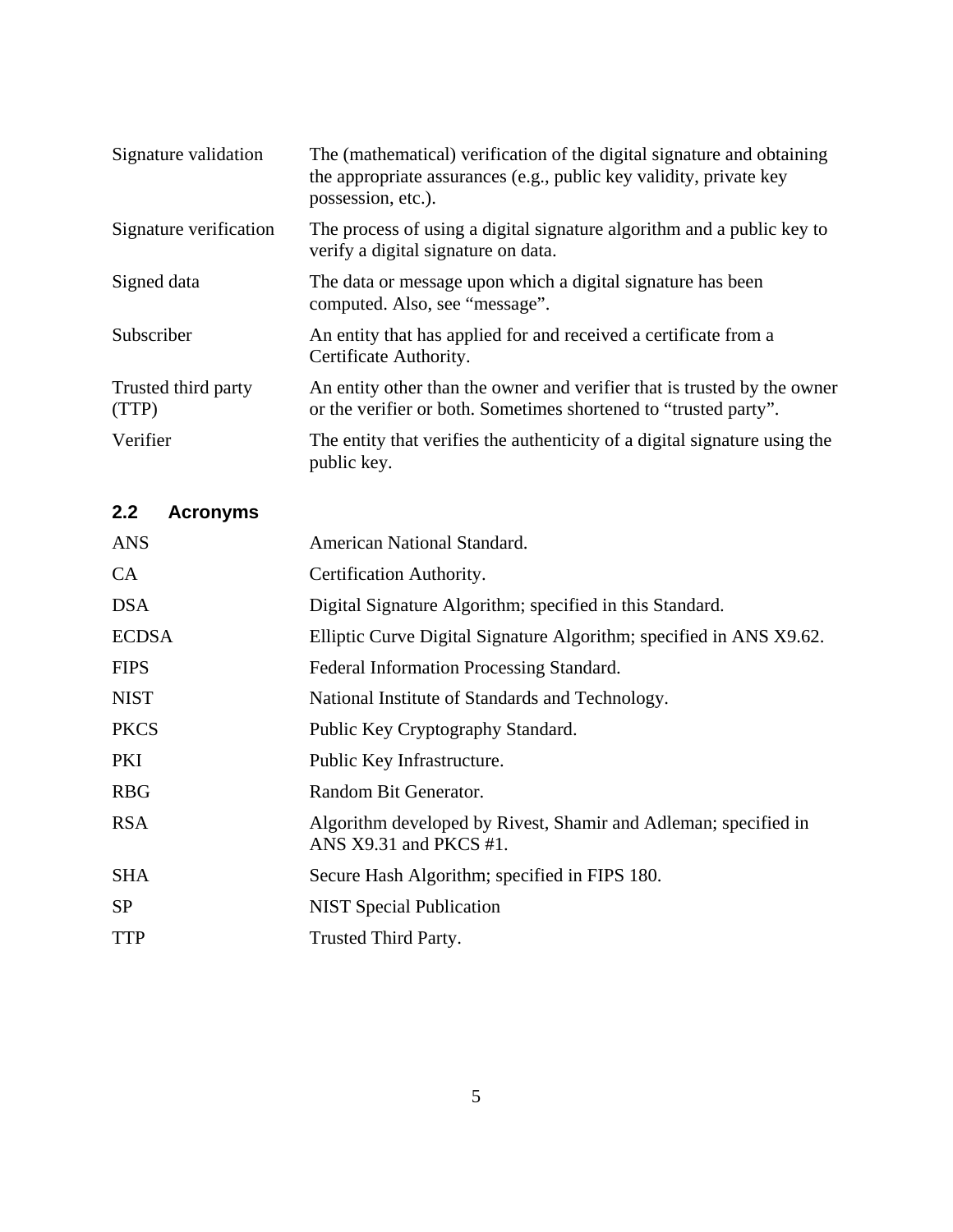| | |
|---|---|
| Signature validation | The (mathematical) verification of the digital signature and obtaining the appropriate assurances (e.g., public key validity, private key possession, etc.). |
| Signature verification | The process of using a digital signature algorithm and a public key to verify a digital signature on data. |
| Signed data | The data or message upon which a digital signature has been computed. Also, see "message". |
| Subscriber | An entity that has applied for and received a certificate from a Certificate Authority. |
| Trusted third party (TTP) | An entity other than the owner and verifier that is trusted by the owner or the verifier or both. Sometimes shortened to "trusted party". |
| Verifier | The entity that verifies the authenticity of a digital signature using the public key. |

## 2.2 Acronyms

| | |
|---|---|
| ANS | American National Standard. |
| CA | Certification Authority. |
| DSA | Digital Signature Algorithm; specified in this Standard. |
| ECDSA | Elliptic Curve Digital Signature Algorithm; specified in ANS X9.62. |
| FIPS | Federal Information Processing Standard. |
| NIST | National Institute of Standards and Technology. |
| PKCS | Public Key Cryptography Standard. |
| PKI | Public Key Infrastructure. |
| RBG | Random Bit Generator. |
| RSA | Algorithm developed by Rivest, Shamir and Adleman; specified in ANS X9.31 and PKCS #1. |
| SHA | Secure Hash Algorithm; specified in FIPS 180. |
| SP | NIST Special Publication |
| TTP | Trusted Third Party. |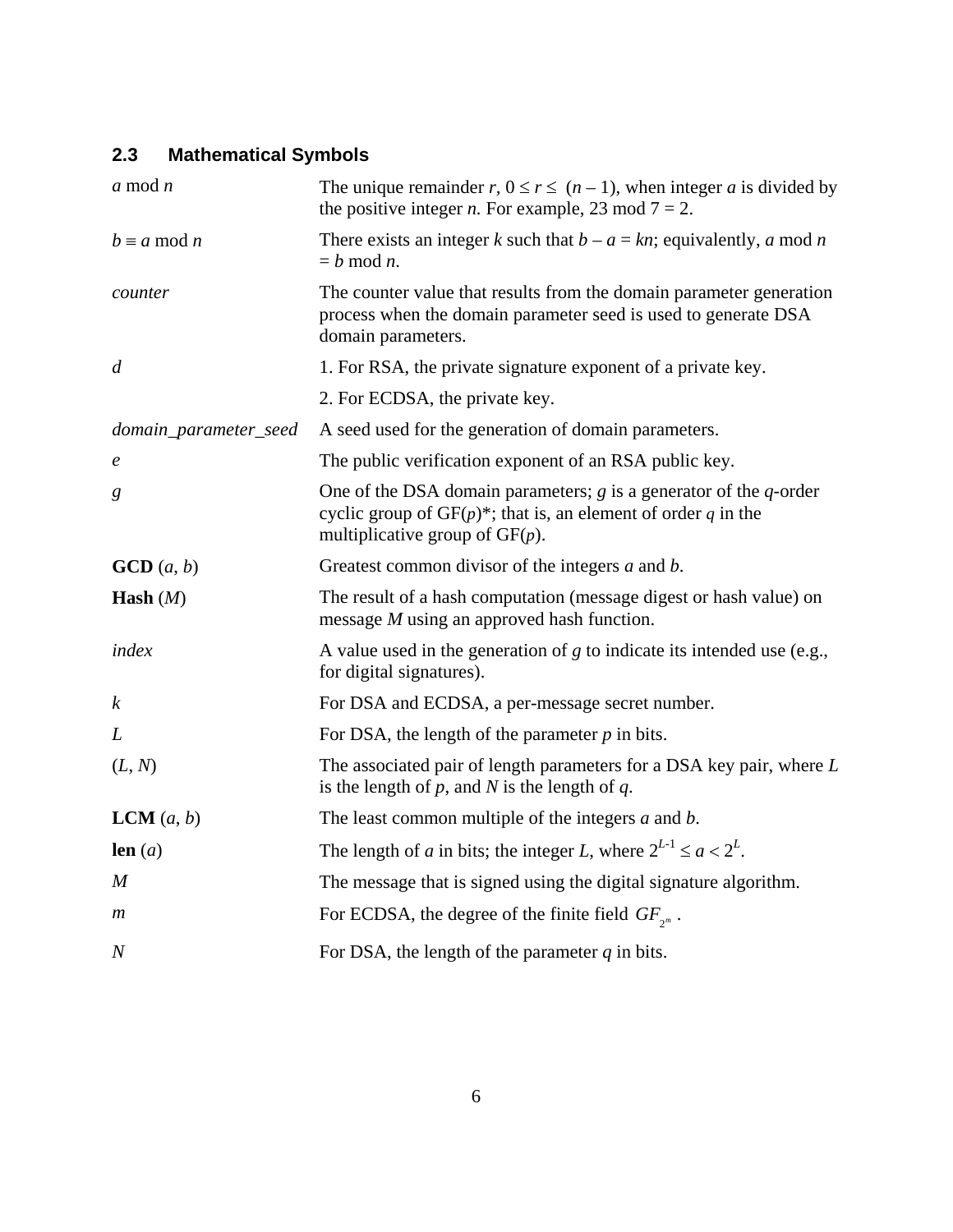## 2.3 Mathematical Symbols

| | |
|---|---|
| $a$ mod $n$ | The unique remainder $r$, $0 \le r \le (n-1)$, when integer $a$ is divided by the positive integer $n$. For example, 23 mod 7 = 2. |
| $b \equiv a$ mod $n$ | There exists an integer $k$ such that $b - a = kn$; equivalently, $a$ mod $n$ = $b$ mod $n$. |
| *counter* | The counter value that results from the domain parameter generation process when the domain parameter seed is used to generate DSA domain parameters. |
| $d$ | 1. For RSA, the private signature exponent of a private key. |
| | 2. For ECDSA, the private key. |
| *domain_parameter_seed* | A seed used for the generation of domain parameters. |
| $e$ | The public verification exponent of an RSA public key. |
| $g$ | One of the DSA domain parameters; $g$ is a generator of the $q$-order cyclic group of GF($p$)*; that is, an element of order $q$ in the multiplicative group of GF($p$). |
| **GCD** ($a$, $b$) | Greatest common divisor of the integers $a$ and $b$. |
| **Hash** ($M$) | The result of a hash computation (message digest or hash value) on message $M$ using an approved hash function. |
| *index* | A value used in the generation of $g$ to indicate its intended use (e.g., for digital signatures). |
| $k$ | For DSA and ECDSA, a per-message secret number. |
| $L$ | For DSA, the length of the parameter $p$ in bits. |
| ($L$, $N$) | The associated pair of length parameters for a DSA key pair, where $L$ is the length of $p$, and $N$ is the length of $q$. |
| **LCM** ($a$, $b$) | The least common multiple of the integers $a$ and $b$. |
| **len** ($a$) | The length of $a$ in bits; the integer $L$, where $2^{L-1} \le a < 2^L$. |
| $M$ | The message that is signed using the digital signature algorithm. |
| $m$ | For ECDSA, the degree of the finite field $GF_{2^m}$. |
| $N$ | For DSA, the length of the parameter $q$ in bits. |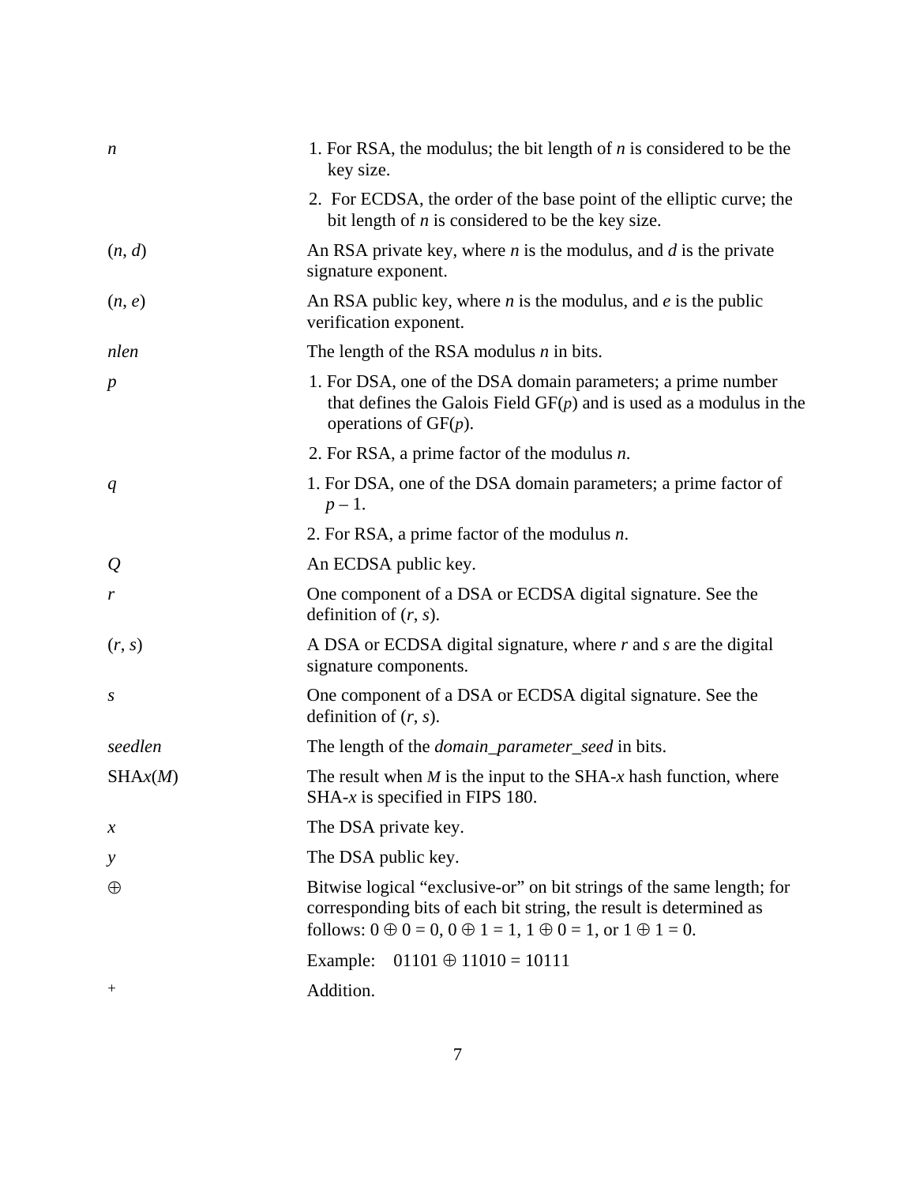| | |
|---|---|
| $n$ | 1. For RSA, the modulus; the bit length of $n$ is considered to be the key size. |
| | 2. For ECDSA, the order of the base point of the elliptic curve; the bit length of $n$ is considered to be the key size. |
| $(n, d)$ | An RSA private key, where $n$ is the modulus, and $d$ is the private signature exponent. |
| $(n, e)$ | An RSA public key, where $n$ is the modulus, and $e$ is the public verification exponent. |
| *nlen* | The length of the RSA modulus $n$ in bits. |
| $p$ | 1. For DSA, one of the DSA domain parameters; a prime number that defines the Galois Field GF($p$) and is used as a modulus in the operations of GF($p$). |
| | 2. For RSA, a prime factor of the modulus $n$. |
| $q$ | 1. For DSA, one of the DSA domain parameters; a prime factor of $p – 1$. |
| | 2. For RSA, a prime factor of the modulus $n$. |
| $Q$ | An ECDSA public key. |
| $r$ | One component of a DSA or ECDSA digital signature. See the definition of $(r, s)$. |
| $(r, s)$ | A DSA or ECDSA digital signature, where $r$ and $s$ are the digital signature components. |
| $s$ | One component of a DSA or ECDSA digital signature. See the definition of $(r, s)$. |
| *seedlen* | The length of the *domain_parameter_seed* in bits. |
| SHA$x$($M$) | The result when $M$ is the input to the SHA-$x$ hash function, where SHA-$x$ is specified in FIPS 180. |
| $x$ | The DSA private key. |
| $y$ | The DSA public key. |
| $\oplus$ | Bitwise logical "exclusive-or" on bit strings of the same length; for corresponding bits of each bit string, the result is determined as follows: $0 \oplus 0 = 0$, $0 \oplus 1 = 1$, $1 \oplus 0 = 1$, or $1 \oplus 1 = 0$. |
| | Example: $01101 \oplus 11010 = 10111$ |
| $+$ | Addition. |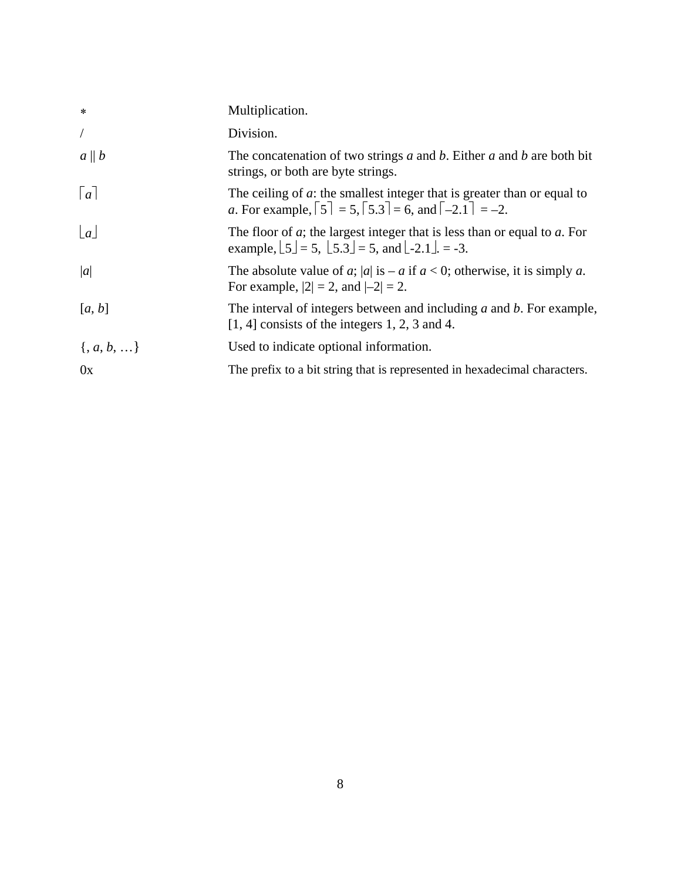| | |
|---|---|
| $*$ | Multiplication. |
| / | Division. |
| $a \mid\mid b$ | The concatenation of two strings *a* and *b*. Either *a* and *b* are both bit strings, or both are byte strings. |
| $\lceil a \rceil$ | The ceiling of *a*: the smallest integer that is greater than or equal to *a*. For example, $\lceil 5 \rceil = 5$, $\lceil 5.3 \rceil = 6$, and $\lceil -2.1 \rceil = -2$. |
| $\lfloor a \rfloor$ | The floor of *a*; the largest integer that is less than or equal to *a*. For example, $\lfloor 5 \rfloor = 5$, $\lfloor 5.3 \rfloor = 5$, and $\lfloor -2.1 \rfloor = -3$. |
| $\lvert a \rvert$ | The absolute value of *a*; $\lvert a \rvert$ is $-a$ if $a < 0$; otherwise, it is simply *a*. For example, $\lvert 2 \rvert = 2$, and $\lvert -2 \rvert = 2$. |
| $[a, b]$ | The interval of integers between and including *a* and *b*. For example, [1, 4] consists of the integers 1, 2, 3 and 4. |
| $\{, a, b, \ldots\}$ | Used to indicate optional information. |
| 0x | The prefix to a bit string that is represented in hexadecimal characters. |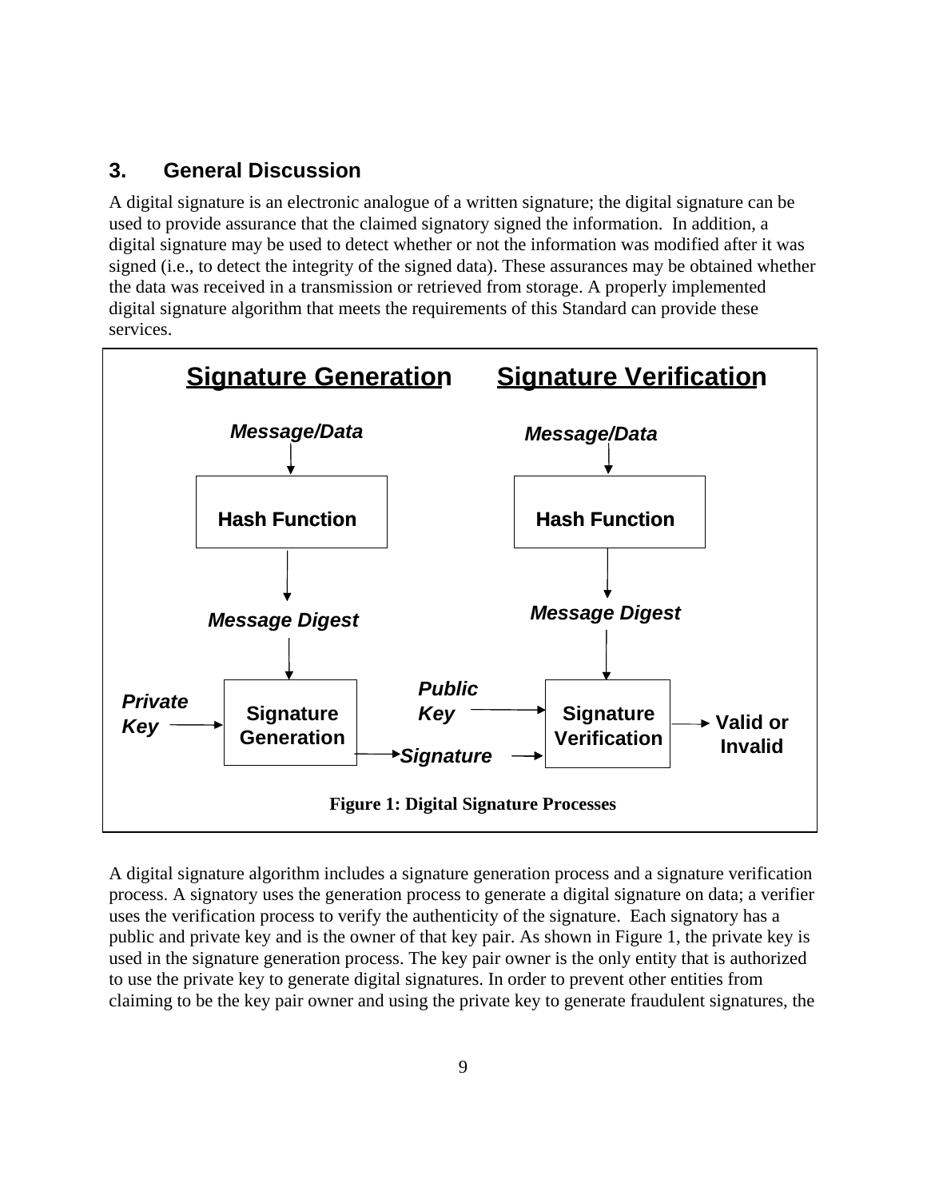## 3. General Discussion

A digital signature is an electronic analogue of a written signature; the digital signature can be used to provide assurance that the claimed signatory signed the information. In addition, a digital signature may be used to detect whether or not the information was modified after it was signed (i.e., to detect the integrity of the signed data). These assurances may be obtained whether the data was received in a transmission or retrieved from storage. A properly implemented digital signature algorithm that meets the requirements of this Standard can provide these services.

**Signature Generation** | **Signature Verification**

*Message/Data* → Hash Function → *Message Digest* → Signature Generation (with *Private Key*) → *Signature*

*Message/Data* → Hash Function → *Message Digest* → Signature Verification (with *Public Key* and *Signature*) → Valid or Invalid

**Figure 1: Digital Signature Processes**

A digital signature algorithm includes a signature generation process and a signature verification process. A signatory uses the generation process to generate a digital signature on data; a verifier uses the verification process to verify the authenticity of the signature. Each signatory has a public and private key and is the owner of that key pair. As shown in Figure 1, the private key is used in the signature generation process. The key pair owner is the only entity that is authorized to use the private key to generate digital signatures. In order to prevent other entities from claiming to be the key pair owner and using the private key to generate fraudulent signatures, the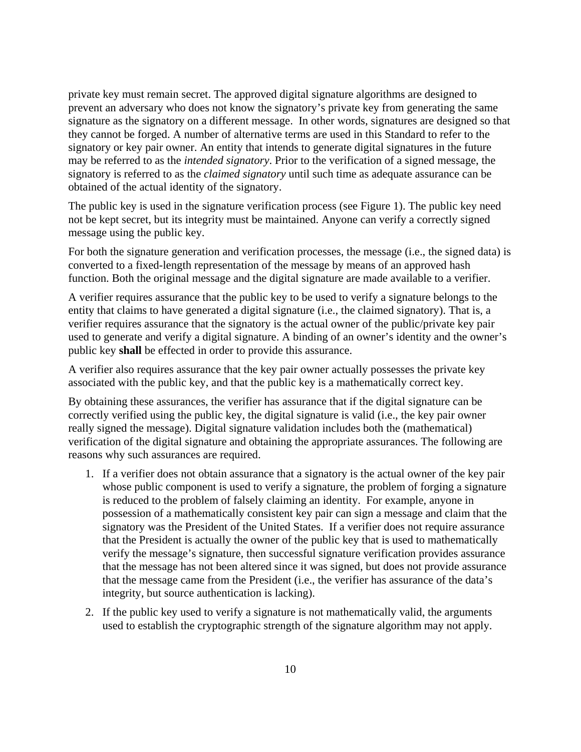private key must remain secret. The approved digital signature algorithms are designed to prevent an adversary who does not know the signatory's private key from generating the same signature as the signatory on a different message. In other words, signatures are designed so that they cannot be forged. A number of alternative terms are used in this Standard to refer to the signatory or key pair owner. An entity that intends to generate digital signatures in the future may be referred to as the *intended signatory*. Prior to the verification of a signed message, the signatory is referred to as the *claimed signatory* until such time as adequate assurance can be obtained of the actual identity of the signatory.

The public key is used in the signature verification process (see Figure 1). The public key need not be kept secret, but its integrity must be maintained. Anyone can verify a correctly signed message using the public key.

For both the signature generation and verification processes, the message (i.e., the signed data) is converted to a fixed-length representation of the message by means of an approved hash function. Both the original message and the digital signature are made available to a verifier.

A verifier requires assurance that the public key to be used to verify a signature belongs to the entity that claims to have generated a digital signature (i.e., the claimed signatory). That is, a verifier requires assurance that the signatory is the actual owner of the public/private key pair used to generate and verify a digital signature. A binding of an owner's identity and the owner's public key **shall** be effected in order to provide this assurance.

A verifier also requires assurance that the key pair owner actually possesses the private key associated with the public key, and that the public key is a mathematically correct key.

By obtaining these assurances, the verifier has assurance that if the digital signature can be correctly verified using the public key, the digital signature is valid (i.e., the key pair owner really signed the message). Digital signature validation includes both the (mathematical) verification of the digital signature and obtaining the appropriate assurances. The following are reasons why such assurances are required.

1. If a verifier does not obtain assurance that a signatory is the actual owner of the key pair whose public component is used to verify a signature, the problem of forging a signature is reduced to the problem of falsely claiming an identity. For example, anyone in possession of a mathematically consistent key pair can sign a message and claim that the signatory was the President of the United States. If a verifier does not require assurance that the President is actually the owner of the public key that is used to mathematically verify the message's signature, then successful signature verification provides assurance that the message has not been altered since it was signed, but does not provide assurance that the message came from the President (i.e., the verifier has assurance of the data's integrity, but source authentication is lacking).

2. If the public key used to verify a signature is not mathematically valid, the arguments used to establish the cryptographic strength of the signature algorithm may not apply.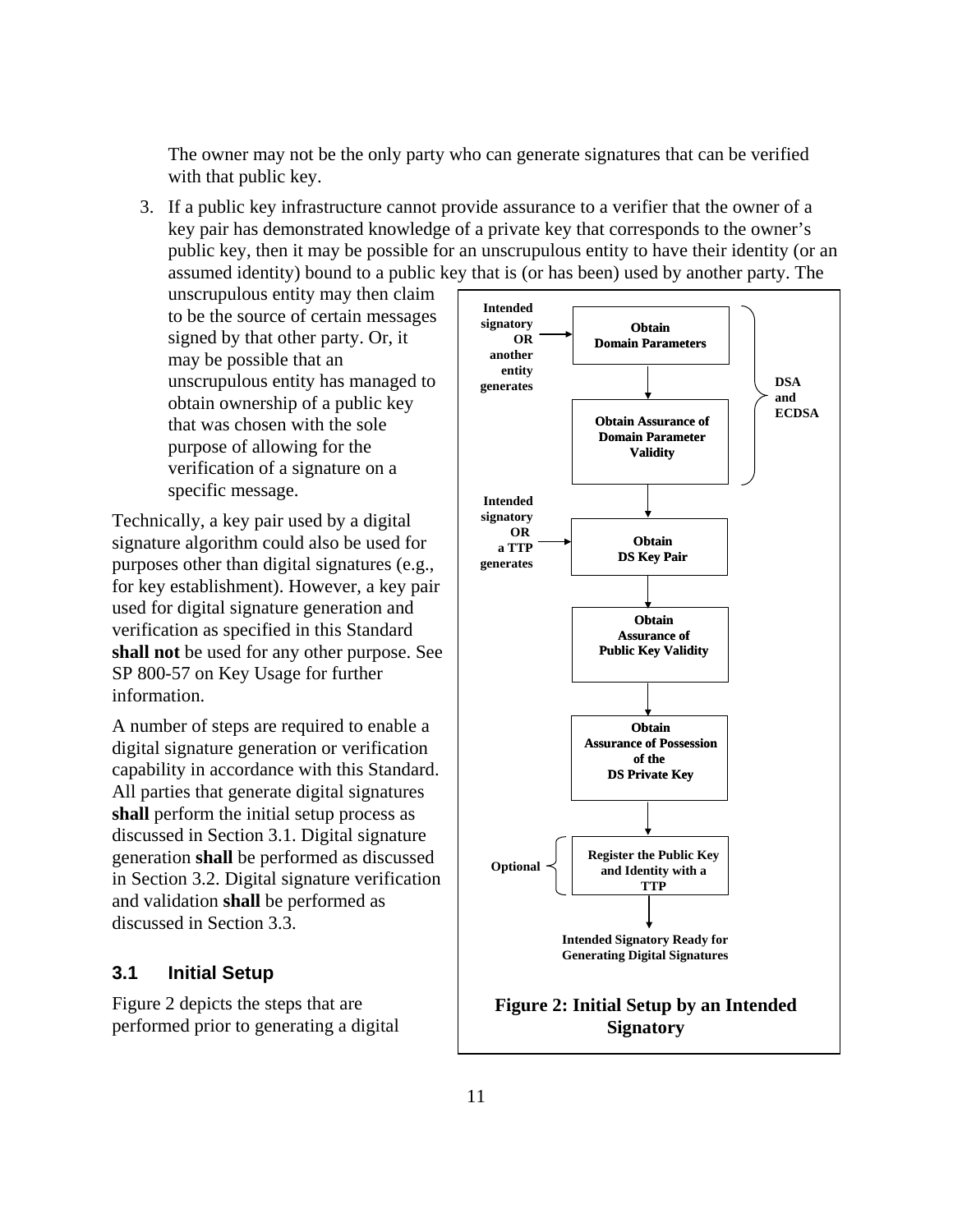The owner may not be the only party who can generate signatures that can be verified with that public key.

3. If a public key infrastructure cannot provide assurance to a verifier that the owner of a key pair has demonstrated knowledge of a private key that corresponds to the owner's public key, then it may be possible for an unscrupulous entity to have their identity (or an assumed identity) bound to a public key that is (or has been) used by another party. The unscrupulous entity may then claim to be the source of certain messages signed by that other party. Or, it may be possible that an unscrupulous entity has managed to obtain ownership of a public key that was chosen with the sole purpose of allowing for the verification of a signature on a specific message.

Technically, a key pair used by a digital signature algorithm could also be used for purposes other than digital signatures (e.g., for key establishment). However, a key pair used for digital signature generation and verification as specified in this Standard **shall not** be used for any other purpose. See SP 800-57 on Key Usage for further information.

A number of steps are required to enable a digital signature generation or verification capability in accordance with this Standard. All parties that generate digital signatures **shall** perform the initial setup process as discussed in Section 3.1. Digital signature generation **shall** be performed as discussed in Section 3.2. Digital signature verification and validation **shall** be performed as discussed in Section 3.3.

Intended signatory OR another entity generates → Obtain Domain Parameters

Obtain Assurance of Domain Parameter Validity

(DSA and ECDSA)

Intended signatory OR a TTP generates → Obtain DS Key Pair

Obtain Assurance of Public Key Validity

Obtain Assurance of Possession of the DS Private Key

Optional: Register the Public Key and Identity with a TTP

Intended Signatory Ready for Generating Digital Signatures

**Figure 2: Initial Setup by an Intended Signatory**

## 3.1 Initial Setup

Figure 2 depicts the steps that are performed prior to generating a digital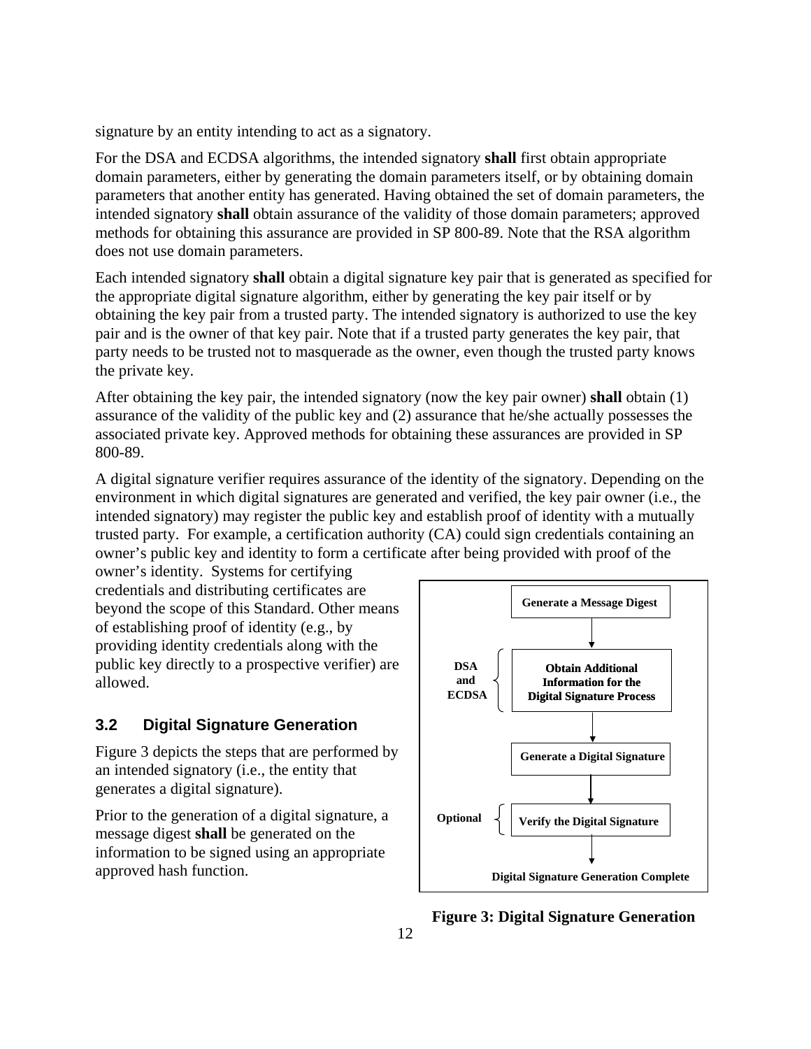signature by an entity intending to act as a signatory.

For the DSA and ECDSA algorithms, the intended signatory **shall** first obtain appropriate domain parameters, either by generating the domain parameters itself, or by obtaining domain parameters that another entity has generated. Having obtained the set of domain parameters, the intended signatory **shall** obtain assurance of the validity of those domain parameters; approved methods for obtaining this assurance are provided in SP 800-89. Note that the RSA algorithm does not use domain parameters.

Each intended signatory **shall** obtain a digital signature key pair that is generated as specified for the appropriate digital signature algorithm, either by generating the key pair itself or by obtaining the key pair from a trusted party. The intended signatory is authorized to use the key pair and is the owner of that key pair. Note that if a trusted party generates the key pair, that party needs to be trusted not to masquerade as the owner, even though the trusted party knows the private key.

After obtaining the key pair, the intended signatory (now the key pair owner) **shall** obtain (1) assurance of the validity of the public key and (2) assurance that he/she actually possesses the associated private key. Approved methods for obtaining these assurances are provided in SP 800-89.

A digital signature verifier requires assurance of the identity of the signatory. Depending on the environment in which digital signatures are generated and verified, the key pair owner (i.e., the intended signatory) may register the public key and establish proof of identity with a mutually trusted party. For example, a certification authority (CA) could sign credentials containing an owner's public key and identity to form a certificate after being provided with proof of the owner's identity. Systems for certifying credentials and distributing certificates are beyond the scope of this Standard. Other means of establishing proof of identity (e.g., by providing identity credentials along with the public key directly to a prospective verifier) are allowed.

## 3.2 Digital Signature Generation

Figure 3 depicts the steps that are performed by an intended signatory (i.e., the entity that generates a digital signature).

Prior to the generation of a digital signature, a message digest **shall** be generated on the information to be signed using an appropriate approved hash function.

**Generate a Message Digest**

↓

DSA and ECDSA { **Obtain Additional Information for the Digital Signature Process**

↓

**Generate a Digital Signature**

↓

Optional { **Verify the Digital Signature**

↓

**Digital Signature Generation Complete**

**Figure 3: Digital Signature Generation**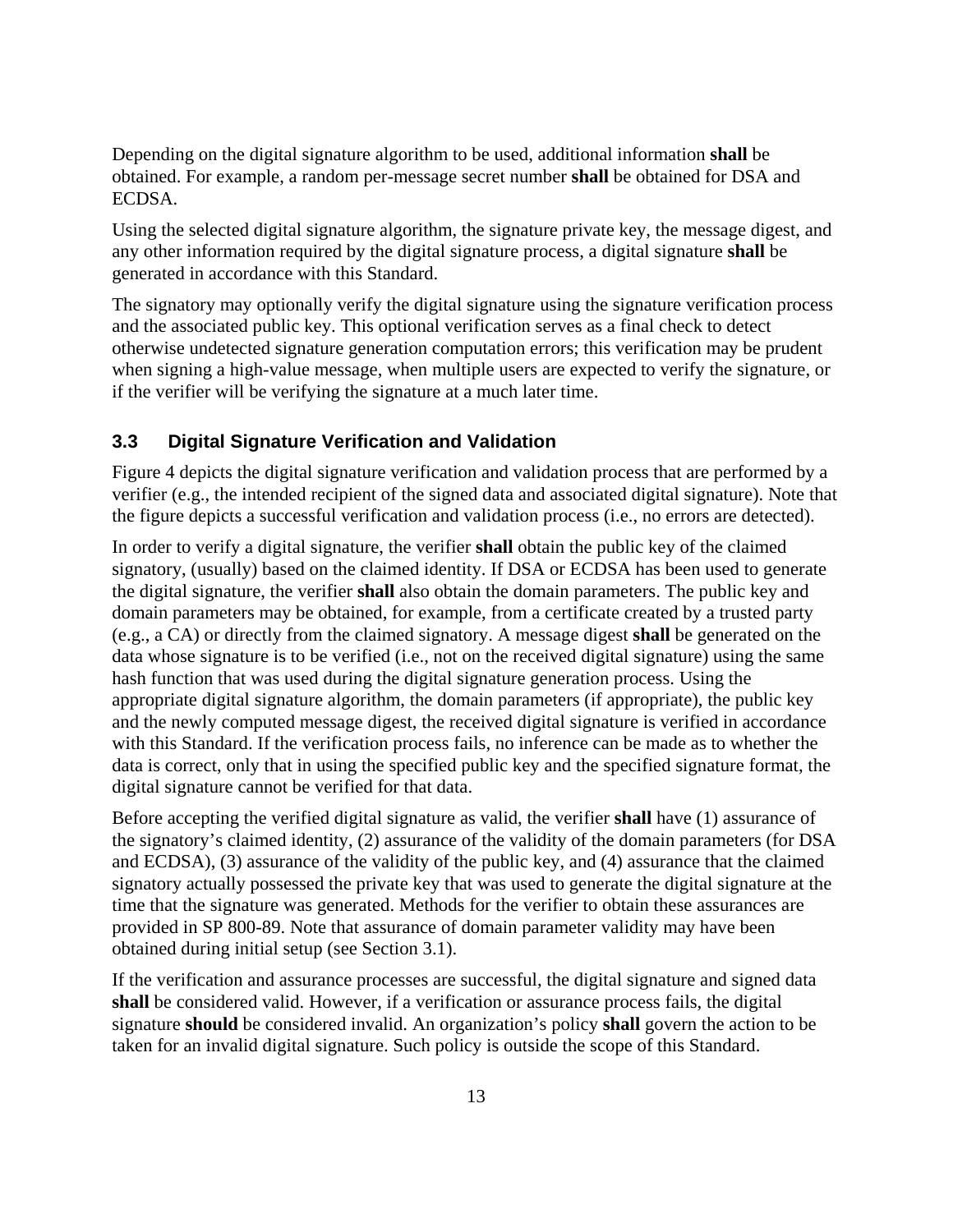Depending on the digital signature algorithm to be used, additional information **shall** be obtained. For example, a random per-message secret number **shall** be obtained for DSA and ECDSA.

Using the selected digital signature algorithm, the signature private key, the message digest, and any other information required by the digital signature process, a digital signature **shall** be generated in accordance with this Standard.

The signatory may optionally verify the digital signature using the signature verification process and the associated public key. This optional verification serves as a final check to detect otherwise undetected signature generation computation errors; this verification may be prudent when signing a high-value message, when multiple users are expected to verify the signature, or if the verifier will be verifying the signature at a much later time.

## 3.3 Digital Signature Verification and Validation

Figure 4 depicts the digital signature verification and validation process that are performed by a verifier (e.g., the intended recipient of the signed data and associated digital signature). Note that the figure depicts a successful verification and validation process (i.e., no errors are detected).

In order to verify a digital signature, the verifier **shall** obtain the public key of the claimed signatory, (usually) based on the claimed identity. If DSA or ECDSA has been used to generate the digital signature, the verifier **shall** also obtain the domain parameters. The public key and domain parameters may be obtained, for example, from a certificate created by a trusted party (e.g., a CA) or directly from the claimed signatory. A message digest **shall** be generated on the data whose signature is to be verified (i.e., not on the received digital signature) using the same hash function that was used during the digital signature generation process. Using the appropriate digital signature algorithm, the domain parameters (if appropriate), the public key and the newly computed message digest, the received digital signature is verified in accordance with this Standard. If the verification process fails, no inference can be made as to whether the data is correct, only that in using the specified public key and the specified signature format, the digital signature cannot be verified for that data.

Before accepting the verified digital signature as valid, the verifier **shall** have (1) assurance of the signatory's claimed identity, (2) assurance of the validity of the domain parameters (for DSA and ECDSA), (3) assurance of the validity of the public key, and (4) assurance that the claimed signatory actually possessed the private key that was used to generate the digital signature at the time that the signature was generated. Methods for the verifier to obtain these assurances are provided in SP 800-89. Note that assurance of domain parameter validity may have been obtained during initial setup (see Section 3.1).

If the verification and assurance processes are successful, the digital signature and signed data **shall** be considered valid. However, if a verification or assurance process fails, the digital signature **should** be considered invalid. An organization's policy **shall** govern the action to be taken for an invalid digital signature. Such policy is outside the scope of this Standard.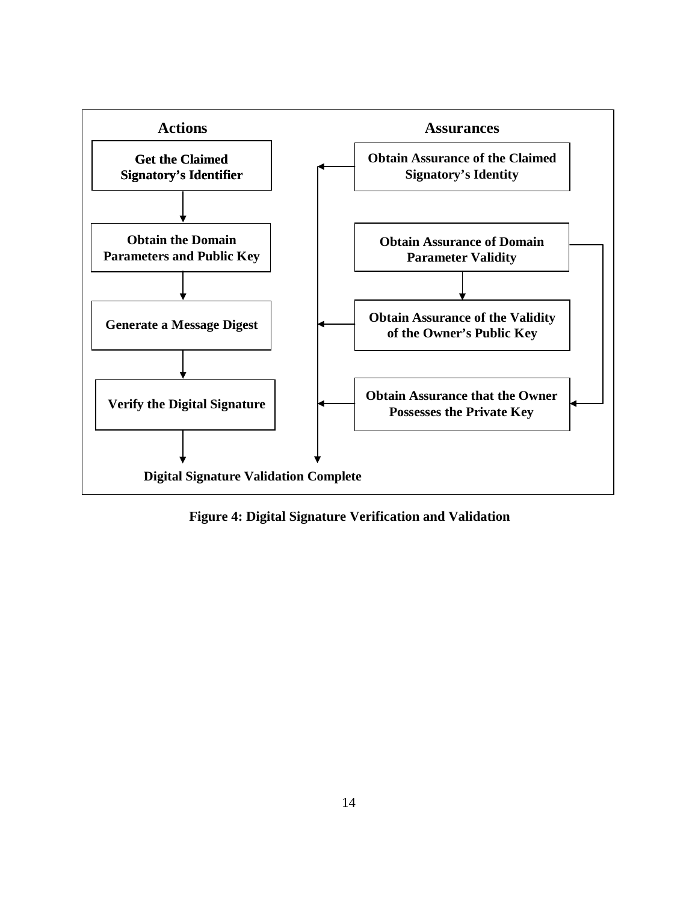**Actions**

- **Get the Claimed Signatory's Identifier**
- **Obtain the Domain Parameters and Public Key**
- **Generate a Message Digest**
- **Verify the Digital Signature**

**Assurances**

- **Obtain Assurance of the Claimed Signatory's Identity**
- **Obtain Assurance of Domain Parameter Validity**
- **Obtain Assurance of the Validity of the Owner's Public Key**
- **Obtain Assurance that the Owner Possesses the Private Key**

**Digital Signature Validation Complete**

**Figure 4: Digital Signature Verification and Validation**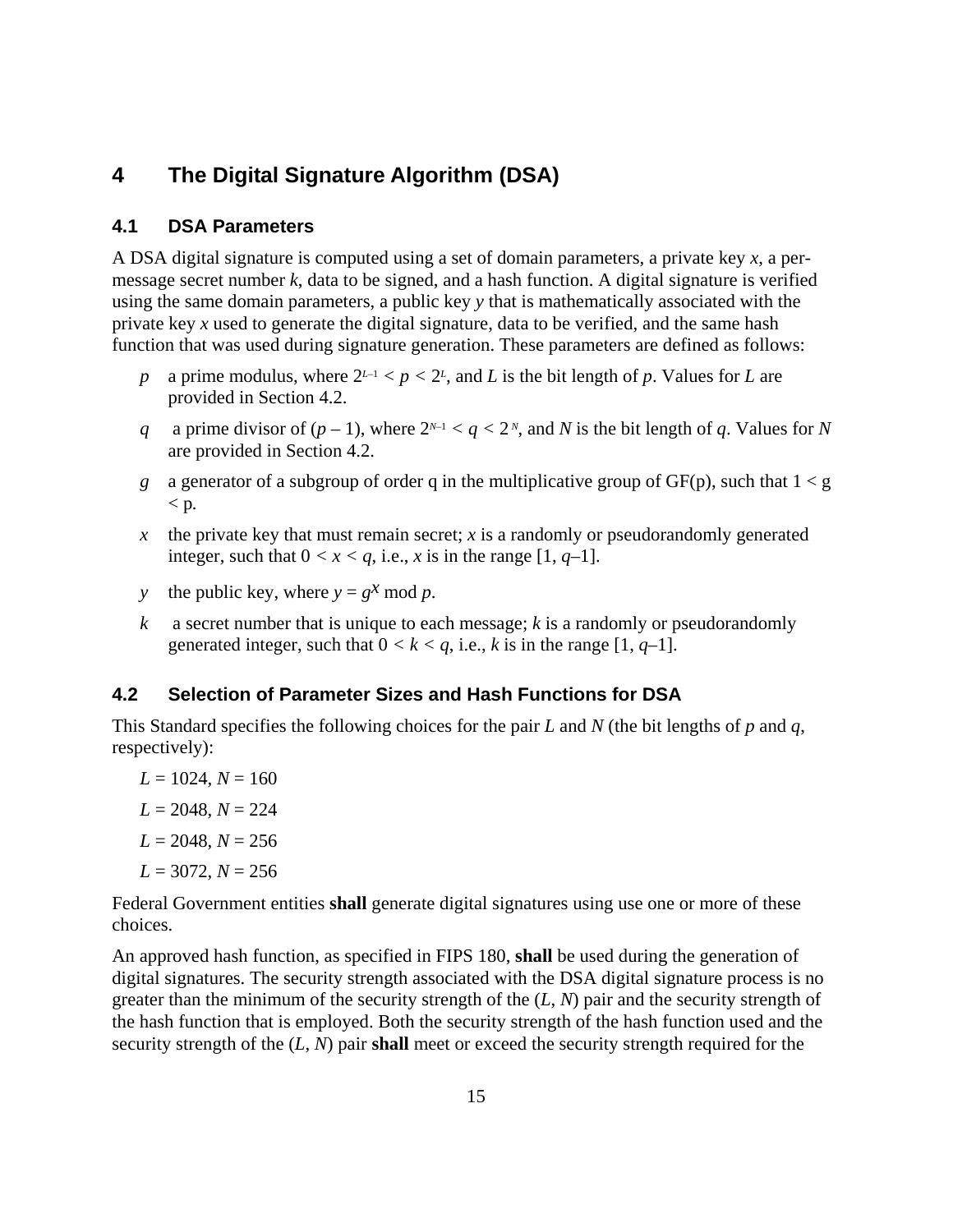# 4 The Digital Signature Algorithm (DSA)

## 4.1 DSA Parameters

A DSA digital signature is computed using a set of domain parameters, a private key $x$, a per-message secret number $k$, data to be signed, and a hash function. A digital signature is verified using the same domain parameters, a public key $y$ that is mathematically associated with the private key $x$ used to generate the digital signature, data to be verified, and the same hash function that was used during signature generation. These parameters are defined as follows:

- *p* a prime modulus, where $2^{L-1} < p < 2^{L}$, and $L$ is the bit length of $p$. Values for $L$ are provided in Section 4.2.
- *q* a prime divisor of $(p - 1)$, where $2^{N-1} < q < 2^{N}$, and $N$ is the bit length of $q$. Values for $N$ are provided in Section 4.2.
- *g* a generator of a subgroup of order q in the multiplicative group of GF(p), such that $1 < g < p$.
- *x* the private key that must remain secret; $x$ is a randomly or pseudorandomly generated integer, such that $0 < x < q$, i.e., $x$ is in the range $[1, q–1]$.
- *y* the public key, where $y = g^{x} \bmod p$.
- *k* a secret number that is unique to each message; $k$ is a randomly or pseudorandomly generated integer, such that $0 < k < q$, i.e., $k$ is in the range $[1, q–1]$.

## 4.2 Selection of Parameter Sizes and Hash Functions for DSA

This Standard specifies the following choices for the pair $L$ and $N$ (the bit lengths of $p$ and $q$, respectively):

$L = 1024$, $N = 160$

$L = 2048$, $N = 224$

$L = 2048$, $N = 256$

$L = 3072$, $N = 256$

Federal Government entities **shall** generate digital signatures using use one or more of these choices.

An approved hash function, as specified in FIPS 180, **shall** be used during the generation of digital signatures. The security strength associated with the DSA digital signature process is no greater than the minimum of the security strength of the $(L, N)$ pair and the security strength of the hash function that is employed. Both the security strength of the hash function used and the security strength of the $(L, N)$ pair **shall** meet or exceed the security strength required for the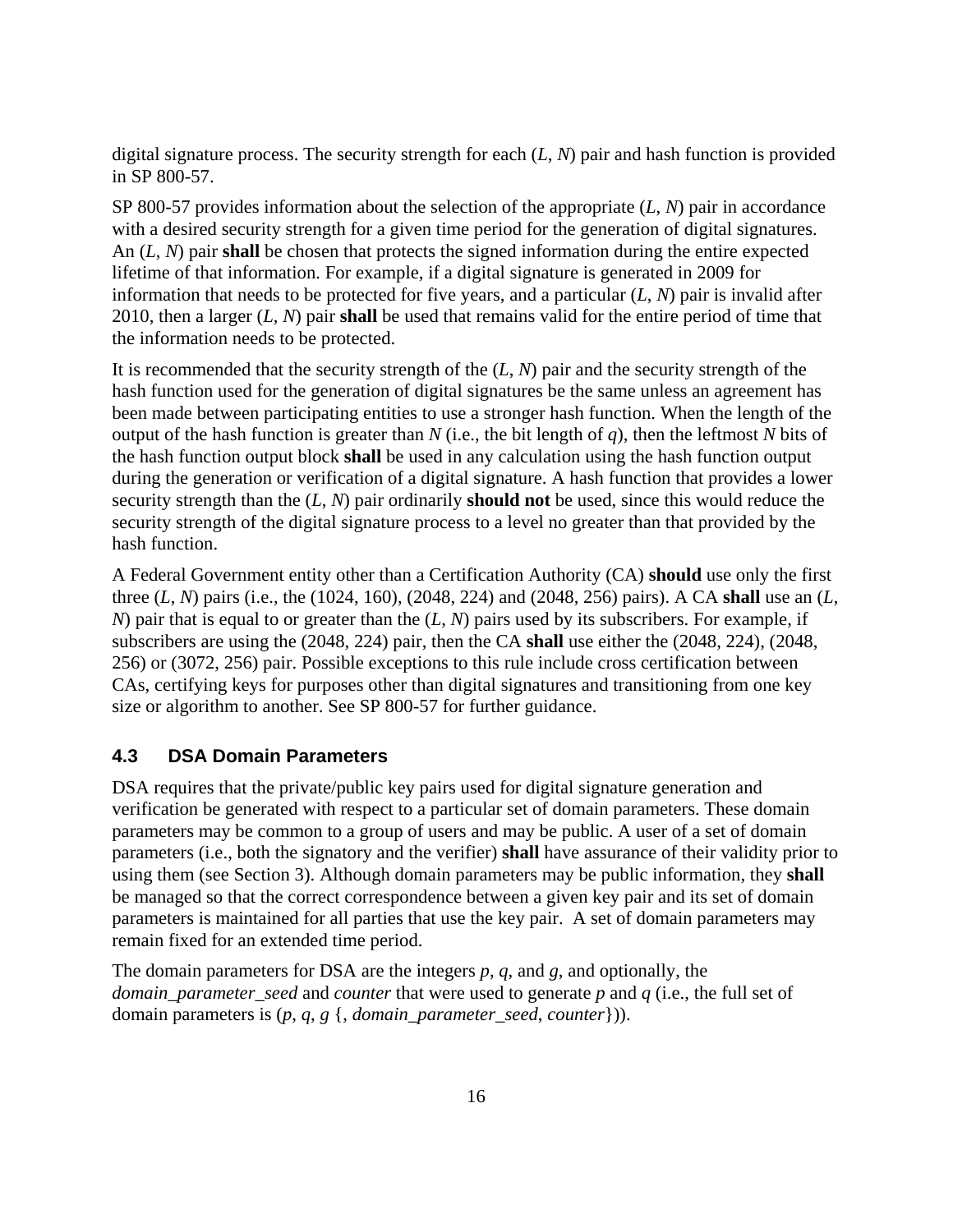digital signature process. The security strength for each ($L$, $N$) pair and hash function is provided in SP 800-57.

SP 800-57 provides information about the selection of the appropriate ($L$, $N$) pair in accordance with a desired security strength for a given time period for the generation of digital signatures. An ($L$, $N$) pair **shall** be chosen that protects the signed information during the entire expected lifetime of that information. For example, if a digital signature is generated in 2009 for information that needs to be protected for five years, and a particular ($L$, $N$) pair is invalid after 2010, then a larger ($L$, $N$) pair **shall** be used that remains valid for the entire period of time that the information needs to be protected.

It is recommended that the security strength of the ($L$, $N$) pair and the security strength of the hash function used for the generation of digital signatures be the same unless an agreement has been made between participating entities to use a stronger hash function. When the length of the output of the hash function is greater than $N$ (i.e., the bit length of $q$), then the leftmost $N$ bits of the hash function output block **shall** be used in any calculation using the hash function output during the generation or verification of a digital signature. A hash function that provides a lower security strength than the ($L$, $N$) pair ordinarily **should not** be used, since this would reduce the security strength of the digital signature process to a level no greater than that provided by the hash function.

A Federal Government entity other than a Certification Authority (CA) **should** use only the first three ($L$, $N$) pairs (i.e., the (1024, 160), (2048, 224) and (2048, 256) pairs). A CA **shall** use an ($L$, $N$) pair that is equal to or greater than the ($L$, $N$) pairs used by its subscribers. For example, if subscribers are using the (2048, 224) pair, then the CA **shall** use either the (2048, 224), (2048, 256) or (3072, 256) pair. Possible exceptions to this rule include cross certification between CAs, certifying keys for purposes other than digital signatures and transitioning from one key size or algorithm to another. See SP 800-57 for further guidance.

## 4.3 DSA Domain Parameters

DSA requires that the private/public key pairs used for digital signature generation and verification be generated with respect to a particular set of domain parameters. These domain parameters may be common to a group of users and may be public. A user of a set of domain parameters (i.e., both the signatory and the verifier) **shall** have assurance of their validity prior to using them (see Section 3). Although domain parameters may be public information, they **shall** be managed so that the correct correspondence between a given key pair and its set of domain parameters is maintained for all parties that use the key pair. A set of domain parameters may remain fixed for an extended time period.

The domain parameters for DSA are the integers $p$, $q$, and $g$, and optionally, the *domain_parameter_seed* and *counter* that were used to generate $p$ and $q$ (i.e., the full set of domain parameters is ($p$, $q$, $g$ {, *domain_parameter_seed*, *counter*})).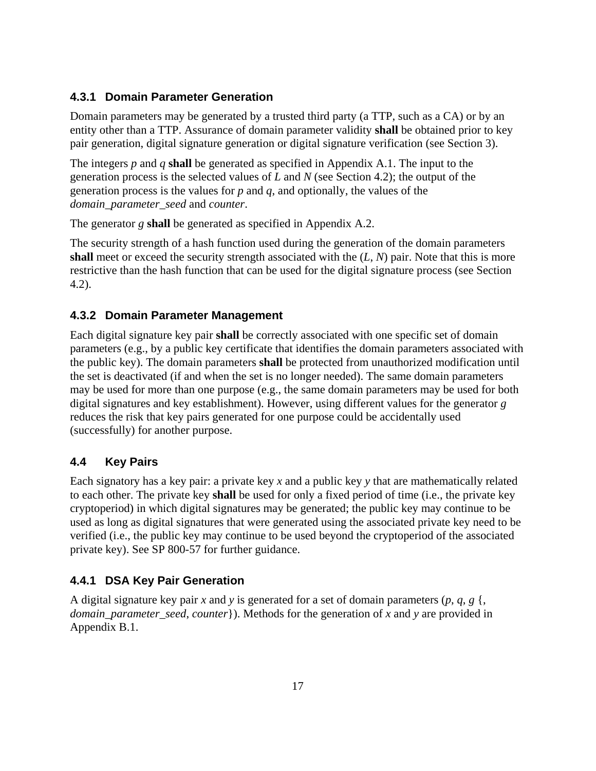### 4.3.1 Domain Parameter Generation

Domain parameters may be generated by a trusted third party (a TTP, such as a CA) or by an entity other than a TTP. Assurance of domain parameter validity **shall** be obtained prior to key pair generation, digital signature generation or digital signature verification (see Section 3).

The integers $p$ and $q$ **shall** be generated as specified in Appendix A.1. The input to the generation process is the selected values of $L$ and $N$ (see Section 4.2); the output of the generation process is the values for $p$ and $q$, and optionally, the values of the *domain_parameter_seed* and *counter*.

The generator $g$ **shall** be generated as specified in Appendix A.2.

The security strength of a hash function used during the generation of the domain parameters **shall** meet or exceed the security strength associated with the ($L$, $N$) pair. Note that this is more restrictive than the hash function that can be used for the digital signature process (see Section 4.2).

### 4.3.2 Domain Parameter Management

Each digital signature key pair **shall** be correctly associated with one specific set of domain parameters (e.g., by a public key certificate that identifies the domain parameters associated with the public key). The domain parameters **shall** be protected from unauthorized modification until the set is deactivated (if and when the set is no longer needed). The same domain parameters may be used for more than one purpose (e.g., the same domain parameters may be used for both digital signatures and key establishment). However, using different values for the generator $g$ reduces the risk that key pairs generated for one purpose could be accidentally used (successfully) for another purpose.

## 4.4 Key Pairs

Each signatory has a key pair: a private key $x$ and a public key $y$ that are mathematically related to each other. The private key **shall** be used for only a fixed period of time (i.e., the private key cryptoperiod) in which digital signatures may be generated; the public key may continue to be used as long as digital signatures that were generated using the associated private key need to be verified (i.e., the public key may continue to be used beyond the cryptoperiod of the associated private key). See SP 800-57 for further guidance.

### 4.4.1 DSA Key Pair Generation

A digital signature key pair $x$ and $y$ is generated for a set of domain parameters ($p$, $q$, $g$ {, *domain_parameter_seed*, *counter*}). Methods for the generation of $x$ and $y$ are provided in Appendix B.1.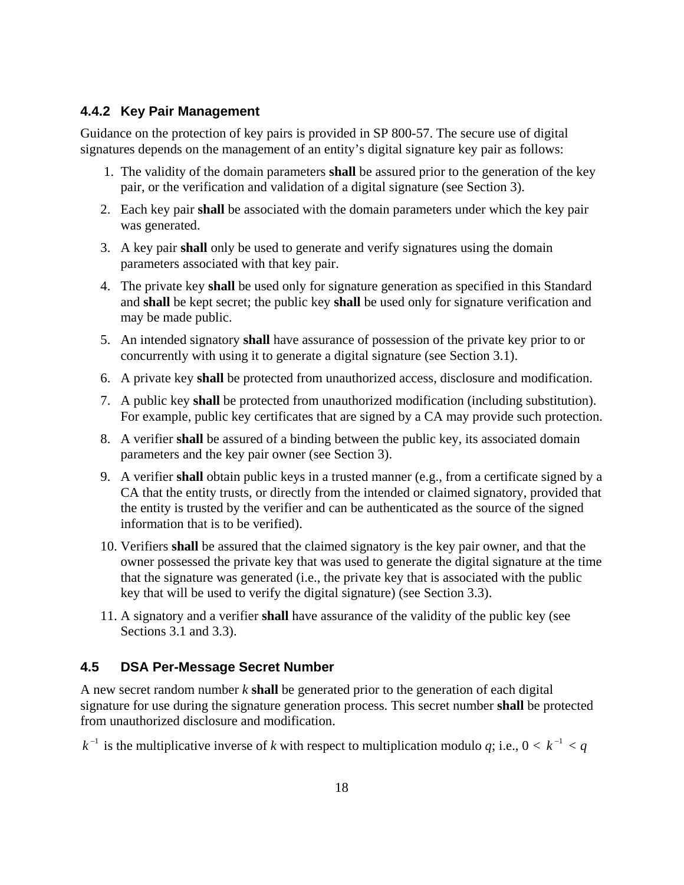### 4.4.2 Key Pair Management

Guidance on the protection of key pairs is provided in SP 800-57. The secure use of digital signatures depends on the management of an entity's digital signature key pair as follows:

1. The validity of the domain parameters **shall** be assured prior to the generation of the key pair, or the verification and validation of a digital signature (see Section 3).
2. Each key pair **shall** be associated with the domain parameters under which the key pair was generated.
3. A key pair **shall** only be used to generate and verify signatures using the domain parameters associated with that key pair.
4. The private key **shall** be used only for signature generation as specified in this Standard and **shall** be kept secret; the public key **shall** be used only for signature verification and may be made public.
5. An intended signatory **shall** have assurance of possession of the private key prior to or concurrently with using it to generate a digital signature (see Section 3.1).
6. A private key **shall** be protected from unauthorized access, disclosure and modification.
7. A public key **shall** be protected from unauthorized modification (including substitution). For example, public key certificates that are signed by a CA may provide such protection.
8. A verifier **shall** be assured of a binding between the public key, its associated domain parameters and the key pair owner (see Section 3).
9. A verifier **shall** obtain public keys in a trusted manner (e.g., from a certificate signed by a CA that the entity trusts, or directly from the intended or claimed signatory, provided that the entity is trusted by the verifier and can be authenticated as the source of the signed information that is to be verified).
10. Verifiers **shall** be assured that the claimed signatory is the key pair owner, and that the owner possessed the private key that was used to generate the digital signature at the time that the signature was generated (i.e., the private key that is associated with the public key that will be used to verify the digital signature) (see Section 3.3).
11. A signatory and a verifier **shall** have assurance of the validity of the public key (see Sections 3.1 and 3.3).

## 4.5 DSA Per-Message Secret Number

A new secret random number $k$ **shall** be generated prior to the generation of each digital signature for use during the signature generation process. This secret number **shall** be protected from unauthorized disclosure and modification.

$k^{-1}$ is the multiplicative inverse of $k$ with respect to multiplication modulo $q$; i.e., $0 < k^{-1} < q$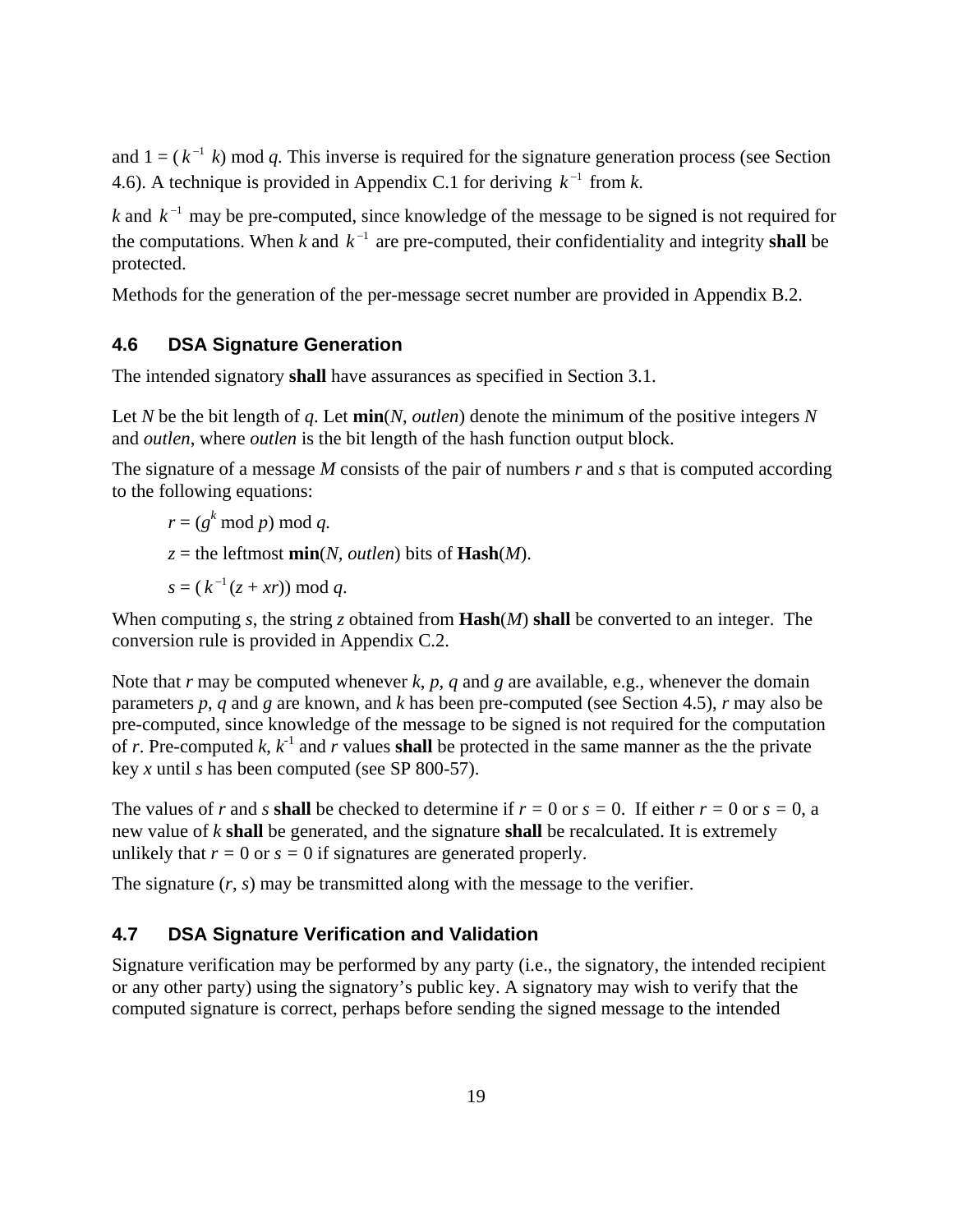and $1 = (k^{-1} k) \bmod q$. This inverse is required for the signature generation process (see Section 4.6). A technique is provided in Appendix C.1 for deriving $k^{-1}$ from $k$.

$k$ and $k^{-1}$ may be pre-computed, since knowledge of the message to be signed is not required for the computations. When $k$ and $k^{-1}$ are pre-computed, their confidentiality and integrity **shall** be protected.

Methods for the generation of the per-message secret number are provided in Appendix B.2.

### 4.6 DSA Signature Generation

The intended signatory **shall** have assurances as specified in Section 3.1.

Let $N$ be the bit length of $q$. Let **min**($N$, *outlen*) denote the minimum of the positive integers $N$ and *outlen*, where *outlen* is the bit length of the hash function output block.

The signature of a message $M$ consists of the pair of numbers $r$ and $s$ that is computed according to the following equations:

$r = (g^k \bmod p) \bmod q.$

$z$ = the leftmost **min**($N$, *outlen*) bits of **Hash**($M$).

$s = (k^{-1}(z + xr)) \bmod q.$

When computing $s$, the string $z$ obtained from **Hash**($M$) **shall** be converted to an integer. The conversion rule is provided in Appendix C.2.

Note that $r$ may be computed whenever $k$, $p$, $q$ and $g$ are available, e.g., whenever the domain parameters $p$, $q$ and $g$ are known, and $k$ has been pre-computed (see Section 4.5), $r$ may also be pre-computed, since knowledge of the message to be signed is not required for the computation of $r$. Pre-computed $k$, $k^{-1}$ and $r$ values **shall** be protected in the same manner as the the private key $x$ until $s$ has been computed (see SP 800-57).

The values of $r$ and $s$ **shall** be checked to determine if $r = 0$ or $s = 0$. If either $r = 0$ or $s = 0$, a new value of $k$ **shall** be generated, and the signature **shall** be recalculated. It is extremely unlikely that $r = 0$ or $s = 0$ if signatures are generated properly.

The signature ($r$, $s$) may be transmitted along with the message to the verifier.

### 4.7 DSA Signature Verification and Validation

Signature verification may be performed by any party (i.e., the signatory, the intended recipient or any other party) using the signatory's public key. A signatory may wish to verify that the computed signature is correct, perhaps before sending the signed message to the intended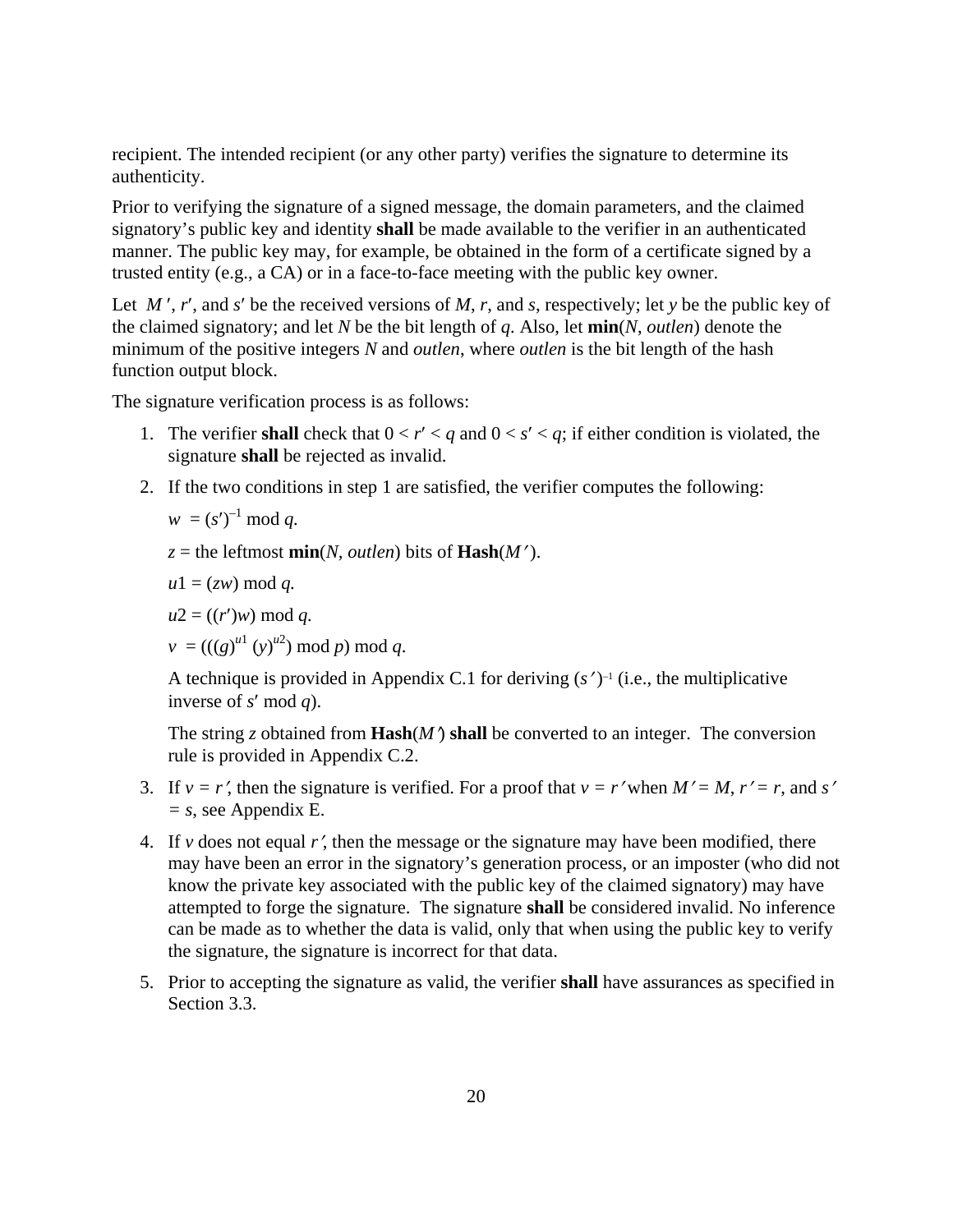recipient. The intended recipient (or any other party) verifies the signature to determine its authenticity.

Prior to verifying the signature of a signed message, the domain parameters, and the claimed signatory's public key and identity **shall** be made available to the verifier in an authenticated manner. The public key may, for example, be obtained in the form of a certificate signed by a trusted entity (e.g., a CA) or in a face-to-face meeting with the public key owner.

Let $M'$, $r'$, and $s'$ be the received versions of $M$, $r$, and $s$, respectively; let $y$ be the public key of the claimed signatory; and let $N$ be the bit length of $q$. Also, let **min**($N$, *outlen*) denote the minimum of the positive integers $N$ and *outlen*, where *outlen* is the bit length of the hash function output block.

The signature verification process is as follows:

1. The verifier **shall** check that $0 < r' < q$ and $0 < s' < q$; if either condition is violated, the signature **shall** be rejected as invalid.
2. If the two conditions in step 1 are satisfied, the verifier computes the following:

   $w = (s')^{-1} \bmod q.$

   $z$ = the leftmost **min**($N$, *outlen*) bits of **Hash**($M'$).

   $u1 = (zw) \bmod q.$

   $u2 = ((r')w) \bmod q.$

   $v = (((g)^{u1} (y)^{u2}) \bmod p) \bmod q.$

   A technique is provided in Appendix C.1 for deriving $(s')^{-1}$ (i.e., the multiplicative inverse of $s' \bmod q$).

   The string $z$ obtained from **Hash**($M'$) **shall** be converted to an integer. The conversion rule is provided in Appendix C.2.
3. If $v = r'$, then the signature is verified. For a proof that $v = r'$ when $M' = M$, $r' = r$, and $s' = s$, see Appendix E.
4. If $v$ does not equal $r'$, then the message or the signature may have been modified, there may have been an error in the signatory's generation process, or an imposter (who did not know the private key associated with the public key of the claimed signatory) may have attempted to forge the signature. The signature **shall** be considered invalid. No inference can be made as to whether the data is valid, only that when using the public key to verify the signature, the signature is incorrect for that data.
5. Prior to accepting the signature as valid, the verifier **shall** have assurances as specified in Section 3.3.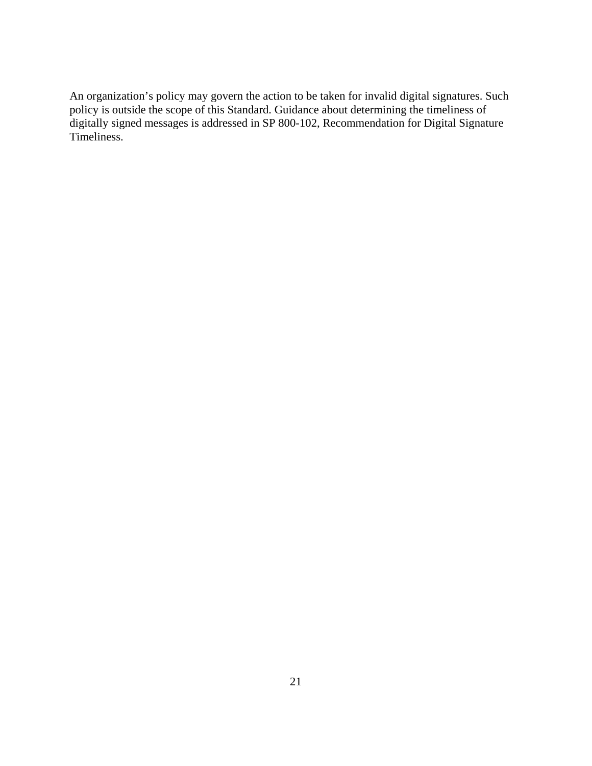An organization's policy may govern the action to be taken for invalid digital signatures. Such policy is outside the scope of this Standard. Guidance about determining the timeliness of digitally signed messages is addressed in SP 800-102, Recommendation for Digital Signature Timeliness.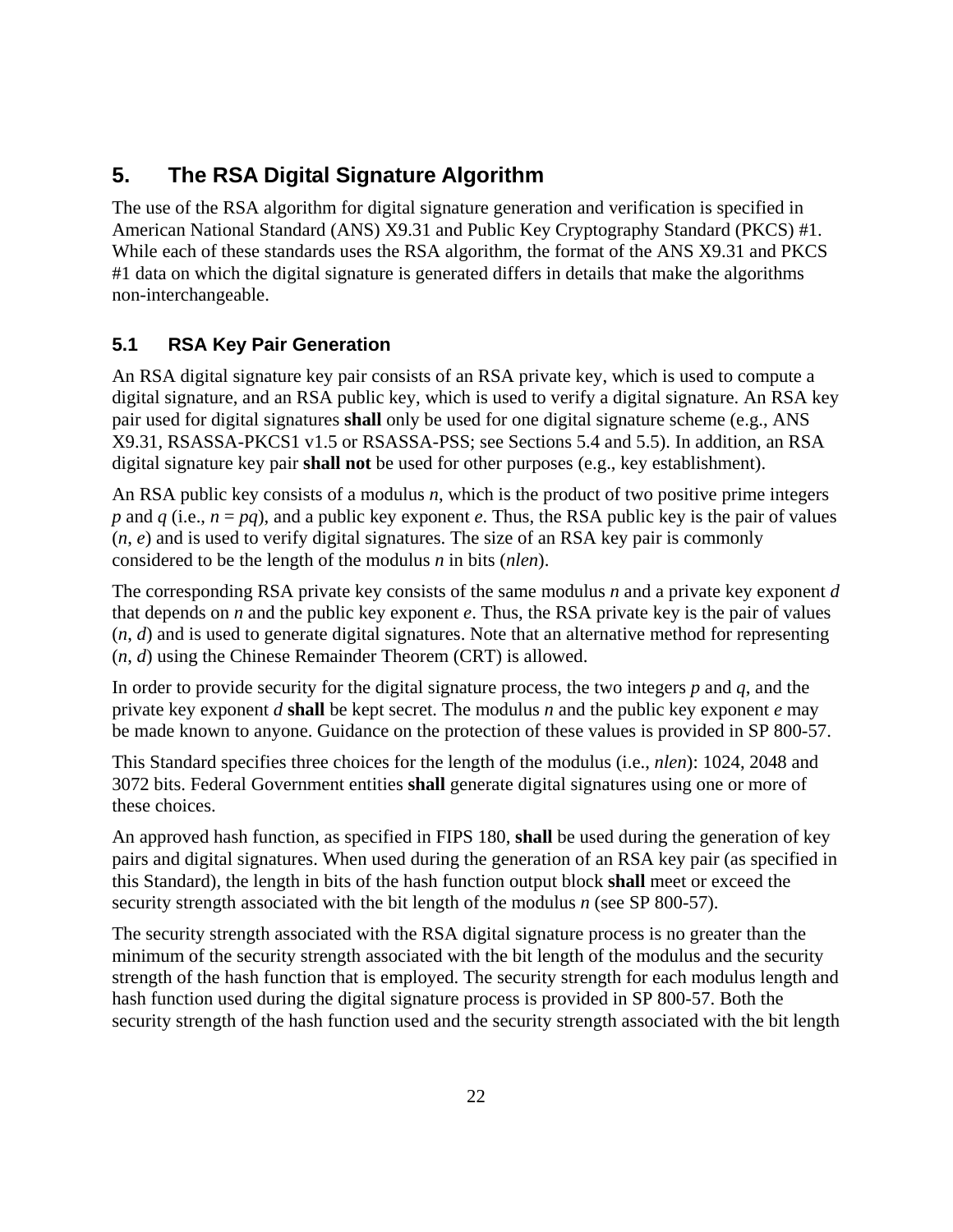# 5. The RSA Digital Signature Algorithm

The use of the RSA algorithm for digital signature generation and verification is specified in American National Standard (ANS) X9.31 and Public Key Cryptography Standard (PKCS) #1. While each of these standards uses the RSA algorithm, the format of the ANS X9.31 and PKCS #1 data on which the digital signature is generated differs in details that make the algorithms non-interchangeable.

## 5.1 RSA Key Pair Generation

An RSA digital signature key pair consists of an RSA private key, which is used to compute a digital signature, and an RSA public key, which is used to verify a digital signature. An RSA key pair used for digital signatures **shall** only be used for one digital signature scheme (e.g., ANS X9.31, RSASSA-PKCS1 v1.5 or RSASSA-PSS; see Sections 5.4 and 5.5). In addition, an RSA digital signature key pair **shall not** be used for other purposes (e.g., key establishment).

An RSA public key consists of a modulus $n$, which is the product of two positive prime integers $p$ and $q$ (i.e., $n = pq$), and a public key exponent $e$. Thus, the RSA public key is the pair of values $(n, e)$ and is used to verify digital signatures. The size of an RSA key pair is commonly considered to be the length of the modulus $n$ in bits ($nlen$).

The corresponding RSA private key consists of the same modulus $n$ and a private key exponent $d$ that depends on $n$ and the public key exponent $e$. Thus, the RSA private key is the pair of values $(n, d)$ and is used to generate digital signatures. Note that an alternative method for representing $(n, d)$ using the Chinese Remainder Theorem (CRT) is allowed.

In order to provide security for the digital signature process, the two integers $p$ and $q$, and the private key exponent $d$ **shall** be kept secret. The modulus $n$ and the public key exponent $e$ may be made known to anyone. Guidance on the protection of these values is provided in SP 800-57.

This Standard specifies three choices for the length of the modulus (i.e., $nlen$): 1024, 2048 and 3072 bits. Federal Government entities **shall** generate digital signatures using one or more of these choices.

An approved hash function, as specified in FIPS 180, **shall** be used during the generation of key pairs and digital signatures. When used during the generation of an RSA key pair (as specified in this Standard), the length in bits of the hash function output block **shall** meet or exceed the security strength associated with the bit length of the modulus $n$ (see SP 800-57).

The security strength associated with the RSA digital signature process is no greater than the minimum of the security strength associated with the bit length of the modulus and the security strength of the hash function that is employed. The security strength for each modulus length and hash function used during the digital signature process is provided in SP 800-57. Both the security strength of the hash function used and the security strength associated with the bit length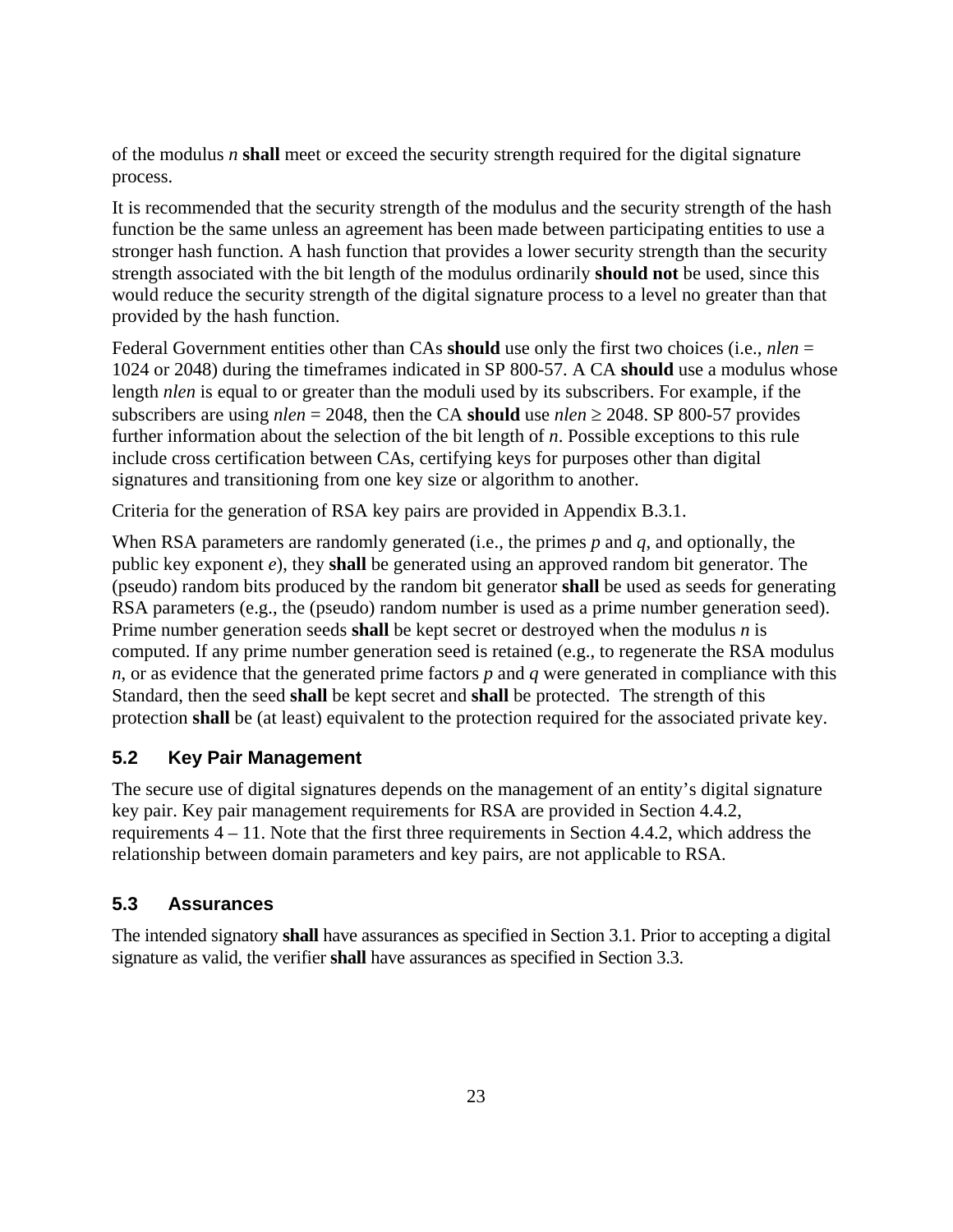of the modulus $n$ **shall** meet or exceed the security strength required for the digital signature process.

It is recommended that the security strength of the modulus and the security strength of the hash function be the same unless an agreement has been made between participating entities to use a stronger hash function. A hash function that provides a lower security strength than the security strength associated with the bit length of the modulus ordinarily **should not** be used, since this would reduce the security strength of the digital signature process to a level no greater than that provided by the hash function.

Federal Government entities other than CAs **should** use only the first two choices (i.e., $nlen$ = 1024 or 2048) during the timeframes indicated in SP 800-57. A CA **should** use a modulus whose length $nlen$ is equal to or greater than the moduli used by its subscribers. For example, if the subscribers are using $nlen$ = 2048, then the CA **should** use $nlen \geq 2048$. SP 800-57 provides further information about the selection of the bit length of $n$. Possible exceptions to this rule include cross certification between CAs, certifying keys for purposes other than digital signatures and transitioning from one key size or algorithm to another.

Criteria for the generation of RSA key pairs are provided in Appendix B.3.1.

When RSA parameters are randomly generated (i.e., the primes $p$ and $q$, and optionally, the public key exponent $e$), they **shall** be generated using an approved random bit generator. The (pseudo) random bits produced by the random bit generator **shall** be used as seeds for generating RSA parameters (e.g., the (pseudo) random number is used as a prime number generation seed). Prime number generation seeds **shall** be kept secret or destroyed when the modulus $n$ is computed. If any prime number generation seed is retained (e.g., to regenerate the RSA modulus $n$, or as evidence that the generated prime factors $p$ and $q$ were generated in compliance with this Standard, then the seed **shall** be kept secret and **shall** be protected. The strength of this protection **shall** be (at least) equivalent to the protection required for the associated private key.

## 5.2 Key Pair Management

The secure use of digital signatures depends on the management of an entity's digital signature key pair. Key pair management requirements for RSA are provided in Section 4.4.2, requirements 4 – 11. Note that the first three requirements in Section 4.4.2, which address the relationship between domain parameters and key pairs, are not applicable to RSA.

## 5.3 Assurances

The intended signatory **shall** have assurances as specified in Section 3.1. Prior to accepting a digital signature as valid, the verifier **shall** have assurances as specified in Section 3.3.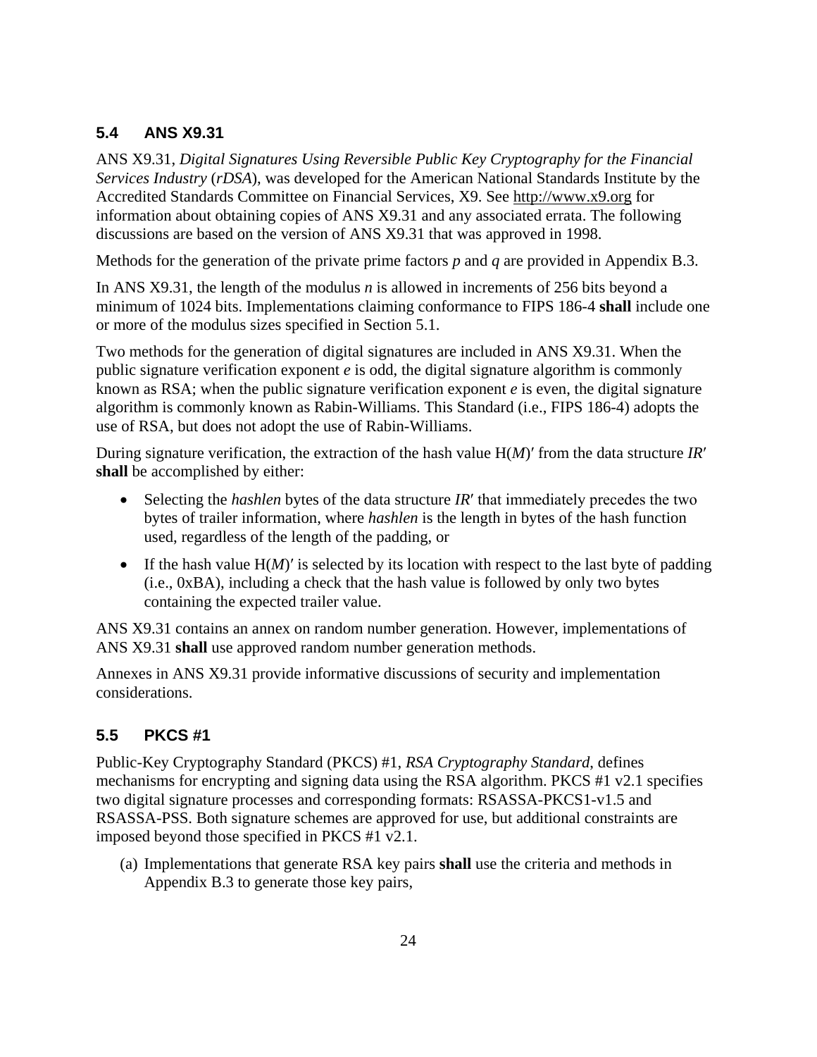## 5.4 ANS X9.31

ANS X9.31, *Digital Signatures Using Reversible Public Key Cryptography for the Financial Services Industry* (*rDSA*), was developed for the American National Standards Institute by the Accredited Standards Committee on Financial Services, X9. See http://www.x9.org for information about obtaining copies of ANS X9.31 and any associated errata. The following discussions are based on the version of ANS X9.31 that was approved in 1998.

Methods for the generation of the private prime factors $p$ and $q$ are provided in Appendix B.3.

In ANS X9.31, the length of the modulus $n$ is allowed in increments of 256 bits beyond a minimum of 1024 bits. Implementations claiming conformance to FIPS 186-4 **shall** include one or more of the modulus sizes specified in Section 5.1.

Two methods for the generation of digital signatures are included in ANS X9.31. When the public signature verification exponent $e$ is odd, the digital signature algorithm is commonly known as RSA; when the public signature verification exponent $e$ is even, the digital signature algorithm is commonly known as Rabin-Williams. This Standard (i.e., FIPS 186-4) adopts the use of RSA, but does not adopt the use of Rabin-Williams.

During signature verification, the extraction of the hash value $H(M)'$ from the data structure $IR'$ **shall** be accomplished by either:

- Selecting the *hashlen* bytes of the data structure $IR'$ that immediately precedes the two bytes of trailer information, where *hashlen* is the length in bytes of the hash function used, regardless of the length of the padding, or
- If the hash value $H(M)'$ is selected by its location with respect to the last byte of padding (i.e., 0xBA), including a check that the hash value is followed by only two bytes containing the expected trailer value.

ANS X9.31 contains an annex on random number generation. However, implementations of ANS X9.31 **shall** use approved random number generation methods.

Annexes in ANS X9.31 provide informative discussions of security and implementation considerations.

## 5.5 PKCS #1

Public-Key Cryptography Standard (PKCS) #1, *RSA Cryptography Standard*, defines mechanisms for encrypting and signing data using the RSA algorithm. PKCS #1 v2.1 specifies two digital signature processes and corresponding formats: RSASSA-PKCS1-v1.5 and RSASSA-PSS. Both signature schemes are approved for use, but additional constraints are imposed beyond those specified in PKCS #1 v2.1.

(a) Implementations that generate RSA key pairs **shall** use the criteria and methods in Appendix B.3 to generate those key pairs,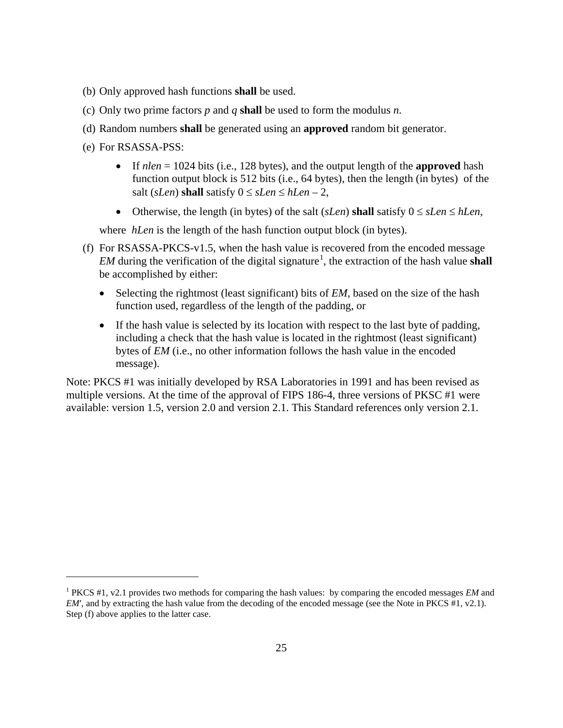(b) Only approved hash functions **shall** be used.

(c) Only two prime factors $p$ and $q$ **shall** be used to form the modulus $n$.

(d) Random numbers **shall** be generated using an **approved** random bit generator.

(e) For RSASSA-PSS:

- If $nlen$ = 1024 bits (i.e., 128 bytes), and the output length of the **approved** hash function output block is 512 bits (i.e., 64 bytes), then the length (in bytes) of the salt ($sLen$) **shall** satisfy $0 \le sLen \le hLen - 2$,
- Otherwise, the length (in bytes) of the salt ($sLen$) **shall** satisfy $0 \le sLen \le hLen$,

where $hLen$ is the length of the hash function output block (in bytes).

(f) For RSASSA-PKCS-v1.5, when the hash value is recovered from the encoded message *EM* during the verification of the digital signature[1], the extraction of the hash value **shall** be accomplished by either:

- Selecting the rightmost (least significant) bits of *EM*, based on the size of the hash function used, regardless of the length of the padding, or
- If the hash value is selected by its location with respect to the last byte of padding, including a check that the hash value is located in the rightmost (least significant) bytes of *EM* (i.e., no other information follows the hash value in the encoded message).

Note: PKCS #1 was initially developed by RSA Laboratories in 1991 and has been revised as multiple versions. At the time of the approval of FIPS 186-4, three versions of PKSC #1 were available: version 1.5, version 2.0 and version 2.1. This Standard references only version 2.1.

---

[1] PKCS #1, v2.1 provides two methods for comparing the hash values: by comparing the encoded messages *EM* and *EM'*, and by extracting the hash value from the decoding of the encoded message (see the Note in PKCS #1, v2.1). Step (f) above applies to the latter case.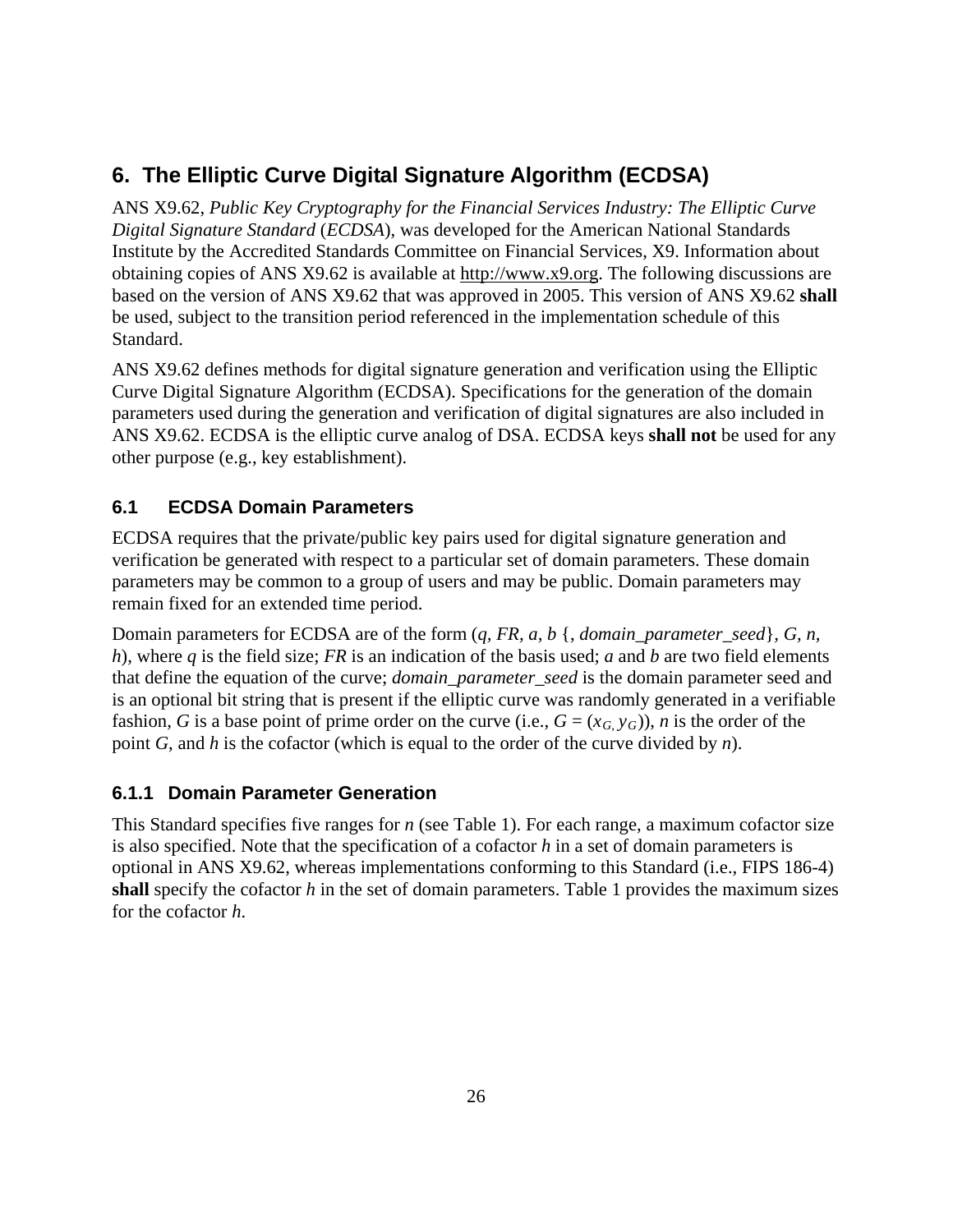# 6. The Elliptic Curve Digital Signature Algorithm (ECDSA)

ANS X9.62, *Public Key Cryptography for the Financial Services Industry: The Elliptic Curve Digital Signature Standard* (*ECDSA*), was developed for the American National Standards Institute by the Accredited Standards Committee on Financial Services, X9. Information about obtaining copies of ANS X9.62 is available at http://www.x9.org. The following discussions are based on the version of ANS X9.62 that was approved in 2005. This version of ANS X9.62 **shall** be used, subject to the transition period referenced in the implementation schedule of this Standard.

ANS X9.62 defines methods for digital signature generation and verification using the Elliptic Curve Digital Signature Algorithm (ECDSA). Specifications for the generation of the domain parameters used during the generation and verification of digital signatures are also included in ANS X9.62. ECDSA is the elliptic curve analog of DSA. ECDSA keys **shall not** be used for any other purpose (e.g., key establishment).

## 6.1 ECDSA Domain Parameters

ECDSA requires that the private/public key pairs used for digital signature generation and verification be generated with respect to a particular set of domain parameters. These domain parameters may be common to a group of users and may be public. Domain parameters may remain fixed for an extended time period.

Domain parameters for ECDSA are of the form ($q$, $FR$, $a$, $b$ {, *domain_parameter_seed*}, $G$, $n$, $h$), where $q$ is the field size; $FR$ is an indication of the basis used; $a$ and $b$ are two field elements that define the equation of the curve; *domain_parameter_seed* is the domain parameter seed and is an optional bit string that is present if the elliptic curve was randomly generated in a verifiable fashion, $G$ is a base point of prime order on the curve (i.e., $G = (x_G, y_G)$), $n$ is the order of the point $G$, and $h$ is the cofactor (which is equal to the order of the curve divided by $n$).

### 6.1.1 Domain Parameter Generation

This Standard specifies five ranges for $n$ (see Table 1). For each range, a maximum cofactor size is also specified. Note that the specification of a cofactor $h$ in a set of domain parameters is optional in ANS X9.62, whereas implementations conforming to this Standard (i.e., FIPS 186-4) **shall** specify the cofactor $h$ in the set of domain parameters. Table 1 provides the maximum sizes for the cofactor $h$.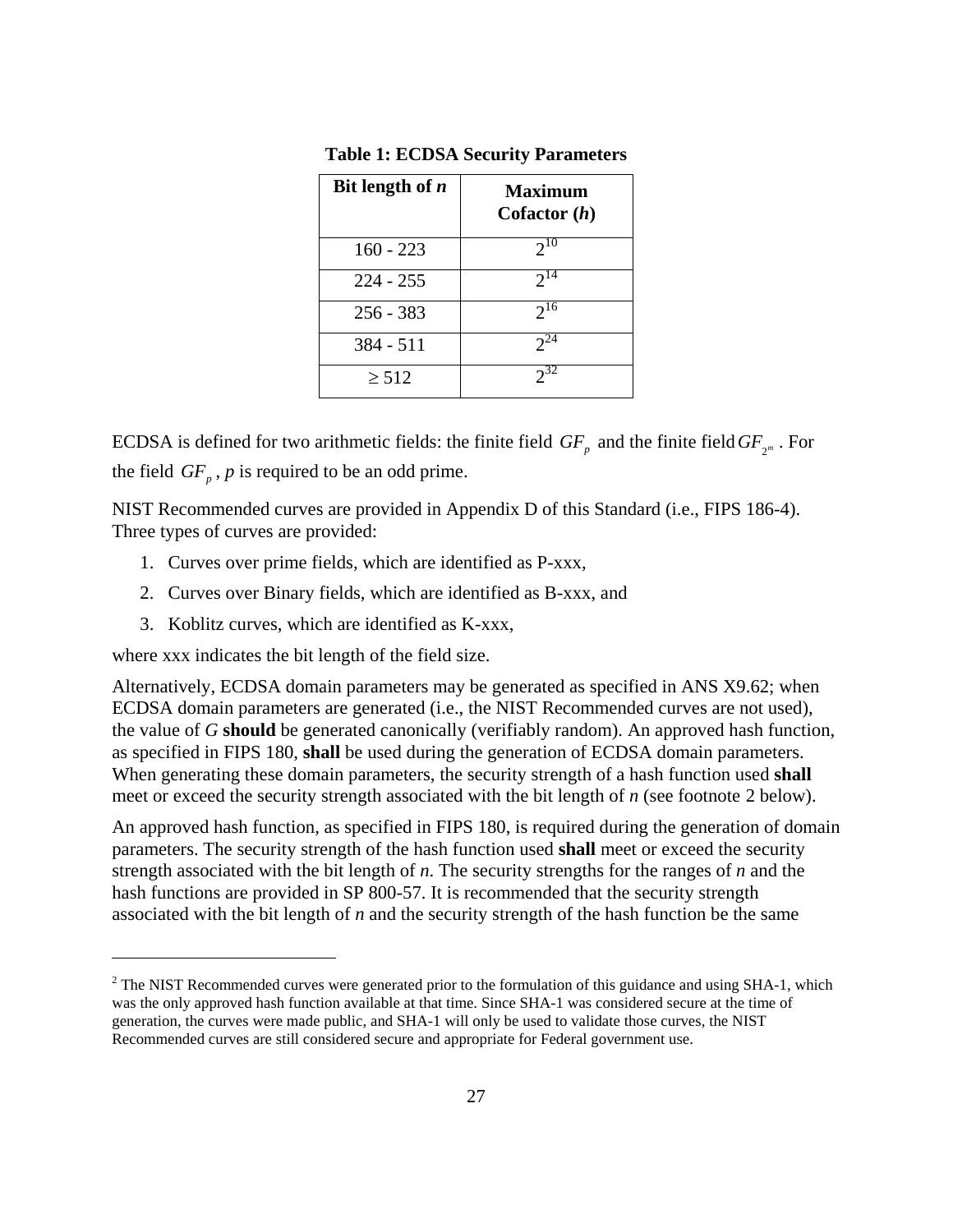**Table 1: ECDSA Security Parameters**

| Bit length of *n* | Maximum Cofactor (*h*) |
|---|---|
| 160 - 223 | $2^{10}$ |
| 224 - 255 | $2^{14}$ |
| 256 - 383 | $2^{16}$ |
| 384 - 511 | $2^{24}$ |
| ≥ 512 | $2^{32}$ |

ECDSA is defined for two arithmetic fields: the finite field $GF_p$ and the finite field $GF_{2^m}$. For the field $GF_p$, *p* is required to be an odd prime.

NIST Recommended curves are provided in Appendix D of this Standard (i.e., FIPS 186-4). Three types of curves are provided:

1. Curves over prime fields, which are identified as P-xxx,
2. Curves over Binary fields, which are identified as B-xxx, and
3. Koblitz curves, which are identified as K-xxx,

where xxx indicates the bit length of the field size.

Alternatively, ECDSA domain parameters may be generated as specified in ANS X9.62; when ECDSA domain parameters are generated (i.e., the NIST Recommended curves are not used), the value of *G* **should** be generated canonically (verifiably random). An approved hash function, as specified in FIPS 180, **shall** be used during the generation of ECDSA domain parameters. When generating these domain parameters, the security strength of a hash function used **shall** meet or exceed the security strength associated with the bit length of *n* (see footnote 2 below).

An approved hash function, as specified in FIPS 180, is required during the generation of domain parameters. The security strength of the hash function used **shall** meet or exceed the security strength associated with the bit length of *n*. The security strengths for the ranges of *n* and the hash functions are provided in SP 800-57. It is recommended that the security strength associated with the bit length of *n* and the security strength of the hash function be the same

[2] The NIST Recommended curves were generated prior to the formulation of this guidance and using SHA-1, which was the only approved hash function available at that time. Since SHA-1 was considered secure at the time of generation, the curves were made public, and SHA-1 will only be used to validate those curves, the NIST Recommended curves are still considered secure and appropriate for Federal government use.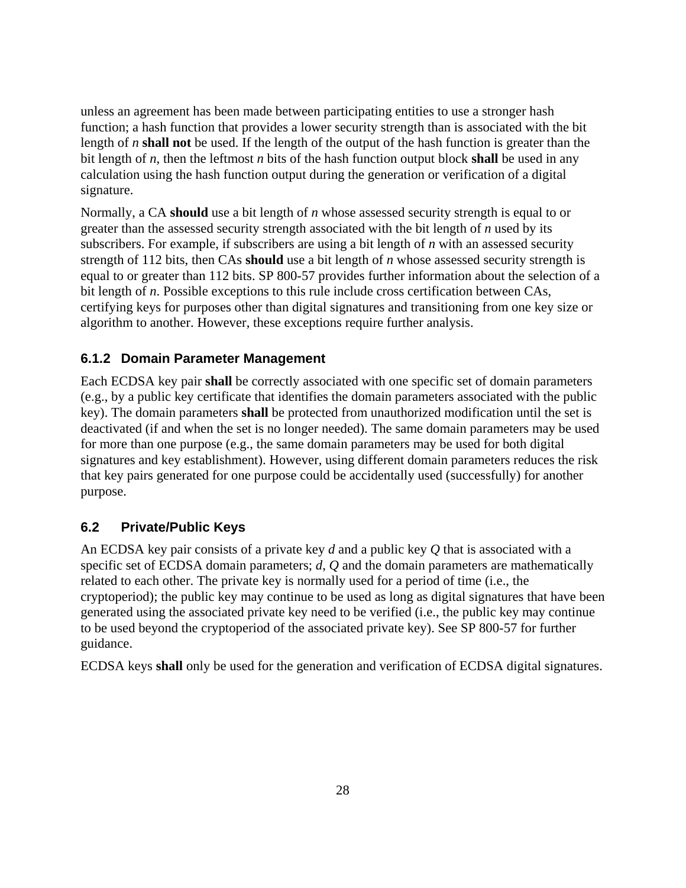unless an agreement has been made between participating entities to use a stronger hash function; a hash function that provides a lower security strength than is associated with the bit length of $n$ **shall not** be used. If the length of the output of the hash function is greater than the bit length of $n$, then the leftmost $n$ bits of the hash function output block **shall** be used in any calculation using the hash function output during the generation or verification of a digital signature.

Normally, a CA **should** use a bit length of $n$ whose assessed security strength is equal to or greater than the assessed security strength associated with the bit length of $n$ used by its subscribers. For example, if subscribers are using a bit length of $n$ with an assessed security strength of 112 bits, then CAs **should** use a bit length of $n$ whose assessed security strength is equal to or greater than 112 bits. SP 800-57 provides further information about the selection of a bit length of $n$. Possible exceptions to this rule include cross certification between CAs, certifying keys for purposes other than digital signatures and transitioning from one key size or algorithm to another. However, these exceptions require further analysis.

### 6.1.2 Domain Parameter Management

Each ECDSA key pair **shall** be correctly associated with one specific set of domain parameters (e.g., by a public key certificate that identifies the domain parameters associated with the public key). The domain parameters **shall** be protected from unauthorized modification until the set is deactivated (if and when the set is no longer needed). The same domain parameters may be used for more than one purpose (e.g., the same domain parameters may be used for both digital signatures and key establishment). However, using different domain parameters reduces the risk that key pairs generated for one purpose could be accidentally used (successfully) for another purpose.

## 6.2 Private/Public Keys

An ECDSA key pair consists of a private key $d$ and a public key $Q$ that is associated with a specific set of ECDSA domain parameters; $d$, $Q$ and the domain parameters are mathematically related to each other. The private key is normally used for a period of time (i.e., the cryptoperiod); the public key may continue to be used as long as digital signatures that have been generated using the associated private key need to be verified (i.e., the public key may continue to be used beyond the cryptoperiod of the associated private key). See SP 800-57 for further guidance.

ECDSA keys **shall** only be used for the generation and verification of ECDSA digital signatures.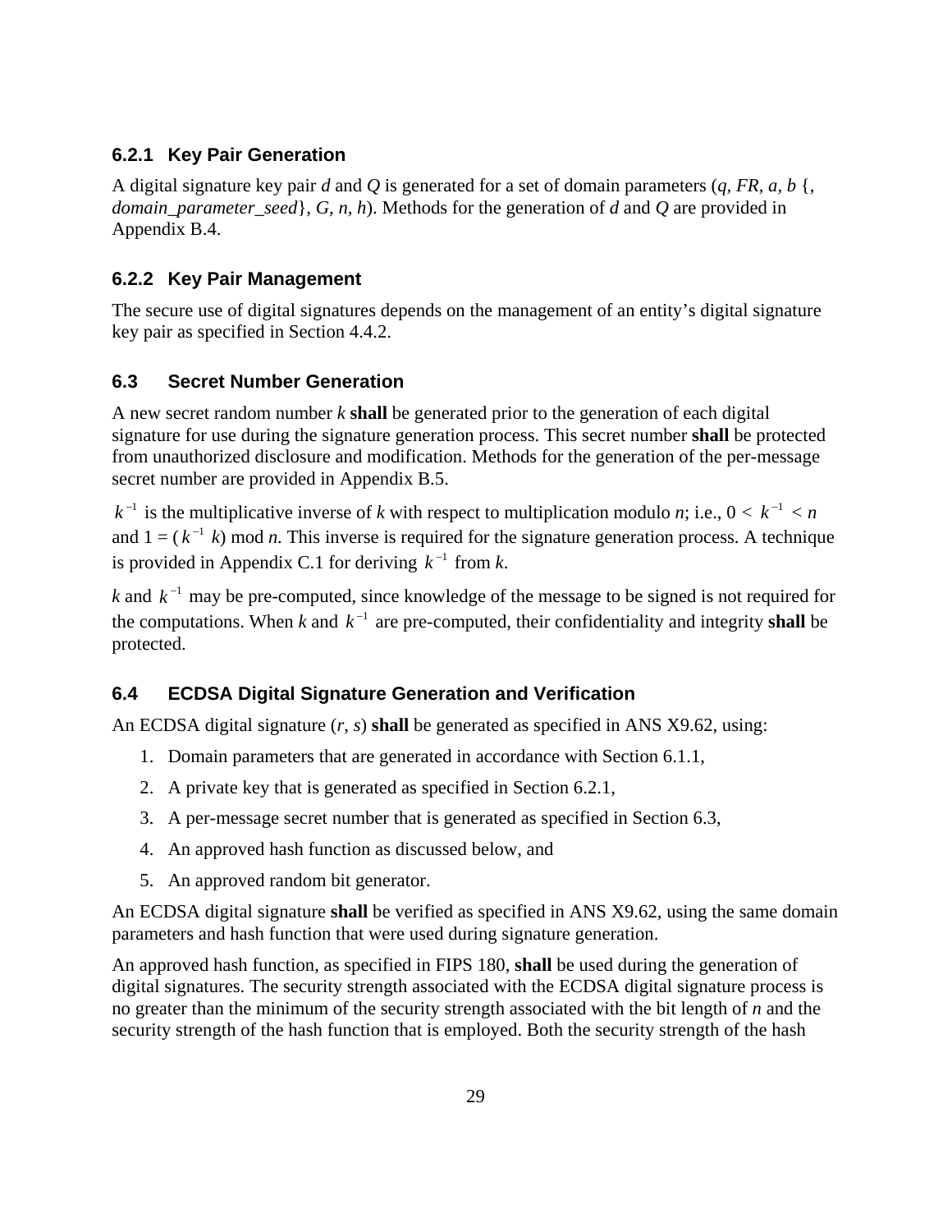### 6.2.1 Key Pair Generation

A digital signature key pair *d* and *Q* is generated for a set of domain parameters (*q, FR, a, b* {, *domain_parameter_seed*}, *G, n, h*). Methods for the generation of *d* and *Q* are provided in Appendix B.4.

### 6.2.2 Key Pair Management

The secure use of digital signatures depends on the management of an entity's digital signature key pair as specified in Section 4.4.2.

## 6.3 Secret Number Generation

A new secret random number *k* **shall** be generated prior to the generation of each digital signature for use during the signature generation process. This secret number **shall** be protected from unauthorized disclosure and modification. Methods for the generation of the per-message secret number are provided in Appendix B.5.

$k^{-1}$ is the multiplicative inverse of *k* with respect to multiplication modulo *n*; i.e., $0 < k^{-1} < n$ and $1 = (k^{-1}\ k) \bmod n$. This inverse is required for the signature generation process. A technique is provided in Appendix C.1 for deriving $k^{-1}$ from *k*.

*k* and $k^{-1}$ may be pre-computed, since knowledge of the message to be signed is not required for the computations. When *k* and $k^{-1}$ are pre-computed, their confidentiality and integrity **shall** be protected.

## 6.4 ECDSA Digital Signature Generation and Verification

An ECDSA digital signature (*r*, *s*) **shall** be generated as specified in ANS X9.62, using:

1. Domain parameters that are generated in accordance with Section 6.1.1,
2. A private key that is generated as specified in Section 6.2.1,
3. A per-message secret number that is generated as specified in Section 6.3,
4. An approved hash function as discussed below, and
5. An approved random bit generator.

An ECDSA digital signature **shall** be verified as specified in ANS X9.62, using the same domain parameters and hash function that were used during signature generation.

An approved hash function, as specified in FIPS 180, **shall** be used during the generation of digital signatures. The security strength associated with the ECDSA digital signature process is no greater than the minimum of the security strength associated with the bit length of *n* and the security strength of the hash function that is employed. Both the security strength of the hash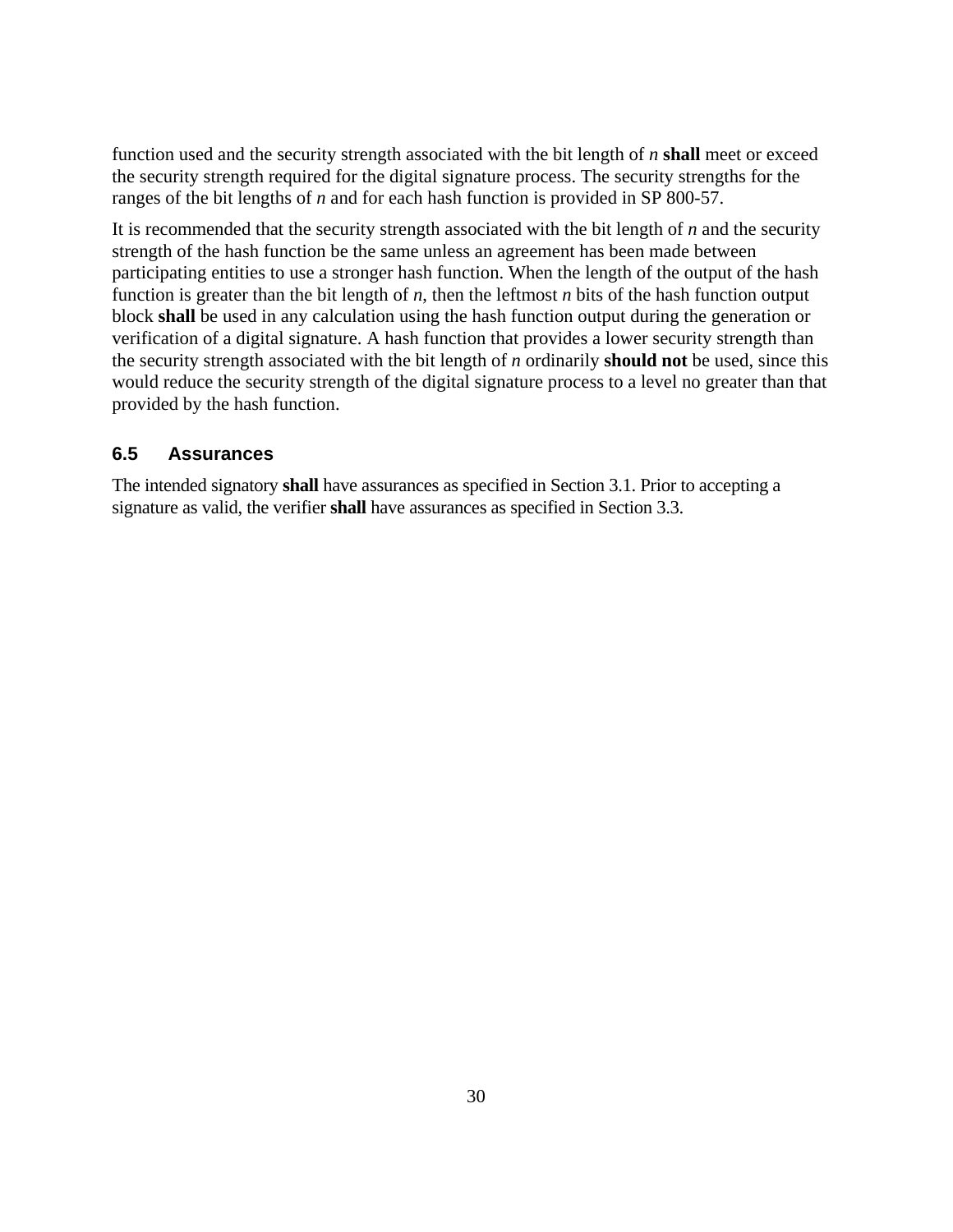function used and the security strength associated with the bit length of *n* **shall** meet or exceed the security strength required for the digital signature process. The security strengths for the ranges of the bit lengths of *n* and for each hash function is provided in SP 800-57.

It is recommended that the security strength associated with the bit length of *n* and the security strength of the hash function be the same unless an agreement has been made between participating entities to use a stronger hash function. When the length of the output of the hash function is greater than the bit length of *n*, then the leftmost *n* bits of the hash function output block **shall** be used in any calculation using the hash function output during the generation or verification of a digital signature. A hash function that provides a lower security strength than the security strength associated with the bit length of *n* ordinarily **should not** be used, since this would reduce the security strength of the digital signature process to a level no greater than that provided by the hash function.

### 6.5 Assurances

The intended signatory **shall** have assurances as specified in Section 3.1. Prior to accepting a signature as valid, the verifier **shall** have assurances as specified in Section 3.3.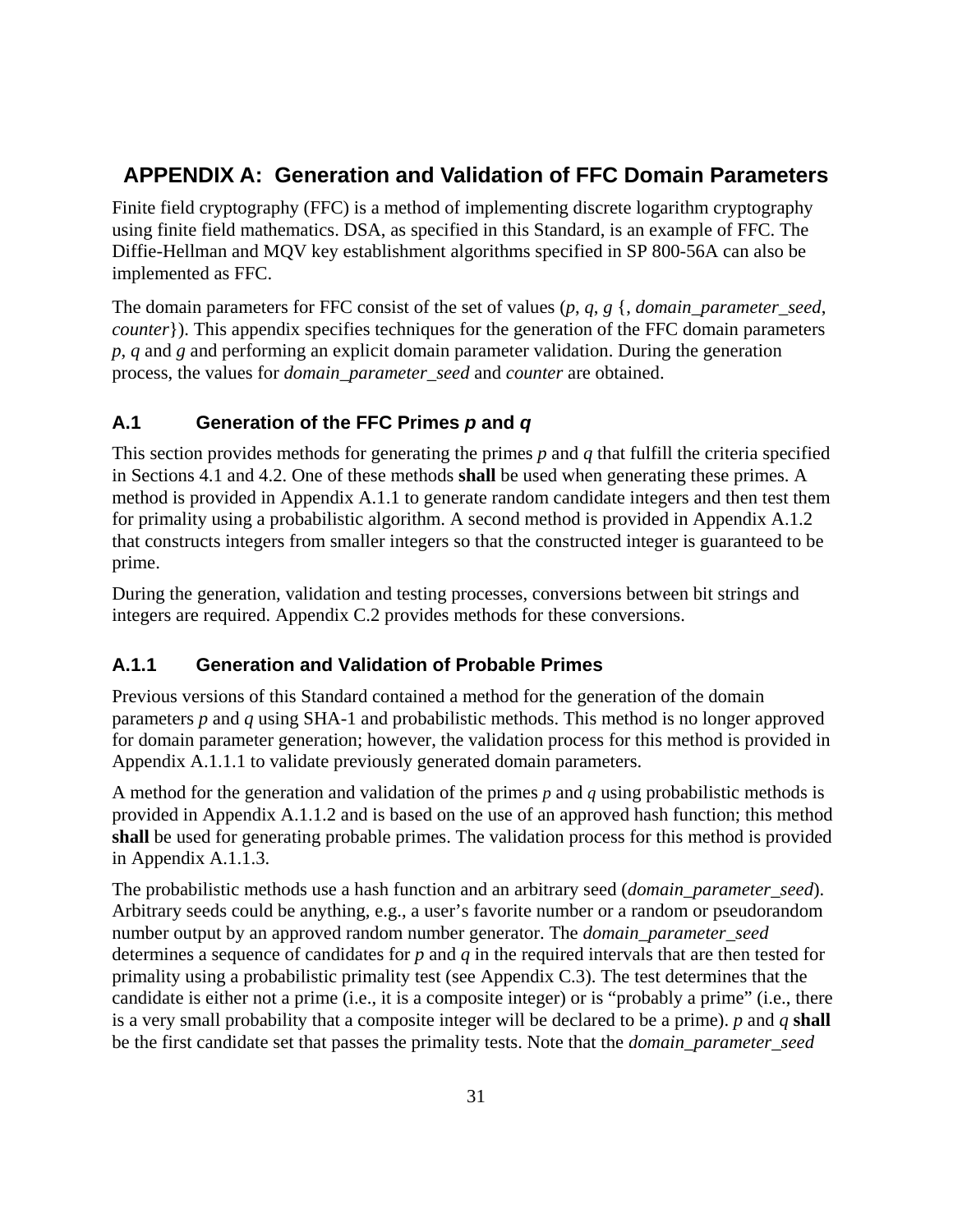# APPENDIX A: Generation and Validation of FFC Domain Parameters

Finite field cryptography (FFC) is a method of implementing discrete logarithm cryptography using finite field mathematics. DSA, as specified in this Standard, is an example of FFC. The Diffie-Hellman and MQV key establishment algorithms specified in SP 800-56A can also be implemented as FFC.

The domain parameters for FFC consist of the set of values (*p*, *q*, *g* {, *domain_parameter_seed*, *counter*}). This appendix specifies techniques for the generation of the FFC domain parameters *p*, *q* and *g* and performing an explicit domain parameter validation. During the generation process, the values for *domain_parameter_seed* and *counter* are obtained.

## A.1 Generation of the FFC Primes *p* and *q*

This section provides methods for generating the primes *p* and *q* that fulfill the criteria specified in Sections 4.1 and 4.2. One of these methods **shall** be used when generating these primes. A method is provided in Appendix A.1.1 to generate random candidate integers and then test them for primality using a probabilistic algorithm. A second method is provided in Appendix A.1.2 that constructs integers from smaller integers so that the constructed integer is guaranteed to be prime.

During the generation, validation and testing processes, conversions between bit strings and integers are required. Appendix C.2 provides methods for these conversions.

### A.1.1 Generation and Validation of Probable Primes

Previous versions of this Standard contained a method for the generation of the domain parameters *p* and *q* using SHA-1 and probabilistic methods. This method is no longer approved for domain parameter generation; however, the validation process for this method is provided in Appendix A.1.1.1 to validate previously generated domain parameters.

A method for the generation and validation of the primes *p* and *q* using probabilistic methods is provided in Appendix A.1.1.2 and is based on the use of an approved hash function; this method **shall** be used for generating probable primes. The validation process for this method is provided in Appendix A.1.1.3.

The probabilistic methods use a hash function and an arbitrary seed (*domain_parameter_seed*). Arbitrary seeds could be anything, e.g., a user's favorite number or a random or pseudorandom number output by an approved random number generator. The *domain_parameter_seed* determines a sequence of candidates for *p* and *q* in the required intervals that are then tested for primality using a probabilistic primality test (see Appendix C.3). The test determines that the candidate is either not a prime (i.e., it is a composite integer) or is "probably a prime" (i.e., there is a very small probability that a composite integer will be declared to be a prime). *p* and *q* **shall** be the first candidate set that passes the primality tests. Note that the *domain_parameter_seed*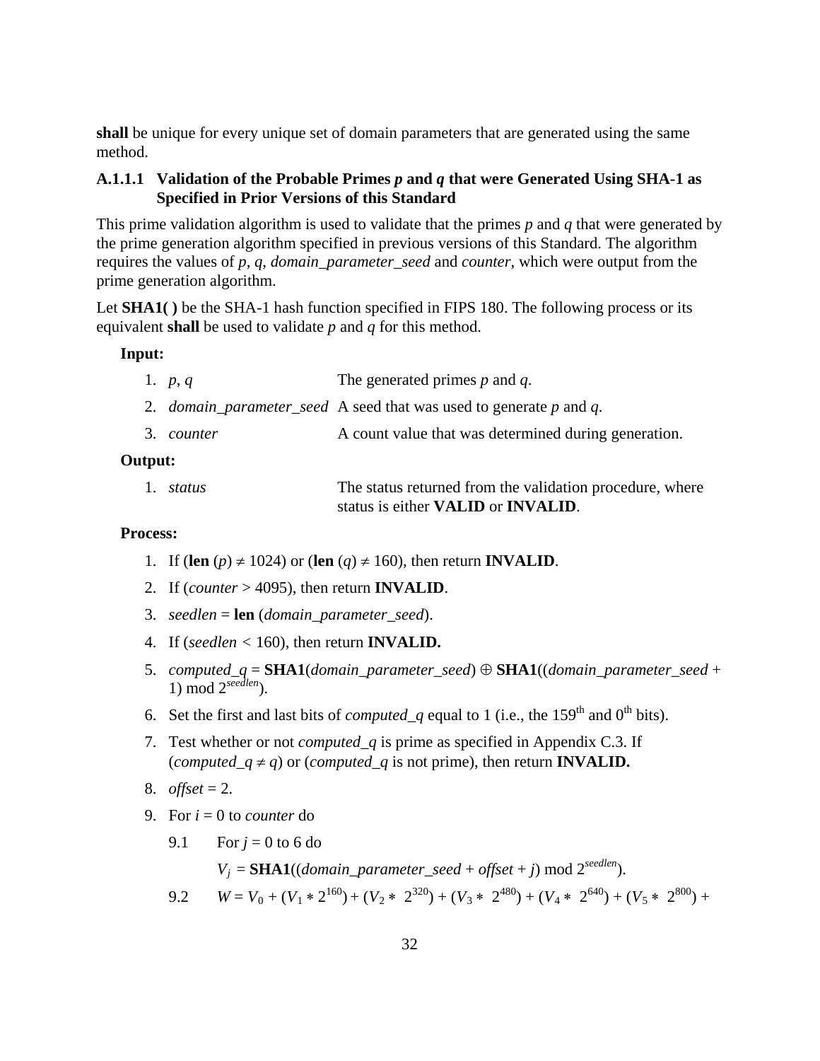**shall** be unique for every unique set of domain parameters that are generated using the same method.

#### A.1.1.1 Validation of the Probable Primes *p* and *q* that were Generated Using SHA-1 as Specified in Prior Versions of this Standard

This prime validation algorithm is used to validate that the primes *p* and *q* that were generated by the prime generation algorithm specified in previous versions of this Standard. The algorithm requires the values of *p*, *q*, *domain_parameter_seed* and *counter*, which were output from the prime generation algorithm.

Let **SHA1( )** be the SHA-1 hash function specified in FIPS 180. The following process or its equivalent **shall** be used to validate *p* and *q* for this method.

**Input:**

1. *p*, *q* — The generated primes *p* and *q*.
2. *domain_parameter_seed* — A seed that was used to generate *p* and *q*.
3. *counter* — A count value that was determined during generation.

**Output:**

1. *status* — The status returned from the validation procedure, where status is either **VALID** or **INVALID**.

**Process:**

1. If (**len** ($p$) $\neq$ 1024) or (**len** ($q$) $\neq$ 160), then return **INVALID**.
2. If ($counter$ > 4095), then return **INVALID**.
3. $seedlen$ = **len** ($domain\_parameter\_seed$).
4. If ($seedlen$ < 160), then return **INVALID.**
5. $computed\_q$ = **SHA1**($domain\_parameter\_seed$) $\oplus$ **SHA1**(($domain\_parameter\_seed$ + 1) mod $2^{seedlen}$).
6. Set the first and last bits of *computed_q* equal to 1 (i.e., the 159th and 0th bits).
7. Test whether or not *computed_q* is prime as specified in Appendix C.3. If ($computed\_q \neq q$) or (*computed_q* is not prime), then return **INVALID.**
8. $offset$ = 2.
9. For $i$ = 0 to *counter* do

   9.1 For $j$ = 0 to 6 do

   $V_j$ = **SHA1**(($domain\_parameter\_seed$ + $offset$ + $j$) mod $2^{seedlen}$).

   9.2 $W = V_0 + (V_1 * 2^{160}) + (V_2 * 2^{320}) + (V_3 * 2^{480}) + (V_4 * 2^{640}) + (V_5 * 2^{800}) +$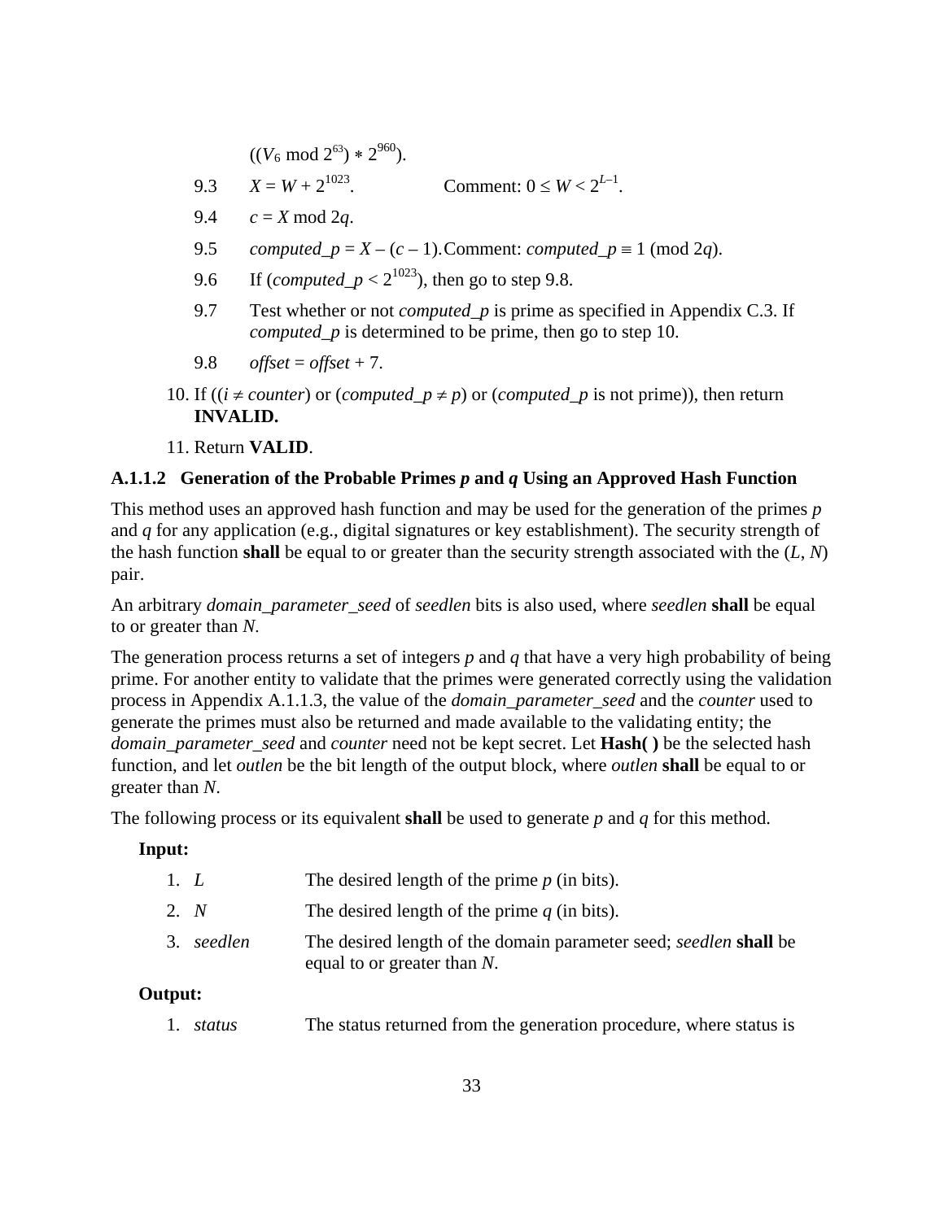$((V_6 \bmod 2^{63}) * 2^{960})$.

9.3 $X = W + 2^{1023}$. Comment: $0 \le W < 2^{L-1}$.

9.4 $c = X \bmod 2q$.

9.5 $computed\_p = X - (c - 1)$. Comment: $computed\_p \equiv 1 \pmod{2q}$.

9.6 If ($computed\_p < 2^{1023}$), then go to step 9.8.

9.7 Test whether or not *computed_p* is prime as specified in Appendix C.3. If *computed_p* is determined to be prime, then go to step 10.

9.8 $offset = offset + 7$.

10. If (($i \neq counter$) or ($computed\_p \neq p$) or (*computed_p* is not prime)), then return **INVALID.**

11. Return **VALID**.

#### A.1.1.2 Generation of the Probable Primes *p* and *q* Using an Approved Hash Function

This method uses an approved hash function and may be used for the generation of the primes *p* and *q* for any application (e.g., digital signatures or key establishment). The security strength of the hash function **shall** be equal to or greater than the security strength associated with the (*L*, *N*) pair.

An arbitrary *domain_parameter_seed* of *seedlen* bits is also used, where *seedlen* **shall** be equal to or greater than *N*.

The generation process returns a set of integers *p* and *q* that have a very high probability of being prime. For another entity to validate that the primes were generated correctly using the validation process in Appendix A.1.1.3, the value of the *domain_parameter_seed* and the *counter* used to generate the primes must also be returned and made available to the validating entity; the *domain_parameter_seed* and *counter* need not be kept secret. Let **Hash( )** be the selected hash function, and let *outlen* be the bit length of the output block, where *outlen* **shall** be equal to or greater than *N*.

The following process or its equivalent **shall** be used to generate *p* and *q* for this method.

**Input:**

1. *L* The desired length of the prime *p* (in bits).
2. *N* The desired length of the prime *q* (in bits).
3. *seedlen* The desired length of the domain parameter seed; *seedlen* **shall** be equal to or greater than *N*.

**Output:**

1. *status* The status returned from the generation procedure, where status is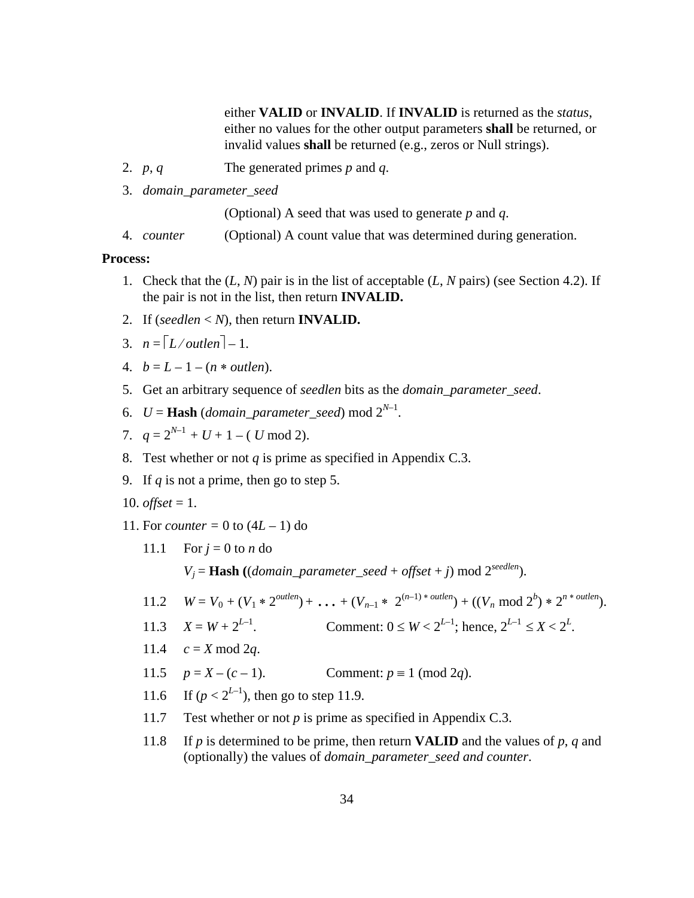either **VALID** or **INVALID**. If **INVALID** is returned as the *status*, either no values for the other output parameters **shall** be returned, or invalid values **shall** be returned (e.g., zeros or Null strings).

2. *p*, *q* The generated primes *p* and *q*.
3. *domain_parameter_seed*

   (Optional) A seed that was used to generate *p* and *q*.
4. *counter* (Optional) A count value that was determined during generation.

**Process:**

1. Check that the $(L, N)$ pair is in the list of acceptable $(L, N$ pairs) (see Section 4.2). If the pair is not in the list, then return **INVALID.**
2. If $(seedlen < N)$, then return **INVALID.**
3. $n = \lceil L / outlen \rceil - 1$.
4. $b = L - 1 - (n * outlen)$.
5. Get an arbitrary sequence of *seedlen* bits as the *domain_parameter_seed*.
6. $U =$ **Hash** $(domain\_parameter\_seed) \bmod 2^{N-1}$.
7. $q = 2^{N-1} + U + 1 - (U \bmod 2)$.
8. Test whether or not *q* is prime as specified in Appendix C.3.
9. If *q* is not a prime, then go to step 5.
10. *offset* = 1.
11. For *counter* = 0 to $(4L - 1)$ do

    11.1 For $j = 0$ to $n$ do

    $V_j =$ **Hash** $((domain\_parameter\_seed + offset + j) \bmod 2^{seedlen})$.

    11.2 $W = V_0 + (V_1 * 2^{outlen}) + \ldots + (V_{n-1} * 2^{(n-1) * outlen}) + ((V_n \bmod 2^b) * 2^{n * outlen})$.

    11.3 $X = W + 2^{L-1}$. Comment: $0 \le W < 2^{L-1}$; hence, $2^{L-1} \le X < 2^L$.

    11.4 $c = X \bmod 2q$.

    11.5 $p = X - (c - 1)$. Comment: $p \equiv 1 \pmod{2q}$.

    11.6 If $(p < 2^{L-1})$, then go to step 11.9.

    11.7 Test whether or not *p* is prime as specified in Appendix C.3.

    11.8 If *p* is determined to be prime, then return **VALID** and the values of *p*, *q* and (optionally) the values of *domain_parameter_seed and counter*.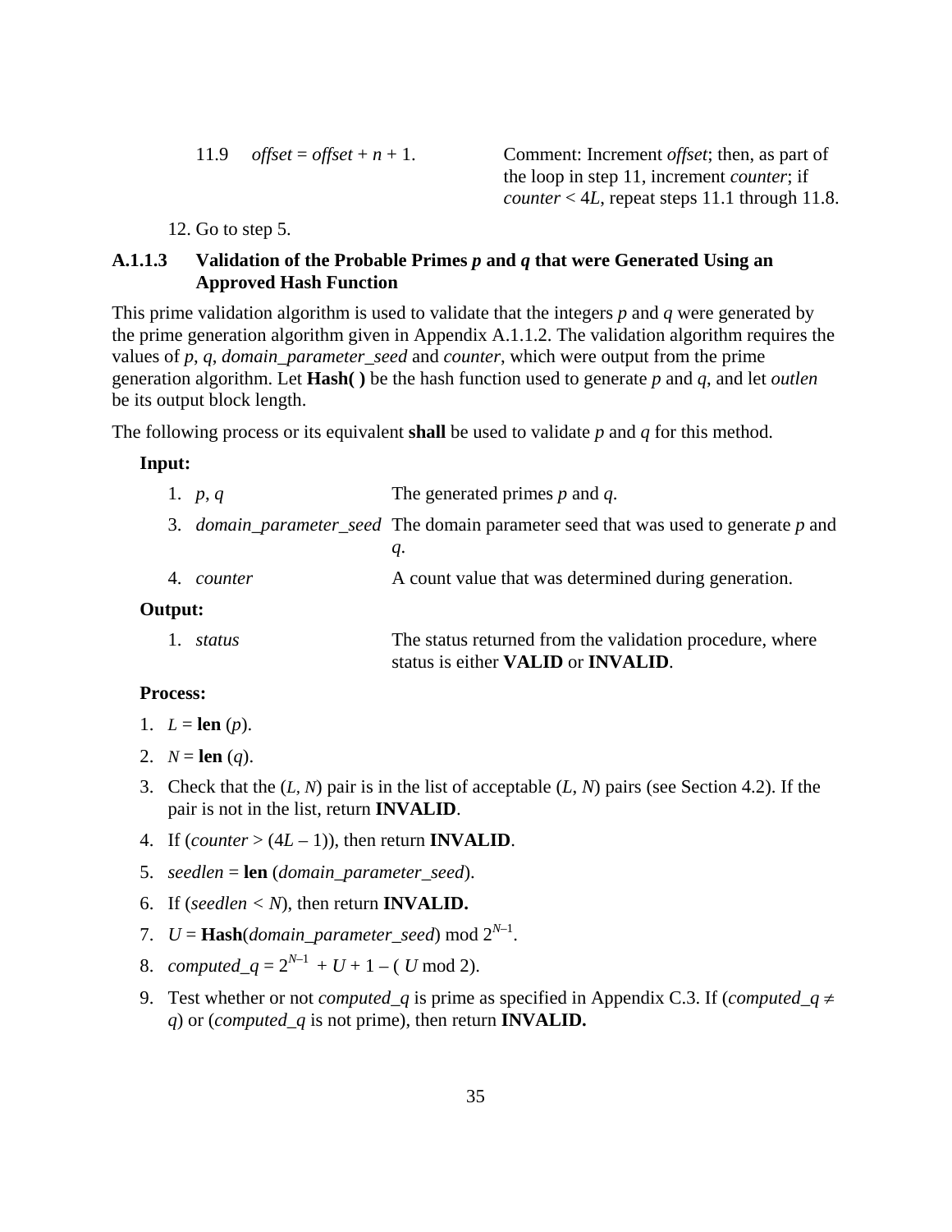11.9 *offset* = *offset* + *n* + 1. Comment: Increment *offset*; then, as part of the loop in step 11, increment *counter*; if *counter* < 4*L*, repeat steps 11.1 through 11.8.

12. Go to step 5.

### A.1.1.3 Validation of the Probable Primes *p* and *q* that were Generated Using an Approved Hash Function

This prime validation algorithm is used to validate that the integers *p* and *q* were generated by the prime generation algorithm given in Appendix A.1.1.2. The validation algorithm requires the values of *p*, *q*, *domain_parameter_seed* and *counter*, which were output from the prime generation algorithm. Let **Hash( )** be the hash function used to generate *p* and *q*, and let *outlen* be its output block length.

The following process or its equivalent **shall** be used to validate *p* and *q* for this method.

**Input:**

1. *p*, *q* — The generated primes *p* and *q*.
3. *domain_parameter_seed* — The domain parameter seed that was used to generate *p* and *q*.
4. *counter* — A count value that was determined during generation.

**Output:**

1. *status* — The status returned from the validation procedure, where status is either **VALID** or **INVALID**.

**Process:**

1. $L$ = **len** ($p$).
2. $N$ = **len** ($q$).
3. Check that the ($L$, $N$) pair is in the list of acceptable ($L$, $N$) pairs (see Section 4.2). If the pair is not in the list, return **INVALID**.
4. If (*counter* > ($4L - 1$)), then return **INVALID**.
5. *seedlen* = **len** (*domain_parameter_seed*).
6. If (*seedlen* < $N$), then return **INVALID.**
7. $U$ = **Hash**(*domain_parameter_seed*) mod $2^{N-1}$.
8. *computed_q* = $2^{N-1} + U + 1 - (U \bmod 2)$.
9. Test whether or not *computed_q* is prime as specified in Appendix C.3. If (*computed_q* ≠ *q*) or (*computed_q* is not prime), then return **INVALID.**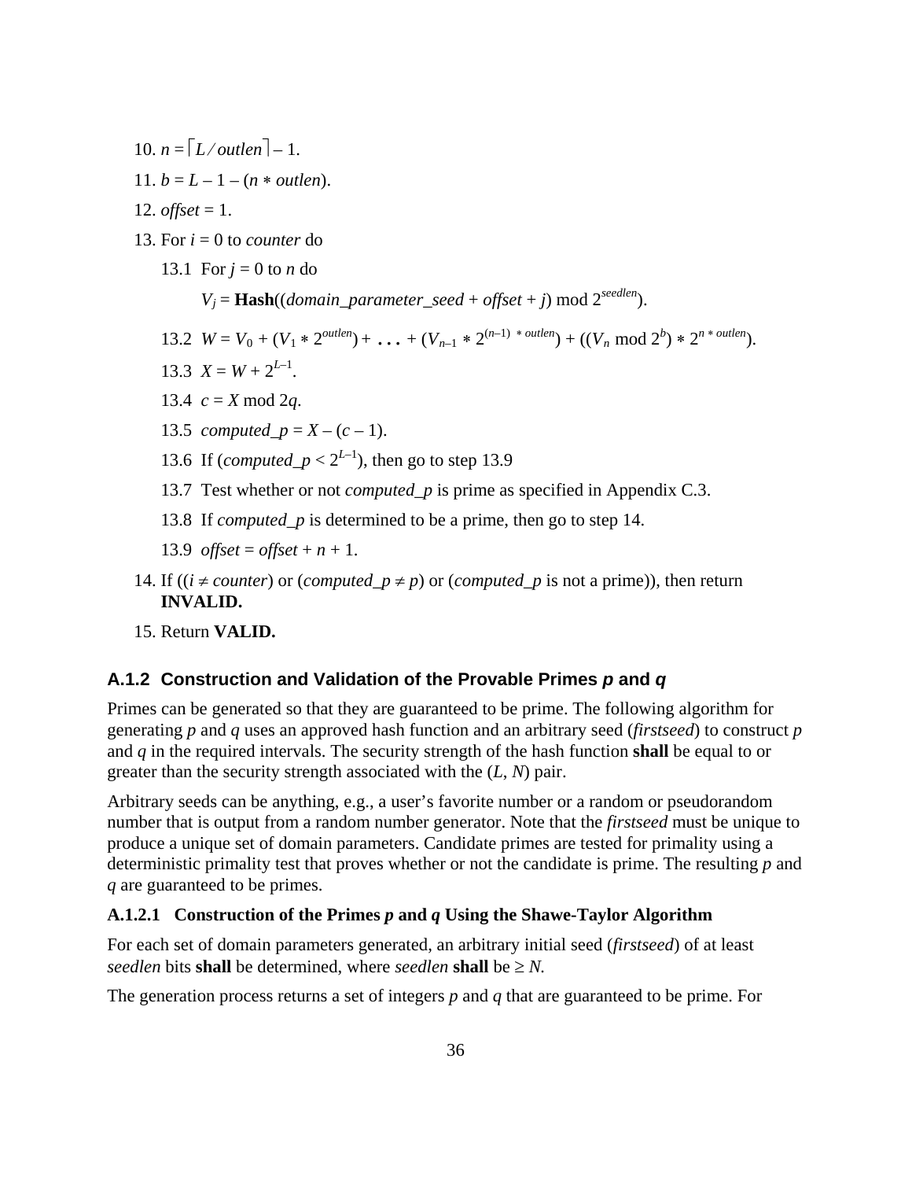10. $n = \lceil L / outlen \rceil - 1$.

11. $b = L - 1 - (n * outlen)$.

12. *offset* = 1.

13. For *i* = 0 to *counter* do

    13.1 For *j* = 0 to *n* do

    $V_j$ = **Hash**((*domain_parameter_seed* + *offset* + *j*) mod $2^{seedlen}$).

    13.2 $W = V_0 + (V_1 * 2^{outlen}) + \ldots + (V_{n-1} * 2^{(n-1) * outlen}) + ((V_n \bmod 2^b) * 2^{n * outlen})$.

    13.3 $X = W + 2^{L-1}$.

    13.4 $c = X \bmod 2q$.

    13.5 $computed\_p = X - (c - 1)$.

    13.6 If ($computed\_p < 2^{L-1}$), then go to step 13.9

    13.7 Test whether or not *computed_p* is prime as specified in Appendix C.3.

    13.8 If *computed_p* is determined to be a prime, then go to step 14.

    13.9 *offset* = *offset* + *n* + 1.

14. If (($i \neq counter$) or ($computed\_p \neq p$) or (*computed_p* is not a prime)), then return **INVALID.**

15. Return **VALID.**

### A.1.2 Construction and Validation of the Provable Primes *p* and *q*

Primes can be generated so that they are guaranteed to be prime. The following algorithm for generating *p* and *q* uses an approved hash function and an arbitrary seed (*firstseed*) to construct *p* and *q* in the required intervals. The security strength of the hash function **shall** be equal to or greater than the security strength associated with the (*L*, *N*) pair.

Arbitrary seeds can be anything, e.g., a user's favorite number or a random or pseudorandom number that is output from a random number generator. Note that the *firstseed* must be unique to produce a unique set of domain parameters. Candidate primes are tested for primality using a deterministic primality test that proves whether or not the candidate is prime. The resulting *p* and *q* are guaranteed to be primes.

#### A.1.2.1 Construction of the Primes *p* and *q* Using the Shawe-Taylor Algorithm

For each set of domain parameters generated, an arbitrary initial seed (*firstseed*) of at least *seedlen* bits **shall** be determined, where *seedlen* **shall** be $\geq N$.

The generation process returns a set of integers *p* and *q* that are guaranteed to be prime. For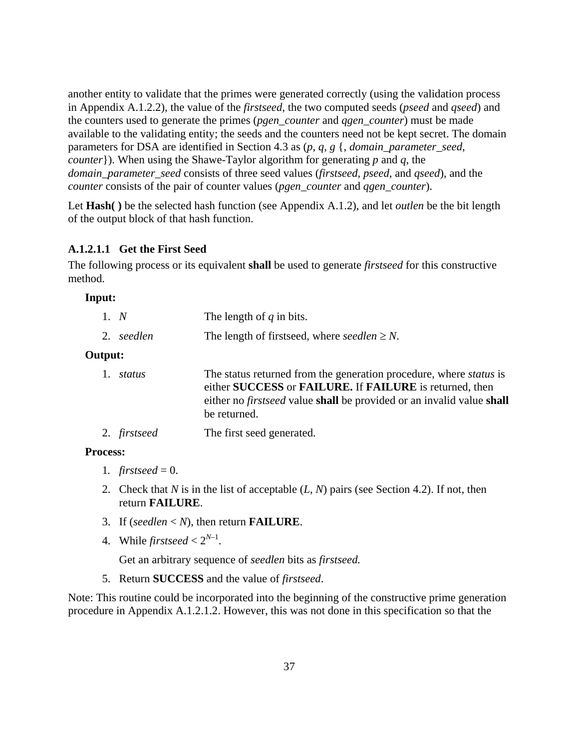another entity to validate that the primes were generated correctly (using the validation process in Appendix A.1.2.2), the value of the *firstseed*, the two computed seeds (*pseed* and *qseed*) and the counters used to generate the primes (*pgen_counter* and *qgen_counter*) must be made available to the validating entity; the seeds and the counters need not be kept secret. The domain parameters for DSA are identified in Section 4.3 as (*p*, *q*, *g* {, *domain_parameter_seed*, *counter*}). When using the Shawe-Taylor algorithm for generating *p* and *q*, the *domain_parameter_seed* consists of three seed values (*firstseed, pseed,* and *qseed*), and the *counter* consists of the pair of counter values (*pgen_counter* and *qgen_counter*).

Let **Hash( )** be the selected hash function (see Appendix A.1.2), and let *outlen* be the bit length of the output block of that hash function.

### A.1.2.1.1 Get the First Seed

The following process or its equivalent **shall** be used to generate *firstseed* for this constructive method.

**Input:**

| | |
|---|---|
| 1. *N* | The length of *q* in bits. |
| 2. *seedlen* | The length of firstseed, where *seedlen* ≥ *N*. |

**Output:**

| | |
|---|---|
| 1. *status* | The status returned from the generation procedure, where *status* is either **SUCCESS** or **FAILURE.** If **FAILURE** is returned, then either no *firstseed* value **shall** be provided or an invalid value **shall** be returned. |
| 2. *firstseed* | The first seed generated. |

**Process:**

1. *firstseed* = 0.
2. Check that *N* is in the list of acceptable (*L*, *N*) pairs (see Section 4.2). If not, then return **FAILURE**.
3. If (*seedlen* < *N*), then return **FAILURE**.
4. While *firstseed* < $2^{N-1}$.

   Get an arbitrary sequence of *seedlen* bits as *firstseed.*
5. Return **SUCCESS** and the value of *firstseed*.

Note: This routine could be incorporated into the beginning of the constructive prime generation procedure in Appendix A.1.2.1.2. However, this was not done in this specification so that the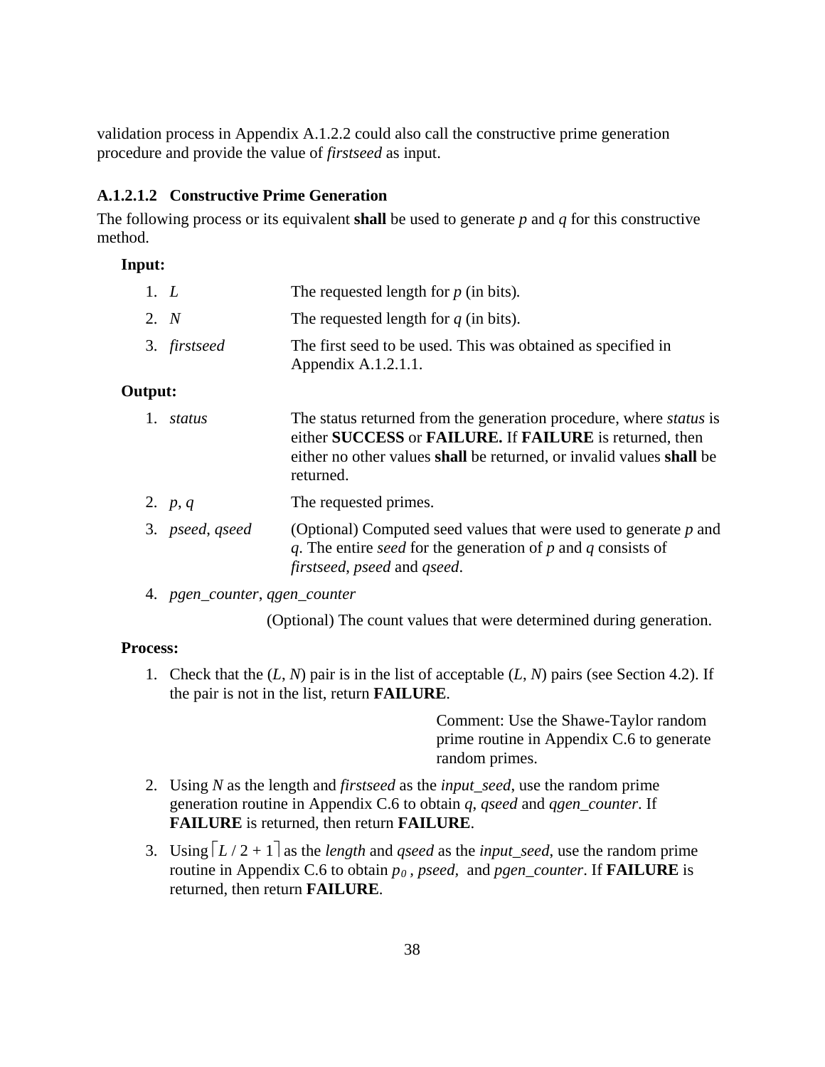validation process in Appendix A.1.2.2 could also call the constructive prime generation procedure and provide the value of *firstseed* as input.

#### A.1.2.1.2 Constructive Prime Generation

The following process or its equivalent **shall** be used to generate *p* and *q* for this constructive method.

**Input:**

1. *L* — The requested length for *p* (in bits).
2. *N* — The requested length for *q* (in bits).
3. *firstseed* — The first seed to be used. This was obtained as specified in Appendix A.1.2.1.1.

**Output:**

1. *status* — The status returned from the generation procedure, where *status* is either **SUCCESS** or **FAILURE.** If **FAILURE** is returned, then either no other values **shall** be returned, or invalid values **shall** be returned.
2. *p*, *q* — The requested primes.
3. *pseed*, *qseed* — (Optional) Computed seed values that were used to generate *p* and *q*. The entire *seed* for the generation of *p* and *q* consists of *firstseed*, *pseed* and *qseed*.
4. *pgen_counter*, *qgen_counter*

   (Optional) The count values that were determined during generation.

**Process:**

1. Check that the (*L*, *N*) pair is in the list of acceptable (*L*, *N*) pairs (see Section 4.2). If the pair is not in the list, return **FAILURE**.

   Comment: Use the Shawe-Taylor random prime routine in Appendix C.6 to generate random primes.

2. Using *N* as the length and *firstseed* as the *input_seed*, use the random prime generation routine in Appendix C.6 to obtain *q*, *qseed* and *qgen_counter*. If **FAILURE** is returned, then return **FAILURE**.
3. Using $\lceil L / 2 + 1 \rceil$ as the *length* and *qseed* as the *input_seed*, use the random prime routine in Appendix C.6 to obtain $p_0$ , *pseed*, and *pgen_counter*. If **FAILURE** is returned, then return **FAILURE**.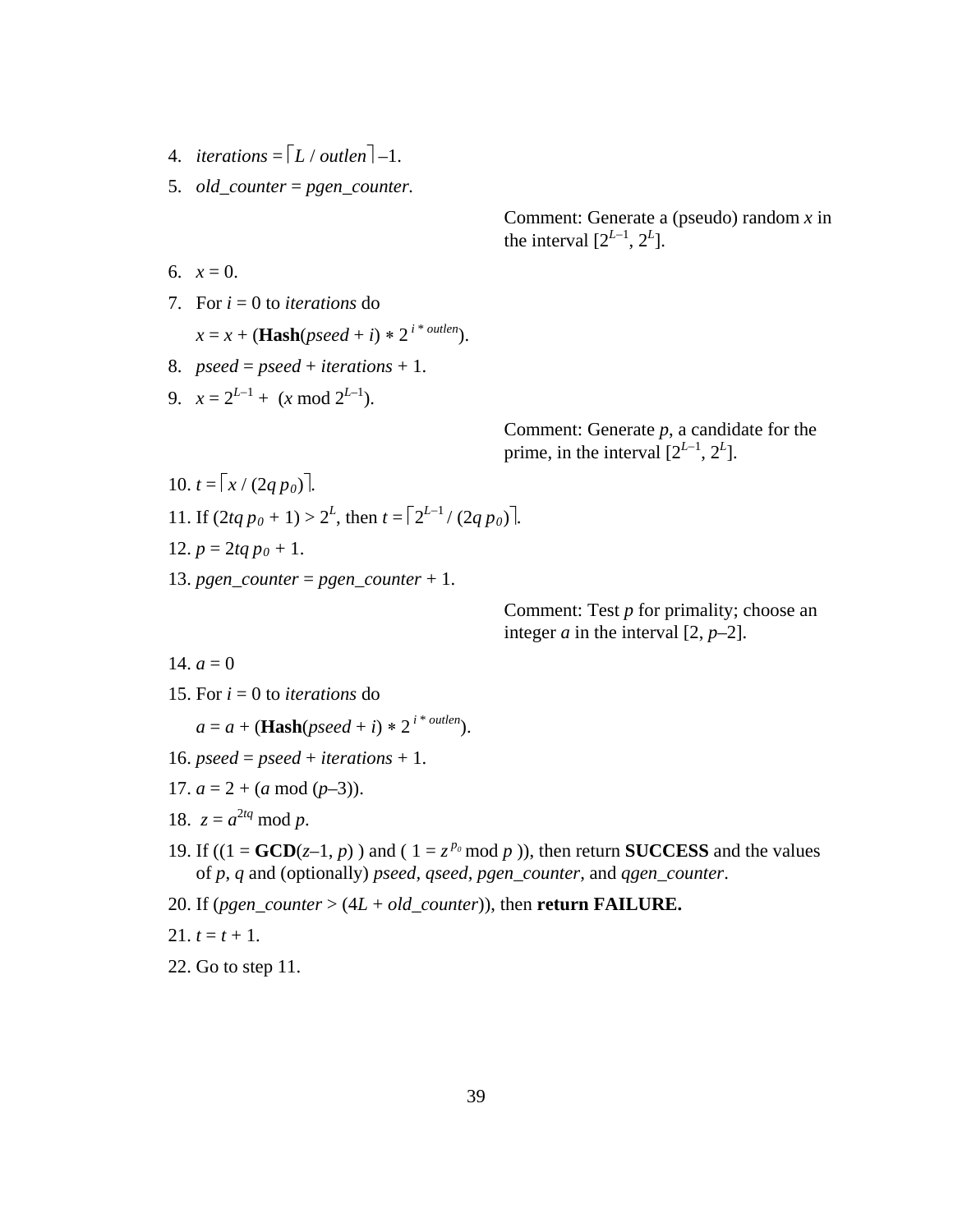4. $iterations = \lceil L / outlen \rceil - 1$.
5. $old\_counter = pgen\_counter$.

Comment: Generate a (pseudo) random $x$ in the interval $[2^{L-1}, 2^L]$.

6. $x = 0$.
7. For $i = 0$ to $iterations$ do

   $x = x + (\mathbf{Hash}(pseed + i) * 2^{i * outlen})$.
8. $pseed = pseed + iterations + 1$.
9. $x = 2^{L-1} + (x \bmod 2^{L-1})$.

Comment: Generate $p$, a candidate for the prime, in the interval $[2^{L-1}, 2^L]$.

10. $t = \lceil x / (2q\, p_0) \rceil$.
11. If $(2tq\, p_0 + 1) > 2^L$, then $t = \lceil 2^{L-1} / (2q\, p_0) \rceil$.
12. $p = 2tq\, p_0 + 1$.
13. $pgen\_counter = pgen\_counter + 1$.

Comment: Test $p$ for primality; choose an integer $a$ in the interval $[2, p-2]$.

14. $a = 0$
15. For $i = 0$ to $iterations$ do

    $a = a + (\mathbf{Hash}(pseed + i) * 2^{i * outlen})$.
16. $pseed = pseed + iterations + 1$.
17. $a = 2 + (a \bmod (p-3))$.
18. $z = a^{2tq} \bmod p$.
19. If $((1 = \mathbf{GCD}(z-1, p))$ and $(1 = z^{p_0} \bmod p))$, then return **SUCCESS** and the values of $p$, $q$ and (optionally) *pseed*, *qseed*, *pgen_counter*, and *qgen_counter*.
20. If $(pgen\_counter > (4L + old\_counter))$, then **return FAILURE.**
21. $t = t + 1$.
22. Go to step 11.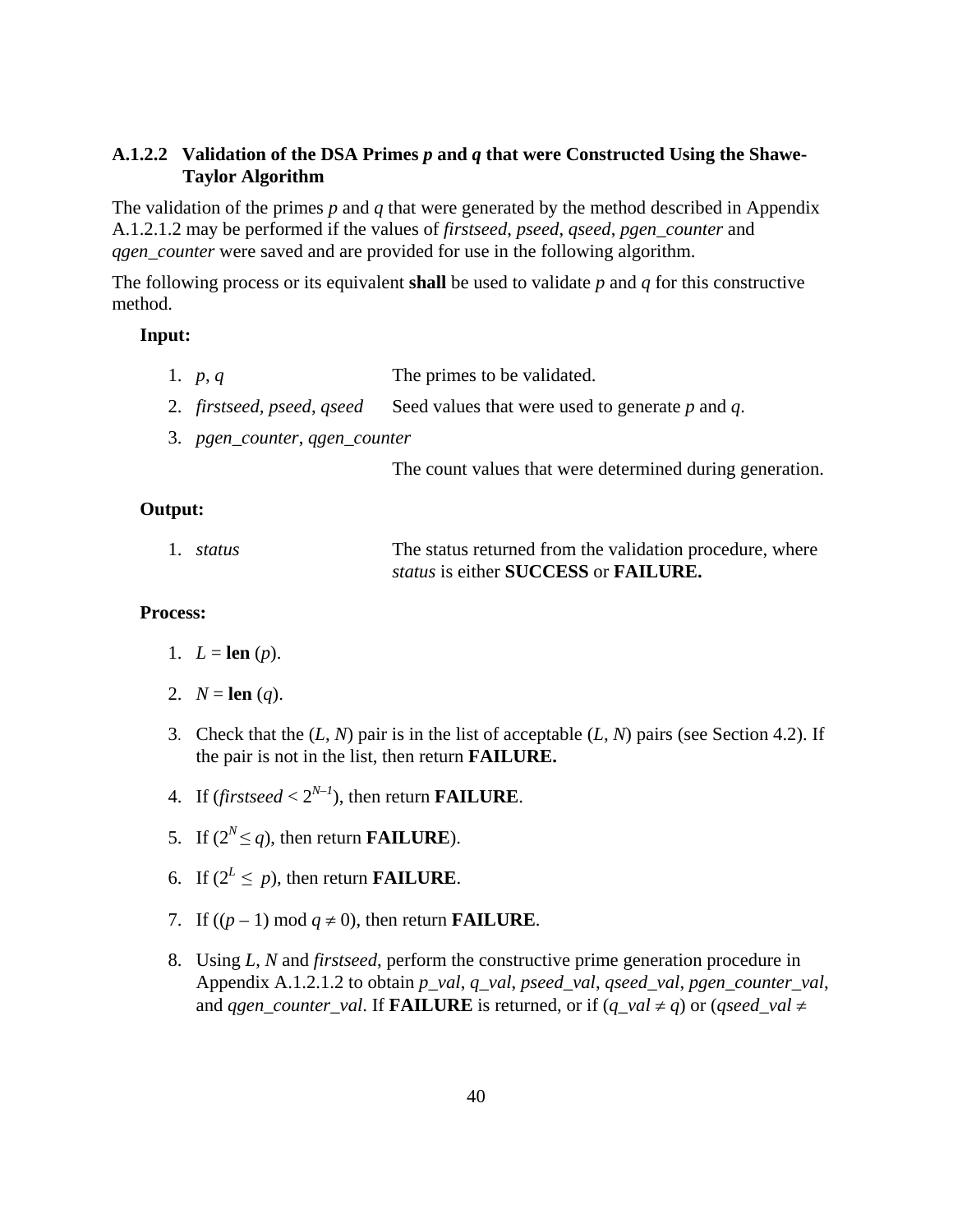### A.1.2.2 Validation of the DSA Primes *p* and *q* that were Constructed Using the Shawe-Taylor Algorithm

The validation of the primes *p* and *q* that were generated by the method described in Appendix A.1.2.1.2 may be performed if the values of *firstseed*, *pseed*, *qseed*, *pgen_counter* and *qgen_counter* were saved and are provided for use in the following algorithm.

The following process or its equivalent **shall** be used to validate *p* and *q* for this constructive method.

**Input:**

1. *p*, *q* — The primes to be validated.
2. *firstseed*, *pseed*, *qseed* — Seed values that were used to generate *p* and *q*.
3. *pgen_counter*, *qgen_counter* — The count values that were determined during generation.

**Output:**

1. *status* — The status returned from the validation procedure, where *status* is either **SUCCESS** or **FAILURE.**

**Process:**

1. $L$ = **len** ($p$).
2. $N$ = **len** ($q$).
3. Check that the ($L$, $N$) pair is in the list of acceptable ($L$, $N$) pairs (see Section 4.2). If the pair is not in the list, then return **FAILURE.**
4. If ($firstseed < 2^{N-1}$), then return **FAILURE**.
5. If ($2^N \leq q$), then return **FAILURE**).
6. If ($2^L \leq p$), then return **FAILURE**.
7. If (($p - 1$) mod $q \neq 0$), then return **FAILURE**.
8. Using $L$, $N$ and *firstseed*, perform the constructive prime generation procedure in Appendix A.1.2.1.2 to obtain *p_val*, *q_val*, *pseed_val*, *qseed_val*, *pgen_counter_val*, and *qgen_counter_val*. If **FAILURE** is returned, or if ($q\_val \neq q$) or ($qseed\_val \neq$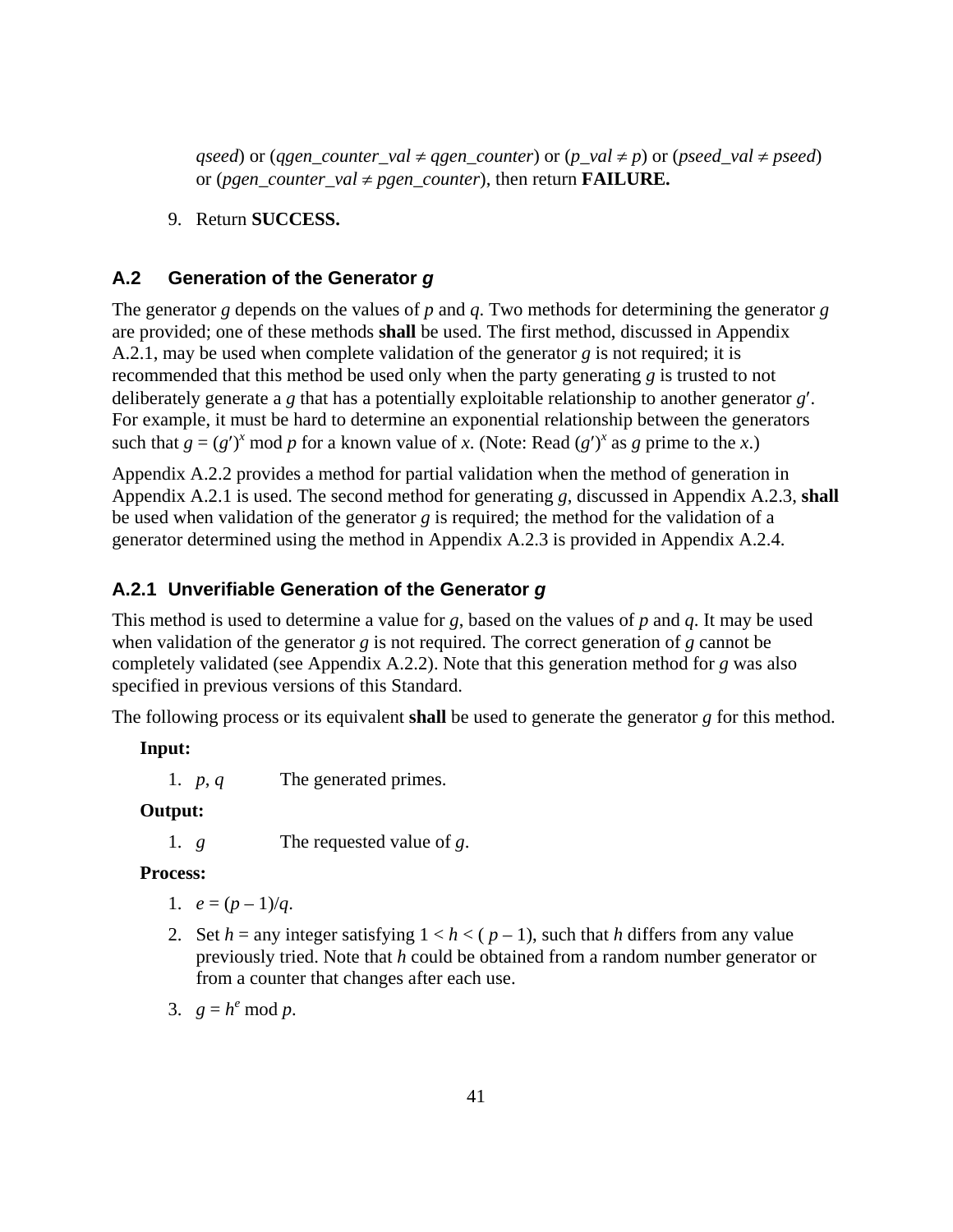*qseed*) or (*qgen_counter_val* ≠ *qgen_counter*) or (*p_val* ≠ *p*) or (*pseed_val* ≠ *pseed*) or (*pgen_counter_val* ≠ *pgen_counter*), then return **FAILURE.**

9. Return **SUCCESS.**

## A.2 Generation of the Generator *g*

The generator *g* depends on the values of *p* and *q*. Two methods for determining the generator *g* are provided; one of these methods **shall** be used. The first method, discussed in Appendix A.2.1, may be used when complete validation of the generator *g* is not required; it is recommended that this method be used only when the party generating *g* is trusted to not deliberately generate a *g* that has a potentially exploitable relationship to another generator *g*′. For example, it must be hard to determine an exponential relationship between the generators such that $g = (g')^x \bmod p$ for a known value of *x*. (Note: Read $(g')^x$ as *g* prime to the *x*.)

Appendix A.2.2 provides a method for partial validation when the method of generation in Appendix A.2.1 is used. The second method for generating *g*, discussed in Appendix A.2.3, **shall** be used when validation of the generator *g* is required; the method for the validation of a generator determined using the method in Appendix A.2.3 is provided in Appendix A.2.4.

### A.2.1 Unverifiable Generation of the Generator *g*

This method is used to determine a value for *g*, based on the values of *p* and *q*. It may be used when validation of the generator *g* is not required. The correct generation of *g* cannot be completely validated (see Appendix A.2.2). Note that this generation method for *g* was also specified in previous versions of this Standard.

The following process or its equivalent **shall** be used to generate the generator *g* for this method.

**Input:**

1. *p*, *q* The generated primes.

**Output:**

1. *g* The requested value of *g*.

**Process:**

1. $e = (p - 1)/q$.
2. Set *h* = any integer satisfying $1 < h < (p - 1)$, such that *h* differs from any value previously tried. Note that *h* could be obtained from a random number generator or from a counter that changes after each use.
3. $g = h^e \bmod p$.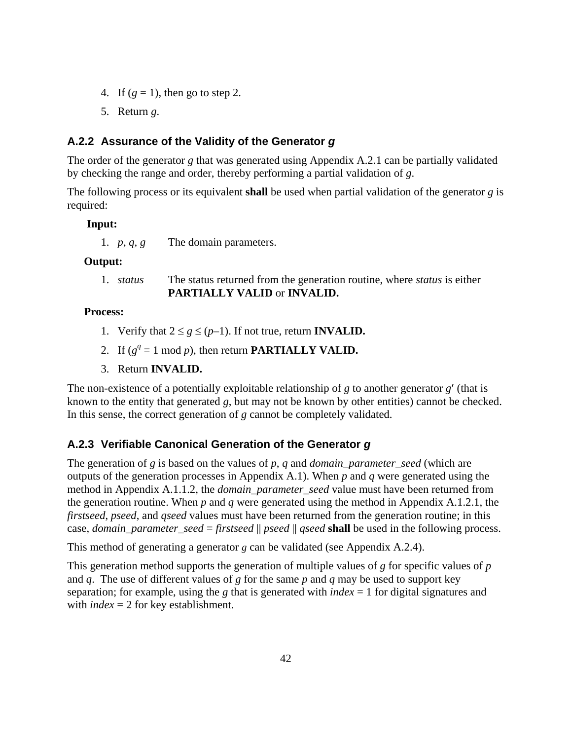4. If ($g = 1$), then go to step 2.
5. Return $g$.

### A.2.2 Assurance of the Validity of the Generator *g*

The order of the generator $g$ that was generated using Appendix A.2.1 can be partially validated by checking the range and order, thereby performing a partial validation of $g$.

The following process or its equivalent **shall** be used when partial validation of the generator $g$ is required:

**Input:**

1. $p$, $q$, $g$ The domain parameters.

**Output:**

1. *status* The status returned from the generation routine, where *status* is either **PARTIALLY VALID** or **INVALID.**

**Process:**

1. Verify that $2 \le g \le (p–1)$. If not true, return **INVALID.**
2. If ($g^q = 1 \bmod p$), then return **PARTIALLY VALID.**
3. Return **INVALID.**

The non-existence of a potentially exploitable relationship of $g$ to another generator $g'$ (that is known to the entity that generated $g$, but may not be known by other entities) cannot be checked. In this sense, the correct generation of $g$ cannot be completely validated.

### A.2.3 Verifiable Canonical Generation of the Generator *g*

The generation of $g$ is based on the values of $p$, $q$ and *domain_parameter_seed* (which are outputs of the generation processes in Appendix A.1). When $p$ and $q$ were generated using the method in Appendix A.1.1.2, the *domain_parameter_seed* value must have been returned from the generation routine. When $p$ and $q$ were generated using the method in Appendix A.1.2.1, the *firstseed*, *pseed*, and *qseed* values must have been returned from the generation routine; in this case, *domain_parameter_seed* = *firstseed* || *pseed* || *qseed* **shall** be used in the following process.

This method of generating a generator $g$ can be validated (see Appendix A.2.4).

This generation method supports the generation of multiple values of $g$ for specific values of $p$ and $q$. The use of different values of $g$ for the same $p$ and $q$ may be used to support key separation; for example, using the $g$ that is generated with *index* = 1 for digital signatures and with *index* = 2 for key establishment.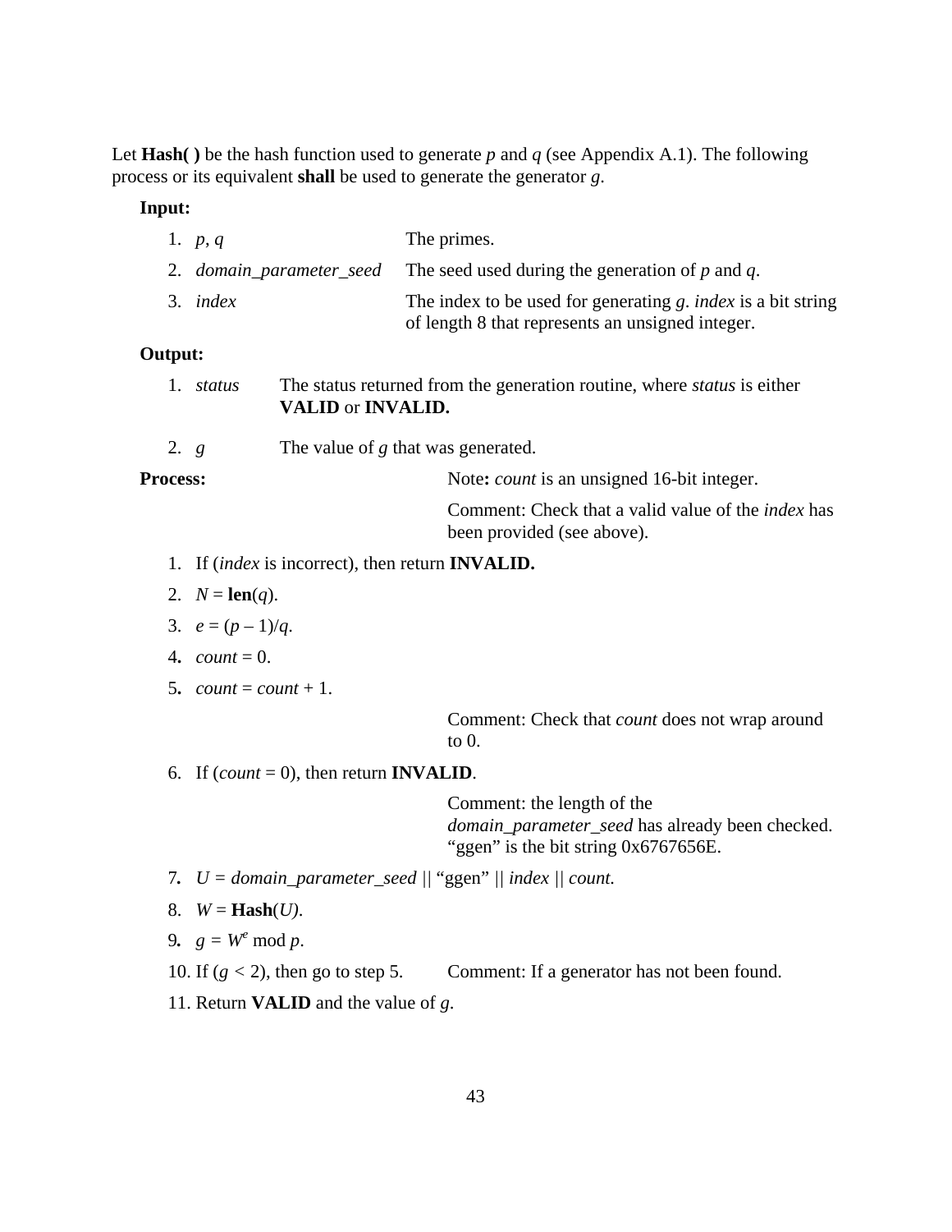Let **Hash( )** be the hash function used to generate $p$ and $q$ (see Appendix A.1). The following process or its equivalent **shall** be used to generate the generator $g$.

**Input:**

1. $p$, $q$ — The primes.
2. *domain_parameter_seed* — The seed used during the generation of $p$ and $q$.
3. *index* — The index to be used for generating $g$. *index* is a bit string of length 8 that represents an unsigned integer.

**Output:**

1. *status* — The status returned from the generation routine, where *status* is either **VALID** or **INVALID.**
2. $g$ — The value of $g$ that was generated.

**Process:**

Note**:** *count* is an unsigned 16-bit integer.

Comment: Check that a valid value of the *index* has been provided (see above).

1. If (*index* is incorrect), then return **INVALID.**
2. $N$ = **len**($q$).
3. $e = (p – 1)/q$.
4. *count* = 0.
5. *count* = *count* + 1.

   Comment: Check that *count* does not wrap around to 0.

6. If (*count* = 0), then return **INVALID**.

   Comment: the length of the *domain_parameter_seed* has already been checked. “ggen” is the bit string 0x6767656E.

7. $U$ = *domain_parameter_seed* || “ggen” || *index* || *count.*
8. $W$ = **Hash**($U$).
9. $g = W^e \bmod p$.
10. If ($g < 2$), then go to step 5. Comment: If a generator has not been found.
11. Return **VALID** and the value of $g$.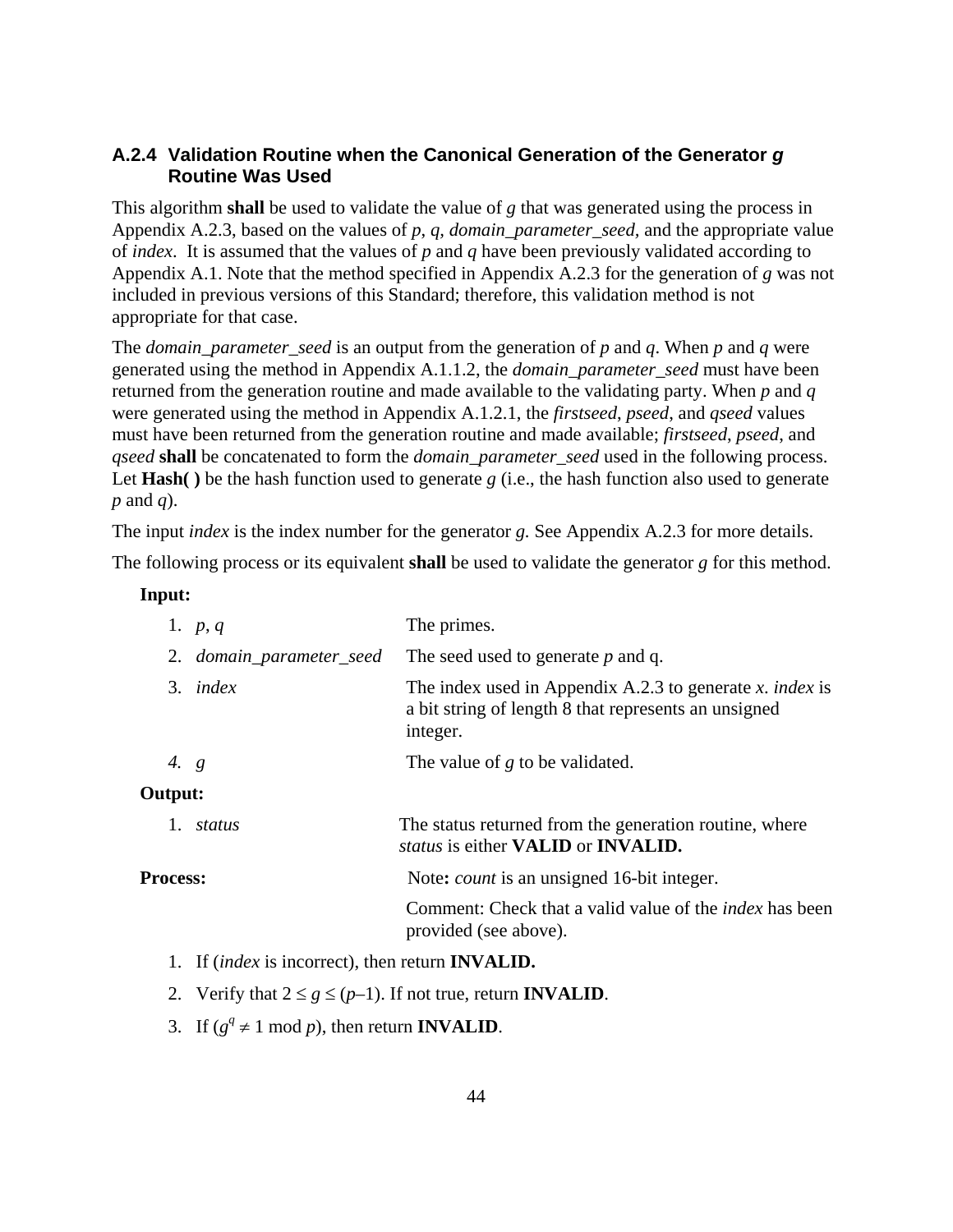### A.2.4 Validation Routine when the Canonical Generation of the Generator *g* Routine Was Used

This algorithm **shall** be used to validate the value of *g* that was generated using the process in Appendix A.2.3, based on the values of *p*, *q*, *domain_parameter_seed*, and the appropriate value of *index*. It is assumed that the values of *p* and *q* have been previously validated according to Appendix A.1. Note that the method specified in Appendix A.2.3 for the generation of *g* was not included in previous versions of this Standard; therefore, this validation method is not appropriate for that case.

The *domain_parameter_seed* is an output from the generation of *p* and *q*. When *p* and *q* were generated using the method in Appendix A.1.1.2, the *domain_parameter_seed* must have been returned from the generation routine and made available to the validating party. When *p* and *q* were generated using the method in Appendix A.1.2.1, the *firstseed*, *pseed*, and *qseed* values must have been returned from the generation routine and made available; *firstseed*, *pseed*, and *qseed* **shall** be concatenated to form the *domain_parameter_seed* used in the following process. Let **Hash( )** be the hash function used to generate *g* (i.e., the hash function also used to generate *p* and *q*).

The input *index* is the index number for the generator *g*. See Appendix A.2.3 for more details.

The following process or its equivalent **shall** be used to validate the generator *g* for this method.

**Input:**

1. *p*, *q* — The primes.
2. *domain_parameter_seed* — The seed used to generate *p* and q.
3. *index* — The index used in Appendix A.2.3 to generate *x*. *index* is a bit string of length 8 that represents an unsigned integer.
4. *g* — The value of *g* to be validated.

**Output:**

1. *status* — The status returned from the generation routine, where *status* is either **VALID** or **INVALID.**

**Process:** Note**:** *count* is an unsigned 16-bit integer.

Comment: Check that a valid value of the *index* has been provided (see above).

1. If (*index* is incorrect), then return **INVALID.**
2. Verify that $2 \le g \le (p-1)$. If not true, return **INVALID**.
3. If ($g^q \neq 1 \bmod p$), then return **INVALID**.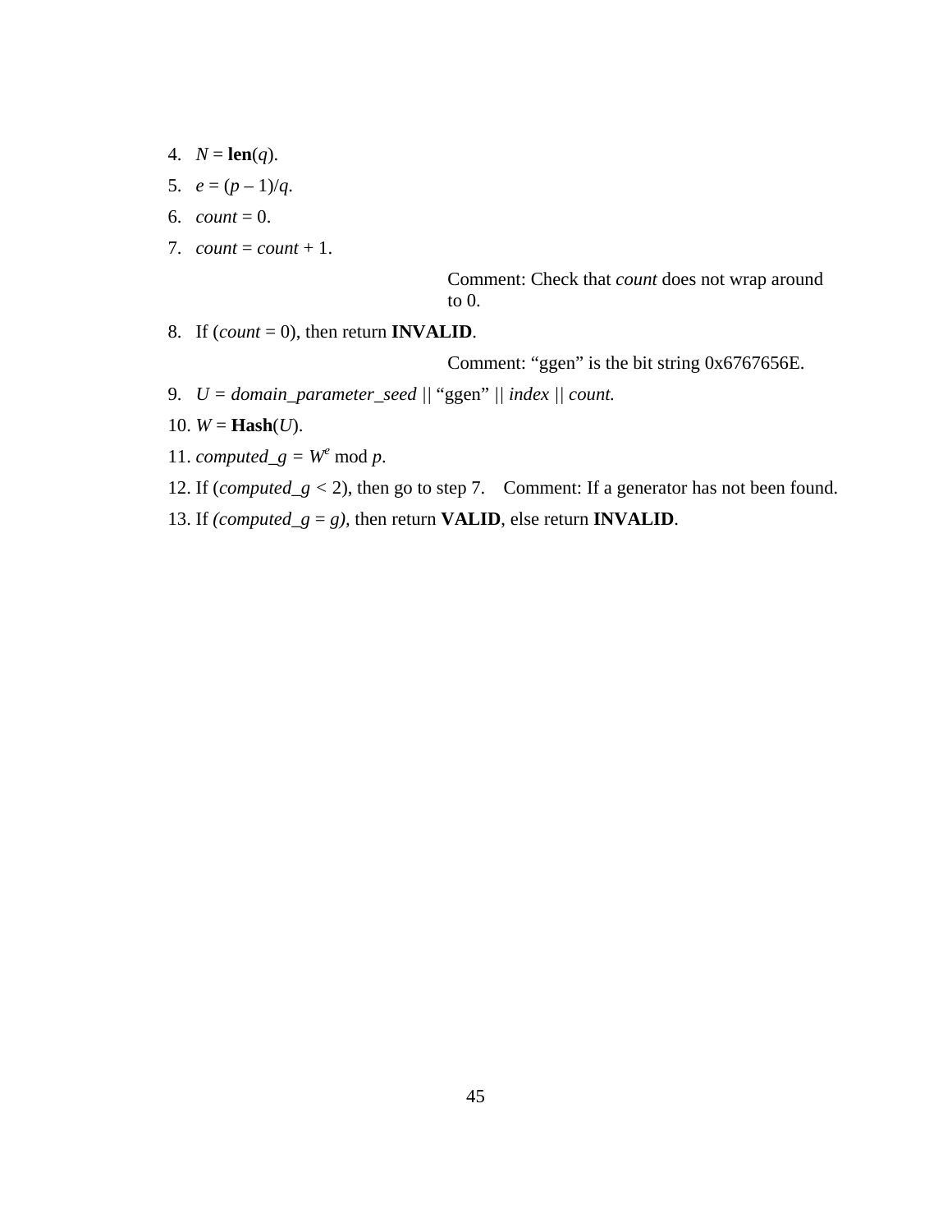4. $N$ = **len**($q$).
5. $e = (p - 1)/q$.
6. *count* = 0.
7. *count* = *count* + 1.

   Comment: Check that *count* does not wrap around to 0.

8. If (*count* = 0), then return **INVALID**.

   Comment: "ggen" is the bit string 0x6767656E.

9. $U$ = *domain_parameter_seed* || "ggen" || *index* || *count.*
10. $W$ = **Hash**($U$).
11. *computed_g* = $W^e$ mod $p$.
12. If (*computed_g* < 2), then go to step 7.    Comment: If a generator has not been found.
13. If *(computed_g = g)*, then return **VALID**, else return **INVALID**.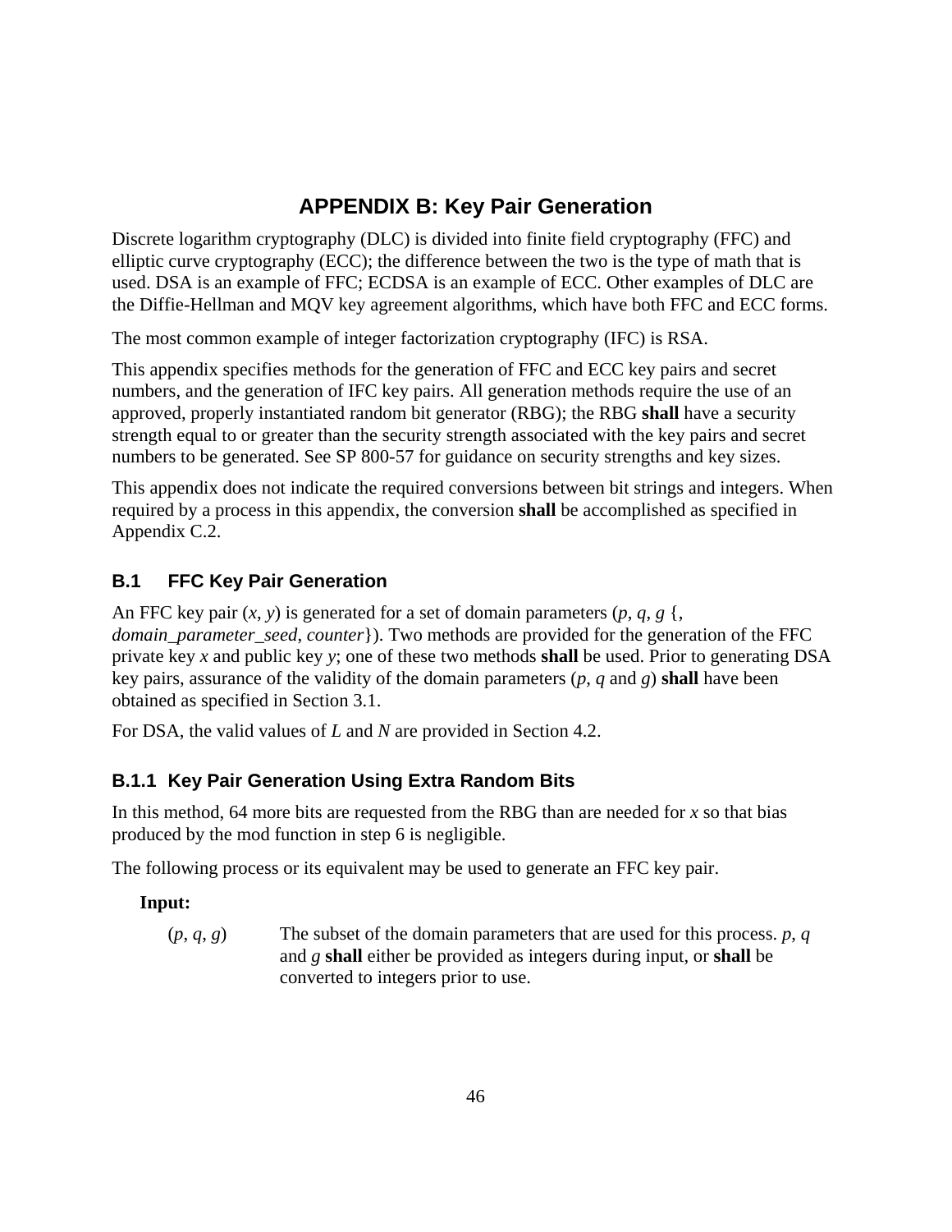# APPENDIX B: Key Pair Generation

Discrete logarithm cryptography (DLC) is divided into finite field cryptography (FFC) and elliptic curve cryptography (ECC); the difference between the two is the type of math that is used. DSA is an example of FFC; ECDSA is an example of ECC. Other examples of DLC are the Diffie-Hellman and MQV key agreement algorithms, which have both FFC and ECC forms.

The most common example of integer factorization cryptography (IFC) is RSA.

This appendix specifies methods for the generation of FFC and ECC key pairs and secret numbers, and the generation of IFC key pairs. All generation methods require the use of an approved, properly instantiated random bit generator (RBG); the RBG **shall** have a security strength equal to or greater than the security strength associated with the key pairs and secret numbers to be generated. See SP 800-57 for guidance on security strengths and key sizes.

This appendix does not indicate the required conversions between bit strings and integers. When required by a process in this appendix, the conversion **shall** be accomplished as specified in Appendix C.2.

## B.1 FFC Key Pair Generation

An FFC key pair $(x, y)$ is generated for a set of domain parameters $(p, q, g$ {, *domain_parameter_seed*, *counter*}). Two methods are provided for the generation of the FFC private key $x$ and public key $y$; one of these two methods **shall** be used. Prior to generating DSA key pairs, assurance of the validity of the domain parameters ($p$, $q$ and $g$) **shall** have been obtained as specified in Section 3.1.

For DSA, the valid values of $L$ and $N$ are provided in Section 4.2.

### B.1.1 Key Pair Generation Using Extra Random Bits

In this method, 64 more bits are requested from the RBG than are needed for $x$ so that bias produced by the mod function in step 6 is negligible.

The following process or its equivalent may be used to generate an FFC key pair.

**Input:**

$(p, q, g)$ The subset of the domain parameters that are used for this process. $p$, $q$ and $g$ **shall** either be provided as integers during input, or **shall** be converted to integers prior to use.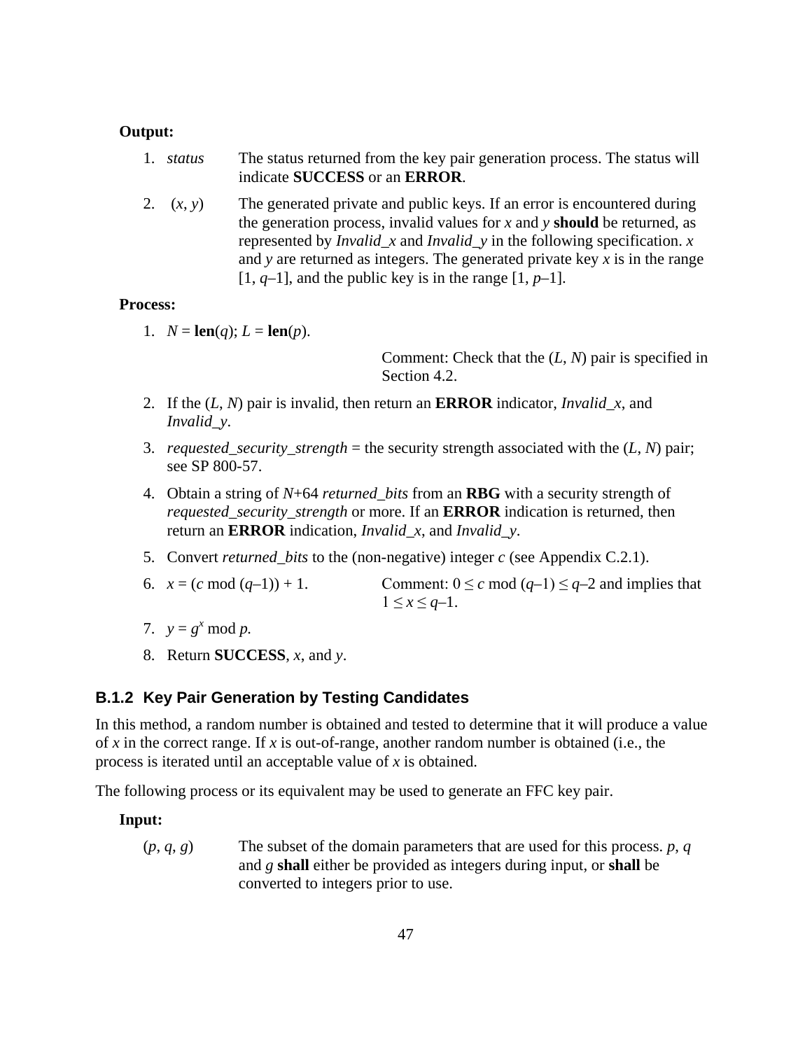**Output:**

1. *status* The status returned from the key pair generation process. The status will indicate **SUCCESS** or an **ERROR**.

2. $(x, y)$ The generated private and public keys. If an error is encountered during the generation process, invalid values for $x$ and $y$ **should** be returned, as represented by *Invalid_x* and *Invalid_y* in the following specification. $x$ and $y$ are returned as integers. The generated private key $x$ is in the range $[1, q–1]$, and the public key is in the range $[1, p–1]$.

**Process:**

1. $N$ = **len**($q$); $L$ = **len**($p$).

   Comment: Check that the $(L, N)$ pair is specified in Section 4.2.

2. If the $(L, N)$ pair is invalid, then return an **ERROR** indicator, *Invalid_x*, and *Invalid_y*.

3. *requested_security_strength* = the security strength associated with the $(L, N)$ pair; see SP 800-57.

4. Obtain a string of $N$+64 *returned_bits* from an **RBG** with a security strength of *requested_security_strength* or more. If an **ERROR** indication is returned, then return an **ERROR** indication, *Invalid_x*, and *Invalid_y*.

5. Convert *returned_bits* to the (non-negative) integer $c$ (see Appendix C.2.1).

6. $x = (c \bmod (q–1)) + 1$. Comment: $0 \le c \bmod (q–1) \le q–2$ and implies that $1 \le x \le q–1$.

7. $y = g^x \bmod p$.

8. Return **SUCCESS**, $x$, and $y$.

### B.1.2 Key Pair Generation by Testing Candidates

In this method, a random number is obtained and tested to determine that it will produce a value of $x$ in the correct range. If $x$ is out-of-range, another random number is obtained (i.e., the process is iterated until an acceptable value of $x$ is obtained.

The following process or its equivalent may be used to generate an FFC key pair.

**Input:**

$(p, q, g)$ The subset of the domain parameters that are used for this process. $p$, $q$ and $g$ **shall** either be provided as integers during input, or **shall** be converted to integers prior to use.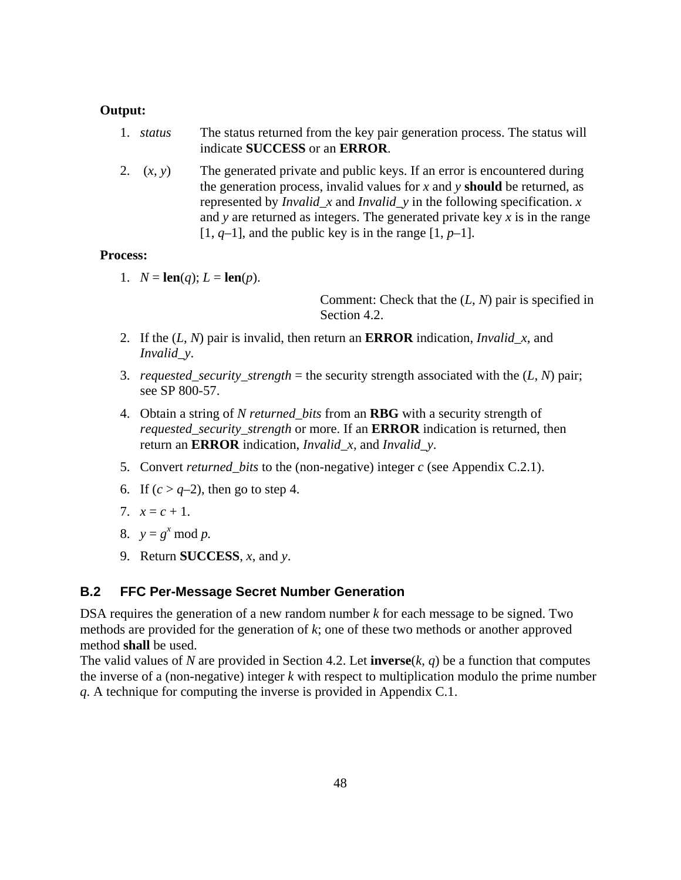**Output:**

1. *status* The status returned from the key pair generation process. The status will indicate **SUCCESS** or an **ERROR**.

2. $(x, y)$ The generated private and public keys. If an error is encountered during the generation process, invalid values for $x$ and $y$ **should** be returned, as represented by *Invalid_x* and *Invalid_y* in the following specification. $x$ and $y$ are returned as integers. The generated private key $x$ is in the range $[1, q–1]$, and the public key is in the range $[1, p–1]$.

**Process:**

1. $N$ = **len**($q$); $L$ = **len**($p$).

   Comment: Check that the $(L, N)$ pair is specified in Section 4.2.

2. If the $(L, N)$ pair is invalid, then return an **ERROR** indication, *Invalid_x*, and *Invalid_y*.

3. *requested_security_strength* = the security strength associated with the $(L, N)$ pair; see SP 800-57.

4. Obtain a string of $N$ *returned_bits* from an **RBG** with a security strength of *requested_security_strength* or more. If an **ERROR** indication is returned, then return an **ERROR** indication, *Invalid_x*, and *Invalid_y*.

5. Convert *returned_bits* to the (non-negative) integer $c$ (see Appendix C.2.1).

6. If $(c > q–2)$, then go to step 4.

7. $x = c + 1$.

8. $y = g^x \bmod p$.

9. Return **SUCCESS**, $x$, and $y$.

### B.2 FFC Per-Message Secret Number Generation

DSA requires the generation of a new random number $k$ for each message to be signed. Two methods are provided for the generation of $k$; one of these two methods or another approved method **shall** be used.
The valid values of $N$ are provided in Section 4.2. Let **inverse**($k$, $q$) be a function that computes the inverse of a (non-negative) integer $k$ with respect to multiplication modulo the prime number $q$. A technique for computing the inverse is provided in Appendix C.1.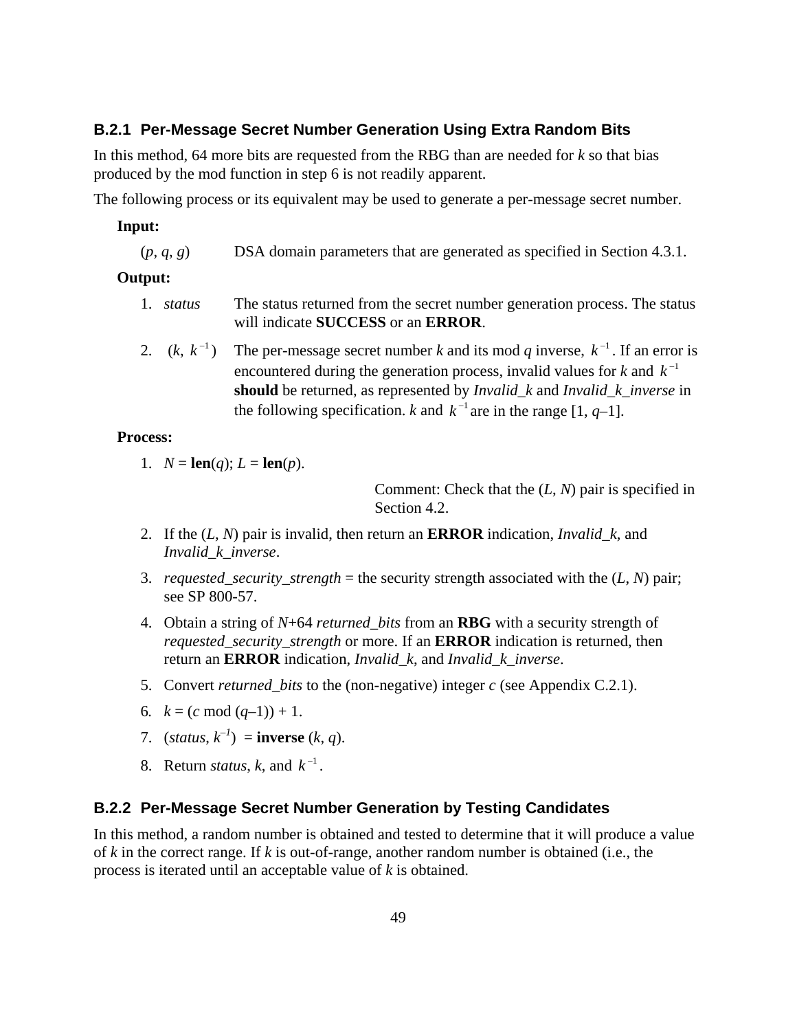### B.2.1 Per-Message Secret Number Generation Using Extra Random Bits

In this method, 64 more bits are requested from the RBG than are needed for $k$ so that bias produced by the mod function in step 6 is not readily apparent.

The following process or its equivalent may be used to generate a per-message secret number.

**Input:**

($p$, $q$, $g$) DSA domain parameters that are generated as specified in Section 4.3.1.

**Output:**

1. *status* The status returned from the secret number generation process. The status will indicate **SUCCESS** or an **ERROR**.
2. $(k,\ k^{-1})$ The per-message secret number $k$ and its mod $q$ inverse, $k^{-1}$. If an error is encountered during the generation process, invalid values for $k$ and $k^{-1}$ **should** be returned, as represented by *Invalid_k* and *Invalid_k_inverse* in the following specification. $k$ and $k^{-1}$ are in the range [1, $q$–1].

**Process:**

1. $N$ = **len**($q$); $L$ = **len**($p$).

   Comment: Check that the ($L$, $N$) pair is specified in Section 4.2.

2. If the ($L$, $N$) pair is invalid, then return an **ERROR** indication, *Invalid_k*, and *Invalid_k_inverse*.
3. *requested_security_strength* = the security strength associated with the ($L$, $N$) pair; see SP 800-57.
4. Obtain a string of $N$+64 *returned_bits* from an **RBG** with a security strength of *requested_security_strength* or more. If an **ERROR** indication is returned, then return an **ERROR** indication, *Invalid_k*, and *Invalid_k_inverse*.
5. Convert *returned_bits* to the (non-negative) integer $c$ (see Appendix C.2.1).
6. $k = (c \bmod (q–1)) + 1$.
7. (*status*, $k^{-1}$) = **inverse** ($k$, $q$).
8. Return *status*, $k$, and $k^{-1}$.

### B.2.2 Per-Message Secret Number Generation by Testing Candidates

In this method, a random number is obtained and tested to determine that it will produce a value of $k$ in the correct range. If $k$ is out-of-range, another random number is obtained (i.e., the process is iterated until an acceptable value of $k$ is obtained.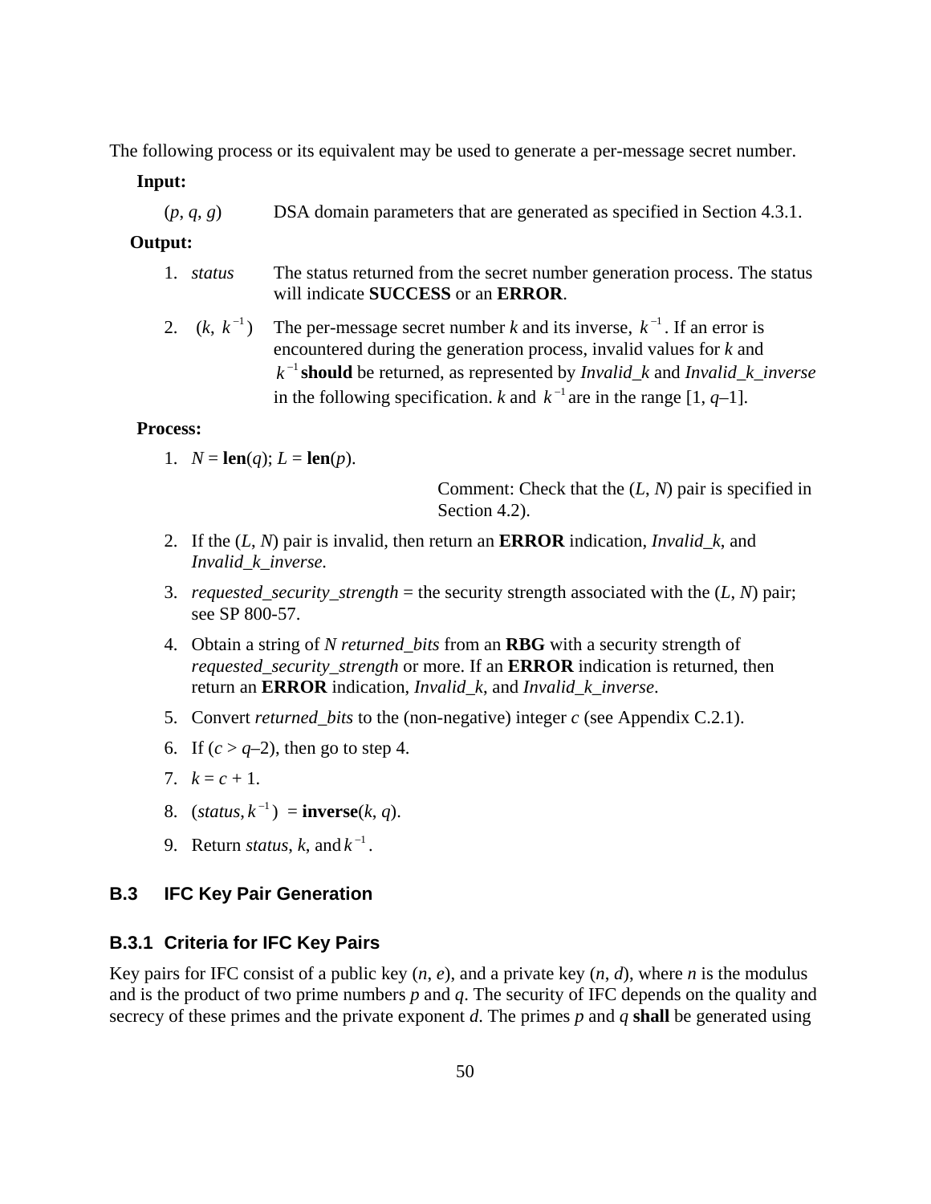The following process or its equivalent may be used to generate a per-message secret number.

**Input:**

($p$, $q$, $g$) DSA domain parameters that are generated as specified in Section 4.3.1.

**Output:**

1. *status* The status returned from the secret number generation process. The status will indicate **SUCCESS** or an **ERROR**.
2. ($k$, $k^{-1}$) The per-message secret number $k$ and its inverse, $k^{-1}$. If an error is encountered during the generation process, invalid values for $k$ and $k^{-1}$ **should** be returned, as represented by *Invalid_k* and *Invalid_k_inverse* in the following specification. $k$ and $k^{-1}$ are in the range [1, $q$–1].

**Process:**

1. $N$ = **len**($q$); $L$ = **len**($p$).

   Comment: Check that the ($L$, $N$) pair is specified in Section 4.2).

2. If the ($L$, $N$) pair is invalid, then return an **ERROR** indication, *Invalid_k*, and *Invalid_k_inverse*.
3. *requested_security_strength* = the security strength associated with the ($L$, $N$) pair; see SP 800-57.
4. Obtain a string of $N$ *returned_bits* from an **RBG** with a security strength of *requested_security_strength* or more. If an **ERROR** indication is returned, then return an **ERROR** indication, *Invalid_k*, and *Invalid_k_inverse*.
5. Convert *returned_bits* to the (non-negative) integer $c$ (see Appendix C.2.1).
6. If ($c > q$–2), then go to step 4.
7. $k = c + 1$.
8. (*status*, $k^{-1}$) = **inverse**($k$, $q$).
9. Return *status*, $k$, and $k^{-1}$.

## B.3 IFC Key Pair Generation

### B.3.1 Criteria for IFC Key Pairs

Key pairs for IFC consist of a public key ($n$, $e$), and a private key ($n$, $d$), where $n$ is the modulus and is the product of two prime numbers $p$ and $q$. The security of IFC depends on the quality and secrecy of these primes and the private exponent $d$. The primes $p$ and $q$ **shall** be generated using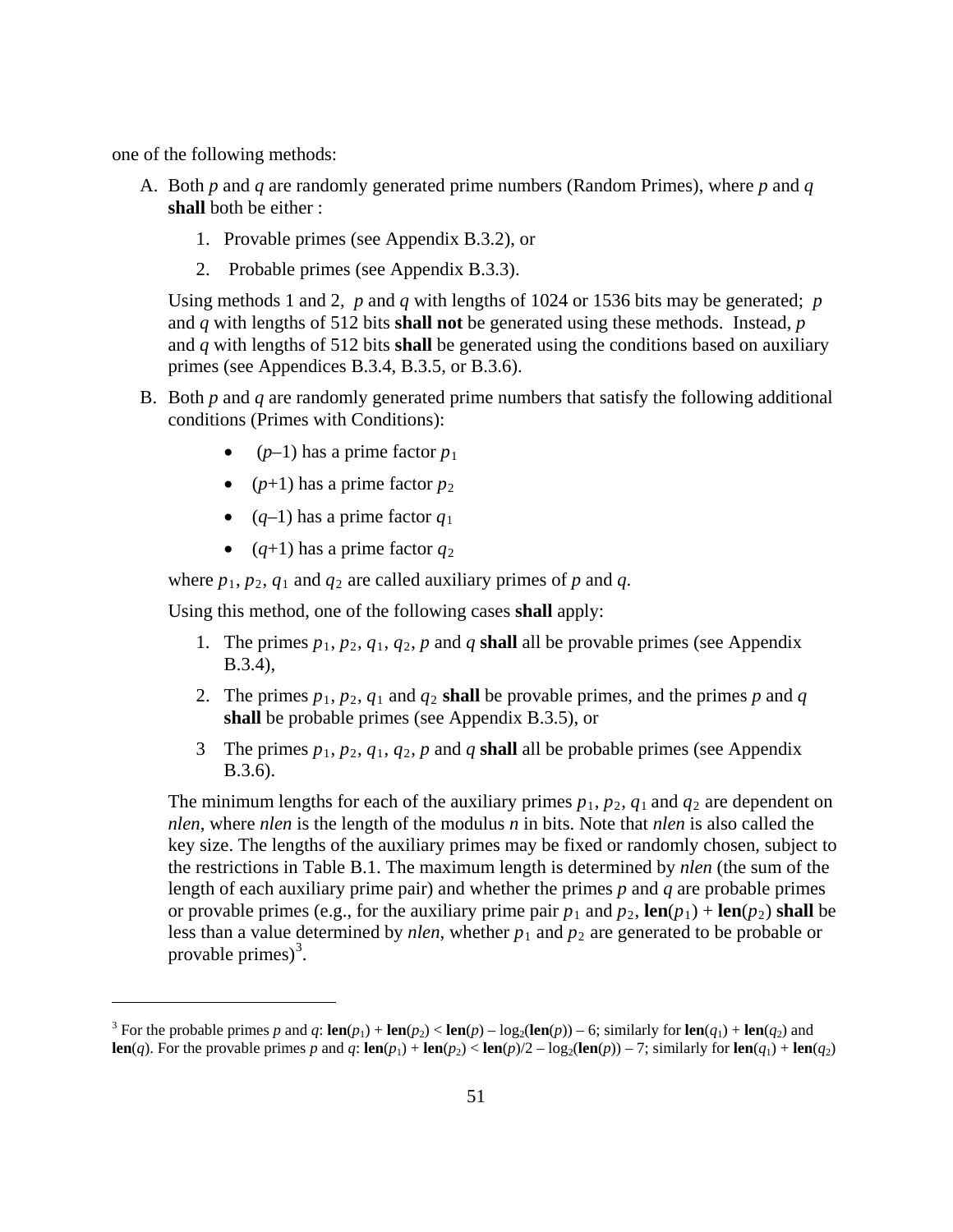one of the following methods:

A. Both $p$ and $q$ are randomly generated prime numbers (Random Primes), where $p$ and $q$ **shall** both be either :

   1. Provable primes (see Appendix B.3.2), or
   2. Probable primes (see Appendix B.3.3).

   Using methods 1 and 2, $p$ and $q$ with lengths of 1024 or 1536 bits may be generated; $p$ and $q$ with lengths of 512 bits **shall not** be generated using these methods. Instead, $p$ and $q$ with lengths of 512 bits **shall** be generated using the conditions based on auxiliary primes (see Appendices B.3.4, B.3.5, or B.3.6).

B. Both $p$ and $q$ are randomly generated prime numbers that satisfy the following additional conditions (Primes with Conditions):

   - $(p–1)$ has a prime factor $p_1$
   - $(p+1)$ has a prime factor $p_2$
   - $(q–1)$ has a prime factor $q_1$
   - $(q+1)$ has a prime factor $q_2$

   where $p_1$, $p_2$, $q_1$ and $q_2$ are called auxiliary primes of $p$ and $q$.

   Using this method, one of the following cases **shall** apply:

   1. The primes $p_1$, $p_2$, $q_1$, $q_2$, $p$ and $q$ **shall** all be provable primes (see Appendix B.3.4),
   2. The primes $p_1$, $p_2$, $q_1$ and $q_2$ **shall** be provable primes, and the primes $p$ and $q$ **shall** be probable primes (see Appendix B.3.5), or
   3. The primes $p_1$, $p_2$, $q_1$, $q_2$, $p$ and $q$ **shall** all be probable primes (see Appendix B.3.6).

   The minimum lengths for each of the auxiliary primes $p_1$, $p_2$, $q_1$ and $q_2$ are dependent on *nlen*, where *nlen* is the length of the modulus $n$ in bits. Note that *nlen* is also called the key size. The lengths of the auxiliary primes may be fixed or randomly chosen, subject to the restrictions in Table B.1. The maximum length is determined by *nlen* (the sum of the length of each auxiliary prime pair) and whether the primes $p$ and $q$ are probable primes or provable primes (e.g., for the auxiliary prime pair $p_1$ and $p_2$, $\mathbf{len}(p_1) + \mathbf{len}(p_2)$ **shall** be less than a value determined by *nlen*, whether $p_1$ and $p_2$ are generated to be probable or provable primes)[3].

---

[3] For the probable primes $p$ and $q$: $\mathbf{len}(p_1) + \mathbf{len}(p_2) < \mathbf{len}(p) – \log_2(\mathbf{len}(p)) – 6$; similarly for $\mathbf{len}(q_1) + \mathbf{len}(q_2)$ and $\mathbf{len}(q)$. For the provable primes $p$ and $q$: $\mathbf{len}(p_1) + \mathbf{len}(p_2) < \mathbf{len}(p)/2 – \log_2(\mathbf{len}(p)) – 7$; similarly for $\mathbf{len}(q_1) + \mathbf{len}(q_2)$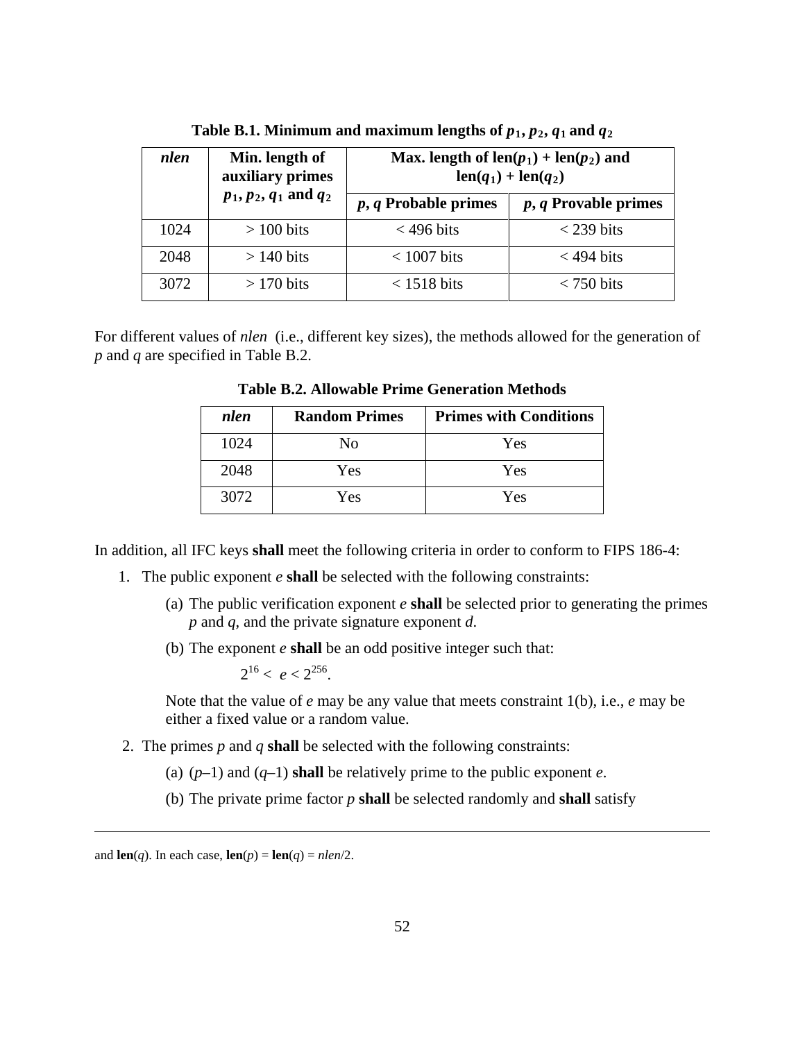**Table B.1. Minimum and maximum lengths of $p_1$, $p_2$, $q_1$ and $q_2$**

| *nlen* | Min. length of auxiliary primes $p_1$, $p_2$, $q_1$ and $q_2$ | Max. length of len($p_1$) + len($p_2$) and len($q_1$) + len($q_2$) | |
|---|---|---|---|
| | | *p*, *q* Probable primes | *p*, *q* Provable primes |
| 1024 | > 100 bits | < 496 bits | < 239 bits |
| 2048 | > 140 bits | < 1007 bits | < 494 bits |
| 3072 | > 170 bits | < 1518 bits | < 750 bits |

For different values of *nlen* (i.e., different key sizes), the methods allowed for the generation of *p* and *q* are specified in Table B.2.

**Table B.2. Allowable Prime Generation Methods**

| *nlen* | Random Primes | Primes with Conditions |
|---|---|---|
| 1024 | No | Yes |
| 2048 | Yes | Yes |
| 3072 | Yes | Yes |

In addition, all IFC keys **shall** meet the following criteria in order to conform to FIPS 186-4:

1. The public exponent *e* **shall** be selected with the following constraints:

   (a) The public verification exponent *e* **shall** be selected prior to generating the primes *p* and *q*, and the private signature exponent *d*.

   (b) The exponent *e* **shall** be an odd positive integer such that:

   $$2^{16} < e < 2^{256}.$$

   Note that the value of *e* may be any value that meets constraint 1(b), i.e., *e* may be either a fixed value or a random value.

2. The primes *p* and *q* **shall** be selected with the following constraints:

   (a) (*p*–1) and (*q*–1) **shall** be relatively prime to the public exponent *e*.

   (b) The private prime factor *p* **shall** be selected randomly and **shall** satisfy

---

and **len**(*q*). In each case, **len**(*p*) = **len**(*q*) = *nlen*/2.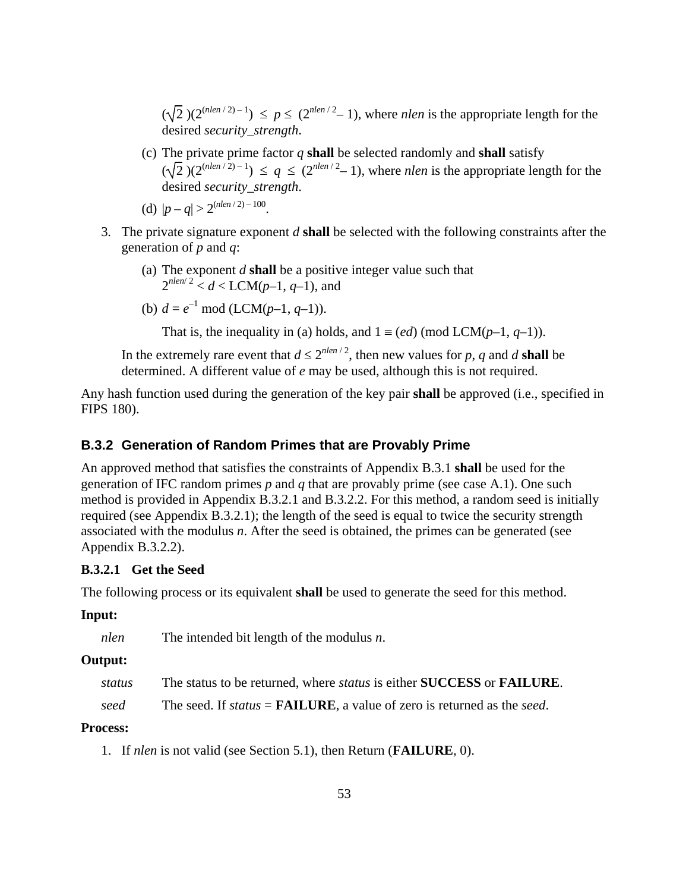$(\sqrt{2})(2^{(nlen/2)-1}) \le p \le (2^{nlen/2} - 1)$, where *nlen* is the appropriate length for the desired *security_strength*.

(c) The private prime factor *q* **shall** be selected randomly and **shall** satisfy $(\sqrt{2})(2^{(nlen/2)-1}) \le q \le (2^{nlen/2} - 1)$, where *nlen* is the appropriate length for the desired *security_strength*.

(d) $|p - q| > 2^{(nlen/2)-100}$.

3. The private signature exponent *d* **shall** be selected with the following constraints after the generation of *p* and *q*:

   (a) The exponent *d* **shall** be a positive integer value such that $2^{nlen/2} < d < \text{LCM}(p-1, q-1)$, and

   (b) $d = e^{-1} \bmod (\text{LCM}(p-1, q-1))$.

   That is, the inequality in (a) holds, and $1 \equiv (ed) \pmod{\text{LCM}(p-1, q-1)}$.

   In the extremely rare event that $d \le 2^{nlen/2}$, then new values for *p*, *q* and *d* **shall** be determined. A different value of *e* may be used, although this is not required.

Any hash function used during the generation of the key pair **shall** be approved (i.e., specified in FIPS 180).

## B.3.2 Generation of Random Primes that are Provably Prime

An approved method that satisfies the constraints of Appendix B.3.1 **shall** be used for the generation of IFC random primes *p* and *q* that are provably prime (see case A.1). One such method is provided in Appendix B.3.2.1 and B.3.2.2. For this method, a random seed is initially required (see Appendix B.3.2.1); the length of the seed is equal to twice the security strength associated with the modulus *n*. After the seed is obtained, the primes can be generated (see Appendix B.3.2.2).

### B.3.2.1 Get the Seed

The following process or its equivalent **shall** be used to generate the seed for this method.

**Input:**

*nlen* The intended bit length of the modulus *n*.

**Output:**

*status* The status to be returned, where *status* is either **SUCCESS** or **FAILURE**.

*seed* The seed. If *status* = **FAILURE**, a value of zero is returned as the *seed*.

**Process:**

1. If *nlen* is not valid (see Section 5.1), then Return (**FAILURE**, 0).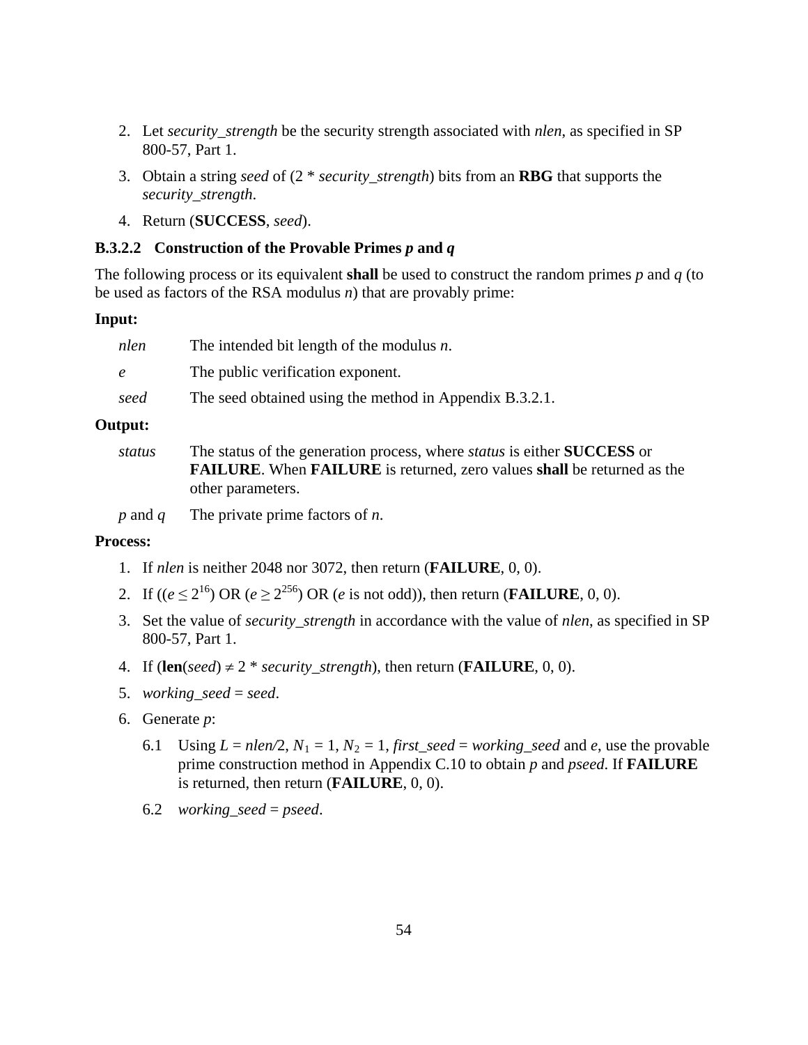2. Let *security_strength* be the security strength associated with *nlen*, as specified in SP 800-57, Part 1.
3. Obtain a string *seed* of (2 * *security_strength*) bits from an **RBG** that supports the *security_strength*.
4. Return (**SUCCESS**, *seed*).

### B.3.2.2 Construction of the Provable Primes *p* and *q*

The following process or its equivalent **shall** be used to construct the random primes *p* and *q* (to be used as factors of the RSA modulus *n*) that are provably prime:

**Input:**

| | |
|---|---|
| *nlen* | The intended bit length of the modulus *n*. |
| *e* | The public verification exponent. |
| *seed* | The seed obtained using the method in Appendix B.3.2.1. |

**Output:**

| | |
|---|---|
| *status* | The status of the generation process, where *status* is either **SUCCESS** or **FAILURE**. When **FAILURE** is returned, zero values **shall** be returned as the other parameters. |
| *p* and *q* | The private prime factors of *n*. |

**Process:**

1. If *nlen* is neither 2048 nor 3072, then return (**FAILURE**, 0, 0).
2. If (($e \leq 2^{16}$) OR ($e \geq 2^{256}$) OR (*e* is not odd)), then return (**FAILURE**, 0, 0).
3. Set the value of *security_strength* in accordance with the value of *nlen*, as specified in SP 800-57, Part 1.
4. If (**len**(*seed*) $\neq$ 2 * *security_strength*), then return (**FAILURE**, 0, 0).
5. *working_seed* = *seed*.
6. Generate *p*:

   6.1 Using $L = nlen/2$, $N_1 = 1$, $N_2 = 1$, *first_seed* = *working_seed* and *e*, use the provable prime construction method in Appendix C.10 to obtain *p* and *pseed*. If **FAILURE** is returned, then return (**FAILURE**, 0, 0).

   6.2 *working_seed* = *pseed*.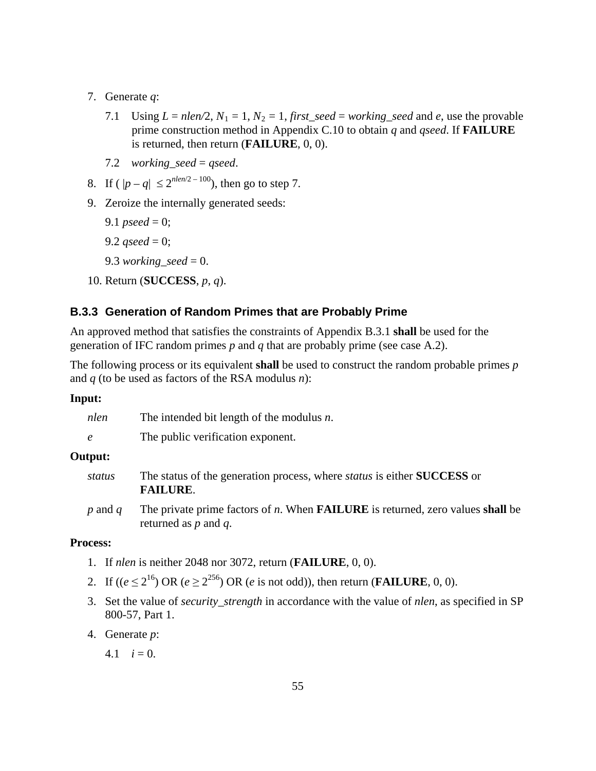7. Generate $q$:

   7.1 Using $L = nlen/2$, $N_1 = 1$, $N_2 = 1$, *first_seed* = *working_seed* and $e$, use the provable prime construction method in Appendix C.10 to obtain $q$ and *qseed*. If **FAILURE** is returned, then return (**FAILURE**, 0, 0).

   7.2 *working_seed* = *qseed*.

8. If ( $|p - q| \leq 2^{nlen/2 - 100}$), then go to step 7.

9. Zeroize the internally generated seeds:

   9.1 *pseed* = 0;

   9.2 *qseed* = 0;

   9.3 *working_seed* = 0.

10. Return (**SUCCESS**, $p$, $q$).

### B.3.3 Generation of Random Primes that are Probably Prime

An approved method that satisfies the constraints of Appendix B.3.1 **shall** be used for the generation of IFC random primes $p$ and $q$ that are probably prime (see case A.2).

The following process or its equivalent **shall** be used to construct the random probable primes $p$ and $q$ (to be used as factors of the RSA modulus $n$):

**Input:**

*nlen* The intended bit length of the modulus $n$.

$e$ The public verification exponent.

**Output:**

*status* The status of the generation process, where *status* is either **SUCCESS** or **FAILURE**.

$p$ and $q$ The private prime factors of $n$. When **FAILURE** is returned, zero values **shall** be returned as $p$ and $q$.

**Process:**

1. If *nlen* is neither 2048 nor 3072, return (**FAILURE**, 0, 0).
2. If (($e \leq 2^{16}$) OR ($e \geq 2^{256}$) OR ($e$ is not odd)), then return (**FAILURE**, 0, 0).
3. Set the value of *security_strength* in accordance with the value of *nlen*, as specified in SP 800-57, Part 1.
4. Generate $p$:

   4.1 $i = 0$.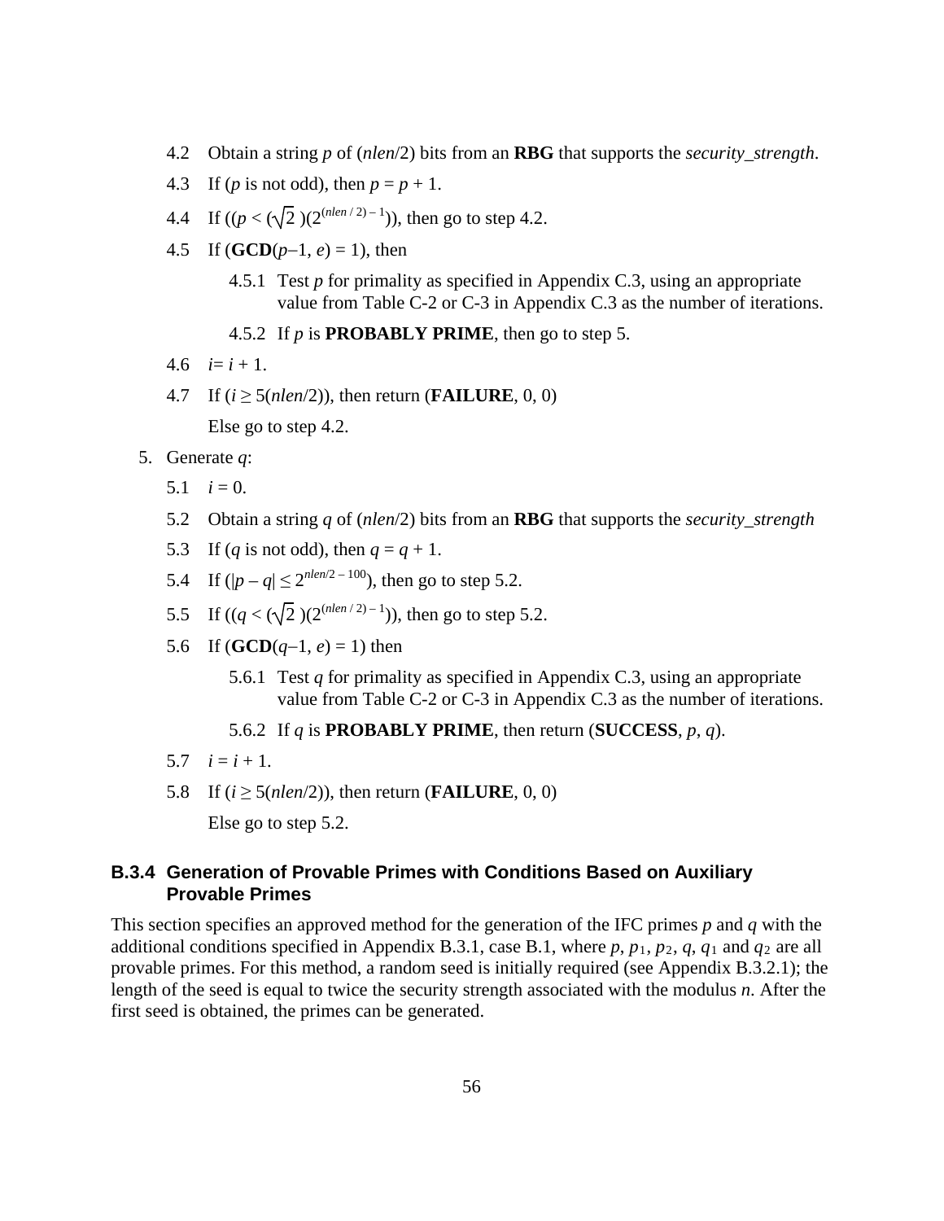4.2 Obtain a string $p$ of ($nlen$/2) bits from an **RBG** that supports the *security_strength*.

4.3 If ($p$ is not odd), then $p = p + 1$.

4.4 If (($p < (\sqrt{2})(2^{(nlen/2)-1})$)), then go to step 4.2.

4.5 If (**GCD**($p-1$, $e$) = 1), then

4.5.1 Test $p$ for primality as specified in Appendix C.3, using an appropriate value from Table C-2 or C-3 in Appendix C.3 as the number of iterations.

4.5.2 If $p$ is **PROBABLY PRIME**, then go to step 5.

4.6 $i = i + 1$.

4.7 If ($i \geq 5(nlen/2)$), then return (**FAILURE**, 0, 0)

Else go to step 4.2.

5. Generate $q$:

5.1 $i = 0$.

5.2 Obtain a string $q$ of ($nlen$/2) bits from an **RBG** that supports the *security_strength*

5.3 If ($q$ is not odd), then $q = q + 1$.

5.4 If ($|p - q| \leq 2^{nlen/2 - 100}$), then go to step 5.2.

5.5 If (($q < (\sqrt{2})(2^{(nlen/2)-1})$)), then go to step 5.2.

5.6 If (**GCD**($q-1$, $e$) = 1) then

5.6.1 Test $q$ for primality as specified in Appendix C.3, using an appropriate value from Table C-2 or C-3 in Appendix C.3 as the number of iterations.

5.6.2 If $q$ is **PROBABLY PRIME**, then return (**SUCCESS**, $p$, $q$).

5.7 $i = i + 1$.

5.8 If ($i \geq 5(nlen/2)$), then return (**FAILURE**, 0, 0)

Else go to step 5.2.

### B.3.4 Generation of Provable Primes with Conditions Based on Auxiliary Provable Primes

This section specifies an approved method for the generation of the IFC primes $p$ and $q$ with the additional conditions specified in Appendix B.3.1, case B.1, where $p$, $p_1$, $p_2$, $q$, $q_1$ and $q_2$ are all provable primes. For this method, a random seed is initially required (see Appendix B.3.2.1); the length of the seed is equal to twice the security strength associated with the modulus $n$. After the first seed is obtained, the primes can be generated.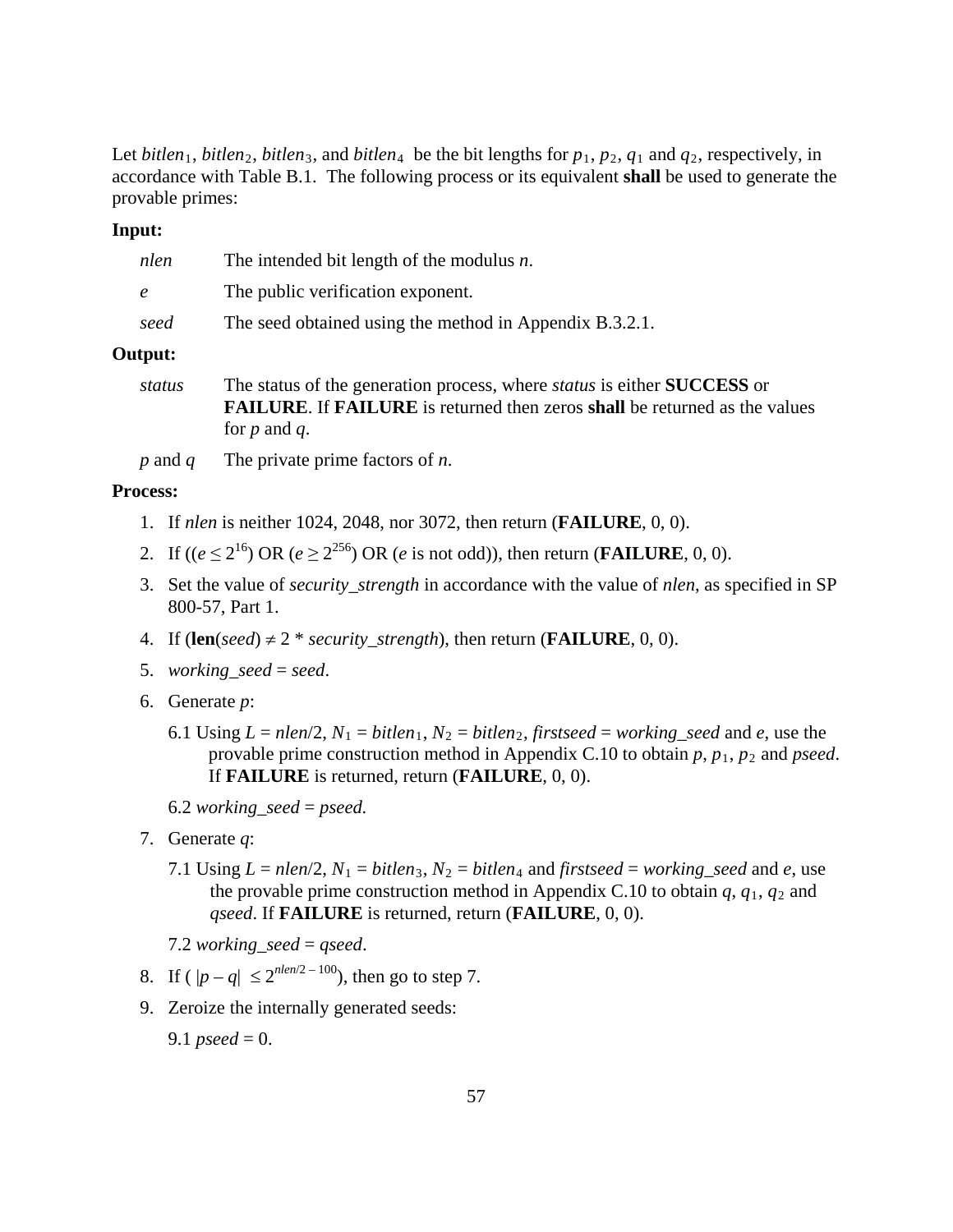Let $bitlen_1$, $bitlen_2$, $bitlen_3$, and $bitlen_4$ be the bit lengths for $p_1$, $p_2$, $q_1$ and $q_2$, respectively, in accordance with Table B.1. The following process or its equivalent **shall** be used to generate the provable primes:

**Input:**

*nlen* The intended bit length of the modulus *n*.

*e* The public verification exponent.

*seed* The seed obtained using the method in Appendix B.3.2.1.

**Output:**

*status* The status of the generation process, where *status* is either **SUCCESS** or **FAILURE**. If **FAILURE** is returned then zeros **shall** be returned as the values for *p* and *q*.

*p* and *q* The private prime factors of *n*.

**Process:**

1. If *nlen* is neither 1024, 2048, nor 3072, then return (**FAILURE**, 0, 0).
2. If (($e \leq 2^{16}$) OR ($e \geq 2^{256}$) OR (*e* is not odd)), then return (**FAILURE**, 0, 0).
3. Set the value of *security_strength* in accordance with the value of *nlen*, as specified in SP 800-57, Part 1.
4. If (**len**(*seed*) $\neq$ 2 * *security_strength*), then return (**FAILURE**, 0, 0).
5. *working_seed* = *seed*.
6. Generate *p*:

   6.1 Using $L = nlen/2$, $N_1 = bitlen_1$, $N_2 = bitlen_2$, *firstseed* = *working_seed* and *e*, use the provable prime construction method in Appendix C.10 to obtain *p*, $p_1$, $p_2$ and *pseed*. If **FAILURE** is returned, return (**FAILURE**, 0, 0).

   6.2 *working_seed* = *pseed*.

7. Generate *q*:

   7.1 Using $L = nlen/2$, $N_1 = bitlen_3$, $N_2 = bitlen_4$ and *firstseed* = *working_seed* and *e*, use the provable prime construction method in Appendix C.10 to obtain *q*, $q_1$, $q_2$ and *qseed*. If **FAILURE** is returned, return (**FAILURE**, 0, 0).

   7.2 *working_seed* = *qseed*.

8. If ( $|p - q| \leq 2^{nlen/2 - 100}$), then go to step 7.
9. Zeroize the internally generated seeds:

   9.1 *pseed* = 0.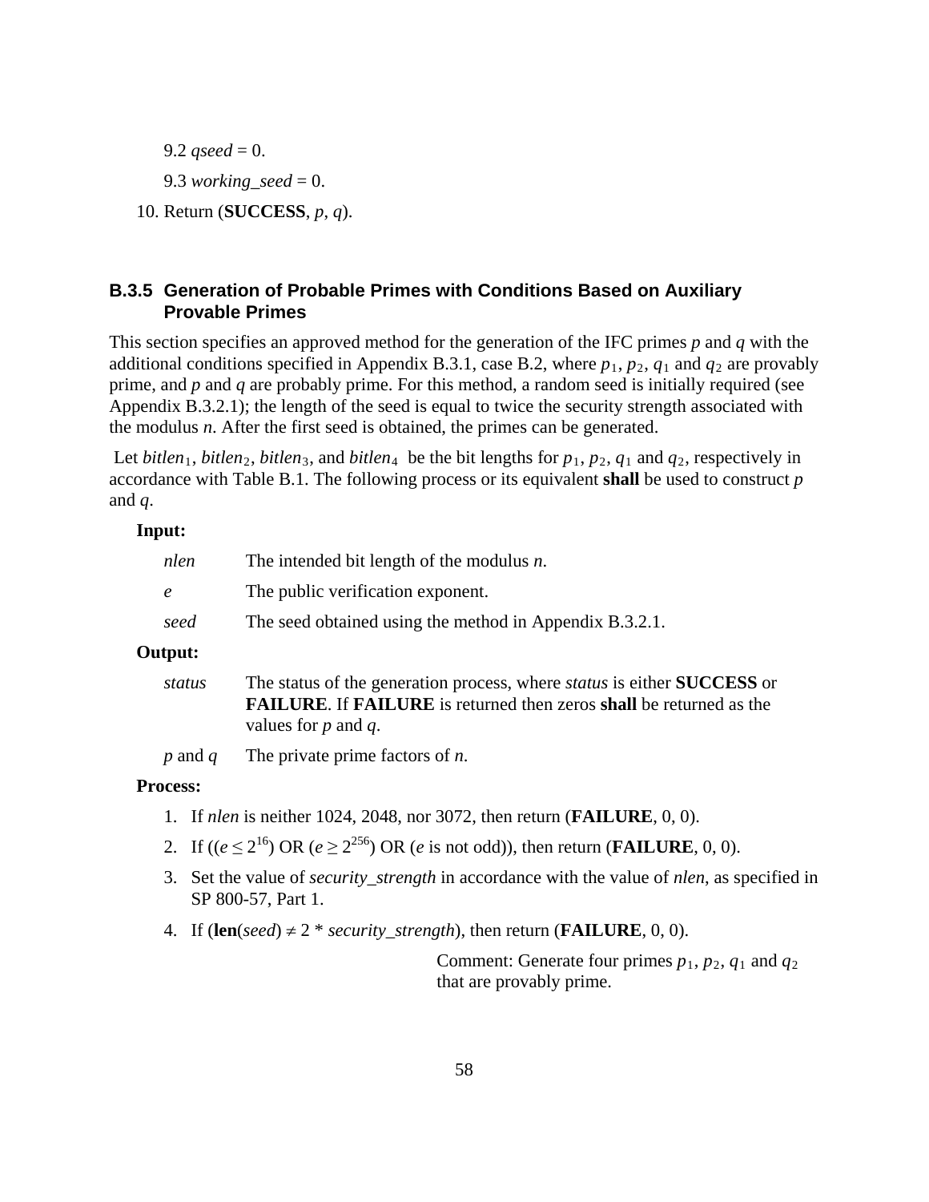9.2 *qseed* = 0.

9.3 *working_seed* = 0.

10. Return (**SUCCESS**, *p*, *q*).

### B.3.5 Generation of Probable Primes with Conditions Based on Auxiliary Provable Primes

This section specifies an approved method for the generation of the IFC primes *p* and *q* with the additional conditions specified in Appendix B.3.1, case B.2, where $p_1$, $p_2$, $q_1$ and $q_2$ are provably prime, and *p* and *q* are probably prime. For this method, a random seed is initially required (see Appendix B.3.2.1); the length of the seed is equal to twice the security strength associated with the modulus *n*. After the first seed is obtained, the primes can be generated.

Let $bitlen_1$, $bitlen_2$, $bitlen_3$, and $bitlen_4$ be the bit lengths for $p_1$, $p_2$, $q_1$ and $q_2$, respectively in accordance with Table B.1. The following process or its equivalent **shall** be used to construct *p* and *q*.

**Input:**

| | |
|---|---|
| *nlen* | The intended bit length of the modulus *n*. |
| *e* | The public verification exponent. |
| *seed* | The seed obtained using the method in Appendix B.3.2.1. |

**Output:**

| | |
|---|---|
| *status* | The status of the generation process, where *status* is either **SUCCESS** or **FAILURE**. If **FAILURE** is returned then zeros **shall** be returned as the values for *p* and *q*. |
| *p* and *q* | The private prime factors of *n*. |

**Process:**

1. If *nlen* is neither 1024, 2048, nor 3072, then return (**FAILURE**, 0, 0).
2. If (($e \leq 2^{16}$) OR ($e \geq 2^{256}$) OR (*e* is not odd)), then return (**FAILURE**, 0, 0).
3. Set the value of *security_strength* in accordance with the value of *nlen*, as specified in SP 800-57, Part 1.
4. If (**len**(*seed*) $\neq$ 2 * *security_strength*), then return (**FAILURE**, 0, 0).

   Comment: Generate four primes $p_1$, $p_2$, $q_1$ and $q_2$ that are provably prime.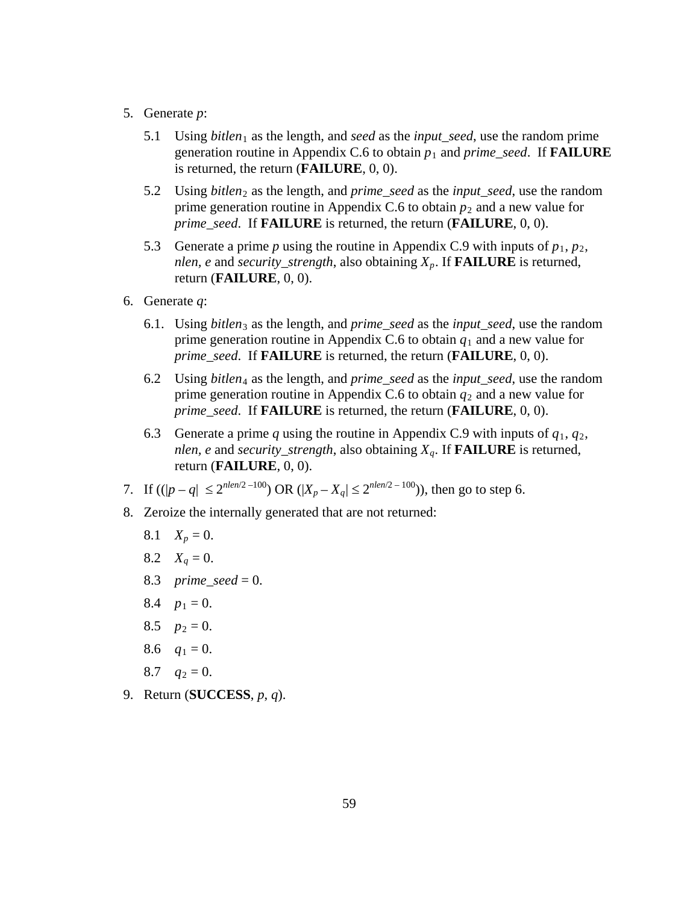5. Generate $p$:

   5.1 Using $bitlen_1$ as the length, and *seed* as the *input_seed*, use the random prime generation routine in Appendix C.6 to obtain $p_1$ and *prime_seed*. If **FAILURE** is returned, the return (**FAILURE**, 0, 0).

   5.2 Using $bitlen_2$ as the length, and *prime_seed* as the *input_seed*, use the random prime generation routine in Appendix C.6 to obtain $p_2$ and a new value for *prime_seed*. If **FAILURE** is returned, the return (**FAILURE**, 0, 0).

   5.3 Generate a prime $p$ using the routine in Appendix C.9 with inputs of $p_1$, $p_2$, *nlen*, *e* and *security_strength*, also obtaining $X_p$. If **FAILURE** is returned, return (**FAILURE**, 0, 0).

6. Generate $q$:

   6.1. Using $bitlen_3$ as the length, and *prime_seed* as the *input_seed*, use the random prime generation routine in Appendix C.6 to obtain $q_1$ and a new value for *prime_seed*. If **FAILURE** is returned, the return (**FAILURE**, 0, 0).

   6.2 Using $bitlen_4$ as the length, and *prime_seed* as the *input_seed*, use the random prime generation routine in Appendix C.6 to obtain $q_2$ and a new value for *prime_seed*. If **FAILURE** is returned, the return (**FAILURE**, 0, 0).

   6.3 Generate a prime $q$ using the routine in Appendix C.9 with inputs of $q_1$, $q_2$, *nlen*, *e* and *security_strength*, also obtaining $X_q$. If **FAILURE** is returned, return (**FAILURE**, 0, 0).

7. If $((|p - q| \leq 2^{nlen/2-100})$ OR $(|X_p - X_q| \leq 2^{nlen/2-100}))$, then go to step 6.

8. Zeroize the internally generated that are not returned:

   8.1 $X_p = 0$.

   8.2 $X_q = 0$.

   8.3 *prime_seed* = 0.

   8.4 $p_1 = 0$.

   8.5 $p_2 = 0$.

   8.6 $q_1 = 0$.

   8.7 $q_2 = 0$.

9. Return (**SUCCESS**, $p$, $q$).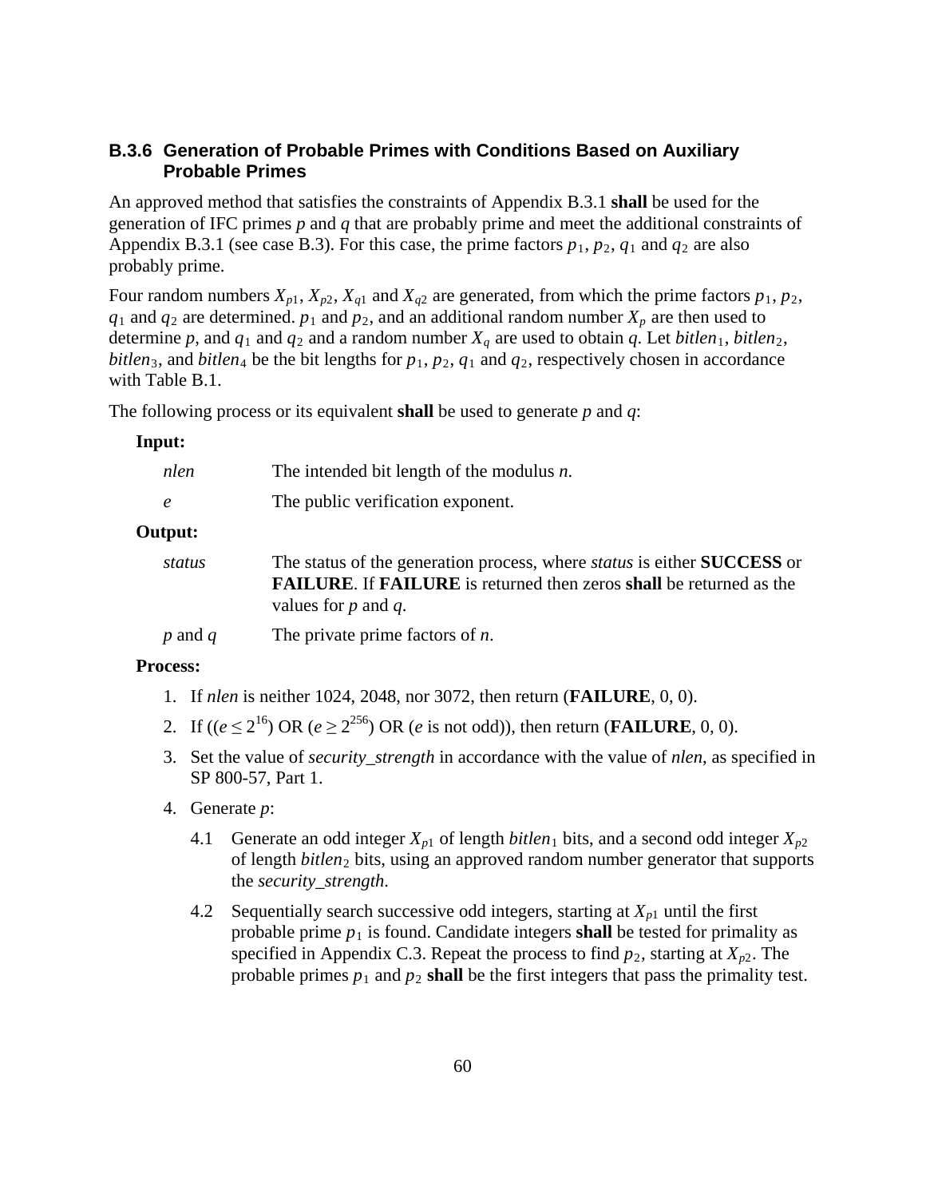### B.3.6 Generation of Probable Primes with Conditions Based on Auxiliary Probable Primes

An approved method that satisfies the constraints of Appendix B.3.1 **shall** be used for the generation of IFC primes *p* and *q* that are probably prime and meet the additional constraints of Appendix B.3.1 (see case B.3). For this case, the prime factors $p_1$, $p_2$, $q_1$ and $q_2$ are also probably prime.

Four random numbers $X_{p1}$, $X_{p2}$, $X_{q1}$ and $X_{q2}$ are generated, from which the prime factors $p_1$, $p_2$, $q_1$ and $q_2$ are determined. $p_1$ and $p_2$, and an additional random number $X_p$ are then used to determine *p*, and $q_1$ and $q_2$ and a random number $X_q$ are used to obtain *q*. Let $bitlen_1$, $bitlen_2$, $bitlen_3$, and $bitlen_4$ be the bit lengths for $p_1$, $p_2$, $q_1$ and $q_2$, respectively chosen in accordance with Table B.1.

The following process or its equivalent **shall** be used to generate *p* and *q*:

**Input:**

| | |
|---|---|
| *nlen* | The intended bit length of the modulus *n*. |
| *e* | The public verification exponent. |

**Output:**

| | |
|---|---|
| *status* | The status of the generation process, where *status* is either **SUCCESS** or **FAILURE**. If **FAILURE** is returned then zeros **shall** be returned as the values for *p* and *q*. |
| *p* and *q* | The private prime factors of *n*. |

**Process:**

1. If *nlen* is neither 1024, 2048, nor 3072, then return (**FAILURE**, 0, 0).
2. If (($e \le 2^{16}$) OR ($e \ge 2^{256}$) OR (*e* is not odd)), then return (**FAILURE**, 0, 0).
3. Set the value of *security_strength* in accordance with the value of *nlen*, as specified in SP 800-57, Part 1.
4. Generate *p*:

   4.1 Generate an odd integer $X_{p1}$ of length $bitlen_1$ bits, and a second odd integer $X_{p2}$ of length $bitlen_2$ bits, using an approved random number generator that supports the *security_strength*.

   4.2 Sequentially search successive odd integers, starting at $X_{p1}$ until the first probable prime $p_1$ is found. Candidate integers **shall** be tested for primality as specified in Appendix C.3. Repeat the process to find $p_2$, starting at $X_{p2}$. The probable primes $p_1$ and $p_2$ **shall** be the first integers that pass the primality test.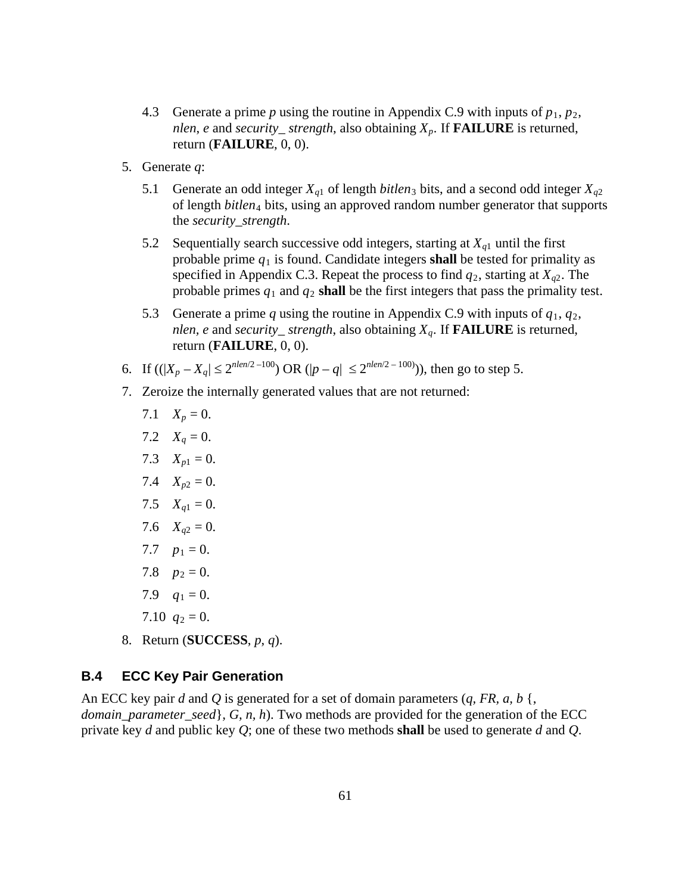4.3 Generate a prime $p$ using the routine in Appendix C.9 with inputs of $p_1$, $p_2$, *nlen*, *e* and *security_ strength*, also obtaining $X_p$. If **FAILURE** is returned, return (**FAILURE**, 0, 0).

5. Generate $q$:

   5.1 Generate an odd integer $X_{q1}$ of length $bitlen_3$ bits, and a second odd integer $X_{q2}$ of length $bitlen_4$ bits, using an approved random number generator that supports the *security_strength*.

   5.2 Sequentially search successive odd integers, starting at $X_{q1}$ until the first probable prime $q_1$ is found. Candidate integers **shall** be tested for primality as specified in Appendix C.3. Repeat the process to find $q_2$, starting at $X_{q2}$. The probable primes $q_1$ and $q_2$ **shall** be the first integers that pass the primality test.

   5.3 Generate a prime $q$ using the routine in Appendix C.9 with inputs of $q_1$, $q_2$, *nlen, e* and *security_ strength*, also obtaining $X_q$. If **FAILURE** is returned, return (**FAILURE**, 0, 0).

6. If $((|X_p - X_q| \leq 2^{nlen/2-100})$ OR $(|p - q| \leq 2^{nlen/2-100}))$, then go to step 5.

7. Zeroize the internally generated values that are not returned:

   7.1 $X_p = 0$.

   7.2 $X_q = 0$.

   7.3 $X_{p1} = 0$.

   7.4 $X_{p2} = 0$.

   7.5 $X_{q1} = 0$.

   7.6 $X_{q2} = 0$.

   7.7 $p_1 = 0$.

   7.8 $p_2 = 0$.

   7.9 $q_1 = 0$.

   7.10 $q_2 = 0$.

8. Return (**SUCCESS**, $p$, $q$).

### B.4 ECC Key Pair Generation

An ECC key pair $d$ and $Q$ is generated for a set of domain parameters (*q, FR, a, b* {, *domain_parameter_seed*}, *G, n, h*). Two methods are provided for the generation of the ECC private key $d$ and public key $Q$; one of these two methods **shall** be used to generate $d$ and $Q$.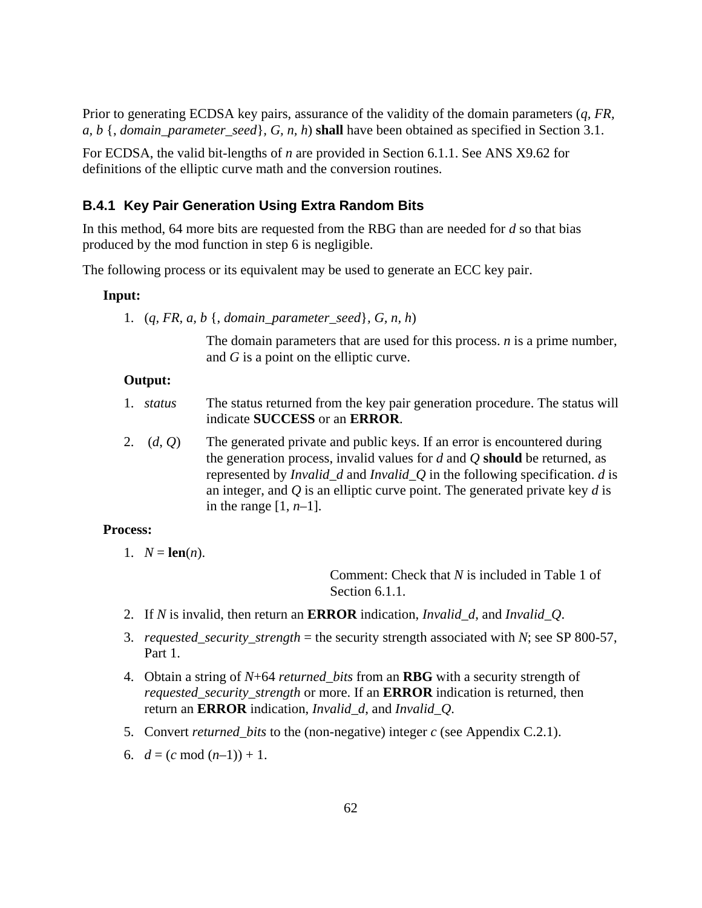Prior to generating ECDSA key pairs, assurance of the validity of the domain parameters (*q*, *FR*, *a*, *b* {, *domain_parameter_seed*}, *G*, *n*, *h*) **shall** have been obtained as specified in Section 3.1.

For ECDSA, the valid bit-lengths of *n* are provided in Section 6.1.1. See ANS X9.62 for definitions of the elliptic curve math and the conversion routines.

### B.4.1 Key Pair Generation Using Extra Random Bits

In this method, 64 more bits are requested from the RBG than are needed for *d* so that bias produced by the mod function in step 6 is negligible.

The following process or its equivalent may be used to generate an ECC key pair.

**Input:**

1. (*q, FR, a, b* {, *domain_parameter_seed*}, *G, n, h*)

   The domain parameters that are used for this process. *n* is a prime number, and *G* is a point on the elliptic curve.

**Output:**

1. *status* — The status returned from the key pair generation procedure. The status will indicate **SUCCESS** or an **ERROR**.
2. (*d*, *Q*) — The generated private and public keys. If an error is encountered during the generation process, invalid values for *d* and *Q* **should** be returned, as represented by *Invalid_d* and *Invalid_Q* in the following specification. *d* is an integer, and *Q* is an elliptic curve point. The generated private key *d* is in the range [1, $n$–1].

**Process:**

1. $N$ = **len**($n$).

   Comment: Check that *N* is included in Table 1 of Section 6.1.1.

2. If *N* is invalid, then return an **ERROR** indication, *Invalid_d*, and *Invalid_Q*.
3. *requested_security_strength* = the security strength associated with *N*; see SP 800-57, Part 1.
4. Obtain a string of $N$+64 *returned_bits* from an **RBG** with a security strength of *requested_security_strength* or more. If an **ERROR** indication is returned, then return an **ERROR** indication, *Invalid_d*, and *Invalid_Q*.
5. Convert *returned_bits* to the (non-negative) integer *c* (see Appendix C.2.1).
6. $d = (c \bmod (n–1)) + 1$.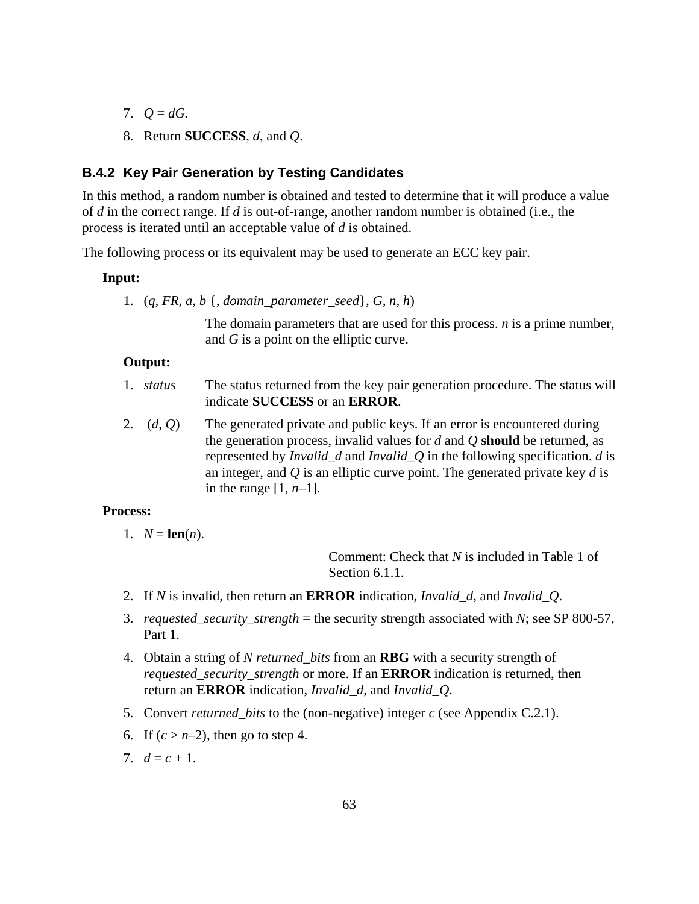7. $Q = dG$.
8. Return **SUCCESS**, $d$, and $Q$.

### B.4.2 Key Pair Generation by Testing Candidates

In this method, a random number is obtained and tested to determine that it will produce a value of $d$ in the correct range. If $d$ is out-of-range, another random number is obtained (i.e., the process is iterated until an acceptable value of $d$ is obtained.

The following process or its equivalent may be used to generate an ECC key pair.

**Input:**

1. ($q$, $FR$, $a$, $b$ {, *domain_parameter_seed*}, $G$, $n$, $h$)

   The domain parameters that are used for this process. $n$ is a prime number, and $G$ is a point on the elliptic curve.

**Output:**

1. *status* — The status returned from the key pair generation procedure. The status will indicate **SUCCESS** or an **ERROR**.
2. ($d$, $Q$) — The generated private and public keys. If an error is encountered during the generation process, invalid values for $d$ and $Q$ **should** be returned, as represented by *Invalid_d* and *Invalid_Q* in the following specification. $d$ is an integer, and $Q$ is an elliptic curve point. The generated private key $d$ is in the range [1, $n$–1].

**Process:**

1. $N$ = **len**($n$).

   Comment: Check that $N$ is included in Table 1 of Section 6.1.1.

2. If $N$ is invalid, then return an **ERROR** indication, *Invalid_d*, and *Invalid_Q*.
3. *requested_security_strength* = the security strength associated with $N$; see SP 800-57, Part 1.
4. Obtain a string of $N$ *returned_bits* from an **RBG** with a security strength of *requested_security_strength* or more. If an **ERROR** indication is returned, then return an **ERROR** indication, *Invalid_d*, and *Invalid_Q*.
5. Convert *returned_bits* to the (non-negative) integer $c$ (see Appendix C.2.1).
6. If ($c > n$–2), then go to step 4.
7. $d = c + 1$.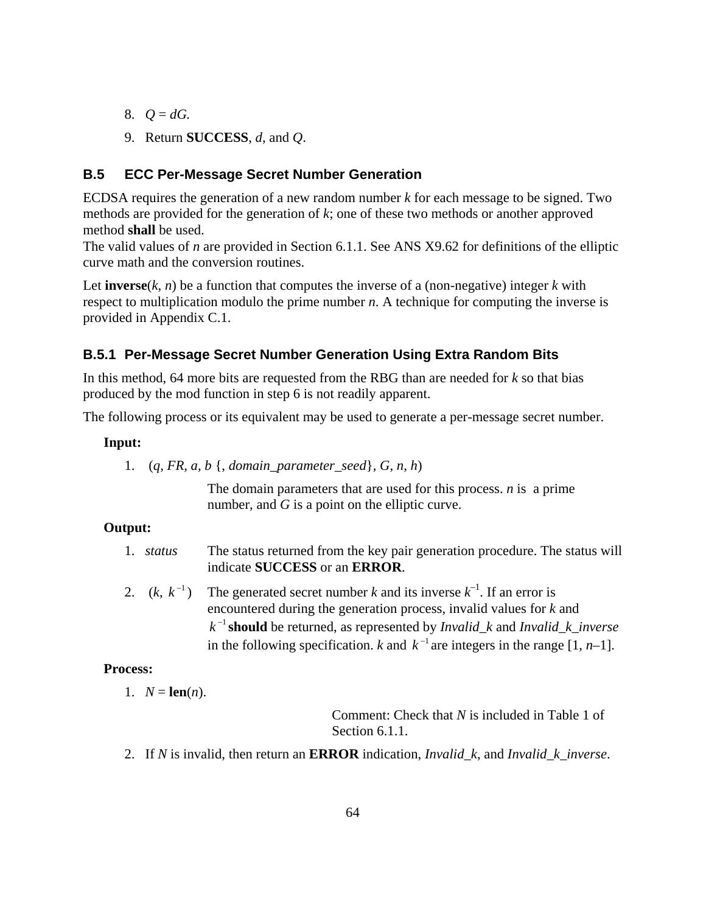8. $Q = dG$.
9. Return **SUCCESS**, $d$, and $Q$.

## B.5 ECC Per-Message Secret Number Generation

ECDSA requires the generation of a new random number $k$ for each message to be signed. Two methods are provided for the generation of $k$; one of these two methods or another approved method **shall** be used.
The valid values of $n$ are provided in Section 6.1.1. See ANS X9.62 for definitions of the elliptic curve math and the conversion routines.

Let **inverse**($k$, $n$) be a function that computes the inverse of a (non-negative) integer $k$ with respect to multiplication modulo the prime number $n$. A technique for computing the inverse is provided in Appendix C.1.

### B.5.1 Per-Message Secret Number Generation Using Extra Random Bits

In this method, 64 more bits are requested from the RBG than are needed for $k$ so that bias produced by the mod function in step 6 is not readily apparent.

The following process or its equivalent may be used to generate a per-message secret number.

**Input:**

1. ($q$, $FR$, $a$, $b$ {, *domain_parameter_seed*}, $G$, $n$, $h$)

   The domain parameters that are used for this process. $n$ is a prime number, and $G$ is a point on the elliptic curve.

**Output:**

1. *status* The status returned from the key pair generation procedure. The status will indicate **SUCCESS** or an **ERROR**.
2. $(k, k^{-1})$ The generated secret number $k$ and its inverse $k^{-1}$. If an error is encountered during the generation process, invalid values for $k$ and $k^{-1}$ **should** be returned, as represented by *Invalid_k* and *Invalid_k_inverse* in the following specification. $k$ and $k^{-1}$ are integers in the range [1, $n$–1].

**Process:**

1. $N$ = **len**($n$).

   Comment: Check that $N$ is included in Table 1 of Section 6.1.1.

2. If $N$ is invalid, then return an **ERROR** indication, *Invalid_k*, and *Invalid_k_inverse*.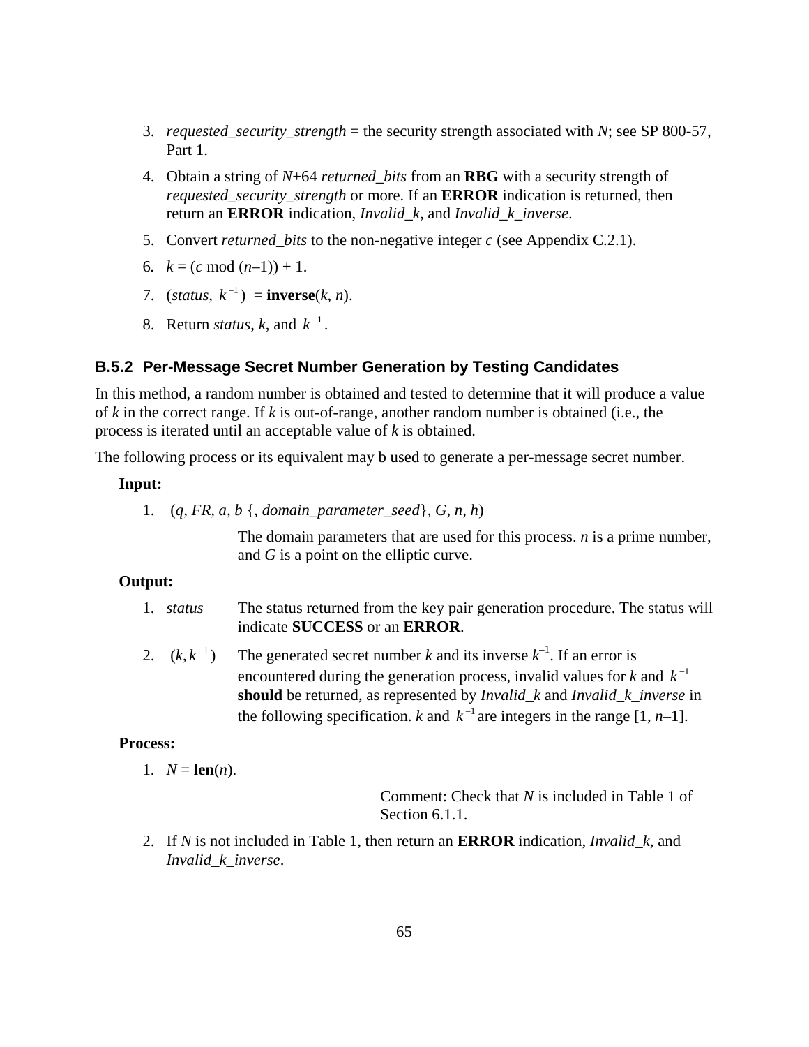3. *requested_security_strength* = the security strength associated with *N*; see SP 800-57, Part 1.

4. Obtain a string of *N*+64 *returned_bits* from an **RBG** with a security strength of *requested_security_strength* or more. If an **ERROR** indication is returned, then return an **ERROR** indication, *Invalid_k*, and *Invalid_k_inverse*.

5. Convert *returned_bits* to the non-negative integer *c* (see Appendix C.2.1).

6. $k = (c \bmod (n–1)) + 1$.

7. $(status,\ k^{-1}) = \textbf{inverse}(k, n)$.

8. Return *status*, *k*, and $k^{-1}$.

### B.5.2 Per-Message Secret Number Generation by Testing Candidates

In this method, a random number is obtained and tested to determine that it will produce a value of *k* in the correct range. If *k* is out-of-range, another random number is obtained (i.e., the process is iterated until an acceptable value of *k* is obtained.

The following process or its equivalent may b used to generate a per-message secret number.

**Input:**

1. (*q, FR, a, b* {, *domain_parameter_seed*}, *G, n, h*)

   The domain parameters that are used for this process. *n* is a prime number, and *G* is a point on the elliptic curve.

**Output:**

1. *status* — The status returned from the key pair generation procedure. The status will indicate **SUCCESS** or an **ERROR**.

2. $(k, k^{-1})$ — The generated secret number *k* and its inverse $k^{-1}$. If an error is encountered during the generation process, invalid values for *k* and $k^{-1}$ **should** be returned, as represented by *Invalid_k* and *Invalid_k_inverse* in the following specification. *k* and $k^{-1}$ are integers in the range [1, *n*–1].

**Process:**

1. $N = \textbf{len}(n)$.

   Comment: Check that *N* is included in Table 1 of Section 6.1.1.

2. If *N* is not included in Table 1, then return an **ERROR** indication, *Invalid_k*, and *Invalid_k_inverse*.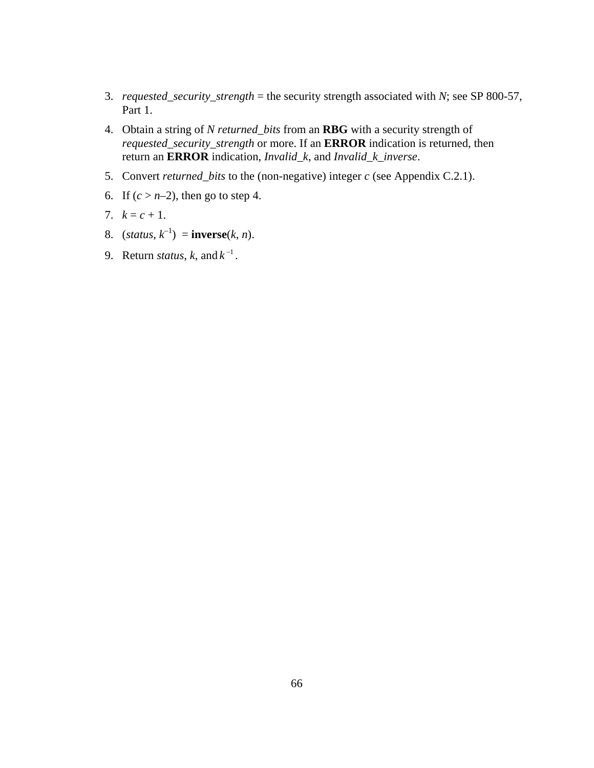3. *requested_security_strength* = the security strength associated with *N*; see SP 800-57, Part 1.
4. Obtain a string of *N returned_bits* from an **RBG** with a security strength of *requested_security_strength* or more. If an **ERROR** indication is returned, then return an **ERROR** indication, *Invalid_k*, and *Invalid_k_inverse*.
5. Convert *returned_bits* to the (non-negative) integer *c* (see Appendix C.2.1).
6. If ($c > n–2$), then go to step 4.
7. $k = c + 1$.
8. ($status$, $k^{-1}$) = **inverse**($k$, $n$).
9. Return *status*, *k*, and $k^{-1}$.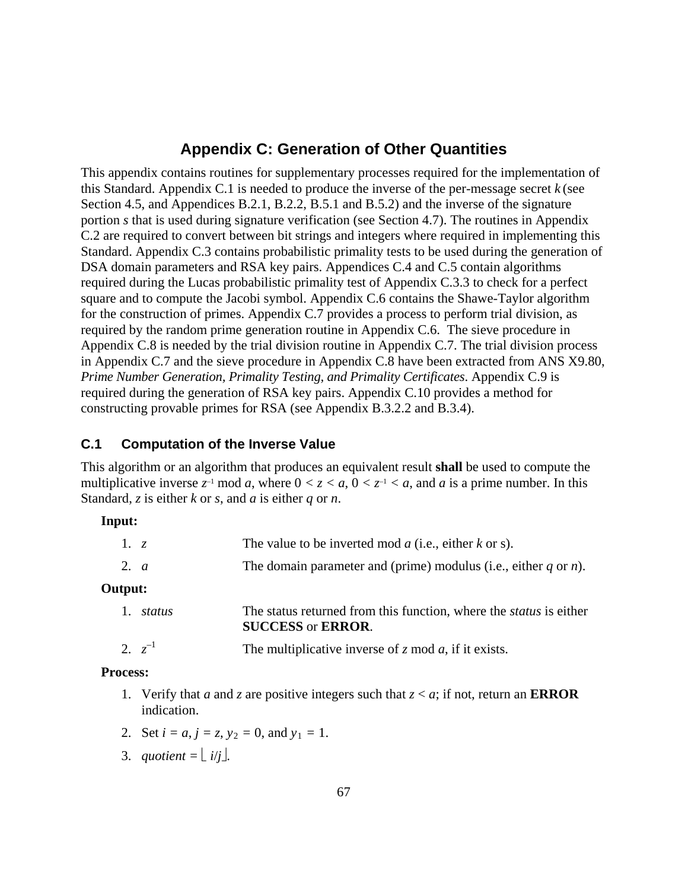# Appendix C: Generation of Other Quantities

This appendix contains routines for supplementary processes required for the implementation of this Standard. Appendix C.1 is needed to produce the inverse of the per-message secret *k* (see Section 4.5, and Appendices B.2.1, B.2.2, B.5.1 and B.5.2) and the inverse of the signature portion *s* that is used during signature verification (see Section 4.7). The routines in Appendix C.2 are required to convert between bit strings and integers where required in implementing this Standard. Appendix C.3 contains probabilistic primality tests to be used during the generation of DSA domain parameters and RSA key pairs. Appendices C.4 and C.5 contain algorithms required during the Lucas probabilistic primality test of Appendix C.3.3 to check for a perfect square and to compute the Jacobi symbol. Appendix C.6 contains the Shawe-Taylor algorithm for the construction of primes. Appendix C.7 provides a process to perform trial division, as required by the random prime generation routine in Appendix C.6. The sieve procedure in Appendix C.8 is needed by the trial division routine in Appendix C.7. The trial division process in Appendix C.7 and the sieve procedure in Appendix C.8 have been extracted from ANS X9.80, *Prime Number Generation, Primality Testing, and Primality Certificates*. Appendix C.9 is required during the generation of RSA key pairs. Appendix C.10 provides a method for constructing provable primes for RSA (see Appendix B.3.2.2 and B.3.4).

## C.1 Computation of the Inverse Value

This algorithm or an algorithm that produces an equivalent result **shall** be used to compute the multiplicative inverse $z^{-1}$ mod *a*, where $0 < z < a$, $0 < z^{-1} < a$, and *a* is a prime number. In this Standard, *z* is either *k* or *s*, and *a* is either *q* or *n*.

**Input:**

1. *z* — The value to be inverted mod *a* (i.e., either *k* or s).
2. *a* — The domain parameter and (prime) modulus (i.e., either *q* or *n*).

**Output:**

1. *status* — The status returned from this function, where the *status* is either **SUCCESS** or **ERROR**.
2. $z^{-1}$ — The multiplicative inverse of *z* mod *a*, if it exists.

**Process:**

1. Verify that *a* and *z* are positive integers such that $z < a$; if not, return an **ERROR** indication.
2. Set $i = a$, $j = z$, $y_2 = 0$, and $y_1 = 1$.
3. *quotient* = $\lfloor i/j \rfloor$.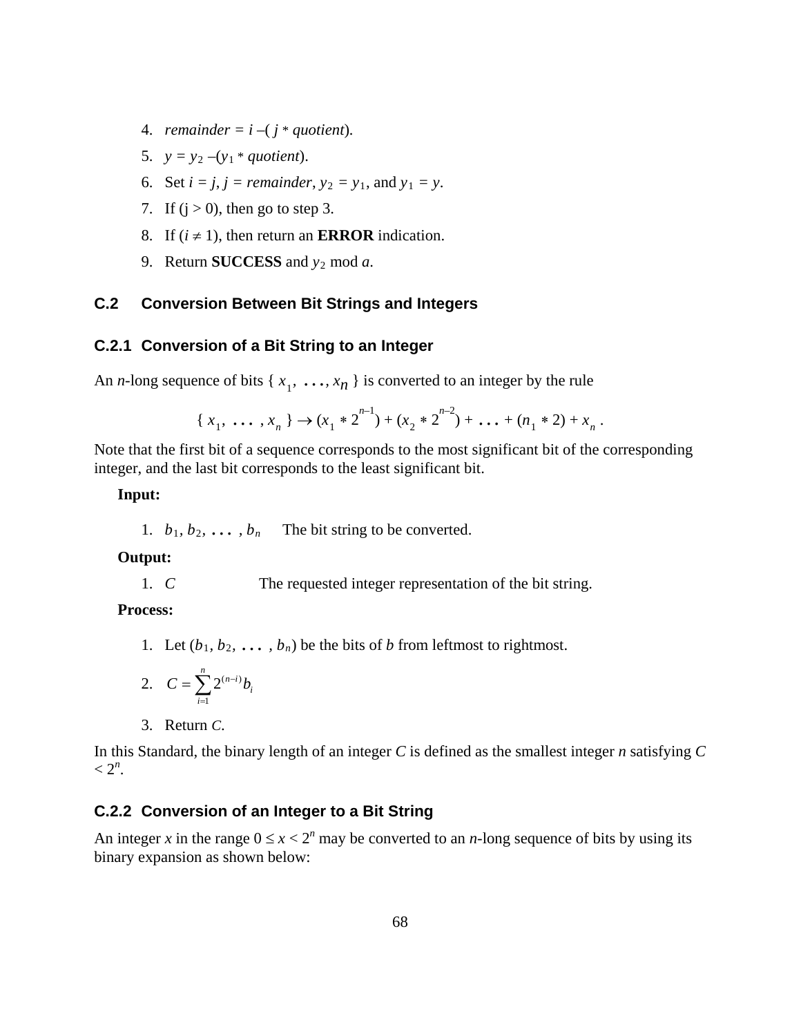4. *remainder* = $i$ –( $j$ ∗ *quotient*).
5. $y = y_2 - (y_1 * quotient)$.
6. Set $i = j$, $j$ = *remainder*, $y_2 = y_1$, and $y_1 = y$.
7. If (j > 0), then go to step 3.
8. If ($i \neq 1$), then return an **ERROR** indication.
9. Return **SUCCESS** and $y_2$ mod $a$.

## C.2 Conversion Between Bit Strings and Integers

### C.2.1 Conversion of a Bit String to an Integer

An $n$-long sequence of bits { $x_1, \ldots, x_n$ } is converted to an integer by the rule

$$\{ x_1, \ldots, x_n \} \rightarrow (x_1 * 2^{n-1}) + (x_2 * 2^{n-2}) + \ldots + (n_1 * 2) + x_n .$$

Note that the first bit of a sequence corresponds to the most significant bit of the corresponding integer, and the last bit corresponds to the least significant bit.

**Input:**

1. $b_1, b_2, \ldots, b_n$ The bit string to be converted.

**Output:**

1. $C$ The requested integer representation of the bit string.

**Process:**

1. Let ($b_1, b_2, \ldots, b_n$) be the bits of $b$ from leftmost to rightmost.
2. $C = \sum_{i=1}^{n} 2^{(n-i)} b_i$
3. Return $C$.

In this Standard, the binary length of an integer $C$ is defined as the smallest integer $n$ satisfying $C < 2^n$.

### C.2.2 Conversion of an Integer to a Bit String

An integer $x$ in the range $0 \leq x < 2^n$ may be converted to an $n$-long sequence of bits by using its binary expansion as shown below: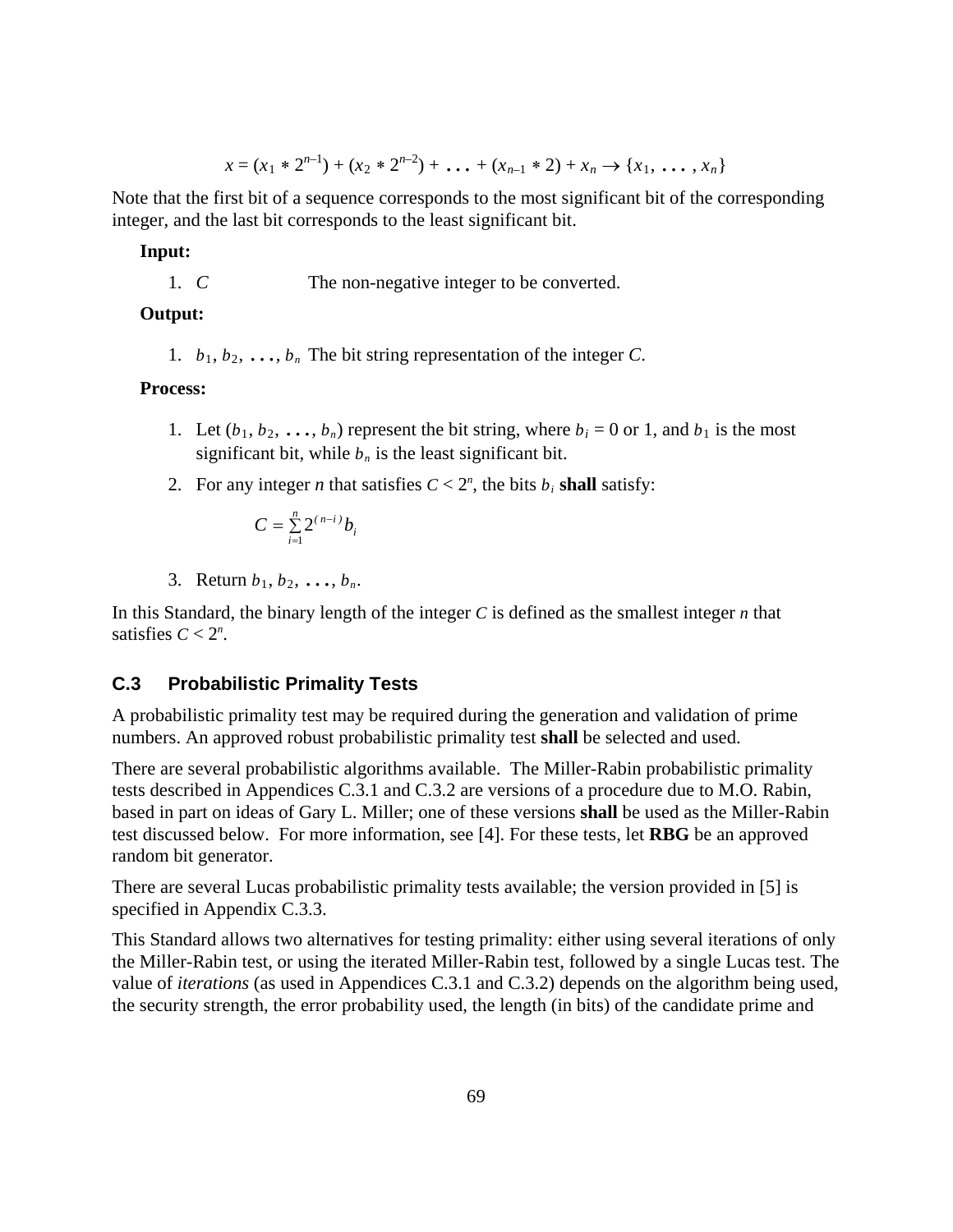$$x = (x_1 * 2^{n-1}) + (x_2 * 2^{n-2}) + \ldots + (x_{n-1} * 2) + x_n \rightarrow \{x_1, \ldots, x_n\}$$

Note that the first bit of a sequence corresponds to the most significant bit of the corresponding integer, and the last bit corresponds to the least significant bit.

**Input:**

1. $C$ The non-negative integer to be converted.

**Output:**

1. $b_1, b_2, \ldots, b_n$ The bit string representation of the integer $C$.

**Process:**

1. Let $(b_1, b_2, \ldots, b_n)$ represent the bit string, where $b_i = 0$ or 1, and $b_1$ is the most significant bit, while $b_n$ is the least significant bit.
2. For any integer $n$ that satisfies $C < 2^n$, the bits $b_i$ **shall** satisfy:

   $$C = \sum_{i=1}^{n} 2^{(n-i)} b_i$$

3. Return $b_1, b_2, \ldots, b_n$.

In this Standard, the binary length of the integer $C$ is defined as the smallest integer $n$ that satisfies $C < 2^n$.

### C.3 Probabilistic Primality Tests

A probabilistic primality test may be required during the generation and validation of prime numbers. An approved robust probabilistic primality test **shall** be selected and used.

There are several probabilistic algorithms available. The Miller-Rabin probabilistic primality tests described in Appendices C.3.1 and C.3.2 are versions of a procedure due to M.O. Rabin, based in part on ideas of Gary L. Miller; one of these versions **shall** be used as the Miller-Rabin test discussed below. For more information, see [4]. For these tests, let **RBG** be an approved random bit generator.

There are several Lucas probabilistic primality tests available; the version provided in [5] is specified in Appendix C.3.3.

This Standard allows two alternatives for testing primality: either using several iterations of only the Miller-Rabin test, or using the iterated Miller-Rabin test, followed by a single Lucas test. The value of *iterations* (as used in Appendices C.3.1 and C.3.2) depends on the algorithm being used, the security strength, the error probability used, the length (in bits) of the candidate prime and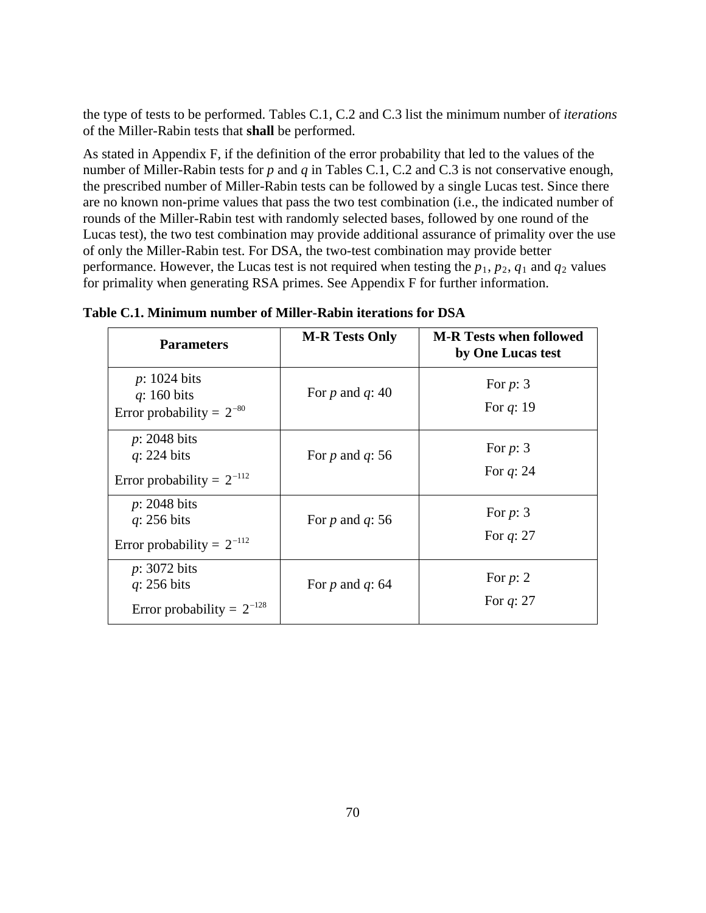the type of tests to be performed. Tables C.1, C.2 and C.3 list the minimum number of *iterations* of the Miller-Rabin tests that **shall** be performed.

As stated in Appendix F, if the definition of the error probability that led to the values of the number of Miller-Rabin tests for $p$ and $q$ in Tables C.1, C.2 and C.3 is not conservative enough, the prescribed number of Miller-Rabin tests can be followed by a single Lucas test. Since there are no known non-prime values that pass the two test combination (i.e., the indicated number of rounds of the Miller-Rabin test with randomly selected bases, followed by one round of the Lucas test), the two test combination may provide additional assurance of primality over the use of only the Miller-Rabin test. For DSA, the two-test combination may provide better performance. However, the Lucas test is not required when testing the $p_1$, $p_2$, $q_1$ and $q_2$ values for primality when generating RSA primes. See Appendix F for further information.

**Table C.1. Minimum number of Miller-Rabin iterations for DSA**

| Parameters | M-R Tests Only | M-R Tests when followed by One Lucas test |
|---|---|---|
| $p$: 1024 bits<br>$q$: 160 bits<br>Error probability = $2^{-80}$ | For $p$ and $q$: 40 | For $p$: 3<br>For $q$: 19 |
| $p$: 2048 bits<br>$q$: 224 bits<br>Error probability = $2^{-112}$ | For $p$ and $q$: 56 | For $p$: 3<br>For $q$: 24 |
| $p$: 2048 bits<br>$q$: 256 bits<br>Error probability = $2^{-112}$ | For $p$ and $q$: 56 | For $p$: 3<br>For $q$: 27 |
| $p$: 3072 bits<br>$q$: 256 bits<br>Error probability = $2^{-128}$ | For $p$ and $q$: 64 | For $p$: 2<br>For $q$: 27 |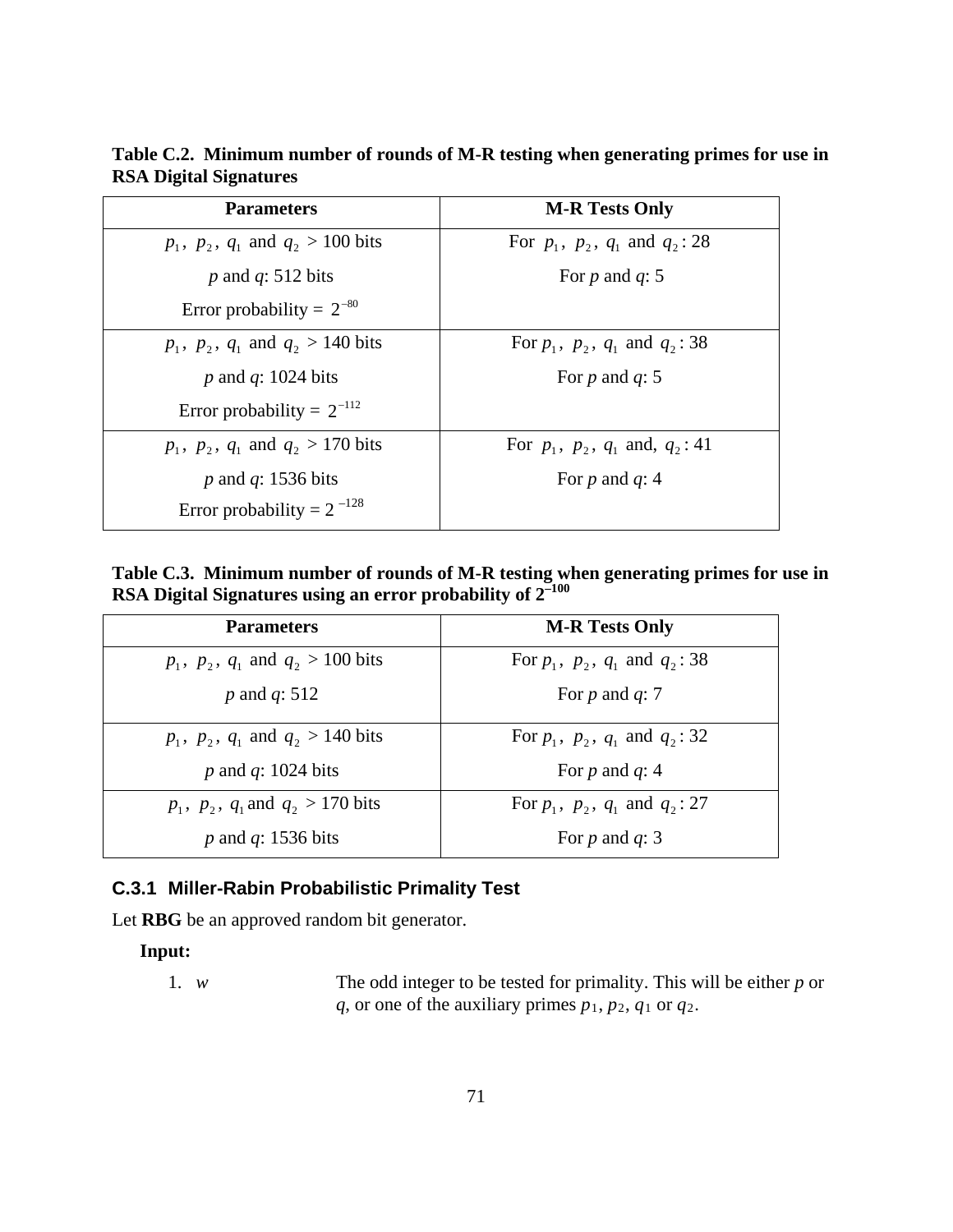**Table C.2. Minimum number of rounds of M-R testing when generating primes for use in RSA Digital Signatures**

| Parameters | M-R Tests Only |
|---|---|
| $p_1$, $p_2$, $q_1$ and $q_2$ > 100 bits<br>*p* and *q*: 512 bits<br>Error probability = $2^{-80}$ | For $p_1$, $p_2$, $q_1$ and $q_2$: 28<br>For *p* and *q*: 5 |
| $p_1$, $p_2$, $q_1$ and $q_2$ > 140 bits<br>*p* and *q*: 1024 bits<br>Error probability = $2^{-112}$ | For $p_1$, $p_2$, $q_1$ and $q_2$: 38<br>For *p* and *q*: 5 |
| $p_1$, $p_2$, $q_1$ and $q_2$ > 170 bits<br>*p* and *q*: 1536 bits<br>Error probability = $2^{-128}$ | For $p_1$, $p_2$, $q_1$ and, $q_2$: 41<br>For *p* and *q*: 4 |

**Table C.3. Minimum number of rounds of M-R testing when generating primes for use in RSA Digital Signatures using an error probability of $2^{-100}$**

| Parameters | M-R Tests Only |
|---|---|
| $p_1$, $p_2$, $q_1$ and $q_2$ > 100 bits<br>*p* and *q*: 512 | For $p_1$, $p_2$, $q_1$ and $q_2$: 38<br>For *p* and *q*: 7 |
| $p_1$, $p_2$, $q_1$ and $q_2$ > 140 bits<br>*p* and *q*: 1024 bits | For $p_1$, $p_2$, $q_1$ and $q_2$: 32<br>For *p* and *q*: 4 |
| $p_1$, $p_2$, $q_1$ and $q_2$ > 170 bits<br>*p* and *q*: 1536 bits | For $p_1$, $p_2$, $q_1$ and $q_2$: 27<br>For *p* and *q*: 3 |

### C.3.1 Miller-Rabin Probabilistic Primality Test

Let **RBG** be an approved random bit generator.

**Input:**

1. *w* &nbsp;&nbsp;&nbsp;&nbsp; The odd integer to be tested for primality. This will be either *p* or *q*, or one of the auxiliary primes $p_1$, $p_2$, $q_1$ or $q_2$.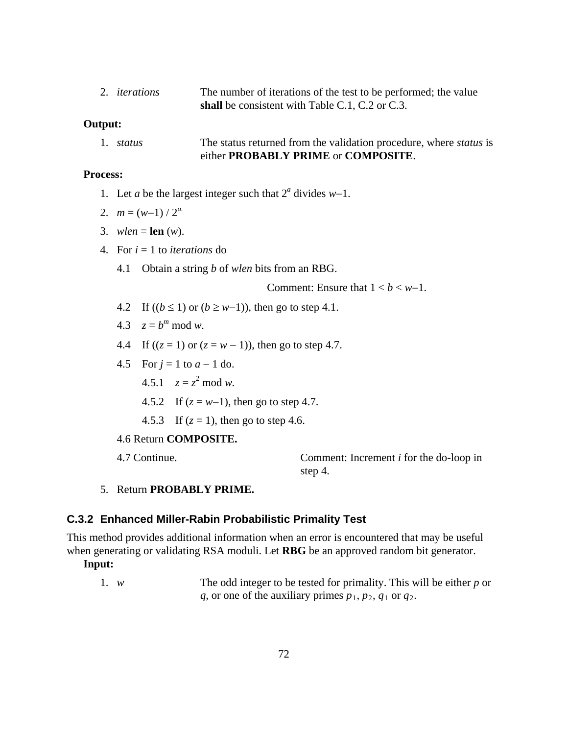2. *iterations* The number of iterations of the test to be performed; the value **shall** be consistent with Table C.1, C.2 or C.3.

**Output:**

1. *status* The status returned from the validation procedure, where *status* is either **PROBABLY PRIME** or **COMPOSITE**.

**Process:**

1. Let $a$ be the largest integer such that $2^a$ divides $w-1$.
2. $m = (w-1) / 2^a$.
3. $wlen$ = **len** $(w)$.
4. For $i$ = 1 to *iterations* do
   4.1 Obtain a string $b$ of $wlen$ bits from an RBG.

   Comment: Ensure that $1 < b < w-1$.

   4.2 If $((b \leq 1)$ or $(b \geq w-1))$, then go to step 4.1.

   4.3 $z = b^m \bmod w$.

   4.4 If $((z = 1)$ or $(z = w - 1))$, then go to step 4.7.

   4.5 For $j$ = 1 to $a - 1$ do.

   4.5.1 $z = z^2 \bmod w$.

   4.5.2 If $(z = w-1)$, then go to step 4.7.

   4.5.3 If $(z = 1)$, then go to step 4.6.

   4.6 Return **COMPOSITE.**

   4.7 Continue. Comment: Increment $i$ for the do-loop in step 4.
5. Return **PROBABLY PRIME.**

### C.3.2 Enhanced Miller-Rabin Probabilistic Primality Test

This method provides additional information when an error is encountered that may be useful when generating or validating RSA moduli. Let **RBG** be an approved random bit generator.

**Input:**

1. $w$ The odd integer to be tested for primality. This will be either $p$ or $q$, or one of the auxiliary primes $p_1$, $p_2$, $q_1$ or $q_2$.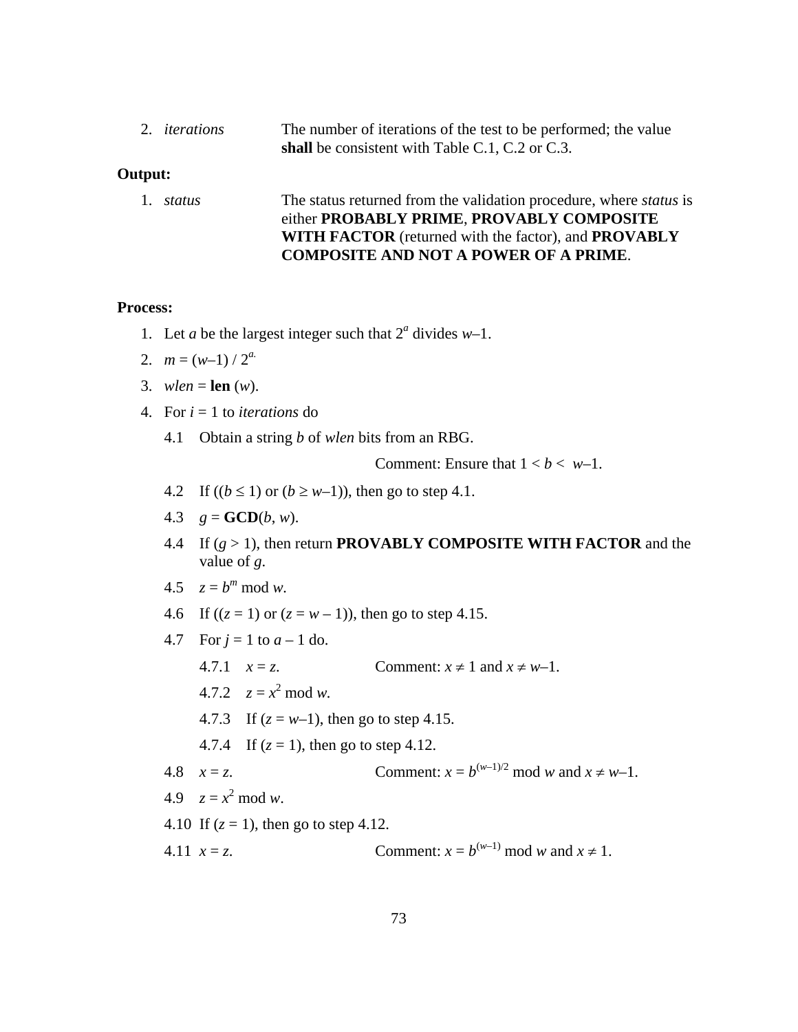2. *iterations* The number of iterations of the test to be performed; the value **shall** be consistent with Table C.1, C.2 or C.3.

**Output:**

1. *status* The status returned from the validation procedure, where *status* is either **PROBABLY PRIME**, **PROVABLY COMPOSITE WITH FACTOR** (returned with the factor), and **PROVABLY COMPOSITE AND NOT A POWER OF A PRIME**.

**Process:**

1. Let $a$ be the largest integer such that $2^a$ divides $w$–1.
2. $m = (w–1) / 2^a$.
3. *wlen* = **len** ($w$).
4. For $i$ = 1 to *iterations* do

   4.1 Obtain a string $b$ of *wlen* bits from an RBG.

   Comment: Ensure that $1 < b < w–1$.

   4.2 If $((b \le 1)$ or $(b \ge w–1))$, then go to step 4.1.

   4.3 $g$ = **GCD**($b$, $w$).

   4.4 If ($g > 1$), then return **PROVABLY COMPOSITE WITH FACTOR** and the value of $g$.

   4.5 $z = b^m \bmod w$.

   4.6 If $((z = 1)$ or $(z = w – 1))$, then go to step 4.15.

   4.7 For $j$ = 1 to $a$ – 1 do.

   4.7.1 $x = z$. Comment: $x \ne 1$ and $x \ne w–1$.

   4.7.2 $z = x^2 \bmod w$.

   4.7.3 If ($z = w–1$), then go to step 4.15.

   4.7.4 If ($z = 1$), then go to step 4.12.

   4.8 $x = z$. Comment: $x = b^{(w–1)/2} \bmod w$ and $x \ne w–1$.

   4.9 $z = x^2 \bmod w$.

   4.10 If ($z = 1$), then go to step 4.12.

   4.11 $x = z$. Comment: $x = b^{(w–1)} \bmod w$ and $x \ne 1$.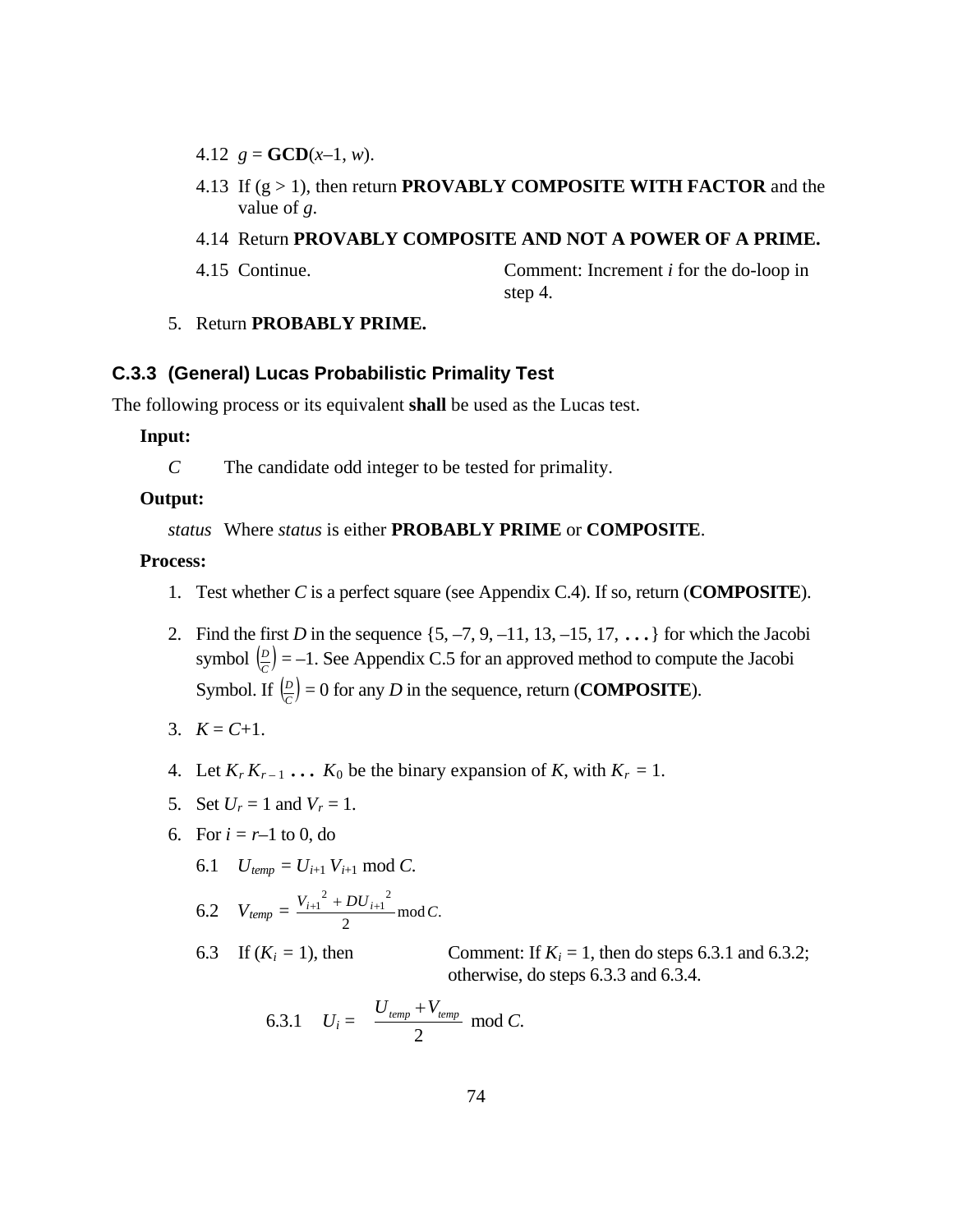4.12 $g$ = **GCD**($x$–1, $w$).

4.13 If (g > 1), then return **PROVABLY COMPOSITE WITH FACTOR** and the value of $g$.

4.14 Return **PROVABLY COMPOSITE AND NOT A POWER OF A PRIME.**

4.15 Continue. Comment: Increment $i$ for the do-loop in step 4.

5. Return **PROBABLY PRIME.**

### C.3.3 (General) Lucas Probabilistic Primality Test

The following process or its equivalent **shall** be used as the Lucas test.

**Input:**

$C$ The candidate odd integer to be tested for primality.

**Output:**

*status* Where *status* is either **PROBABLY PRIME** or **COMPOSITE**.

**Process:**

1. Test whether $C$ is a perfect square (see Appendix C.4). If so, return (**COMPOSITE**).
2. Find the first $D$ in the sequence {5, –7, 9, –11, 13, –15, 17, **. . .**} for which the Jacobi symbol $\left(\frac{D}{C}\right) = -1$. See Appendix C.5 for an approved method to compute the Jacobi Symbol. If $\left(\frac{D}{C}\right) = 0$ for any $D$ in the sequence, return (**COMPOSITE**).
3. $K = C+1$.
4. Let $K_r K_{r-1} \ldots K_0$ be the binary expansion of $K$, with $K_r = 1$.
5. Set $U_r = 1$ and $V_r = 1$.
6. For $i = r–1$ to 0, do

   6.1 $U_{temp} = U_{i+1} V_{i+1} \bmod C$.

   6.2 $V_{temp} = \dfrac{{V_{i+1}}^2 + D{U_{i+1}}^2}{2} \bmod C$.

   6.3 If ($K_i = 1$), then Comment: If $K_i = 1$, then do steps 6.3.1 and 6.3.2; otherwise, do steps 6.3.3 and 6.3.4.

      6.3.1 $U_i = \dfrac{U_{temp} + V_{temp}}{2} \bmod C$.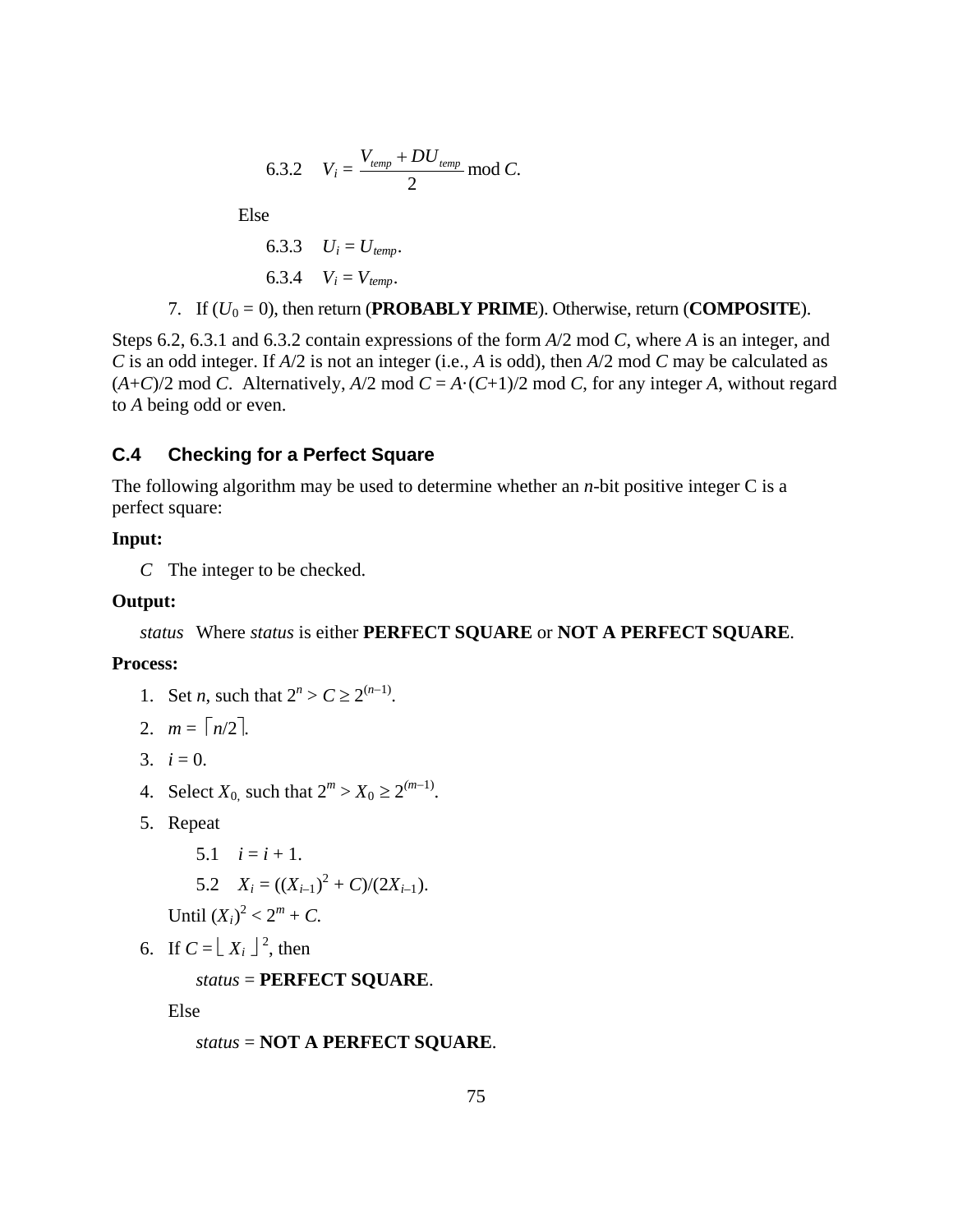6.3.2 $V_i = \dfrac{V_{temp} + DU_{temp}}{2} \bmod C$.

Else

6.3.3 $U_i = U_{temp}$.

6.3.4 $V_i = V_{temp}$.

7. If ($U_0 = 0$), then return (**PROBABLY PRIME**). Otherwise, return (**COMPOSITE**).

Steps 6.2, 6.3.1 and 6.3.2 contain expressions of the form $A/2 \bmod C$, where $A$ is an integer, and $C$ is an odd integer. If $A/2$ is not an integer (i.e., $A$ is odd), then $A/2 \bmod C$ may be calculated as $(A+C)/2 \bmod C$. Alternatively, $A/2 \bmod C = A \cdot (C+1)/2 \bmod C$, for any integer $A$, without regard to $A$ being odd or even.

## C.4 Checking for a Perfect Square

The following algorithm may be used to determine whether an $n$-bit positive integer C is a perfect square:

**Input:**

$C$ The integer to be checked.

**Output:**

*status* Where *status* is either **PERFECT SQUARE** or **NOT A PERFECT SQUARE**.

**Process:**

1. Set $n$, such that $2^n > C \geq 2^{(n-1)}$.
2. $m = \lceil n/2 \rceil$.
3. $i = 0$.
4. Select $X_0$, such that $2^m > X_0 \geq 2^{(m-1)}$.
5. Repeat

   5.1 $i = i + 1$.

   5.2 $X_i = ((X_{i-1})^2 + C)/(2X_{i-1})$.

   Until $(X_i)^2 < 2^m + C$.
6. If $C = \lfloor X_i \rfloor^2$, then

   *status* = **PERFECT SQUARE**.

   Else

   *status* = **NOT A PERFECT SQUARE**.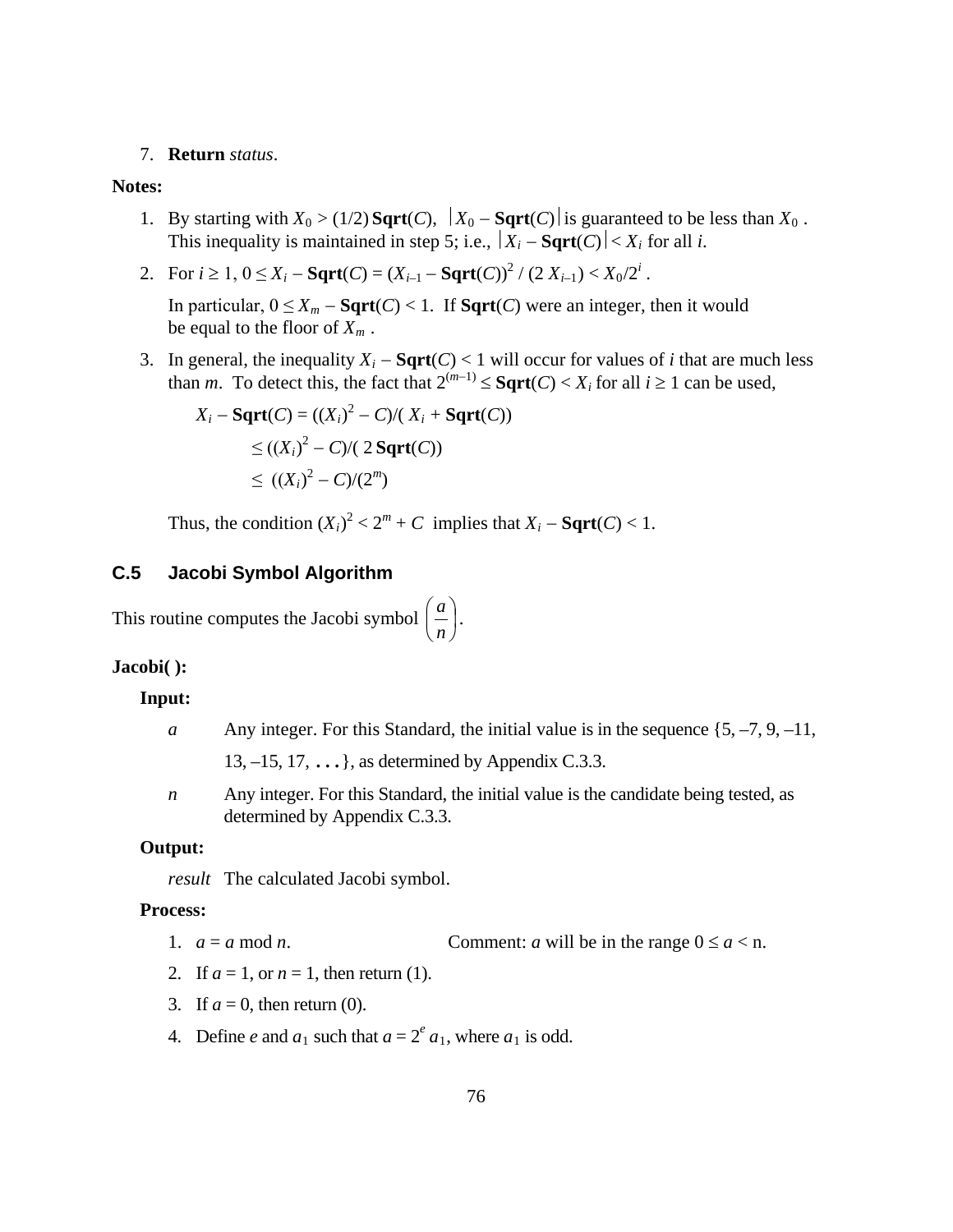7. **Return** *status*.

**Notes:**

1. By starting with $X_0 > (1/2)\,\mathbf{Sqrt}(C)$, $|X_0 - \mathbf{Sqrt}(C)|$ is guaranteed to be less than $X_0$. This inequality is maintained in step 5; i.e., $|X_i - \mathbf{Sqrt}(C)| < X_i$ for all $i$.

2. For $i \geq 1$, $0 \leq X_i - \mathbf{Sqrt}(C) = (X_{i-1} - \mathbf{Sqrt}(C))^2 / (2\,X_{i-1}) < X_0/2^i$.

   In particular, $0 \leq X_m - \mathbf{Sqrt}(C) < 1$. If $\mathbf{Sqrt}(C)$ were an integer, then it would be equal to the floor of $X_m$.

3. In general, the inequality $X_i - \mathbf{Sqrt}(C) < 1$ will occur for values of $i$ that are much less than $m$. To detect this, the fact that $2^{(m-1)} \leq \mathbf{Sqrt}(C) < X_i$ for all $i \geq 1$ can be used,

   $$X_i - \mathbf{Sqrt}(C) = ((X_i)^2 - C)/(X_i + \mathbf{Sqrt}(C))$$
   $$\leq ((X_i)^2 - C)/(2\,\mathbf{Sqrt}(C))$$
   $$\leq ((X_i)^2 - C)/(2^m)$$

   Thus, the condition $(X_i)^2 < 2^m + C$ implies that $X_i - \mathbf{Sqrt}(C) < 1$.

## C.5 Jacobi Symbol Algorithm

This routine computes the Jacobi symbol $\left(\frac{a}{n}\right)$.

**Jacobi( ):**

**Input:**

*a* Any integer. For this Standard, the initial value is in the sequence {5, –7, 9, –11, 13, –15, 17, ...}, as determined by Appendix C.3.3.

*n* Any integer. For this Standard, the initial value is the candidate being tested, as determined by Appendix C.3.3.

**Output:**

*result* The calculated Jacobi symbol.

**Process:**

1. $a = a \bmod n$. Comment: $a$ will be in the range $0 \leq a <$ n.
2. If $a = 1$, or $n = 1$, then return (1).
3. If $a = 0$, then return (0).
4. Define $e$ and $a_1$ such that $a = 2^e\,a_1$, where $a_1$ is odd.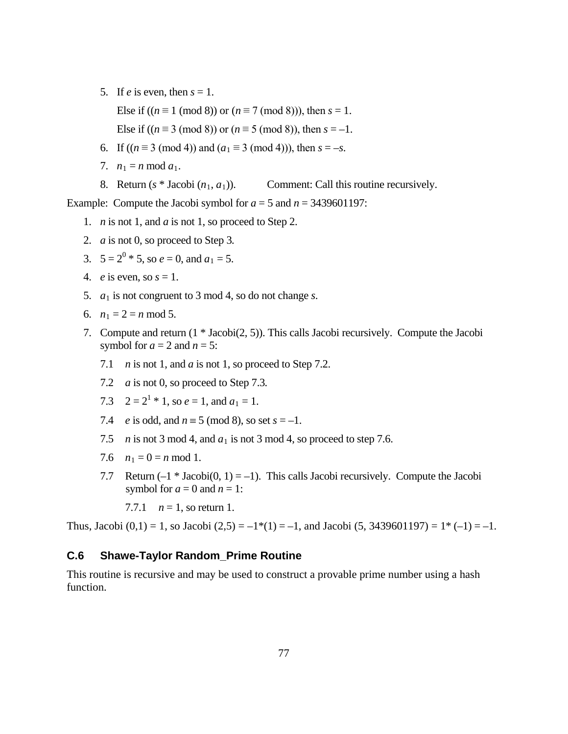5. If $e$ is even, then $s = 1$.

   Else if (($n \equiv 1 \pmod 8$) or ($n \equiv 7 \pmod 8$)), then $s = 1$.

   Else if (($n \equiv 3 \pmod 8$) or ($n \equiv 5 \pmod 8$)), then $s = –1$.

6. If (($n \equiv 3 \pmod 4$) and ($a_1 \equiv 3 \pmod 4$)), then $s = –s$.
7. $n_1 = n \bmod a_1$.
8. Return ($s$ * Jacobi ($n_1$, $a_1$)). Comment: Call this routine recursively.

Example: Compute the Jacobi symbol for $a = 5$ and $n = 3439601197$:

1. $n$ is not 1, and $a$ is not 1, so proceed to Step 2.
2. $a$ is not 0, so proceed to Step 3.
3. $5 = 2^0 * 5$, so $e = 0$, and $a_1 = 5$.
4. $e$ is even, so $s = 1$.
5. $a_1$ is not congruent to 3 mod 4, so do not change $s$.
6. $n_1 = 2 = n \bmod 5$.
7. Compute and return (1 * Jacobi(2, 5)). This calls Jacobi recursively. Compute the Jacobi symbol for $a = 2$ and $n = 5$:

   7.1 $n$ is not 1, and $a$ is not 1, so proceed to Step 7.2.

   7.2 $a$ is not 0, so proceed to Step 7.3.

   7.3 $2 = 2^1 * 1$, so $e = 1$, and $a_1 = 1$.

   7.4 $e$ is odd, and $n \equiv 5 \pmod 8$, so set $s = –1$.

   7.5 $n$ is not 3 mod 4, and $a_1$ is not 3 mod 4, so proceed to step 7.6.

   7.6 $n_1 = 0 = n \bmod 1$.

   7.7 Return (–1 * Jacobi(0, 1) = –1). This calls Jacobi recursively. Compute the Jacobi symbol for $a = 0$ and $n = 1$:

   7.7.1 $n = 1$, so return 1.

Thus, Jacobi (0,1) = 1, so Jacobi (2,5) = –1*(1) = –1, and Jacobi (5, 3439601197) = 1* (–1) = –1.

## C.6 Shawe-Taylor Random_Prime Routine

This routine is recursive and may be used to construct a provable prime number using a hash function.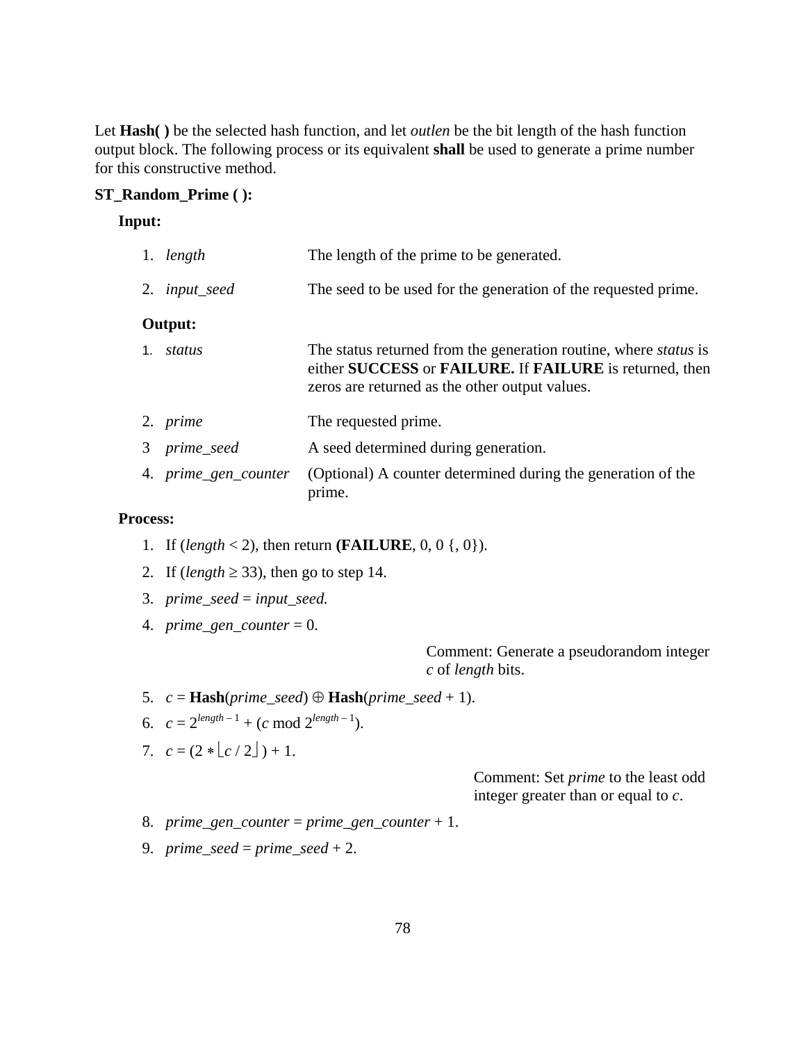Let **Hash( )** be the selected hash function, and let *outlen* be the bit length of the hash function output block. The following process or its equivalent **shall** be used to generate a prime number for this constructive method.

**ST_Random_Prime ( ):**

**Input:**

1. *length* — The length of the prime to be generated.
2. *input_seed* — The seed to be used for the generation of the requested prime.

**Output:**

1. *status* — The status returned from the generation routine, where *status* is either **SUCCESS** or **FAILURE.** If **FAILURE** is returned, then zeros are returned as the other output values.
2. *prime* — The requested prime.
3. *prime_seed* — A seed determined during generation.
4. *prime_gen_counter* — (Optional) A counter determined during the generation of the prime.

**Process:**

1. If ($length < 2$), then return **(FAILURE**, 0, 0 {, 0}).
2. If ($length \geq 33$), then go to step 14.
3. *prime_seed* = *input_seed.*
4. *prime_gen_counter* = 0.

   Comment: Generate a pseudorandom integer *c* of *length* bits.

5. $c$ = **Hash**(*prime_seed*) $\oplus$ **Hash**(*prime_seed* + 1).
6. $c = 2^{length-1} + (c \bmod 2^{length-1})$.
7. $c = (2 * \lfloor c / 2 \rfloor) + 1$.

   Comment: Set *prime* to the least odd integer greater than or equal to *c*.

8. *prime_gen_counter* = *prime_gen_counter* + 1.
9. *prime_seed* = *prime_seed* + 2.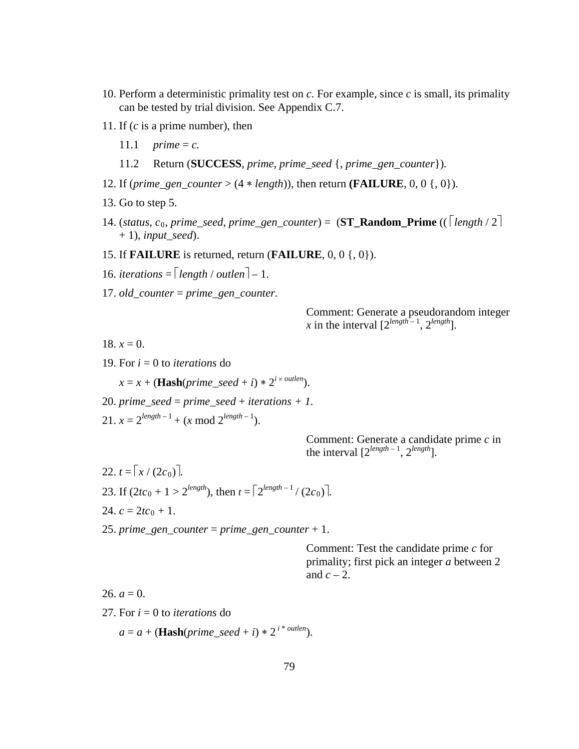10. Perform a deterministic primality test on $c$. For example, since $c$ is small, its primality can be tested by trial division. See Appendix C.7.

11. If ($c$ is a prime number), then

    11.1 $prime = c$.

    11.2 Return (**SUCCESS**, *prime*, *prime_seed* {, *prime_gen_counter*}).

12. If ($prime\_gen\_counter > (4 * length)$), then return **(FAILURE**, 0, 0 {, 0}).

13. Go to step 5.

14. (*status*, $c_0$, *prime_seed*, *prime_gen_counter*) = (**ST_Random_Prime** (($\lceil length / 2 \rceil + 1$), *input_seed*).

15. If **FAILURE** is returned, return (**FAILURE**, 0, 0 {, 0}).

16. $iterations = \lceil length / outlen \rceil - 1$.

17. *old_counter* = *prime_gen_counter*.

    Comment: Generate a pseudorandom integer $x$ in the interval $[2^{length-1}, 2^{length}]$.

18. $x = 0$.

19. For $i = 0$ to *iterations* do

    $x = x + (\textbf{Hash}(prime\_seed + i) * 2^{i \times outlen})$.

20. $prime\_seed = prime\_seed + iterations + 1$.

21. $x = 2^{length-1} + (x \bmod 2^{length-1})$.

    Comment: Generate a candidate prime $c$ in the interval $[2^{length-1}, 2^{length}]$.

22. $t = \lceil x / (2c_0) \rceil$.

23. If $(2tc_0 + 1 > 2^{length})$, then $t = \lceil 2^{length-1} / (2c_0) \rceil$.

24. $c = 2tc_0 + 1$.

25. $prime\_gen\_counter = prime\_gen\_counter + 1$.

    Comment: Test the candidate prime $c$ for primality; first pick an integer $a$ between 2 and $c - 2$.

26. $a = 0$.

27. For $i = 0$ to *iterations* do

    $a = a + (\textbf{Hash}(prime\_seed + i) * 2^{i * outlen})$.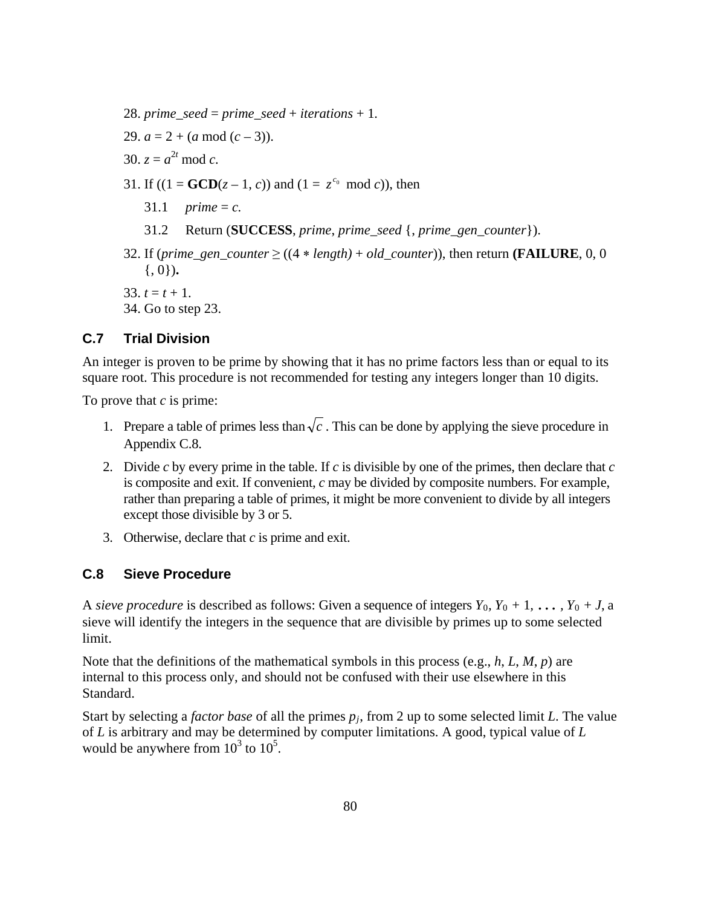28. *prime_seed* = *prime_seed* + *iterations* + 1.

29. $a = 2 + (a \bmod (c - 3))$.

30. $z = a^{2t} \bmod c$.

31. If $((1 = \textbf{GCD}(z - 1, c))$ and $(1 = z^{c_0} \bmod c))$, then

    31.1 *prime* = *c*.

    31.2 Return (**SUCCESS**, *prime*, *prime_seed* {, *prime_gen_counter*}).

32. If (*prime_gen_counter* ≥ ((4 ∗ *length)* + *old_counter*)), then return **(FAILURE**, 0, 0 {, 0})**.**

33. $t = t + 1$.

34. Go to step 23.

### C.7 Trial Division

An integer is proven to be prime by showing that it has no prime factors less than or equal to its square root. This procedure is not recommended for testing any integers longer than 10 digits.

To prove that *c* is prime:

1. Prepare a table of primes less than $\sqrt{c}$ . This can be done by applying the sieve procedure in Appendix C.8.
2. Divide *c* by every prime in the table. If *c* is divisible by one of the primes, then declare that *c* is composite and exit. If convenient, *c* may be divided by composite numbers. For example, rather than preparing a table of primes, it might be more convenient to divide by all integers except those divisible by 3 or 5.
3. Otherwise, declare that *c* is prime and exit.

### C.8 Sieve Procedure

A *sieve procedure* is described as follows: Given a sequence of integers $Y_0$, $Y_0 + 1$, **. . .** , $Y_0 + J$, a sieve will identify the integers in the sequence that are divisible by primes up to some selected limit.

Note that the definitions of the mathematical symbols in this process (e.g., *h*, *L*, *M*, *p*) are internal to this process only, and should not be confused with their use elsewhere in this Standard.

Start by selecting a *factor base* of all the primes $p_j$, from 2 up to some selected limit *L*. The value of *L* is arbitrary and may be determined by computer limitations. A good, typical value of *L* would be anywhere from $10^3$ to $10^5$.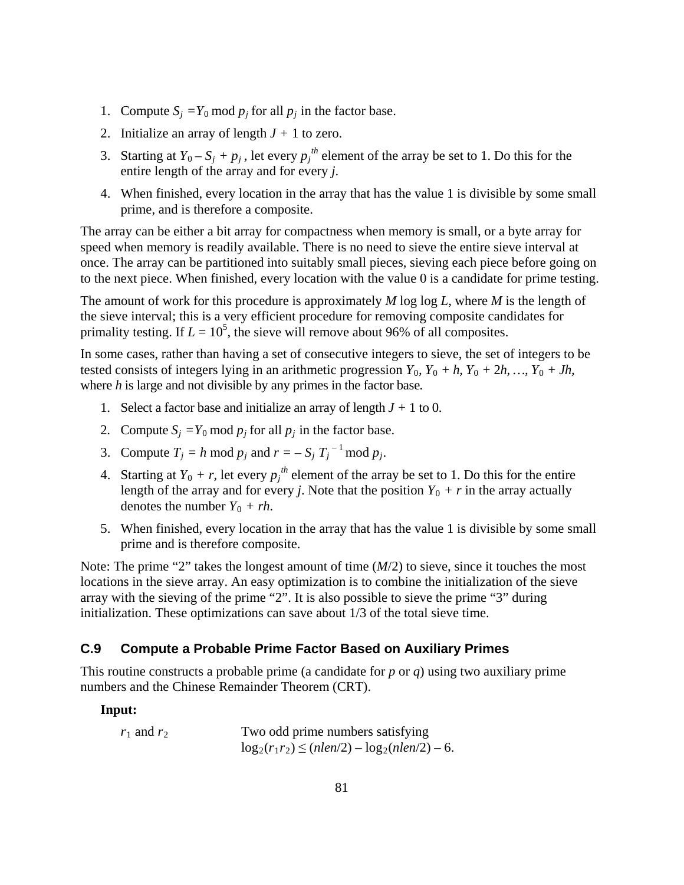1. Compute $S_j = Y_0 \bmod p_j$ for all $p_j$ in the factor base.
2. Initialize an array of length $J + 1$ to zero.
3. Starting at $Y_0 - S_j + p_j$, let every $p_j^{th}$ element of the array be set to 1. Do this for the entire length of the array and for every $j$.
4. When finished, every location in the array that has the value 1 is divisible by some small prime, and is therefore a composite.

The array can be either a bit array for compactness when memory is small, or a byte array for speed when memory is readily available. There is no need to sieve the entire sieve interval at once. The array can be partitioned into suitably small pieces, sieving each piece before going on to the next piece. When finished, every location with the value 0 is a candidate for prime testing.

The amount of work for this procedure is approximately $M \log \log L$, where $M$ is the length of the sieve interval; this is a very efficient procedure for removing composite candidates for primality testing. If $L = 10^5$, the sieve will remove about 96% of all composites.

In some cases, rather than having a set of consecutive integers to sieve, the set of integers to be tested consists of integers lying in an arithmetic progression $Y_0$, $Y_0 + h$, $Y_0 + 2h$, …, $Y_0 + Jh$, where $h$ is large and not divisible by any primes in the factor base.

1. Select a factor base and initialize an array of length $J + 1$ to 0.
2. Compute $S_j = Y_0 \bmod p_j$ for all $p_j$ in the factor base.
3. Compute $T_j = h \bmod p_j$ and $r = -S_j \, T_j^{-1} \bmod p_j$.
4. Starting at $Y_0 + r$, let every $p_j^{th}$ element of the array be set to 1. Do this for the entire length of the array and for every $j$. Note that the position $Y_0 + r$ in the array actually denotes the number $Y_0 + rh$.
5. When finished, every location in the array that has the value 1 is divisible by some small prime and is therefore composite.

Note: The prime "2" takes the longest amount of time ($M/2$) to sieve, since it touches the most locations in the sieve array. An easy optimization is to combine the initialization of the sieve array with the sieving of the prime "2". It is also possible to sieve the prime "3" during initialization. These optimizations can save about 1/3 of the total sieve time.

## C.9 Compute a Probable Prime Factor Based on Auxiliary Primes

This routine constructs a probable prime (a candidate for $p$ or $q$) using two auxiliary prime numbers and the Chinese Remainder Theorem (CRT).

**Input:**

$r_1$ and $r_2$ — Two odd prime numbers satisfying $\log_2(r_1 r_2) \le (nlen/2) - \log_2(nlen/2) - 6$.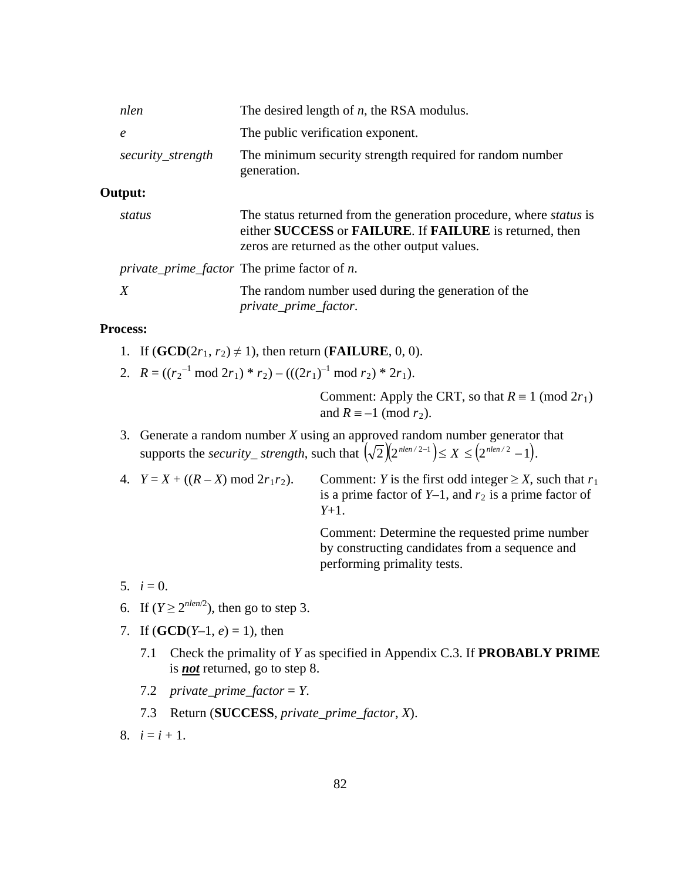| | |
|---|---|
| *nlen* | The desired length of $n$, the RSA modulus. |
| *e* | The public verification exponent. |
| *security_strength* | The minimum security strength required for random number generation. |

**Output:**

| | |
|---|---|
| *status* | The status returned from the generation procedure, where *status* is either **SUCCESS** or **FAILURE**. If **FAILURE** is returned, then zeros are returned as the other output values. |
| *private_prime_factor* | The prime factor of $n$. |
| *X* | The random number used during the generation of the *private_prime_factor*. |

**Process:**

1. If (**GCD**($2r_1$, $r_2$) $\neq 1$), then return (**FAILURE**, 0, 0).
2. $R = ((r_2^{-1} \bmod 2r_1) * r_2) - (((2r_1)^{-1} \bmod r_2) * 2r_1)$.

   Comment: Apply the CRT, so that $R \equiv 1 \pmod{2r_1}$ and $R \equiv -1 \pmod{r_2}$.

3. Generate a random number $X$ using an approved random number generator that supports the *security_ strength*, such that $\left(\sqrt{2}\right)\left(2^{nlen/2-1}\right) \leq X \leq \left(2^{nlen/2} - 1\right)$.
4. $Y = X + ((R - X) \bmod 2r_1r_2)$.

   Comment: $Y$ is the first odd integer $\geq X$, such that $r_1$ is a prime factor of $Y$–1, and $r_2$ is a prime factor of $Y$+1.

   Comment: Determine the requested prime number by constructing candidates from a sequence and performing primality tests.

5. $i = 0$.
6. If ($Y \geq 2^{nlen/2}$), then go to step 3.
7. If (**GCD**($Y$–1, $e$) = 1), then

   7.1 Check the primality of $Y$ as specified in Appendix C.3. If **PROBABLY PRIME** is ***not*** returned, go to step 8.

   7.2 *private_prime_factor* = $Y$.

   7.3 Return (**SUCCESS**, *private_prime_factor*, $X$).

8. $i = i + 1$.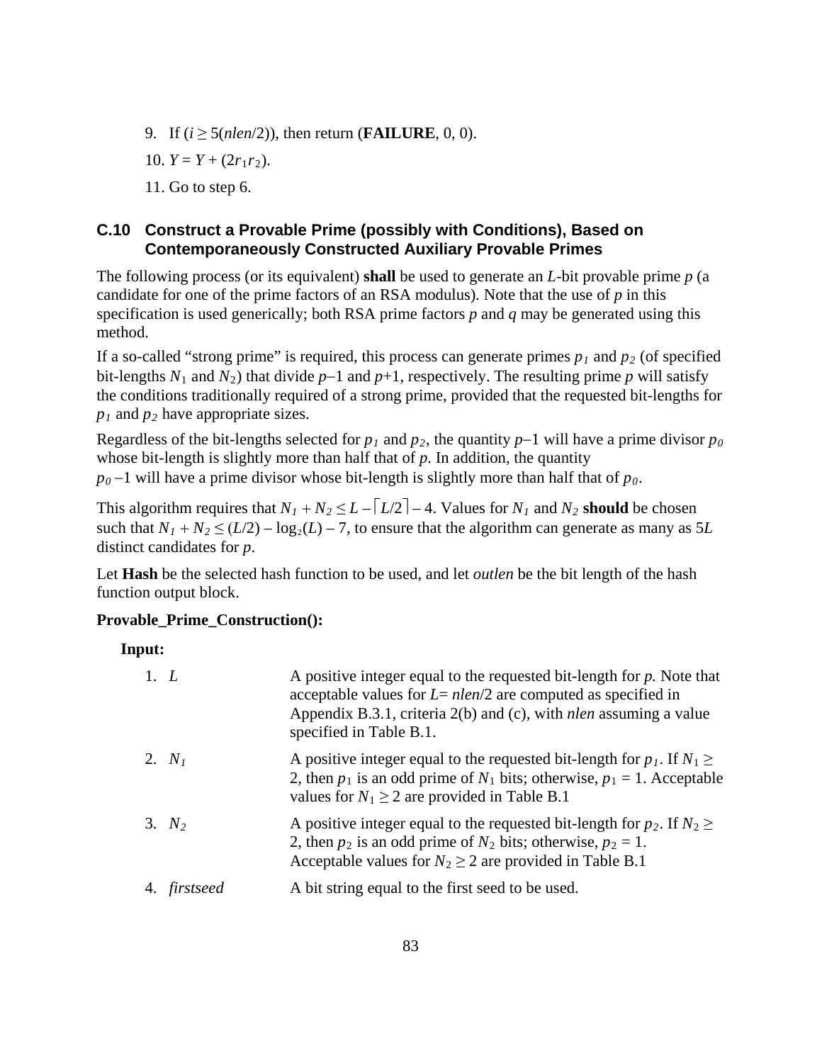9. If ($i \geq 5(nlen/2)$), then return (**FAILURE**, 0, 0).

10. $Y = Y + (2r_1r_2)$.

11. Go to step 6.

## C.10 Construct a Provable Prime (possibly with Conditions), Based on Contemporaneously Constructed Auxiliary Provable Primes

The following process (or its equivalent) **shall** be used to generate an $L$-bit provable prime $p$ (a candidate for one of the prime factors of an RSA modulus). Note that the use of $p$ in this specification is used generically; both RSA prime factors $p$ and $q$ may be generated using this method.

If a so-called "strong prime" is required, this process can generate primes $p_1$ and $p_2$ (of specified bit-lengths $N_1$ and $N_2$) that divide $p$–1 and $p$+1, respectively. The resulting prime $p$ will satisfy the conditions traditionally required of a strong prime, provided that the requested bit-lengths for $p_1$ and $p_2$ have appropriate sizes.

Regardless of the bit-lengths selected for $p_1$ and $p_2$, the quantity $p$–1 will have a prime divisor $p_0$ whose bit-length is slightly more than half that of $p$. In addition, the quantity $p_0$ –1 will have a prime divisor whose bit-length is slightly more than half that of $p_0$.

This algorithm requires that $N_1 + N_2 \leq L - \lceil L/2 \rceil - 4$. Values for $N_1$ and $N_2$ **should** be chosen such that $N_1 + N_2 \leq (L/2) - \log_2(L) - 7$, to ensure that the algorithm can generate as many as 5$L$ distinct candidates for $p$.

Let **Hash** be the selected hash function to be used, and let *outlen* be the bit length of the hash function output block.

**Provable_Prime_Construction():**

**Input:**

1. $L$ — A positive integer equal to the requested bit-length for $p$. Note that acceptable values for $L = nlen/2$ are computed as specified in Appendix B.3.1, criteria 2(b) and (c), with *nlen* assuming a value specified in Table B.1.

2. $N_1$ — A positive integer equal to the requested bit-length for $p_1$. If $N_1 \geq 2$, then $p_1$ is an odd prime of $N_1$ bits; otherwise, $p_1 = 1$. Acceptable values for $N_1 \geq 2$ are provided in Table B.1

3. $N_2$ — A positive integer equal to the requested bit-length for $p_2$. If $N_2 \geq 2$, then $p_2$ is an odd prime of $N_2$ bits; otherwise, $p_2 = 1$. Acceptable values for $N_2 \geq 2$ are provided in Table B.1

4. *firstseed* — A bit string equal to the first seed to be used.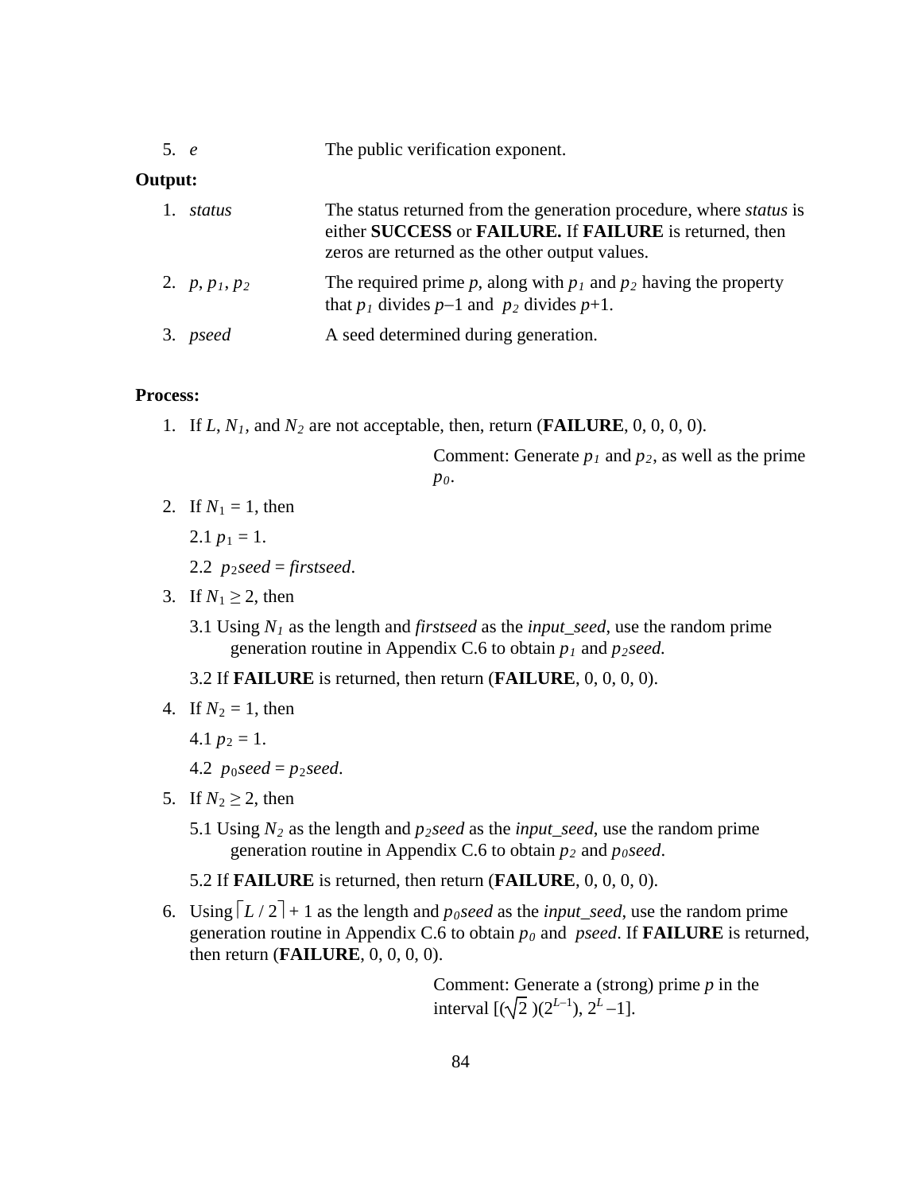5. *e* The public verification exponent.

**Output:**

1. *status* The status returned from the generation procedure, where *status* is either **SUCCESS** or **FAILURE.** If **FAILURE** is returned, then zeros are returned as the other output values.
2. $p$, $p_1$, $p_2$ The required prime $p$, along with $p_1$ and $p_2$ having the property that $p_1$ divides $p$–1 and $p_2$ divides $p$+1.
3. *pseed* A seed determined during generation.

**Process:**

1. If $L$, $N_1$, and $N_2$ are not acceptable, then, return (**FAILURE**, 0, 0, 0, 0).

   Comment: Generate $p_1$ and $p_2$, as well as the prime $p_0$.

2. If $N_1 = 1$, then

   2.1 $p_1 = 1$.

   2.2 $p_2seed$ = *firstseed*.

3. If $N_1 \geq 2$, then

   3.1 Using $N_1$ as the length and *firstseed* as the *input_seed*, use the random prime generation routine in Appendix C.6 to obtain $p_1$ and $p_2seed$.

   3.2 If **FAILURE** is returned, then return (**FAILURE**, 0, 0, 0, 0).

4. If $N_2 = 1$, then

   4.1 $p_2 = 1$.

   4.2 $p_0seed = p_2seed$.

5. If $N_2 \geq 2$, then

   5.1 Using $N_2$ as the length and $p_2seed$ as the *input_seed*, use the random prime generation routine in Appendix C.6 to obtain $p_2$ and $p_0seed$.

   5.2 If **FAILURE** is returned, then return (**FAILURE**, 0, 0, 0, 0).

6. Using $\lceil L / 2 \rceil + 1$ as the length and $p_0seed$ as the *input_seed*, use the random prime generation routine in Appendix C.6 to obtain $p_0$ and *pseed*. If **FAILURE** is returned, then return (**FAILURE**, 0, 0, 0, 0).

   Comment: Generate a (strong) prime $p$ in the interval $[(\sqrt{2})(2^{L-1}), 2^L - 1]$.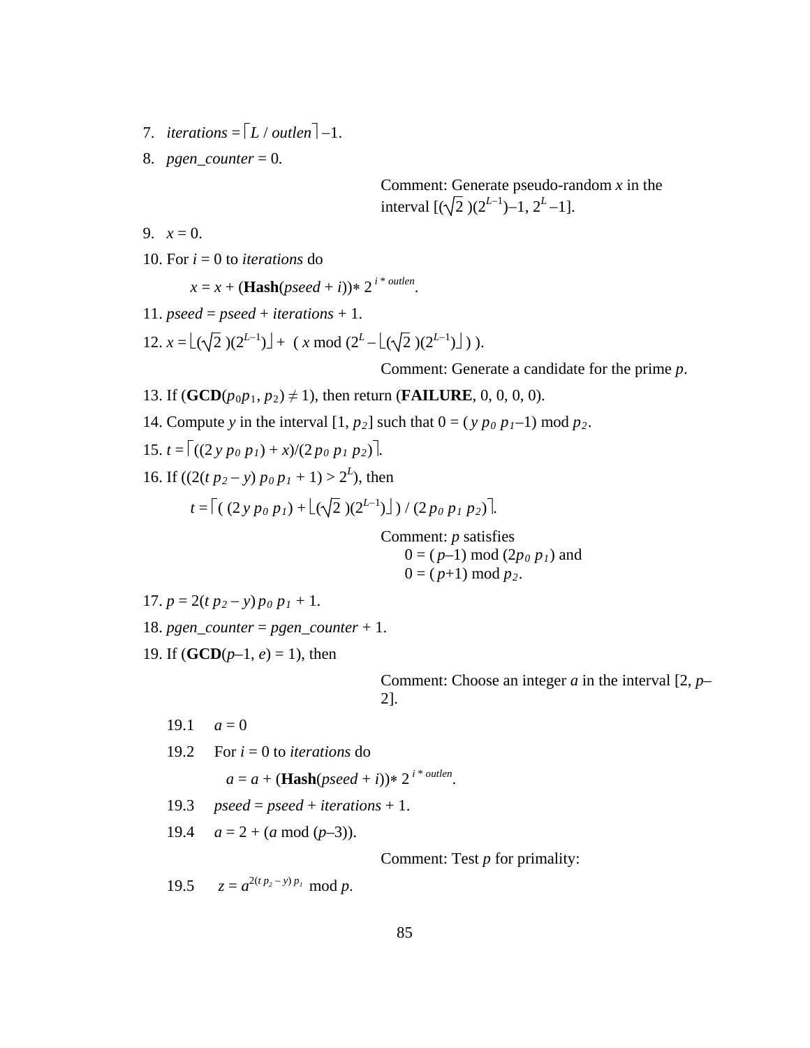7. $iterations = \lceil L / outlen \rceil - 1$.

8. $pgen\_counter = 0$.

Comment: Generate pseudo-random $x$ in the interval $[(\sqrt{2})(2^{L-1}) - 1, 2^L - 1]$.

9. $x = 0$.

10. For $i = 0$ to $iterations$ do

    $x = x + (\textbf{Hash}(pseed + i)) * 2^{i * outlen}$.

11. $pseed = pseed + iterations + 1$.

12. $x = \lfloor(\sqrt{2})(2^{L-1})\rfloor + (x \bmod (2^L - \lfloor(\sqrt{2})(2^{L-1})\rfloor))$.

Comment: Generate a candidate for the prime $p$.

13. If ($\textbf{GCD}(p_0 p_1, p_2) \neq 1$), then return (**FAILURE**, 0, 0, 0, 0).

14. Compute $y$ in the interval $[1, p_2]$ such that $0 = (y\, p_0\, p_1 - 1) \bmod p_2$.

15. $t = \lceil((2\, y\, p_0\, p_1) + x)/(2\, p_0\, p_1\, p_2)\rceil$.

16. If $((2(t\, p_2 - y)\, p_0\, p_1 + 1) > 2^L)$, then

    $t = \lceil ((2\, y\, p_0\, p_1) + \lfloor(\sqrt{2})(2^{L-1})\rfloor) / (2\, p_0\, p_1\, p_2)\rceil$.

Comment: $p$ satisfies
$0 = (p-1) \bmod (2p_0\, p_1)$ and
$0 = (p+1) \bmod p_2$.

17. $p = 2(t\, p_2 - y)\, p_0\, p_1 + 1$.

18. $pgen\_counter = pgen\_counter + 1$.

19. If ($\textbf{GCD}(p-1, e) = 1$), then

Comment: Choose an integer $a$ in the interval $[2, p-2]$.

19.1 $a = 0$

19.2 For $i = 0$ to $iterations$ do

    $a = a + (\textbf{Hash}(pseed + i)) * 2^{i * outlen}$.

19.3 $pseed = pseed + iterations + 1$.

19.4 $a = 2 + (a \bmod (p-3))$.

Comment: Test $p$ for primality:

19.5 $z = a^{2(t\, p_2 - y)\, p_1} \bmod p$.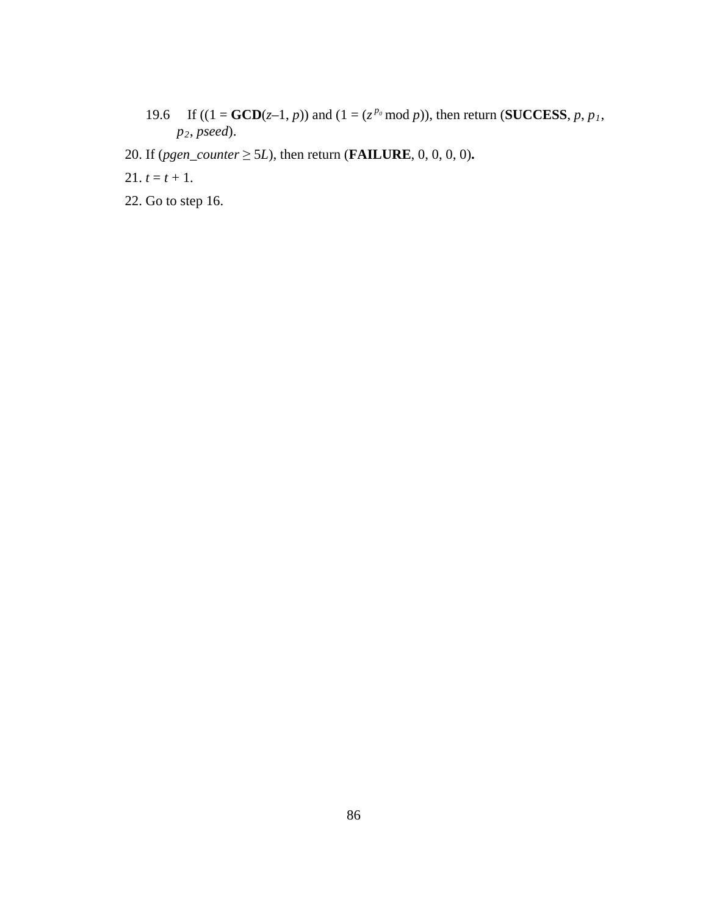19.6 If ((1 = **GCD**($z$–1, $p$)) and (1 = ($z^{p_0}$ mod $p$)), then return (**SUCCESS**, $p$, $p_1$, $p_2$, *pseed*).

20. If (*pgen_counter* ≥ 5$L$), then return (**FAILURE**, 0, 0, 0, 0)**.**

21. $t = t + 1$.

22. Go to step 16.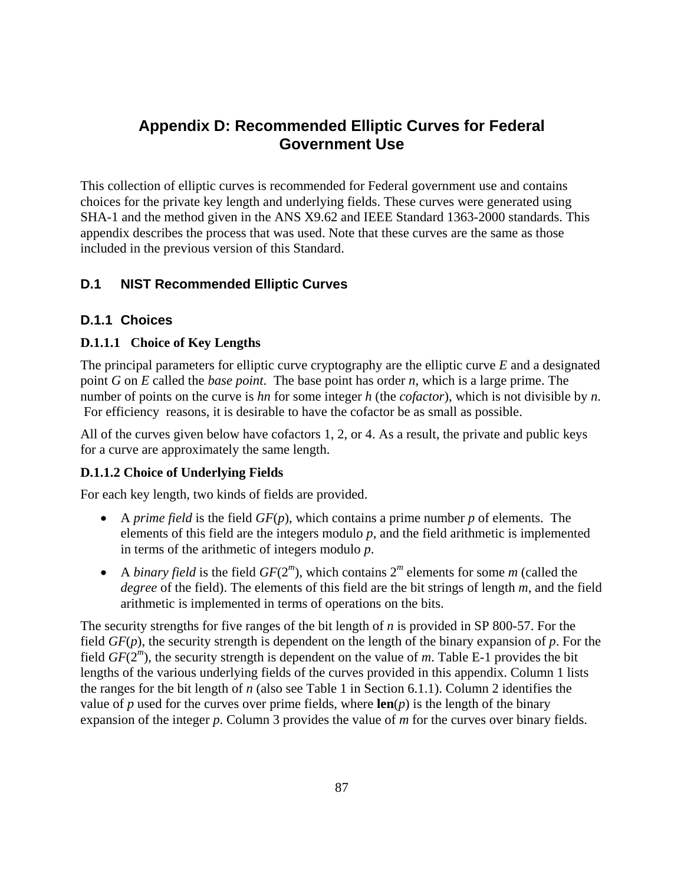# Appendix D: Recommended Elliptic Curves for Federal Government Use

This collection of elliptic curves is recommended for Federal government use and contains choices for the private key length and underlying fields. These curves were generated using SHA-1 and the method given in the ANS X9.62 and IEEE Standard 1363-2000 standards. This appendix describes the process that was used. Note that these curves are the same as those included in the previous version of this Standard.

## D.1 NIST Recommended Elliptic Curves

### D.1.1 Choices

#### D.1.1.1 Choice of Key Lengths

The principal parameters for elliptic curve cryptography are the elliptic curve $E$ and a designated point $G$ on $E$ called the *base point*. The base point has order $n$, which is a large prime. The number of points on the curve is $hn$ for some integer $h$ (the *cofactor*), which is not divisible by $n$. For efficiency reasons, it is desirable to have the cofactor be as small as possible.

All of the curves given below have cofactors 1, 2, or 4. As a result, the private and public keys for a curve are approximately the same length.

#### D.1.1.2 Choice of Underlying Fields

For each key length, two kinds of fields are provided.

- A *prime field* is the field $GF(p)$, which contains a prime number $p$ of elements. The elements of this field are the integers modulo $p$, and the field arithmetic is implemented in terms of the arithmetic of integers modulo $p$.
- A *binary field* is the field $GF(2^m)$, which contains $2^m$ elements for some $m$ (called the *degree* of the field). The elements of this field are the bit strings of length $m$, and the field arithmetic is implemented in terms of operations on the bits.

The security strengths for five ranges of the bit length of $n$ is provided in SP 800-57. For the field $GF(p)$, the security strength is dependent on the length of the binary expansion of $p$. For the field $GF(2^m)$, the security strength is dependent on the value of $m$. Table E-1 provides the bit lengths of the various underlying fields of the curves provided in this appendix. Column 1 lists the ranges for the bit length of $n$ (also see Table 1 in Section 6.1.1). Column 2 identifies the value of $p$ used for the curves over prime fields, where **len**($p$) is the length of the binary expansion of the integer $p$. Column 3 provides the value of $m$ for the curves over binary fields.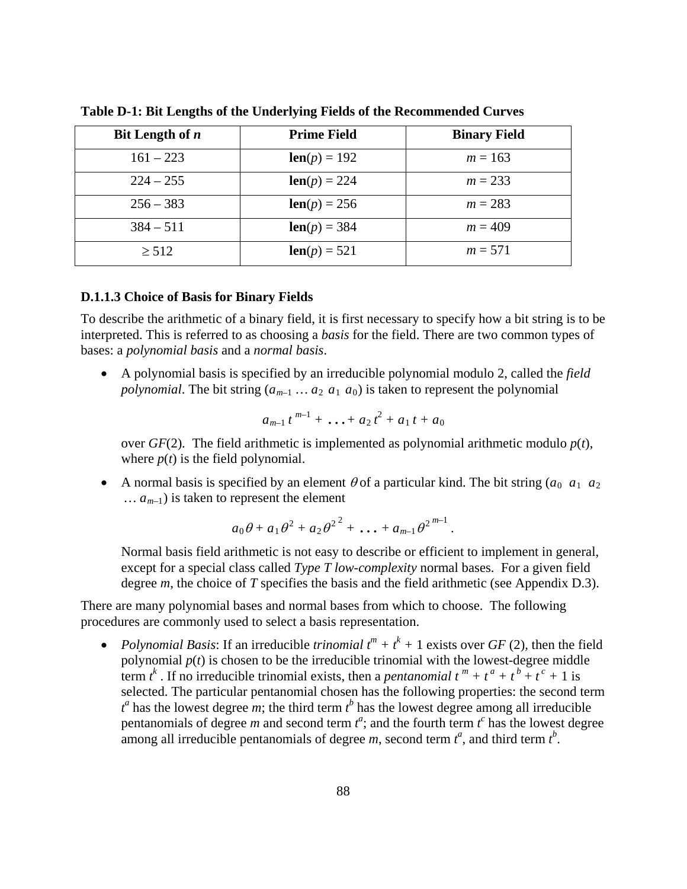**Table D-1: Bit Lengths of the Underlying Fields of the Recommended Curves**

| Bit Length of *n* | Prime Field | Binary Field |
|---|---|---|
| 161 – 223 | **len**($p$) = 192 | $m = 163$ |
| 224 – 255 | **len**($p$) = 224 | $m = 233$ |
| 256 – 383 | **len**($p$) = 256 | $m = 283$ |
| 384 – 511 | **len**($p$) = 384 | $m = 409$ |
| ≥ 512 | **len**($p$) = 521 | $m = 571$ |

#### D.1.1.3 Choice of Basis for Binary Fields

To describe the arithmetic of a binary field, it is first necessary to specify how a bit string is to be interpreted. This is referred to as choosing a *basis* for the field. There are two common types of bases: a *polynomial basis* and a *normal basis*.

- A polynomial basis is specified by an irreducible polynomial modulo 2, called the *field polynomial*. The bit string ($a_{m-1} \ldots a_2\ a_1\ a_0$) is taken to represent the polynomial

  $$a_{m-1}\, t^{\,m-1} + \ldots + a_2\, t^2 + a_1\, t + a_0$$

  over $GF(2)$. The field arithmetic is implemented as polynomial arithmetic modulo $p(t)$, where $p(t)$ is the field polynomial.

- A normal basis is specified by an element $\theta$ of a particular kind. The bit string ($a_0\ a_1\ a_2 \ldots a_{m-1}$) is taken to represent the element

  $$a_0\theta + a_1\theta^2 + a_2\theta^{2^2} + \ldots + a_{m-1}\theta^{2^{m-1}}.$$

  Normal basis field arithmetic is not easy to describe or efficient to implement in general, except for a special class called *Type T low-complexity* normal bases. For a given field degree $m$, the choice of $T$ specifies the basis and the field arithmetic (see Appendix D.3).

There are many polynomial bases and normal bases from which to choose. The following procedures are commonly used to select a basis representation.

- *Polynomial Basis*: If an irreducible *trinomial* $t^m + t^k + 1$ exists over $GF(2)$, then the field polynomial $p(t)$ is chosen to be the irreducible trinomial with the lowest-degree middle term $t^k$. If no irreducible trinomial exists, then a *pentanomial* $t^m + t^a + t^b + t^c + 1$ is selected. The particular pentanomial chosen has the following properties: the second term $t^a$ has the lowest degree $m$; the third term $t^b$ has the lowest degree among all irreducible pentanomials of degree $m$ and second term $t^a$; and the fourth term $t^c$ has the lowest degree among all irreducible pentanomials of degree $m$, second term $t^a$, and third term $t^b$.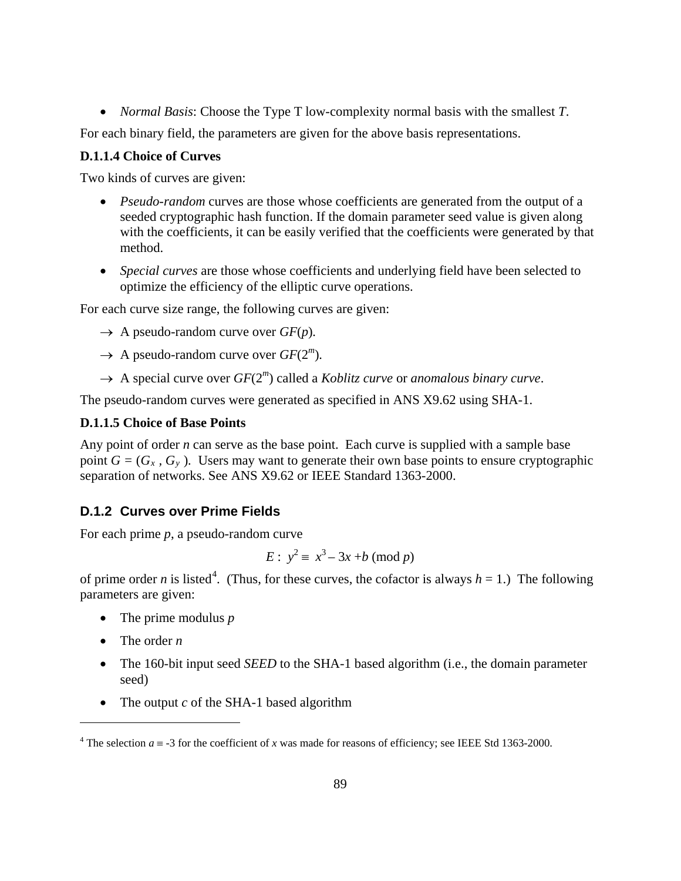- *Normal Basis*: Choose the Type T low-complexity normal basis with the smallest *T*.

For each binary field, the parameters are given for the above basis representations.

**D.1.1.4 Choice of Curves**

Two kinds of curves are given:

- *Pseudo-random* curves are those whose coefficients are generated from the output of a seeded cryptographic hash function. If the domain parameter seed value is given along with the coefficients, it can be easily verified that the coefficients were generated by that method.
- *Special curves* are those whose coefficients and underlying field have been selected to optimize the efficiency of the elliptic curve operations.

For each curve size range, the following curves are given:

→ A pseudo-random curve over $GF(p)$.

→ A pseudo-random curve over $GF(2^m)$.

→ A special curve over $GF(2^m)$ called a *Koblitz curve* or *anomalous binary curve*.

The pseudo-random curves were generated as specified in ANS X9.62 using SHA-1.

**D.1.1.5 Choice of Base Points**

Any point of order $n$ can serve as the base point. Each curve is supplied with a sample base point $G = (G_x, G_y)$. Users may want to generate their own base points to ensure cryptographic separation of networks. See ANS X9.62 or IEEE Standard 1363-2000.

### D.1.2 Curves over Prime Fields

For each prime $p$, a pseudo-random curve

$$E: \; y^2 \equiv x^3 - 3x + b \pmod{p}$$

of prime order $n$ is listed[4]. (Thus, for these curves, the cofactor is always $h = 1$.) The following parameters are given:

- The prime modulus $p$
- The order $n$
- The 160-bit input seed *SEED* to the SHA-1 based algorithm (i.e., the domain parameter seed)
- The output $c$ of the SHA-1 based algorithm

---

[4] The selection $a \equiv -3$ for the coefficient of $x$ was made for reasons of efficiency; see IEEE Std 1363-2000.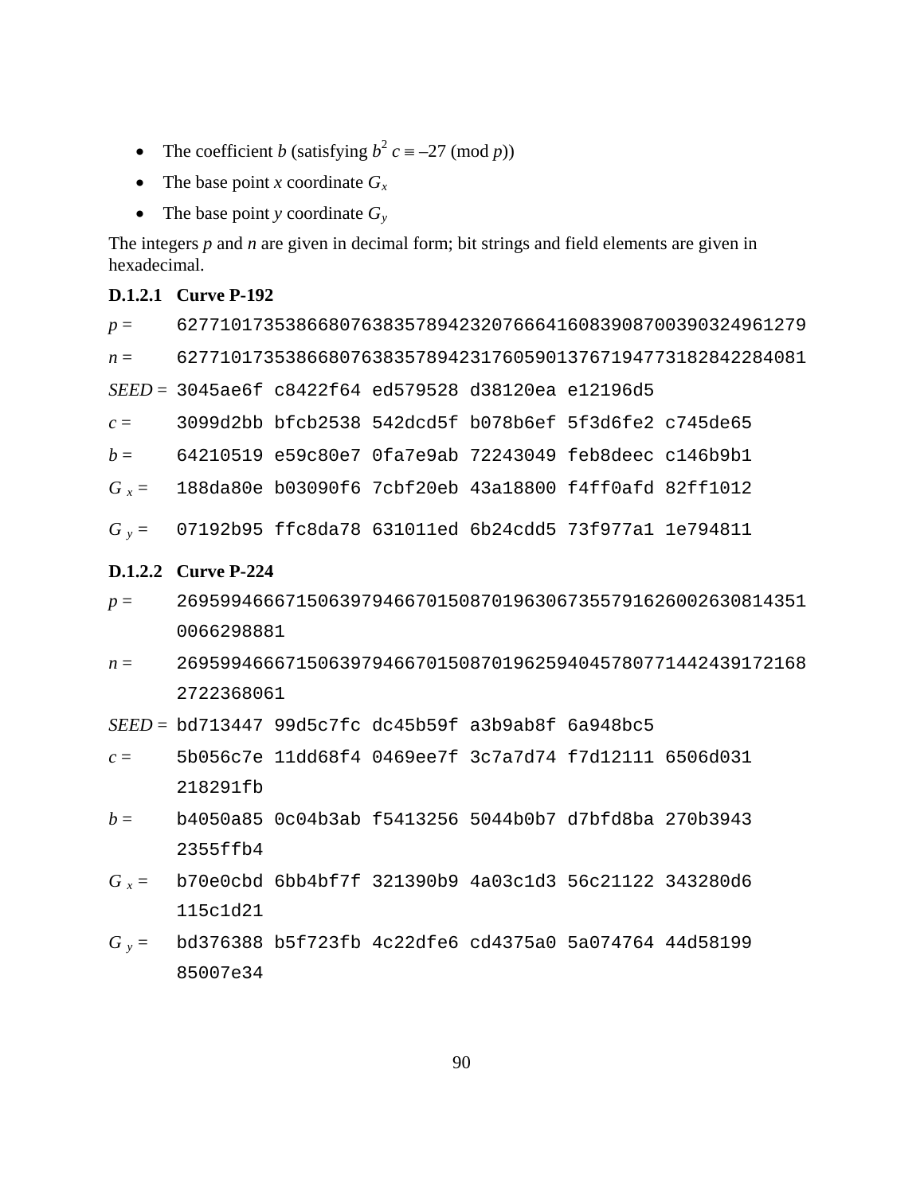- The coefficient $b$ (satisfying $b^2 c \equiv -27 \pmod{p}$)
- The base point $x$ coordinate $G_x$
- The base point $y$ coordinate $G_y$

The integers $p$ and $n$ are given in decimal form; bit strings and field elements are given in hexadecimal.

### D.1.2.1 Curve P-192

```
p =      6277101735386680763835789423207666416083908700390324961279
n =      6277101735386680763835789423176059013767194773182842284081
SEED =   3045ae6f c8422f64 ed579528 d38120ea e12196d5
c =      3099d2bb bfcb2538 542dcd5f b078b6ef 5f3d6fe2 c745de65
b =      64210519 e59c80e7 0fa7e9ab 72243049 feb8deec c146b9b1
G x =    188da80e b03090f6 7cbf20eb 43a18800 f4ff0afd 82ff1012
G y =    07192b95 ffc8da78 631011ed 6b24cdd5 73f977a1 1e794811
```

### D.1.2.2 Curve P-224

```
p =      2695994666715063979466701508701963067355791626002630814351
         0066298881
n =      2695994666715063979466701508701962594045780771442439172168
         2722368061
SEED =   bd713447 99d5c7fc dc45b59f a3b9ab8f 6a948bc5
c =      5b056c7e 11dd68f4 0469ee7f 3c7a7d74 f7d12111 6506d031
         218291fb
b =      b4050a85 0c04b3ab f5413256 5044b0b7 d7bfd8ba 270b3943
         2355ffb4
G x =    b70e0cbd 6bb4bf7f 321390b9 4a03c1d3 56c21122 343280d6
         115c1d21
G y =    bd376388 b5f723fb 4c22dfe6 cd4375a0 5a074764 44d58199
         85007e34
```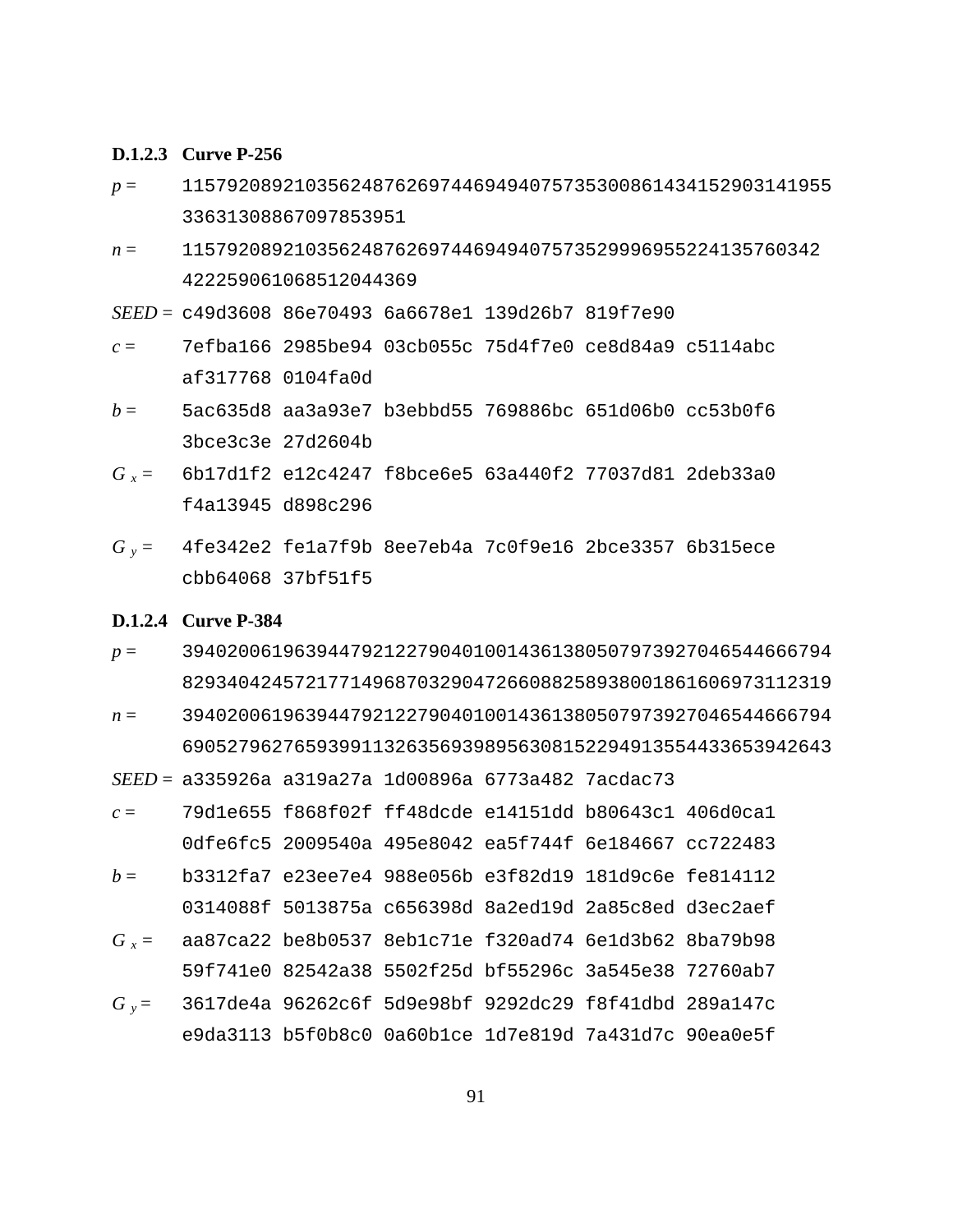#### D.1.2.3 Curve P-256

*p* = 115792089210356248762697446949407573530086143415290314195533631308867097853951

*n* = 115792089210356248762697446949407573529996955224135760342422259061068512044369

*SEED* = c49d3608 86e70493 6a6678e1 139d26b7 819f7e90

*c* = 7efba166 2985be94 03cb055c 75d4f7e0 ce8d84a9 c5114abc af317768 0104fa0d

*b* = 5ac635d8 aa3a93e7 b3ebbd55 769886bc 651d06b0 cc53b0f6 3bce3c3e 27d2604b

$G_x$ = 6b17d1f2 e12c4247 f8bce6e5 63a440f2 77037d81 2deb33a0 f4a13945 d898c296

$G_y$ = 4fe342e2 fe1a7f9b 8ee7eb4a 7c0f9e16 2bce3357 6b315ece cbb64068 37bf51f5

#### D.1.2.4 Curve P-384

*p* = 39402006196394479212279040100143613805079739270465446667948293404245721771496870329047266088258938001861606973112319

*n* = 39402006196394479212279040100143613805079739270465446667946905279627659399113263569398956308152294913554433653942643

*SEED* = a335926a a319a27a 1d00896a 6773a482 7acdac73

*c* = 79d1e655 f868f02f ff48dcde e14151dd b80643c1 406d0ca1 0dfe6fc5 2009540a 495e8042 ea5f744f 6e184667 cc722483

*b* = b3312fa7 e23ee7e4 988e056b e3f82d19 181d9c6e fe814112 0314088f 5013875a c656398d 8a2ed19d 2a85c8ed d3ec2aef

$G_x$ = aa87ca22 be8b0537 8eb1c71e f320ad74 6e1d3b62 8ba79b98 59f741e0 82542a38 5502f25d bf55296c 3a545e38 72760ab7

$G_y$ = 3617de4a 96262c6f 5d9e98bf 9292dc29 f8f41dbd 289a147c e9da3113 b5f0b8c0 0a60b1ce 1d7e819d 7a431d7c 90ea0e5f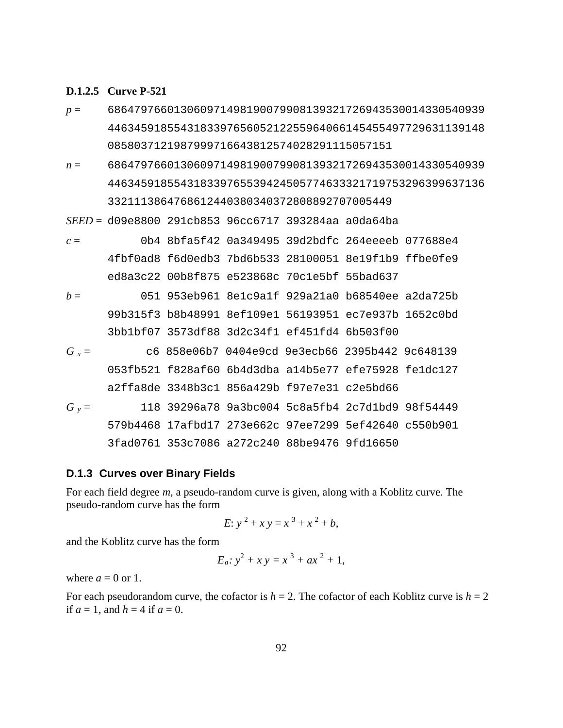#### D.1.2.5 Curve P-521

$p$ = 6864797660130609714981900799081393217269435300143305409394463459185543183397656052122559640661454554977296311391480858037121987999716643812574028291115057151

$n$ = 6864797660130609714981900799081393217269435300143305409394463459185543183397655394245057746333217197532963996371363321113864768612440380340372808892707005449

$SEED$ = d09e8800 291cb853 96cc6717 393284aa a0da64ba

$c$ =
```
      0b4 8bfa5f42 0a349495 39d2bdfc 264eeeeb 077688e4
4fbf0ad8 f6d0edb3 7bd6b533 28100051 8e19f1b9 ffbe0fe9
ed8a3c22 00b8f875 e523868c 70c1e5bf 55bad637
```

$b$ =
```
      051 953eb961 8e1c9a1f 929a21a0 b68540ee a2da725b
99b315f3 b8b48991 8ef109e1 56193951 ec7e937b 1652c0bd
3bb1bf07 3573df88 3d2c34f1 ef451fd4 6b503f00
```

$G_x$ =
```
       c6 858e06b7 0404e9cd 9e3ecb66 2395b442 9c648139
053fb521 f828af60 6b4d3dba a14b5e77 efe75928 fe1dc127
a2ffa8de 3348b3c1 856a429b f97e7e31 c2e5bd66
```

$G_y$ =
```
      118 39296a78 9a3bc004 5c8a5fb4 2c7d1bd9 98f54449
579b4468 17afbd17 273e662c 97ee7299 5ef42640 c550b901
3fad0761 353c7086 a272c240 88be9476 9fd16650
```

### D.1.3 Curves over Binary Fields

For each field degree $m$, a pseudo-random curve is given, along with a Koblitz curve. The pseudo-random curve has the form

$$E: y^2 + xy = x^3 + x^2 + b,$$

and the Koblitz curve has the form

$$E_a: y^2 + xy = x^3 + ax^2 + 1,$$

where $a = 0$ or 1.

For each pseudorandom curve, the cofactor is $h = 2$. The cofactor of each Koblitz curve is $h = 2$ if $a = 1$, and $h = 4$ if $a = 0$.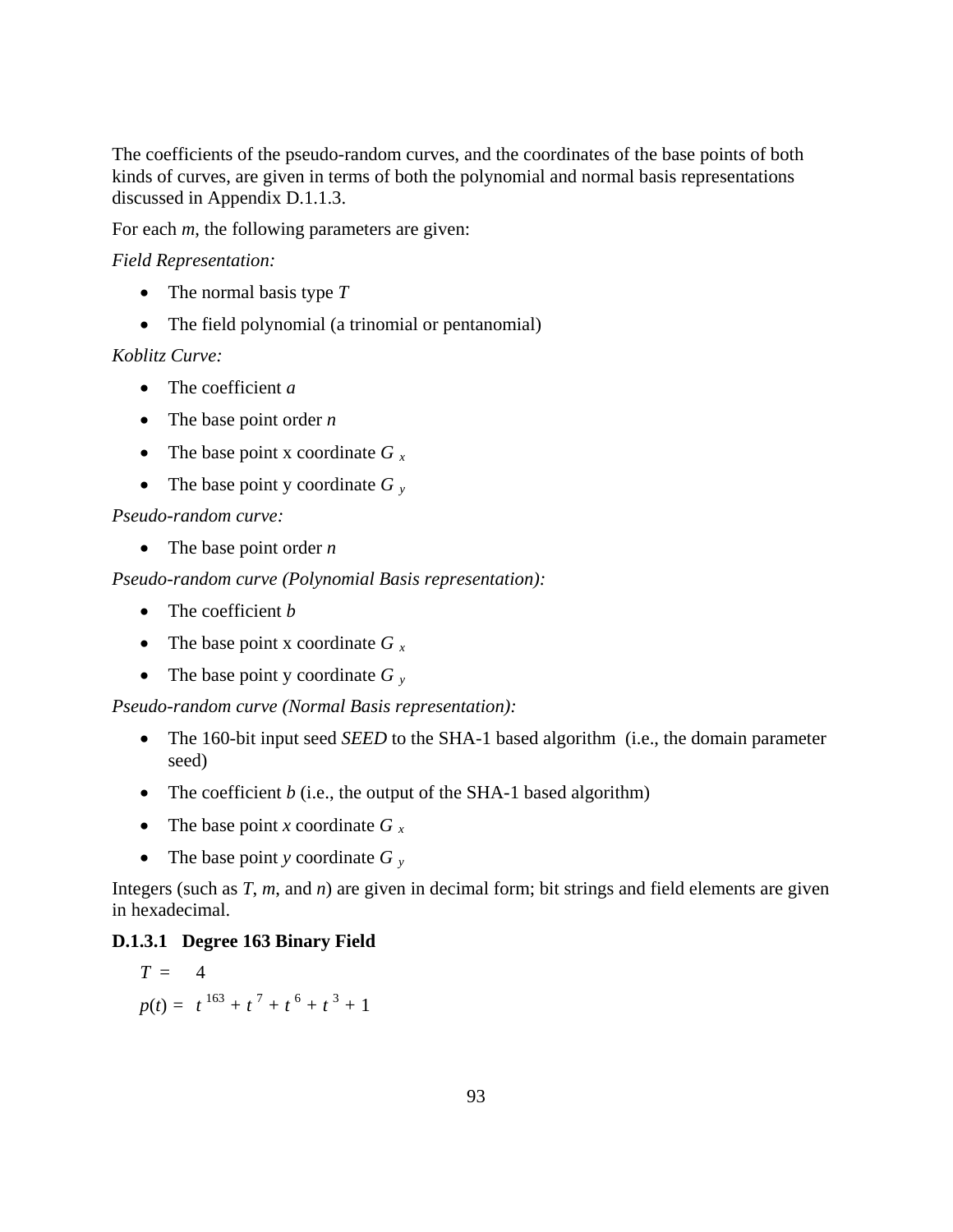The coefficients of the pseudo-random curves, and the coordinates of the base points of both kinds of curves, are given in terms of both the polynomial and normal basis representations discussed in Appendix D.1.1.3.

For each $m$, the following parameters are given:

*Field Representation:*

- The normal basis type $T$
- The field polynomial (a trinomial or pentanomial)

*Koblitz Curve:*

- The coefficient $a$
- The base point order $n$
- The base point x coordinate $G_x$
- The base point y coordinate $G_y$

*Pseudo-random curve:*

- The base point order $n$

*Pseudo-random curve (Polynomial Basis representation):*

- The coefficient $b$
- The base point x coordinate $G_x$
- The base point y coordinate $G_y$

*Pseudo-random curve (Normal Basis representation):*

- The 160-bit input seed *SEED* to the SHA-1 based algorithm (i.e., the domain parameter seed)
- The coefficient $b$ (i.e., the output of the SHA-1 based algorithm)
- The base point $x$ coordinate $G_x$
- The base point $y$ coordinate $G_y$

Integers (such as $T$, $m$, and $n$) are given in decimal form; bit strings and field elements are given in hexadecimal.

### D.1.3.1 Degree 163 Binary Field

$T =$ 4

$p(t) = t^{163} + t^{7} + t^{6} + t^{3} + 1$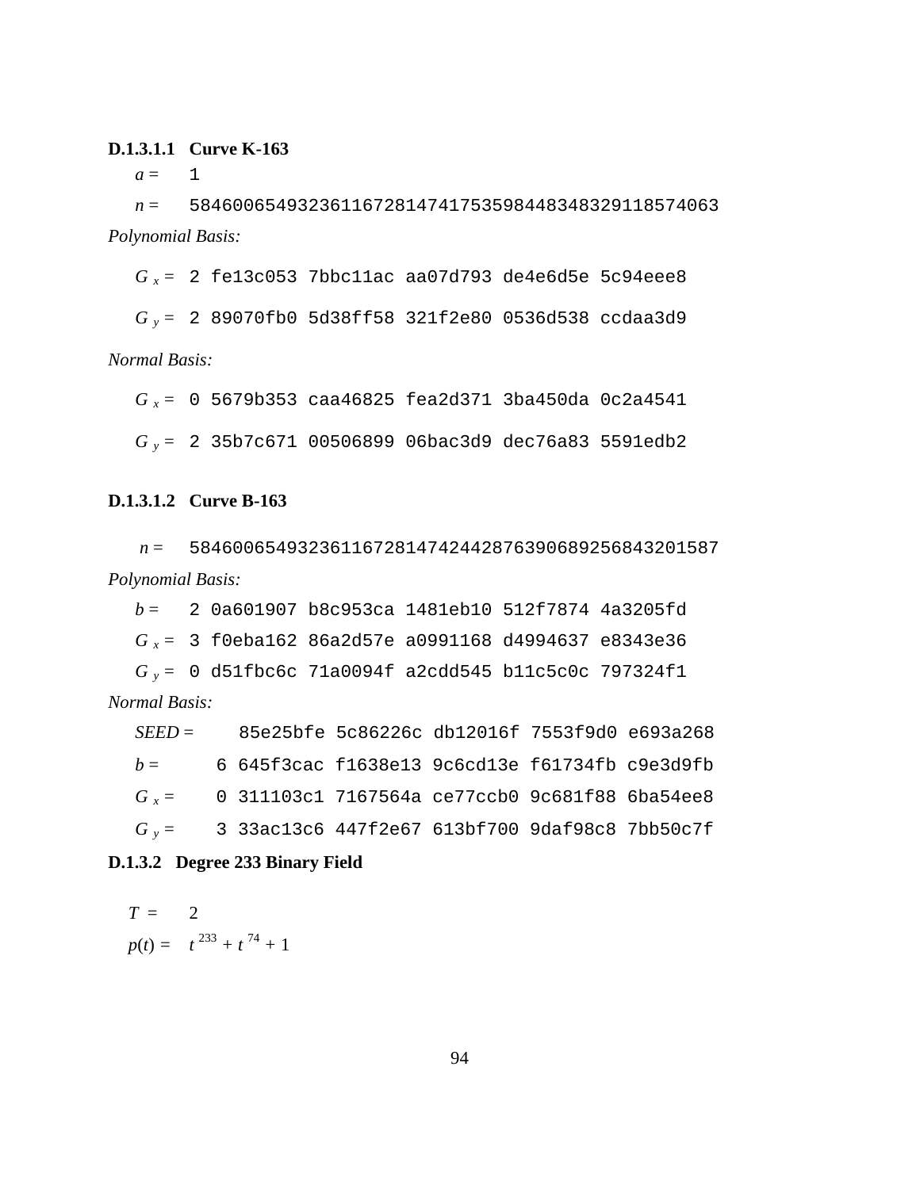#### D.1.3.1.1 Curve K-163

$a =$ 1

$n =$ 5846006549323611672814741753598448348329118574063

*Polynomial Basis:*

$G_x =$ 2 fe13c053 7bbc11ac aa07d793 de4e6d5e 5c94eee8

$G_y =$ 2 89070fb0 5d38ff58 321f2e80 0536d538 ccdaa3d9

*Normal Basis:*

$G_x =$ 0 5679b353 caa46825 fea2d371 3ba450da 0c2a4541

$G_y =$ 2 35b7c671 00506899 06bac3d9 dec76a83 5591edb2

#### D.1.3.1.2 Curve B-163

$n =$ 5846006549323611672814742442876390689256843201587

*Polynomial Basis:*

$b =$ 2 0a601907 b8c953ca 1481eb10 512f7874 4a3205fd

$G_x =$ 3 f0eba162 86a2d57e a0991168 d4994637 e8343e36

$G_y =$ 0 d51fbc6c 71a0094f a2cdd545 b11c5c0c 797324f1

*Normal Basis:*

$SEED =$ 85e25bfe 5c86226c db12016f 7553f9d0 e693a268

$b =$ 6 645f3cac f1638e13 9c6cd13e f61734fb c9e3d9fb

$G_x =$ 0 311103c1 7167564a ce77ccb0 9c681f88 6ba54ee8

$G_y =$ 3 33ac13c6 447f2e67 613bf700 9daf98c8 7bb50c7f

### D.1.3.2 Degree 233 Binary Field

$T =$ 2

$p(t) = t^{233} + t^{74} + 1$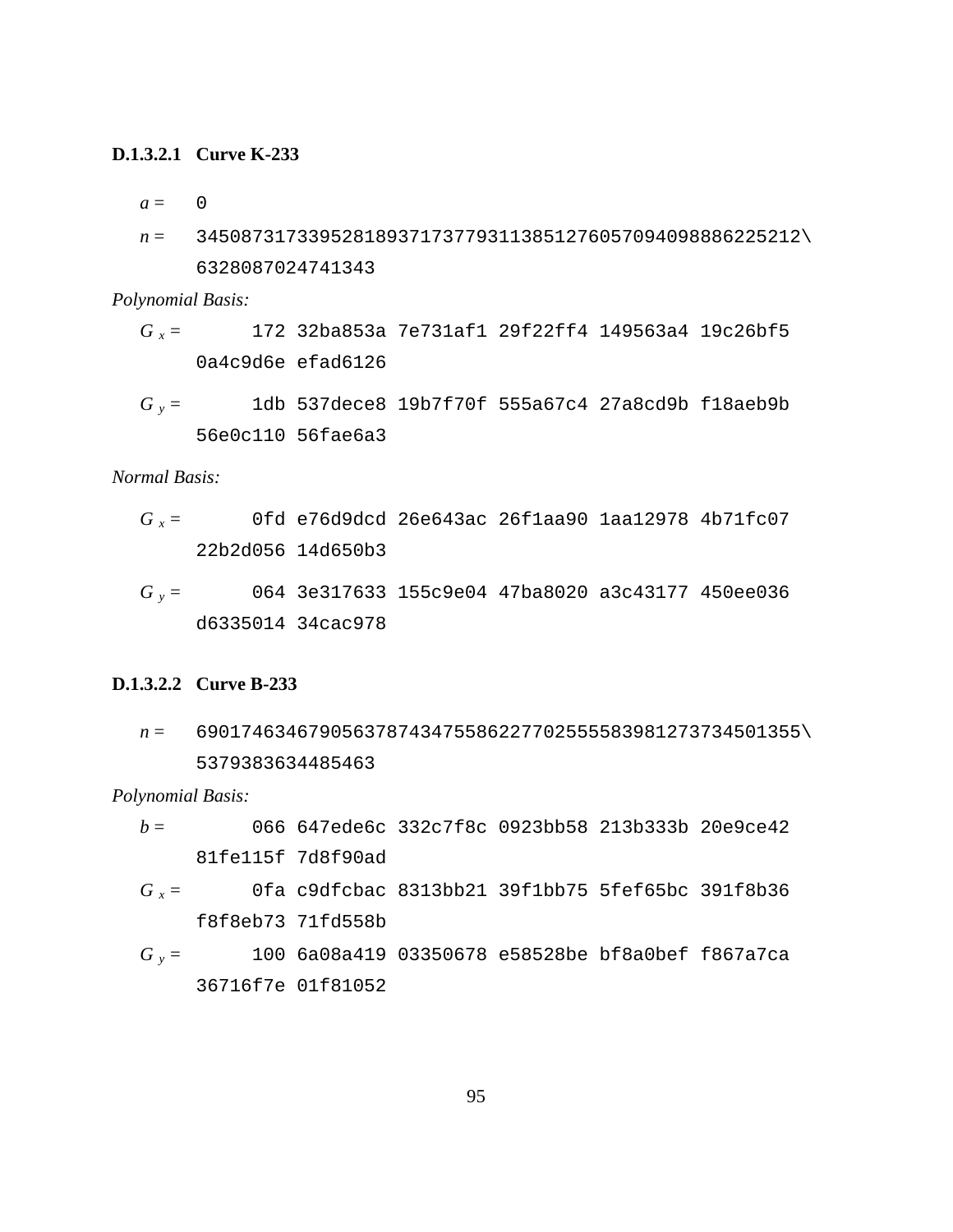#### D.1.3.2.1 Curve K-233

$a =$ 0

$n =$ 3450873173395281893717377931138512760570940988862252126328087024741343

```
n = 34508731733952818937173779311385127605709409888622521\
    26328087024741343
```

*Polynomial Basis:*

```
Gx =       172 32ba853a 7e731af1 29f22ff4 149563a4 19c26bf5
      0a4c9d6e efad6126

Gy =       1db 537dece8 19b7f70f 555a67c4 27a8cd9b f18aeb9b
      56e0c110 56fae6a3
```

*Normal Basis:*

```
Gx =       0fd e76d9dcd 26e643ac 26f1aa90 1aa12978 4b71fc07
      22b2d056 14d650b3

Gy =       064 3e317633 155c9e04 47ba8020 a3c43177 450ee036
      d6335014 34cac978
```

#### D.1.3.2.2 Curve B-233

```
n = 69017463467905637874347558622770255558398127373450135\
    55379383634485463
```

*Polynomial Basis:*

```
b =        066 647ede6c 332c7f8c 0923bb58 213b333b 20e9ce42
      81fe115f 7d8f90ad

Gx =       0fa c9dfcbac 8313bb21 39f1bb75 5fef65bc 391f8b36
      f8f8eb73 71fd558b

Gy =       100 6a08a419 03350678 e58528be bf8a0bef f867a7ca
      36716f7e 01f81052
```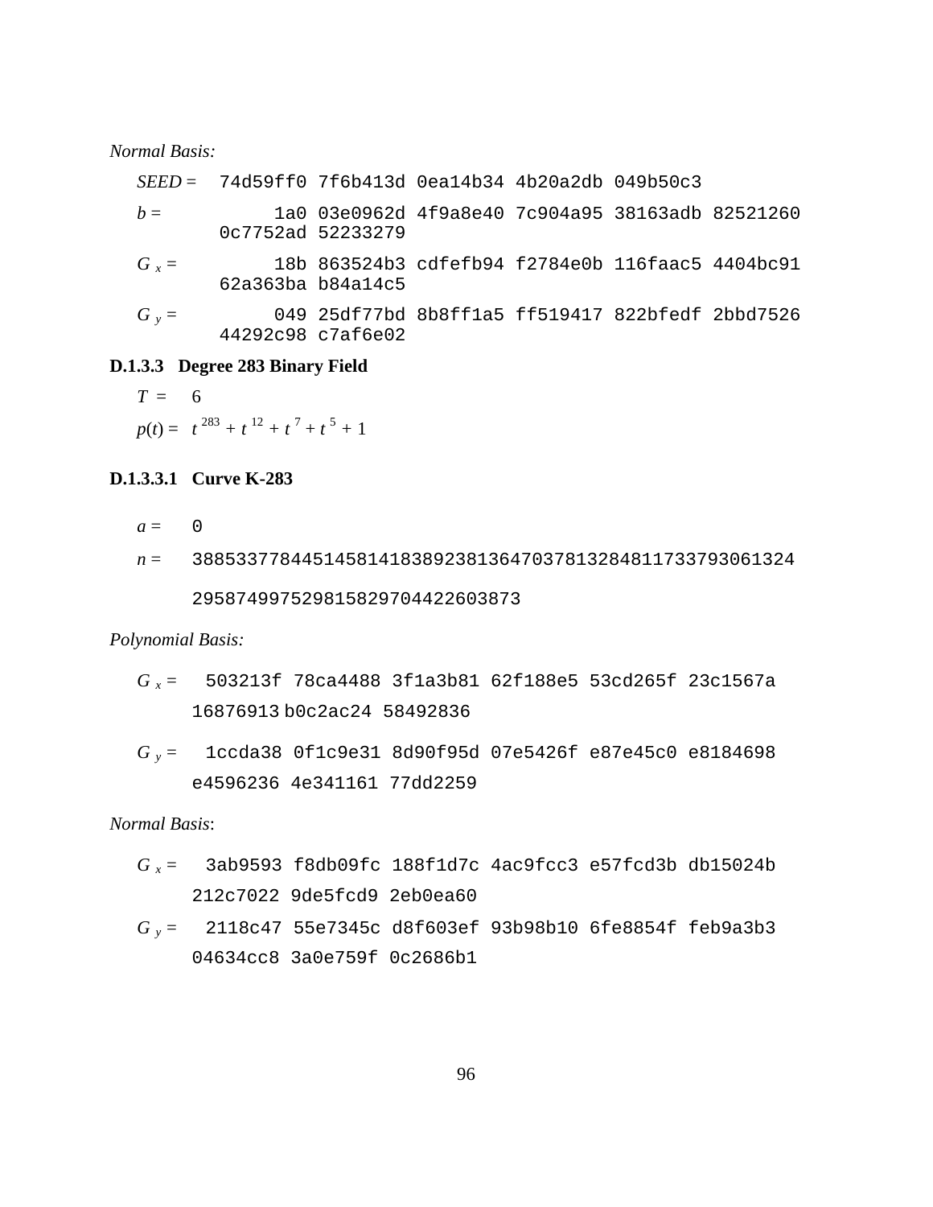*Normal Basis:*

*SEED* = `74d59ff0 7f6b413d 0ea14b34 4b20a2db 049b50c3`

*b* = `1a0 03e0962d 4f9a8e40 7c904a95 38163adb 82521260 0c7752ad 52233279`

$G_x$ = `18b 863524b3 cdfefb94 f2784e0b 116faac5 4404bc91 62a363ba b84a14c5`

$G_y$ = `049 25df77bd 8b8ff1a5 ff519417 822bfedf 2bbd7526 44292c98 c7af6e02`

### D.1.3.3 Degree 283 Binary Field

$T$ = 6

$p(t) = t^{283} + t^{12} + t^{7} + t^{5} + 1$

#### D.1.3.3.1 Curve K-283

*a* = `0`

*n* = `3885337784451458141838923813647037813284811733793061324 295874997529815829704422603873`

*Polynomial Basis:*

$G_x$ = `503213f 78ca4488 3f1a3b81 62f188e5 53cd265f 23c1567a 16876913 b0c2ac24 58492836`

$G_y$ = `1ccda38 0f1c9e31 8d90f95d 07e5426f e87e45c0 e8184698 e4596236 4e341161 77dd2259`

*Normal Basis*:

$G_x$ = `3ab9593 f8db09fc 188f1d7c 4ac9fcc3 e57fcd3b db15024b 212c7022 9de5fcd9 2eb0ea60`

$G_y$ = `2118c47 55e7345c d8f603ef 93b98b10 6fe8854f feb9a3b3 04634cc8 3a0e759f 0c2686b1`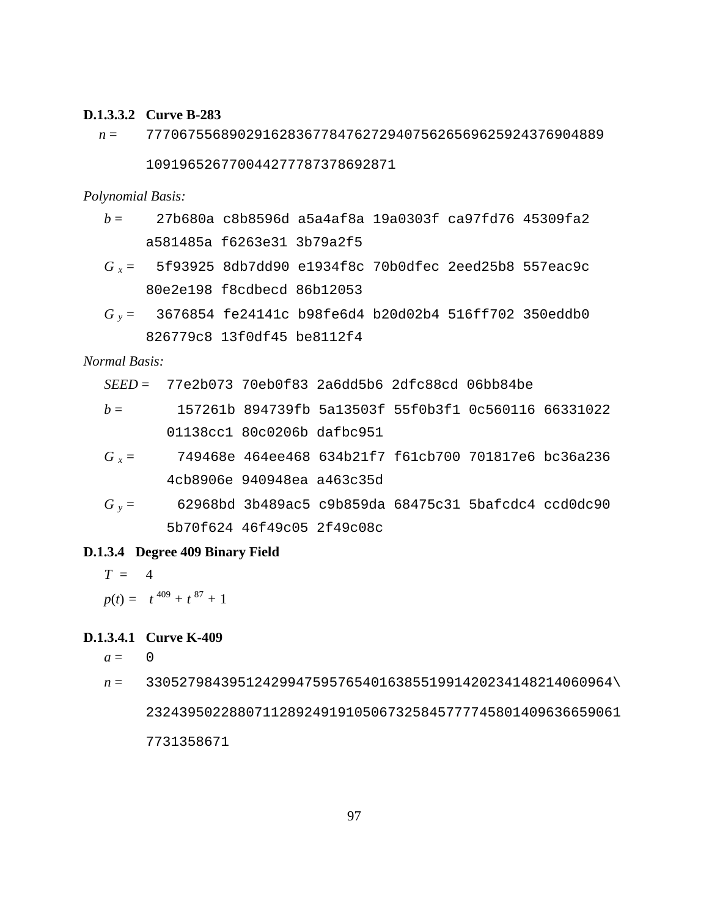#### D.1.3.3.2 Curve B-283

$n =$ `7770675568902916283677847627294075626569625924376904889`

`109196526770044277787378692871`

*Polynomial Basis:*

$b =$ `27b680a c8b8596d a5a4af8a 19a0303f ca97fd76 45309fa2`
`a581485a f6263e31 3b79a2f5`

$G_x =$ `5f93925 8db7dd90 e1934f8c 70b0dfec 2eed25b8 557eac9c`
`80e2e198 f8cdbecd 86b12053`

$G_y =$ `3676854 fe24141c b98fe6d4 b20d02b4 516ff702 350eddb0`
`826779c8 13f0df45 be8112f4`

*Normal Basis:*

*SEED* = `77e2b073 70eb0f83 2a6dd5b6 2dfc88cd 06bb84be`

$b =$ `157261b 894739fb 5a13503f 55f0b3f1 0c560116 66331022`
`01138cc1 80c0206b dafbc951`

$G_x =$ `749468e 464ee468 634b21f7 f61cb700 701817e6 bc36a236`
`4cb8906e 940948ea a463c35d`

$G_y =$ `62968bd 3b489ac5 c9b859da 68475c31 5bafcdc4 ccd0dc90`
`5b70f624 46f49c05 2f49c08c`

### D.1.3.4 Degree 409 Binary Field

$T = 4$

$p(t) = t^{409} + t^{87} + 1$

#### D.1.3.4.1 Curve K-409

$a =$ `0`

$n =$ `3305279843951242994759576540163855199142023414821406096\`

`4232439502288071128924919105067325845777745801409636659061`

`7731358671`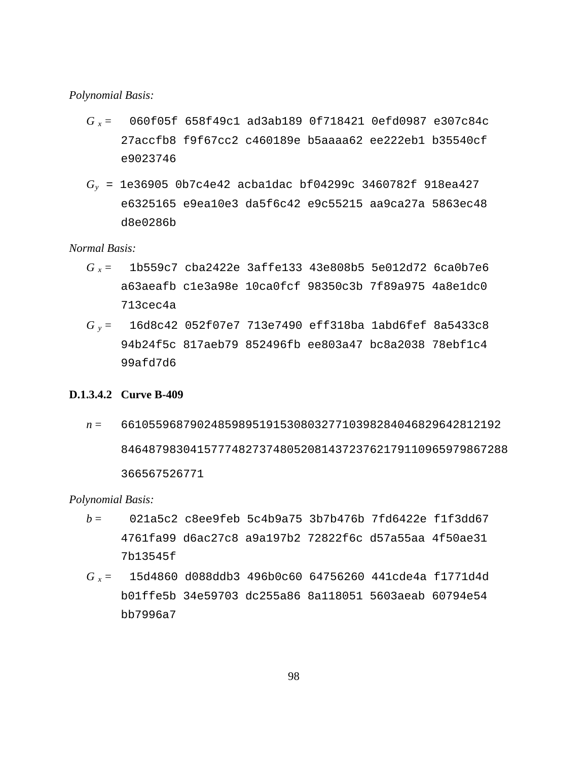*Polynomial Basis:*

$G_x$ = 060f05f 658f49c1 ad3ab189 0f718421 0efd0987 e307c84c 27accfb8 f9f67cc2 c460189e b5aaaa62 ee222eb1 b35540cf e9023746

$G_y$ = 1e36905 0b7c4e42 acba1dac bf04299c 3460782f 918ea427 e6325165 e9ea10e3 da5f6c42 e9c55215 aa9ca27a 5863ec48 d8e0286b

*Normal Basis:*

$G_x$ = 1b559c7 cba2422e 3affe133 43e808b5 5e012d72 6ca0b7e6 a63aeafb c1e3a98e 10ca0fcf 98350c3b 7f89a975 4a8e1dc0 713cec4a

$G_y$ = 16d8c42 052f07e7 713e7490 eff318ba 1abd6fef 8a5433c8 94b24f5c 817aeb79 852496fb ee803a47 bc8a2038 78ebf1c4 99afd7d6

#### D.1.3.4.2 Curve B-409

$n$ = 661055968790248598951915308032771039828404682964281219284648798304157774827374805208143723762179110965979867288366567526771

*Polynomial Basis:*

$b$ = 021a5c2 c8ee9feb 5c4b9a75 3b7b476b 7fd6422e f1f3dd67 4761fa99 d6ac27c8 a9a197b2 72822f6c d57a55aa 4f50ae31 7b13545f

$G_x$ = 15d4860 d088ddb3 496b0c60 64756260 441cde4a f1771d4d b01ffe5b 34e59703 dc255a86 8a118051 5603aeab 60794e54 bb7996a7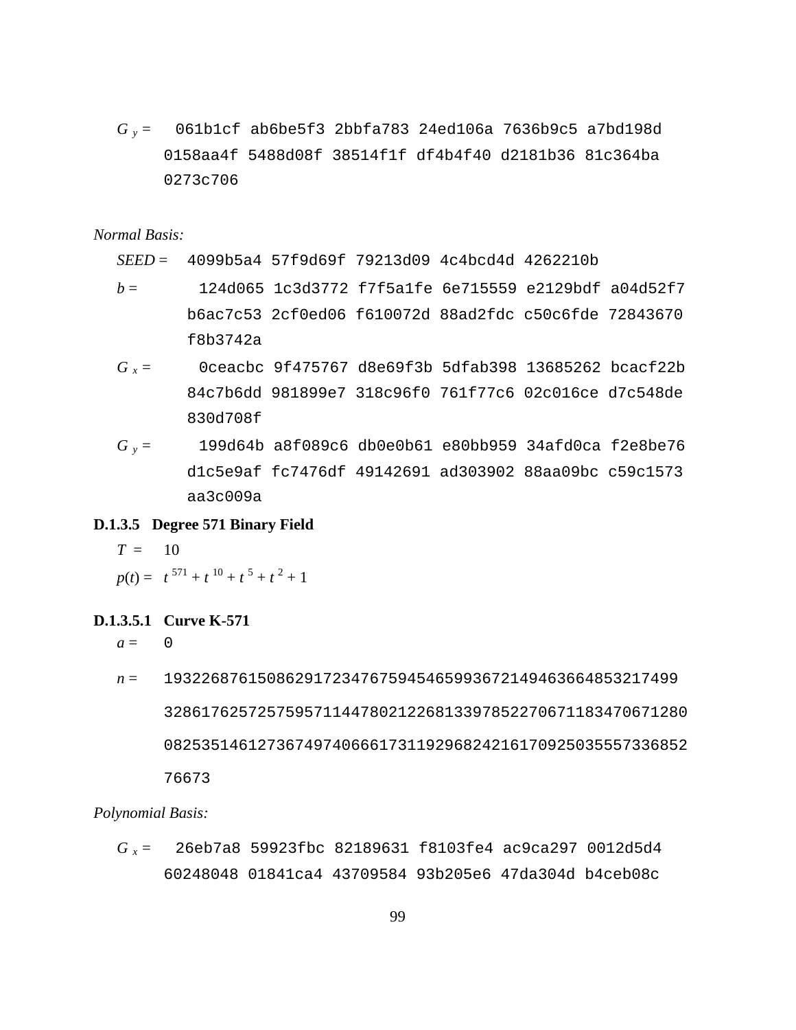$G_y$ = 061b1cf ab6be5f3 2bbfa783 24ed106a 7636b9c5 a7bd198d 0158aa4f 5488d08f 38514f1f df4b4f40 d2181b36 81c364ba 0273c706

*Normal Basis:*

*SEED* = 4099b5a4 57f9d69f 79213d09 4c4bcd4d 4262210b

$b$ = 124d065 1c3d3772 f7f5a1fe 6e715559 e2129bdf a04d52f7 b6ac7c53 2cf0ed06 f610072d 88ad2fdc c50c6fde 72843670 f8b3742a

$G_x$ = 0ceacbc 9f475767 d8e69f3b 5dfab398 13685262 bcacf22b 84c7b6dd 981899e7 318c96f0 761f77c6 02c016ce d7c548de 830d708f

$G_y$ = 199d64b a8f089c6 db0e0b61 e80bb959 34afd0ca f2e8be76 d1c5e9af fc7476df 49142691 ad303902 88aa09bc c59c1573 aa3c009a

### D.1.3.5 Degree 571 Binary Field

$T$ = 10

$p(t) = t^{571} + t^{10} + t^{5} + t^{2} + 1$

#### D.1.3.5.1 Curve K-571

$a$ = 0

$n$ = 1932268761508629172347675945465993672149463664853217499 3286176257257595711447802122681339785227067118347067128 0082535146127367497406661731192968242161709250355573368 5276673

*Polynomial Basis:*

$G_x$ = 26eb7a8 59923fbc 82189631 f8103fe4 ac9ca297 0012d5d4 60248048 01841ca4 43709584 93b205e6 47da304d b4ceb08c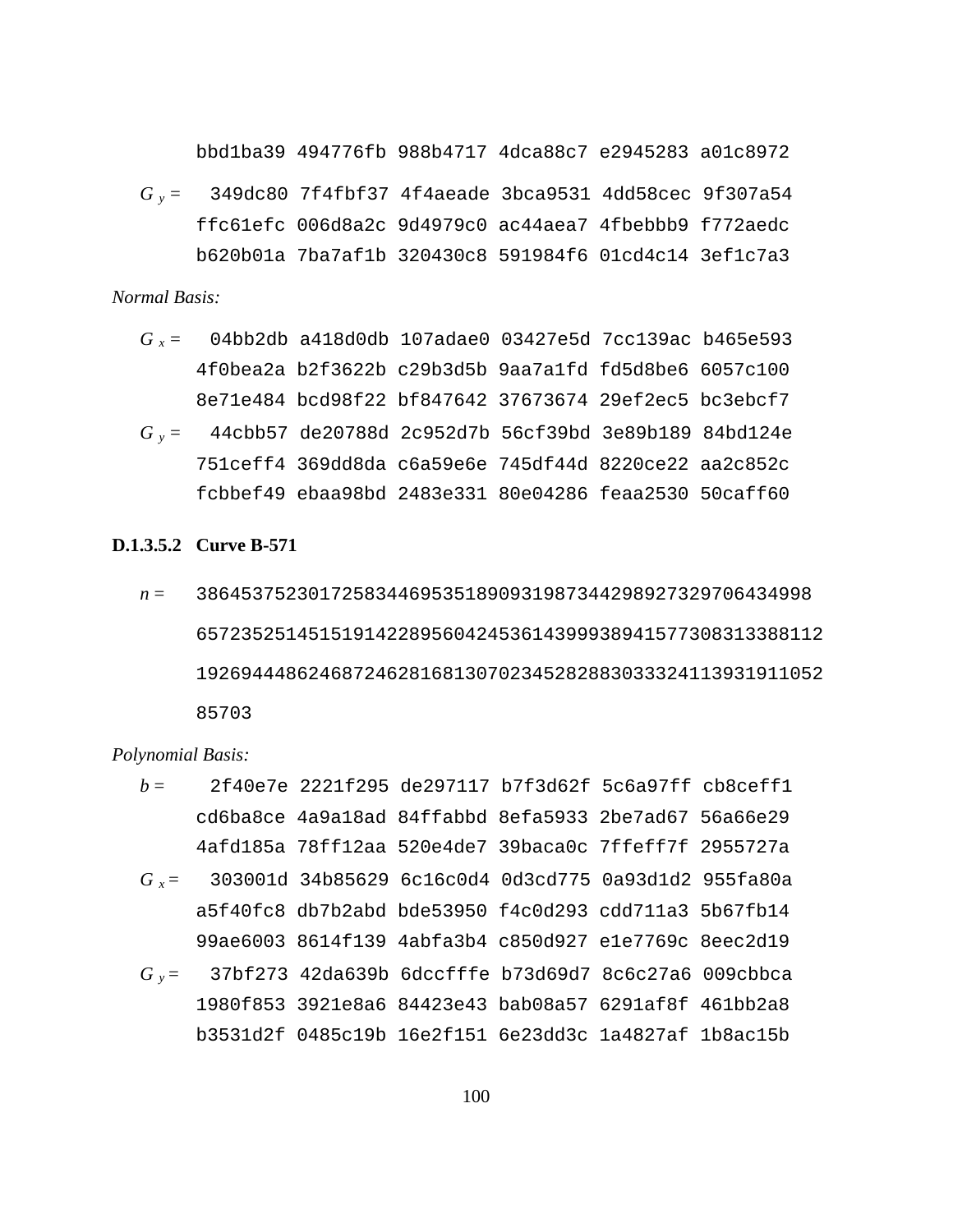```
      bbd1ba39 494776fb 988b4717 4dca88c7 e2945283 a01c8972
```

$G_y =$
```
       349dc80 7f4fbf37 4f4aeade 3bca9531 4dd58cec 9f307a54
      ffc61efc 006d8a2c 9d4979c0 ac44aea7 4fbebbb9 f772aedc
      b620b01a 7ba7af1b 320430c8 591984f6 01cd4c14 3ef1c7a3
```

*Normal Basis:*

$G_x =$
```
       04bb2db a418d0db 107adae0 03427e5d 7cc139ac b465e593
      4f0bea2a b2f3622b c29b3d5b 9aa7a1fd fd5d8be6 6057c100
      8e71e484 bcd98f22 bf847642 37673674 29ef2ec5 bc3ebcf7
```

$G_y =$
```
       44cbb57 de20788d 2c952d7b 56cf39bd 3e89b189 84bd124e
      751ceff4 369dd8da c6a59e6e 745df44d 8220ce22 aa2c852c
      fcbbef49 ebaa98bd 2483e331 80e04286 feaa2530 50caff60
```

#### D.1.3.5.2 Curve B-571

$n =$
```
      386453752301725834469535189093198734429892732970643499​8
      657235251451519142289560424536143999389415773083133881​12
      192694448624687246281681307023452828830333241139319110​52
      85703
```

*Polynomial Basis:*

$b =$
```
       2f40e7e 2221f295 de297117 b7f3d62f 5c6a97ff cb8ceff1
      cd6ba8ce 4a9a18ad 84ffabbd 8efa5933 2be7ad67 56a66e29
      4afd185a 78ff12aa 520e4de7 39baca0c 7ffeff7f 2955727a
```

$G_x =$
```
       303001d 34b85629 6c16c0d4 0d3cd775 0a93d1d2 955fa80a
      a5f40fc8 db7b2abd bde53950 f4c0d293 cdd711a3 5b67fb14
      99ae6003 8614f139 4abfa3b4 c850d927 e1e7769c 8eec2d19
```

$G_y =$
```
       37bf273 42da639b 6dccfffe b73d69d7 8c6c27a6 009cbbca
      1980f853 3921e8a6 84423e43 bab08a57 6291af8f 461bb2a8
      b3531d2f 0485c19b 16e2f151 6e23dd3c 1a4827af 1b8ac15b
```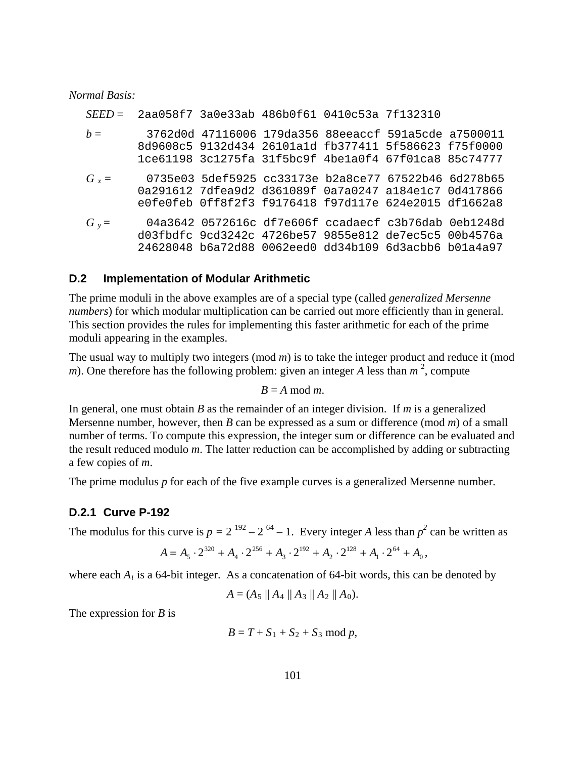*Normal Basis:*

```
SEED =  2aa058f7 3a0e33ab 486b0f61 0410c53a 7f132310

b =      3762d0d 47116006 179da356 88eeaccf 591a5cde a7500011
        8d9608c5 9132d434 26101a1d fb377411 5f586623 f75f0000
        1ce61198 3c1275fa 31f5bc9f 4be1a0f4 67f01ca8 85c74777

G x =    0735e03 5def5925 cc33173e b2a8ce77 67522b46 6d278b65
        0a291612 7dfea9d2 d361089f 0a7a0247 a184e1c7 0d417866
        e0fe0feb 0ff8f2f3 f9176418 f97d117e 624e2015 df1662a8

G y =    04a3642 0572616c df7e606f ccadaecf c3b76dab 0eb1248d
        d03fbdfc 9cd3242c 4726be57 9855e812 de7ec5c5 00b4576a
        24628048 b6a72d88 0062eed0 dd34b109 6d3acbb6 b01a4a97
```

### D.2 Implementation of Modular Arithmetic

The prime moduli in the above examples are of a special type (called *generalized Mersenne numbers*) for which modular multiplication can be carried out more efficiently than in general. This section provides the rules for implementing this faster arithmetic for each of the prime moduli appearing in the examples.

The usual way to multiply two integers (mod $m$) is to take the integer product and reduce it (mod $m$). One therefore has the following problem: given an integer $A$ less than $m^2$, compute

$$B = A \bmod m.$$

In general, one must obtain $B$ as the remainder of an integer division. If $m$ is a generalized Mersenne number, however, then $B$ can be expressed as a sum or difference (mod $m$) of a small number of terms. To compute this expression, the integer sum or difference can be evaluated and the result reduced modulo $m$. The latter reduction can be accomplished by adding or subtracting a few copies of $m$.

The prime modulus $p$ for each of the five example curves is a generalized Mersenne number.

#### D.2.1 Curve P-192

The modulus for this curve is $p = 2^{192} - 2^{64} - 1$. Every integer $A$ less than $p^2$ can be written as

$$A = A_5 \cdot 2^{320} + A_4 \cdot 2^{256} + A_3 \cdot 2^{192} + A_2 \cdot 2^{128} + A_1 \cdot 2^{64} + A_0,$$

where each $A_i$ is a 64-bit integer. As a concatenation of 64-bit words, this can be denoted by

$$A = (A_5 \,||\, A_4 \,||\, A_3 \,||\, A_2 \,||\, A_0).$$

The expression for $B$ is

$$B = T + S_1 + S_2 + S_3 \bmod p,$$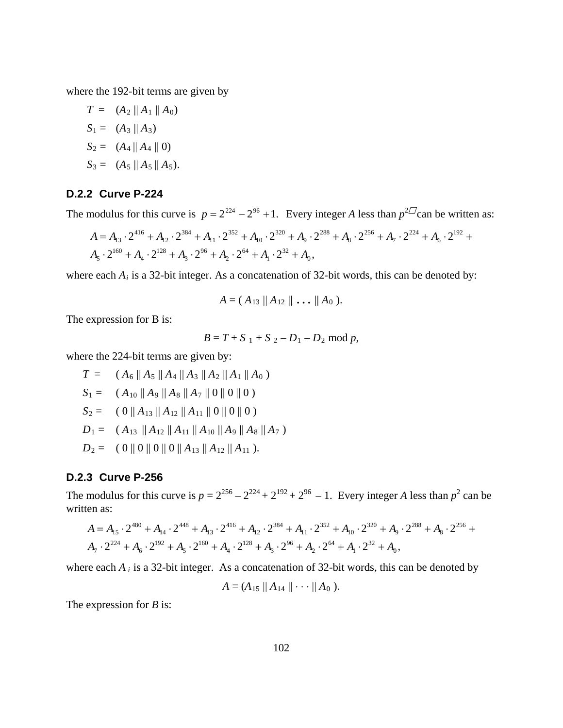where the 192-bit terms are given by

$T = (A_2 \| A_1 \| A_0)$

$S_1 = (A_3 \| A_3)$

$S_2 = (A_4 \| A_4 \| 0)$

$S_3 = (A_5 \| A_5 \| A_5)$.

### D.2.2 Curve P-224

The modulus for this curve is $p = 2^{224} - 2^{96} + 1$. Every integer $A$ less than $p^2$ can be written as:

$$A = A_{13} \cdot 2^{416} + A_{12} \cdot 2^{384} + A_{11} \cdot 2^{352} + A_{10} \cdot 2^{320} + A_9 \cdot 2^{288} + A_8 \cdot 2^{256} + A_7 \cdot 2^{224} + A_6 \cdot 2^{192} +$$
$$A_5 \cdot 2^{160} + A_4 \cdot 2^{128} + A_3 \cdot 2^{96} + A_2 \cdot 2^{64} + A_1 \cdot 2^{32} + A_0,$$

where each $A_i$ is a 32-bit integer. As a concatenation of 32-bit words, this can be denoted by:

$$A = ( A_{13} \| A_{12} \| \ldots \| A_0 ).$$

The expression for B is:

$$B = T + S_1 + S_2 - D_1 - D_2 \bmod p,$$

where the 224-bit terms are given by:

$T = ( A_6 \| A_5 \| A_4 \| A_3 \| A_2 \| A_1 \| A_0 )$

$S_1 = ( A_{10} \| A_9 \| A_8 \| A_7 \| 0 \| 0 \| 0 )$

$S_2 = ( 0 \| A_{13} \| A_{12} \| A_{11} \| 0 \| 0 \| 0 )$

$D_1 = ( A_{13} \| A_{12} \| A_{11} \| A_{10} \| A_9 \| A_8 \| A_7 )$

$D_2 = ( 0 \| 0 \| 0 \| 0 \| A_{13} \| A_{12} \| A_{11} )$.

### D.2.3 Curve P-256

The modulus for this curve is $p = 2^{256} - 2^{224} + 2^{192} + 2^{96} - 1$. Every integer $A$ less than $p^2$ can be written as:

$$A = A_{15} \cdot 2^{480} + A_{14} \cdot 2^{448} + A_{13} \cdot 2^{416} + A_{12} \cdot 2^{384} + A_{11} \cdot 2^{352} + A_{10} \cdot 2^{320} + A_9 \cdot 2^{288} + A_8 \cdot 2^{256} +$$
$$A_7 \cdot 2^{224} + A_6 \cdot 2^{192} + A_5 \cdot 2^{160} + A_4 \cdot 2^{128} + A_3 \cdot 2^{96} + A_2 \cdot 2^{64} + A_1 \cdot 2^{32} + A_0,$$

where each $A_i$ is a 32-bit integer. As a concatenation of 32-bit words, this can be denoted by

$$A = (A_{15} \| A_{14} \| \cdots \| A_0 ).$$

The expression for $B$ is: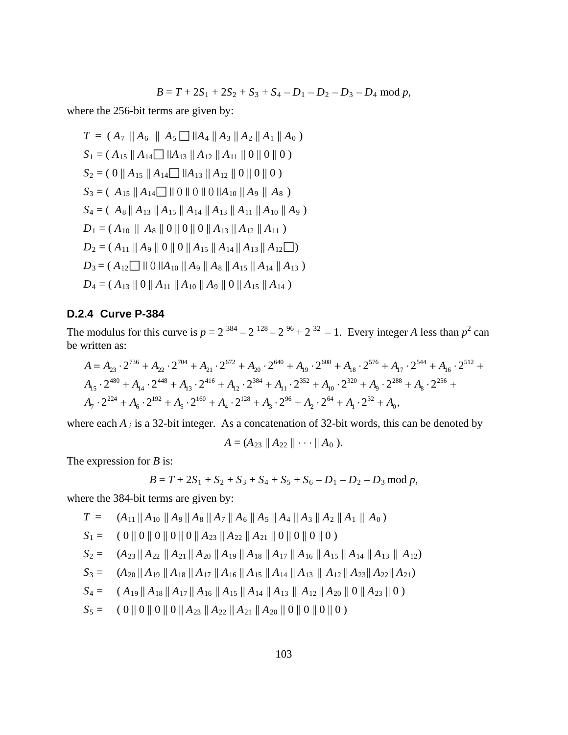$$B = T + 2S_1 + 2S_2 + S_3 + S_4 – D_1 – D_2 – D_3 – D_4 \bmod p,$$

where the 256-bit terms are given by:

$T = ( A_7 \| A_6 \| A_5 \| A_4 \| A_3 \| A_2 \| A_1 \| A_0 )$

$S_1 = ( A_{15} \| A_{14} \| A_{13} \| A_{12} \| A_{11} \| 0 \| 0 \| 0 )$

$S_2 = ( 0 \| A_{15} \| A_{14} \| A_{13} \| A_{12} \| 0 \| 0 \| 0 )$

$S_3 = ( A_{15} \| A_{14} \| 0 \| 0 \| 0 \| A_{10} \| A_9 \| A_8 )$

$S_4 = ( A_8 \| A_{13} \| A_{15} \| A_{14} \| A_{13} \| A_{11} \| A_{10} \| A_9 )$

$D_1 = ( A_{10} \| A_8 \| 0 \| 0 \| 0 \| A_{13} \| A_{12} \| A_{11} )$

$D_2 = ( A_{11} \| A_9 \| 0 \| 0 \| A_{15} \| A_{14} \| A_{13} \| A_{12} )$

$D_3 = ( A_{12} \| 0 \| A_{10} \| A_9 \| A_8 \| A_{15} \| A_{14} \| A_{13} )$

$D_4 = ( A_{13} \| 0 \| A_{11} \| A_{10} \| A_9 \| 0 \| A_{15} \| A_{14} )$

### D.2.4 Curve P-384

The modulus for this curve is $p = 2^{384} – 2^{128} – 2^{96} + 2^{32} – 1$. Every integer $A$ less than $p^2$ can be written as:

$$A = A_{23} \cdot 2^{736} + A_{22} \cdot 2^{704} + A_{21} \cdot 2^{672} + A_{20} \cdot 2^{640} + A_{19} \cdot 2^{608} + A_{18} \cdot 2^{576} + A_{17} \cdot 2^{544} + A_{16} \cdot 2^{512} +$$
$$A_{15} \cdot 2^{480} + A_{14} \cdot 2^{448} + A_{13} \cdot 2^{416} + A_{12} \cdot 2^{384} + A_{11} \cdot 2^{352} + A_{10} \cdot 2^{320} + A_9 \cdot 2^{288} + A_8 \cdot 2^{256} +$$
$$A_7 \cdot 2^{224} + A_6 \cdot 2^{192} + A_5 \cdot 2^{160} + A_4 \cdot 2^{128} + A_3 \cdot 2^{96} + A_2 \cdot 2^{64} + A_1 \cdot 2^{32} + A_0,$$

where each $A_i$ is a 32-bit integer. As a concatenation of 32-bit words, this can be denoted by

$$A = (A_{23} \| A_{22} \| \cdots \| A_0 ).$$

The expression for $B$ is:

$$B = T + 2S_1 + S_2 + S_3 + S_4 + S_5 + S_6 – D_1 – D_2 – D_3 \bmod p,$$

where the 384-bit terms are given by:

$T = (A_{11} \| A_{10} \| A_9 \| A_8 \| A_7 \| A_6 \| A_5 \| A_4 \| A_3 \| A_2 \| A_1 \| A_0 )$

$S_1 = ( 0 \| 0 \| 0 \| 0 \| 0 \| A_{23} \| A_{22} \| A_{21} \| 0 \| 0 \| 0 \| 0 )$

$S_2 = (A_{23} \| A_{22} \| A_{21} \| A_{20} \| A_{19} \| A_{18} \| A_{17} \| A_{16} \| A_{15} \| A_{14} \| A_{13} \| A_{12})$

$S_3 = (A_{20} \| A_{19} \| A_{18} \| A_{17} \| A_{16} \| A_{15} \| A_{14} \| A_{13} \| A_{12} \| A_{23} \| A_{22} \| A_{21})$

$S_4 = ( A_{19} \| A_{18} \| A_{17} \| A_{16} \| A_{15} \| A_{14} \| A_{13} \| A_{12} \| A_{20} \| 0 \| A_{23} \| 0 )$

$S_5 = ( 0 \| 0 \| 0 \| 0 \| A_{23} \| A_{22} \| A_{21} \| A_{20} \| 0 \| 0 \| 0 \| 0 )$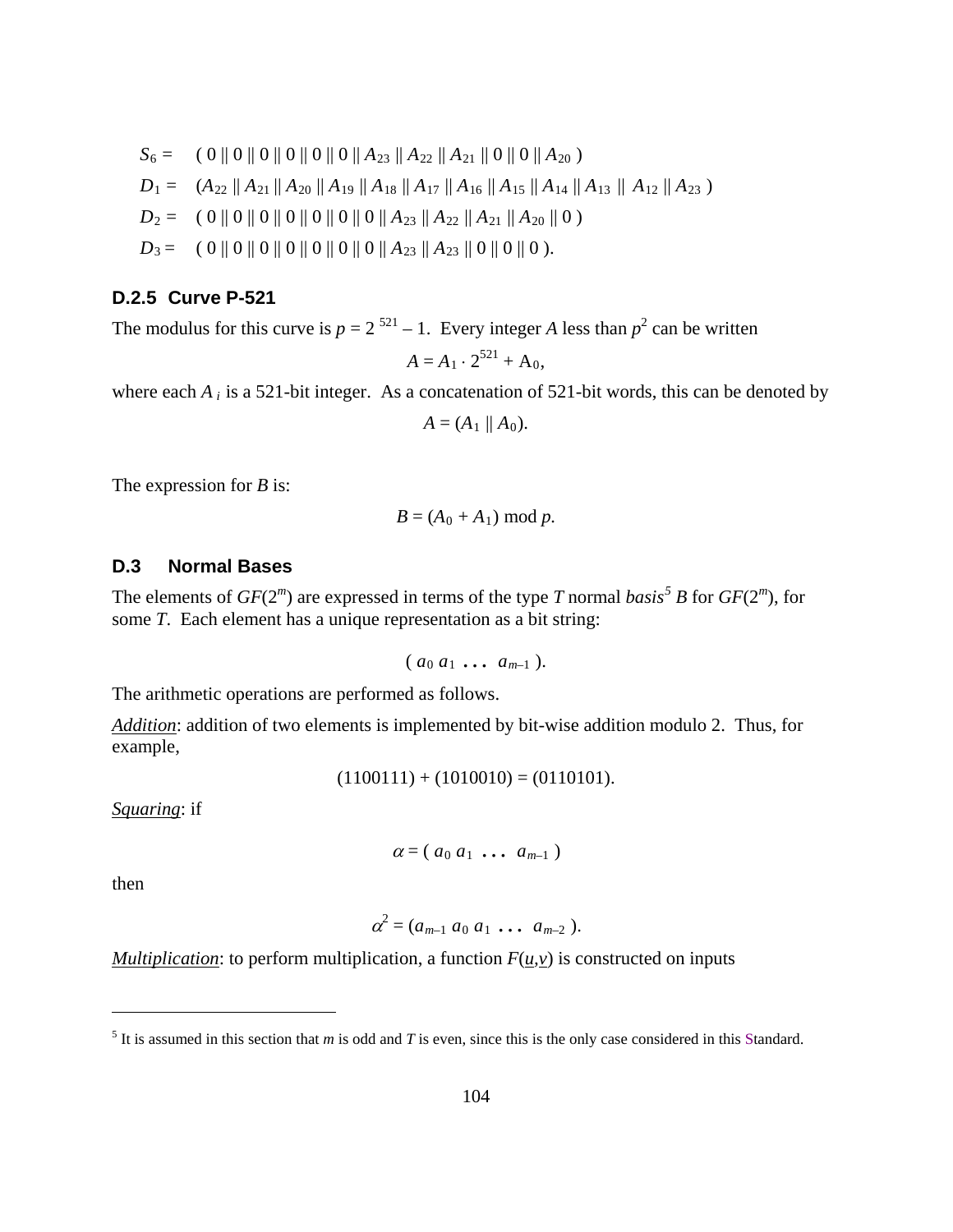$S_6 = \quad ( 0 \| 0 \| 0 \| 0 \| 0 \| 0 \| A_{23} \| A_{22} \| A_{21} \| 0 \| 0 \| A_{20} )$

$D_1 = \quad (A_{22} \| A_{21} \| A_{20} \| A_{19} \| A_{18} \| A_{17} \| A_{16} \| A_{15} \| A_{14} \| A_{13} \| A_{12} \| A_{23} )$

$D_2 = \quad ( 0 \| 0 \| 0 \| 0 \| 0 \| 0 \| 0 \| A_{23} \| A_{22} \| A_{21} \| A_{20} \| 0 )$

$D_3 = \quad ( 0 \| 0 \| 0 \| 0 \| 0 \| 0 \| 0 \| A_{23} \| A_{23} \| 0 \| 0 \| 0 ).$

### D.2.5 Curve P-521

The modulus for this curve is $p = 2^{521} – 1$. Every integer $A$ less than $p^2$ can be written

$$A = A_1 \cdot 2^{521} + A_0,$$

where each $A_i$ is a 521-bit integer. As a concatenation of 521-bit words, this can be denoted by

$$A = (A_1 \| A_0).$$

The expression for $B$ is:

$$B = (A_0 + A_1) \bmod p.$$

## D.3 Normal Bases

The elements of $GF(2^m)$ are expressed in terms of the type $T$ normal *basis*[5] $B$ for $GF(2^m)$, for some $T$. Each element has a unique representation as a bit string:

$$( a_0 \; a_1 \; \ldots \; a_{m-1} ).$$

The arithmetic operations are performed as follows.

*Addition*: addition of two elements is implemented by bit-wise addition modulo 2. Thus, for example,

$$(1100111) + (1010010) = (0110101).$$

*Squaring*: if

$$\alpha = ( a_0 \; a_1 \; \ldots \; a_{m-1} )$$

then

$$\alpha^2 = (a_{m-1} \; a_0 \; a_1 \; \ldots \; a_{m-2} ).$$

*Multiplication*: to perform multiplication, a function $F(\underline{u},\underline{v})$ is constructed on inputs

---

[5] It is assumed in this section that $m$ is odd and $T$ is even, since this is the only case considered in this Standard.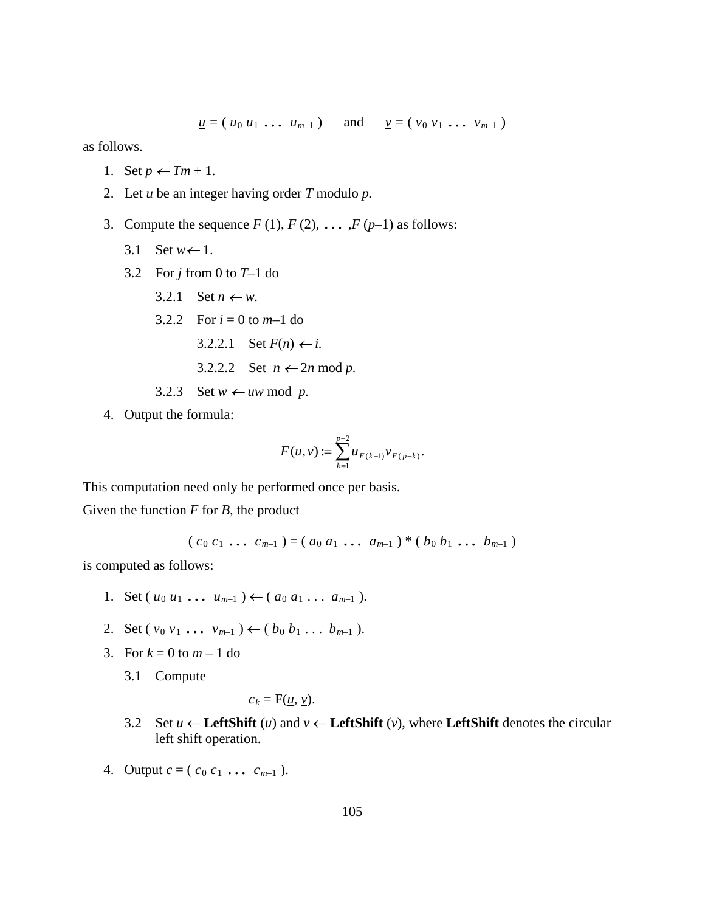$$\underline{u} = (\, u_0 \; u_1 \; \ldots \; u_{m-1} \,) \qquad \text{and} \qquad \underline{v} = (\, v_0 \; v_1 \; \ldots \; v_{m-1} \,)$$

as follows.

1. Set $p \leftarrow Tm + 1$.
2. Let $u$ be an integer having order $T$ modulo $p$.
3. Compute the sequence $F(1), F(2), \ldots, F(p-1)$ as follows:
   - 3.1 Set $w \leftarrow 1$.
   - 3.2 For $j$ from 0 to $T-1$ do
     - 3.2.1 Set $n \leftarrow w$.
     - 3.2.2 For $i = 0$ to $m-1$ do
       - 3.2.2.1 Set $F(n) \leftarrow i$.
       - 3.2.2.2 Set $n \leftarrow 2n \bmod p$.
     - 3.2.3 Set $w \leftarrow uw \bmod p$.
4. Output the formula:

$$F(u,v) := \sum_{k=1}^{p-2} u_{F(k+1)} v_{F(p-k)}.$$

This computation need only be performed once per basis.

Given the function $F$ for $B$, the product

$$(\, c_0 \; c_1 \; \ldots \; c_{m-1} \,) = (\, a_0 \; a_1 \; \ldots \; a_{m-1} \,) * (\, b_0 \; b_1 \; \ldots \; b_{m-1} \,)$$

is computed as follows:

1. Set $(\, u_0 \; u_1 \; \ldots \; u_{m-1} \,) \leftarrow (\, a_0 \; a_1 \; \ldots \; a_{m-1} \,)$.
2. Set $(\, v_0 \; v_1 \; \ldots \; v_{m-1} \,) \leftarrow (\, b_0 \; b_1 \; \ldots \; b_{m-1} \,)$.
3. For $k = 0$ to $m-1$ do
   - 3.1 Compute

     $$c_k = \mathrm{F}(\underline{u}, \underline{v}).$$

   - 3.2 Set $u \leftarrow$ **LeftShift** $(u)$ and $v \leftarrow$ **LeftShift** $(v)$, where **LeftShift** denotes the circular left shift operation.
4. Output $c = (\, c_0 \; c_1 \; \ldots \; c_{m-1} \,)$.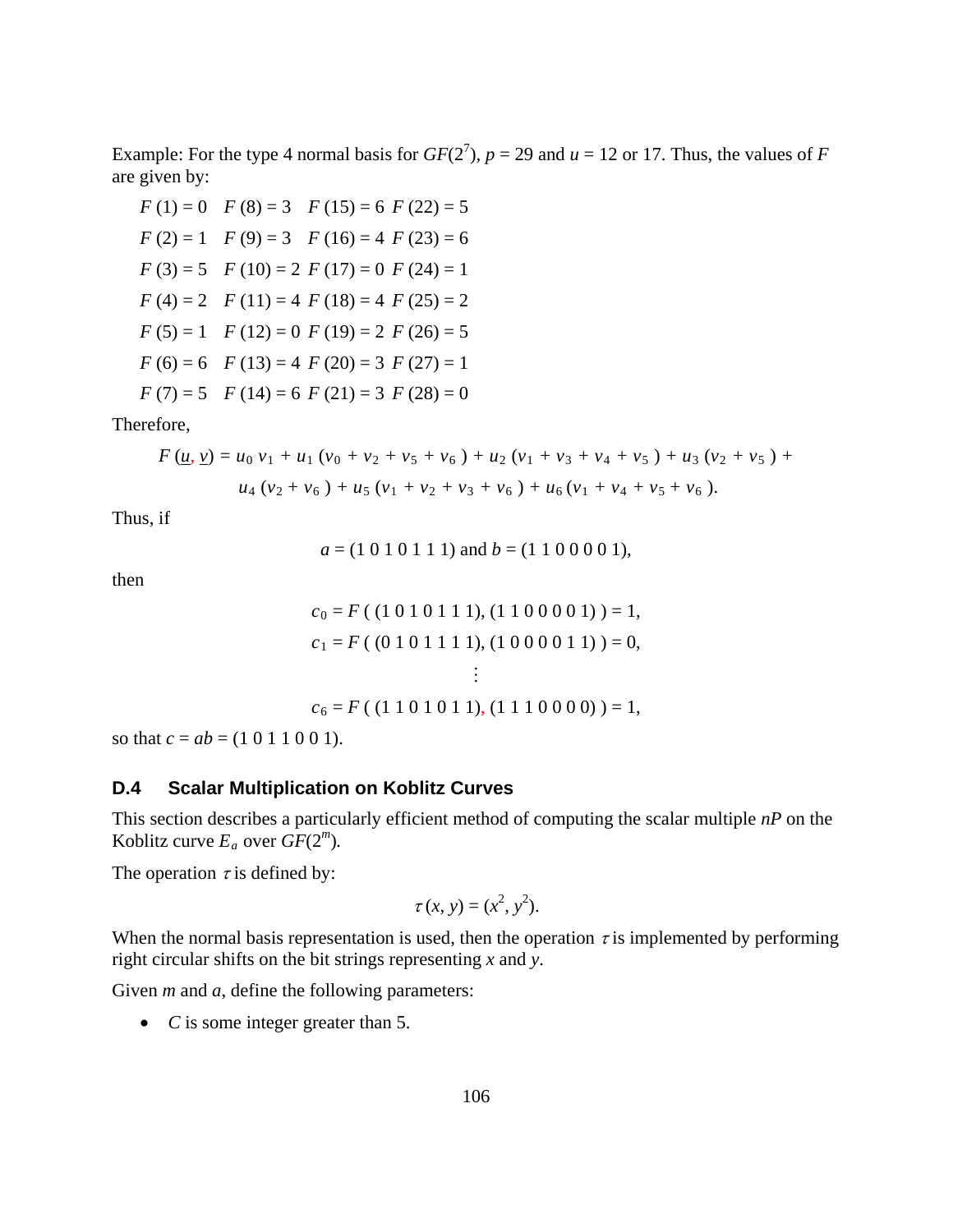Example: For the type 4 normal basis for $GF(2^7)$, $p = 29$ and $u = 12$ or $17$. Thus, the values of $F$ are given by:

| | | | |
|---|---|---|---|
| $F(1) = 0$ | $F(8) = 3$ | $F(15) = 6$ | $F(22) = 5$ |
| $F(2) = 1$ | $F(9) = 3$ | $F(16) = 4$ | $F(23) = 6$ |
| $F(3) = 5$ | $F(10) = 2$ | $F(17) = 0$ | $F(24) = 1$ |
| $F(4) = 2$ | $F(11) = 4$ | $F(18) = 4$ | $F(25) = 2$ |
| $F(5) = 1$ | $F(12) = 0$ | $F(19) = 2$ | $F(26) = 5$ |
| $F(6) = 6$ | $F(13) = 4$ | $F(20) = 3$ | $F(27) = 1$ |
| $F(7) = 5$ | $F(14) = 6$ | $F(21) = 3$ | $F(28) = 0$ |

Therefore,

$$F(\underline{u}, \underline{v}) = u_0 v_1 + u_1 (v_0 + v_2 + v_5 + v_6) + u_2 (v_1 + v_3 + v_4 + v_5) + u_3 (v_2 + v_5) + u_4 (v_2 + v_6) + u_5 (v_1 + v_2 + v_3 + v_6) + u_6 (v_1 + v_4 + v_5 + v_6).$$

Thus, if

$$a = (1\ 0\ 1\ 0\ 1\ 1\ 1) \text{ and } b = (1\ 1\ 0\ 0\ 0\ 0\ 1),$$

then

$$c_0 = F(\,(1\ 0\ 1\ 0\ 1\ 1\ 1), (1\ 1\ 0\ 0\ 0\ 0\ 1)\,) = 1,$$
$$c_1 = F(\,(0\ 1\ 0\ 1\ 1\ 1\ 1), (1\ 0\ 0\ 0\ 0\ 1\ 1)\,) = 0,$$
$$\vdots$$
$$c_6 = F(\,(1\ 1\ 0\ 1\ 0\ 1\ 1), (1\ 1\ 1\ 0\ 0\ 0\ 0)\,) = 1,$$

so that $c = ab = (1\ 0\ 1\ 1\ 0\ 0\ 1)$.

### D.4 Scalar Multiplication on Koblitz Curves

This section describes a particularly efficient method of computing the scalar multiple $nP$ on the Koblitz curve $E_a$ over $GF(2^m)$.

The operation $\tau$ is defined by:

$$\tau(x, y) = (x^2, y^2).$$

When the normal basis representation is used, then the operation $\tau$ is implemented by performing right circular shifts on the bit strings representing $x$ and $y$.

Given $m$ and $a$, define the following parameters:

- $C$ is some integer greater than 5.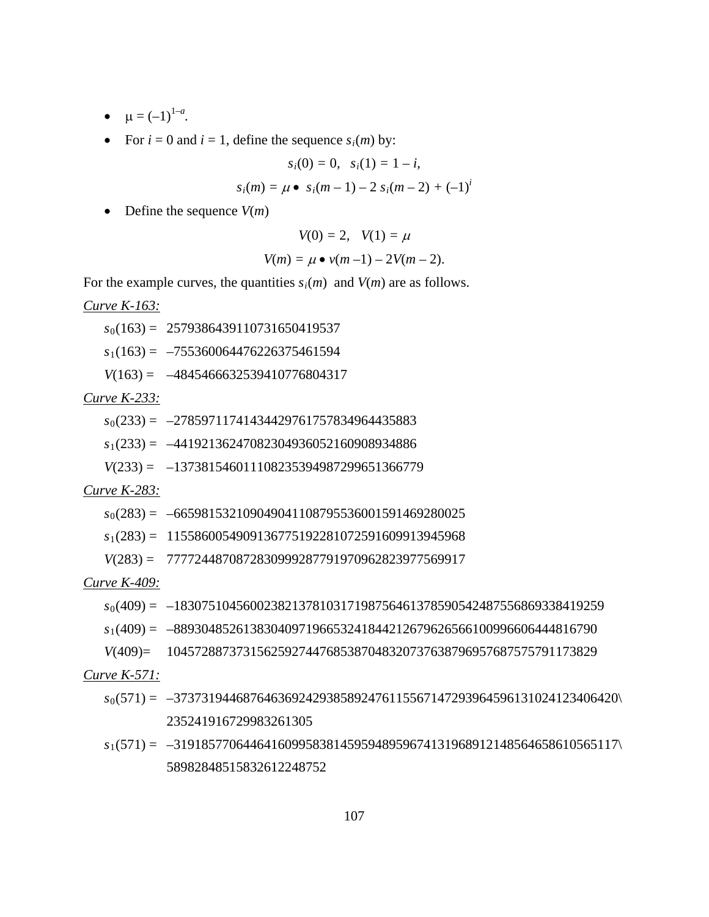- $\mu = (-1)^{1-a}$.
- For $i = 0$ and $i = 1$, define the sequence $s_i(m)$ by:

$$s_i(0) = 0, \quad s_i(1) = 1 - i,$$

$$s_i(m) = \mu \bullet\ s_i(m-1) - 2\, s_i(m-2) + (-1)^i$$

- Define the sequence $V(m)$

$$V(0) = 2, \quad V(1) = \mu$$

$$V(m) = \mu \bullet v(m-1) - 2V(m-2).$$

For the example curves, the quantities $s_i(m)$ and $V(m)$ are as follows.

*Curve K-163:*

$s_0(163) =$ 2579386439110731650419537

$s_1(163) =$ –755360064476226375461594

$V(163) =$ –4845466632539410776804317

*Curve K-233:*

$s_0(233) =$ –27859711741434429761757834964435883

$s_1(233) =$ –44192136247082304936052160908934886

$V(233) =$ –137381546011108235394987299651366779

*Curve K-283:*

$s_0(283) =$ –665981532109049041108795536001591469280025

$s_1(283) =$ 1155860054909136775192281072591609913945968

$V(283) =$ 7777244870872830999287791970962823977569917

*Curve K-409:*

$s_0(409) =$ –18307510456002382137810317198756461378590542487556869338419259

$s_1(409) =$ –8893048526138304097196653241844212679626566100996606444816790

$V(409) =$ 10457288737315625927447685387048320737638796957687575791173829

*Curve K-571:*

$s_0(571) =$ –37373194468764636924293858924761155671472939645961310241234064 20\
235241916729983261305

$s_1(571) =$ –3191857706446416099583814595948959674131968912148564658610565117\
5898284851583261224 8752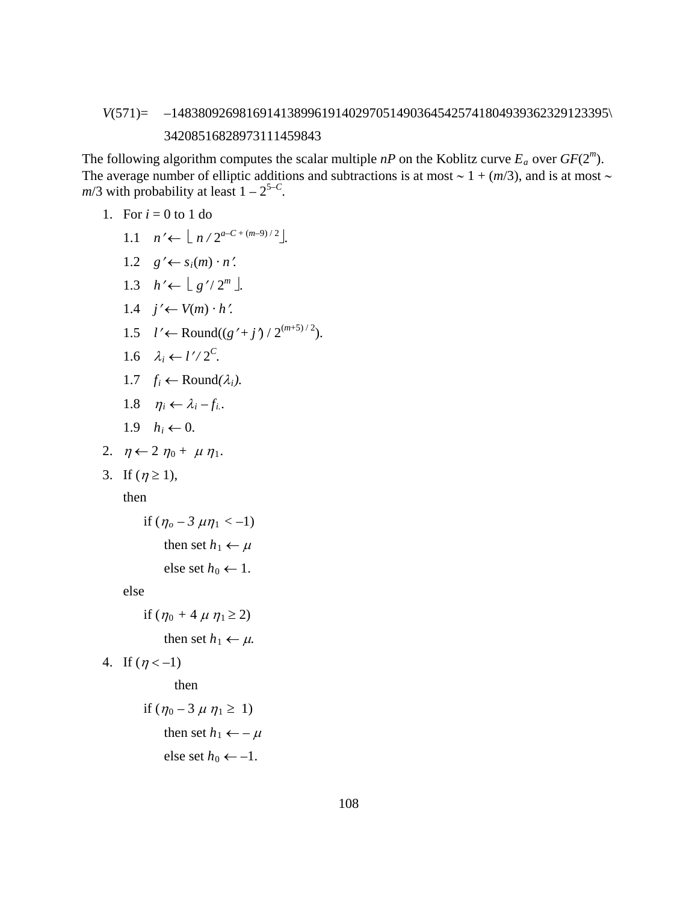$V(571)=$ –148380926981691413899619140297051490364542574180493936232912339\5

34208516828973111459843

The following algorithm computes the scalar multiple $nP$ on the Koblitz curve $E_a$ over $GF(2^m)$. The average number of elliptic additions and subtractions is at most ~ $1 + (m/3)$, and is at most ~ $m/3$ with probability at least $1 - 2^{5-C}$.

1. For $i = 0$ to 1 do

   1.1 $n' \leftarrow \lfloor n / 2^{a-C+(m-9)/2} \rfloor$.

   1.2 $g' \leftarrow s_i(m) \cdot n'$.

   1.3 $h' \leftarrow \lfloor g' / 2^m \rfloor$.

   1.4 $j' \leftarrow V(m) \cdot h'$.

   1.5 $l' \leftarrow \text{Round}((g' + j') / 2^{(m+5)/2})$.

   1.6 $\lambda_i \leftarrow l' / 2^C$.

   1.7 $f_i \leftarrow \text{Round}(\lambda_i)$.

   1.8 $\eta_i \leftarrow \lambda_i - f_i$.

   1.9 $h_i \leftarrow 0$.

2. $\eta \leftarrow 2\,\eta_0 + \mu\,\eta_1$.

3. If ($\eta \geq 1$),

   then

   if ($\eta_o - 3\,\mu\eta_1 < -1$)

   then set $h_1 \leftarrow \mu$

   else set $h_0 \leftarrow 1$.

   else

   if ($\eta_0 + 4\,\mu\,\eta_1 \geq 2$)

   then set $h_1 \leftarrow \mu$.

4. If ($\eta < -1$)

   then

   if ($\eta_0 - 3\,\mu\,\eta_1 \geq 1$)

   then set $h_1 \leftarrow -\mu$

   else set $h_0 \leftarrow -1$.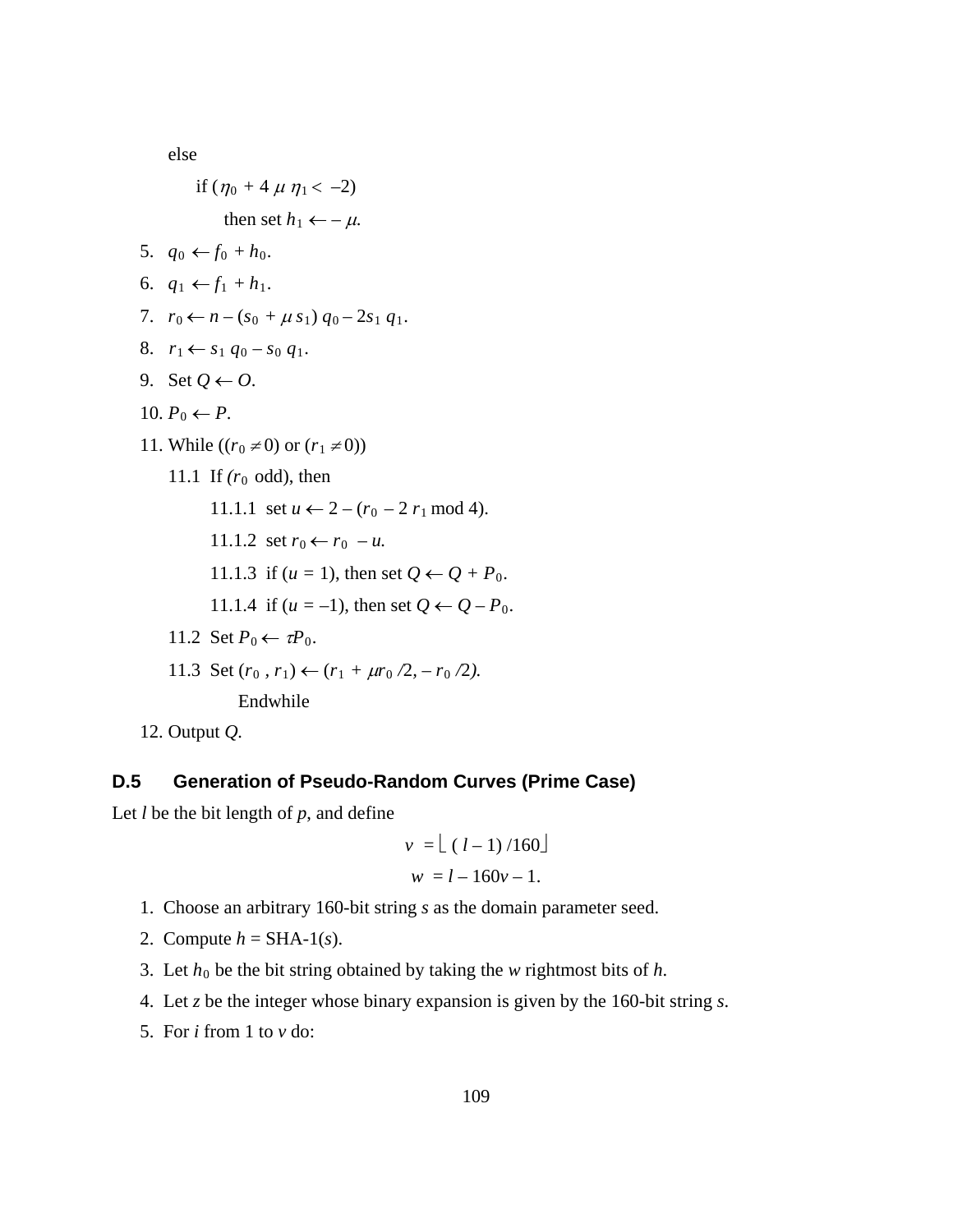else

if ($\eta_0 + 4\,\mu\,\eta_1 < -2$)

then set $h_1 \leftarrow -\mu$.

5. $q_0 \leftarrow f_0 + h_0$.
6. $q_1 \leftarrow f_1 + h_1$.
7. $r_0 \leftarrow n - (s_0 + \mu\, s_1)\, q_0 - 2s_1\, q_1$.
8. $r_1 \leftarrow s_1\, q_0 - s_0\, q_1$.
9. Set $Q \leftarrow O$.
10. $P_0 \leftarrow P$.
11. While (($r_0 \neq 0$) or ($r_1 \neq 0$))

    11.1 If ($r_0$ odd), then

    11.1.1 set $u \leftarrow 2 - (r_0 - 2\, r_1 \bmod 4)$.

    11.1.2 set $r_0 \leftarrow r_0 - u$.

    11.1.3 if ($u = 1$), then set $Q \leftarrow Q + P_0$.

    11.1.4 if ($u = -1$), then set $Q \leftarrow Q - P_0$.

    11.2 Set $P_0 \leftarrow \tau P_0$.

    11.3 Set $(r_0\, , r_1) \leftarrow (r_1 + \mu r_0 / 2, - r_0 / 2)$.

    Endwhile

12. Output $Q$.

## D.5 Generation of Pseudo-Random Curves (Prime Case)

Let $l$ be the bit length of $p$, and define

$$v = \lfloor (l - 1) / 160 \rfloor$$

$$w = l - 160v - 1.$$

1. Choose an arbitrary 160-bit string $s$ as the domain parameter seed.
2. Compute $h$ = SHA-1($s$).
3. Let $h_0$ be the bit string obtained by taking the $w$ rightmost bits of $h$.
4. Let $z$ be the integer whose binary expansion is given by the 160-bit string $s$.
5. For $i$ from 1 to $v$ do: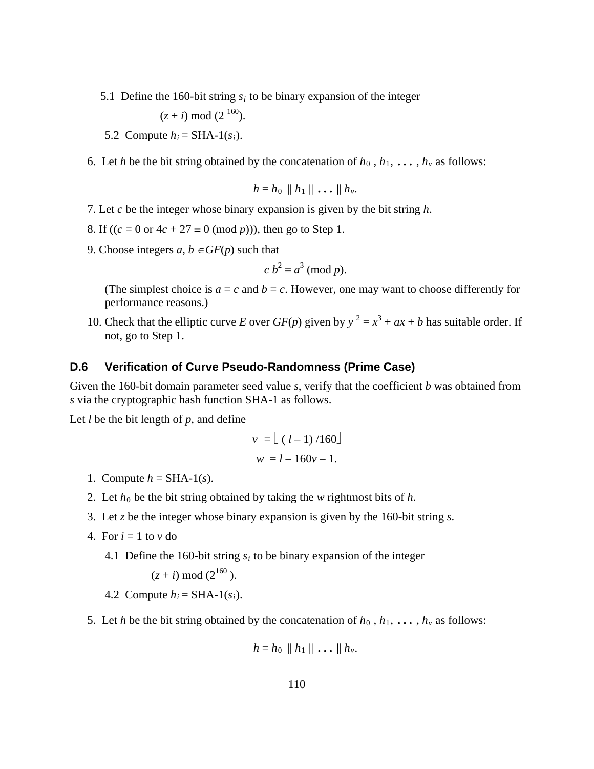5.1 Define the 160-bit string $s_i$ to be binary expansion of the integer

$$(z + i) \bmod (2^{160}).$$

5.2 Compute $h_i = \text{SHA-1}(s_i)$.

6. Let $h$ be the bit string obtained by the concatenation of $h_0, h_1, \ldots, h_v$ as follows:

$$h = h_0 \parallel h_1 \parallel \ldots \parallel h_v.$$

7. Let $c$ be the integer whose binary expansion is given by the bit string $h$.

8. If (($c = 0$ or $4c + 27 \equiv 0 \pmod{p}$)), then go to Step 1.

9. Choose integers $a, b \in GF(p)$ such that

$$c\, b^2 \equiv a^3 \pmod{p}.$$

   (The simplest choice is $a = c$ and $b = c$. However, one may want to choose differently for performance reasons.)

10. Check that the elliptic curve $E$ over $GF(p)$ given by $y^2 = x^3 + ax + b$ has suitable order. If not, go to Step 1.

### D.6 Verification of Curve Pseudo-Randomness (Prime Case)

Given the 160-bit domain parameter seed value $s$, verify that the coefficient $b$ was obtained from $s$ via the cryptographic hash function SHA-1 as follows.

Let $l$ be the bit length of $p$, and define

$$v = \lfloor (l - 1) / 160 \rfloor$$

$$w = l - 160v - 1.$$

1. Compute $h = \text{SHA-1}(s)$.
2. Let $h_0$ be the bit string obtained by taking the $w$ rightmost bits of $h$.
3. Let $z$ be the integer whose binary expansion is given by the 160-bit string $s$.
4. For $i = 1$ to $v$ do

   4.1 Define the 160-bit string $s_i$ to be binary expansion of the integer

   $$(z + i) \bmod (2^{160}).$$

   4.2 Compute $h_i = \text{SHA-1}(s_i)$.

5. Let $h$ be the bit string obtained by the concatenation of $h_0, h_1, \ldots, h_v$ as follows:

$$h = h_0 \parallel h_1 \parallel \ldots \parallel h_v.$$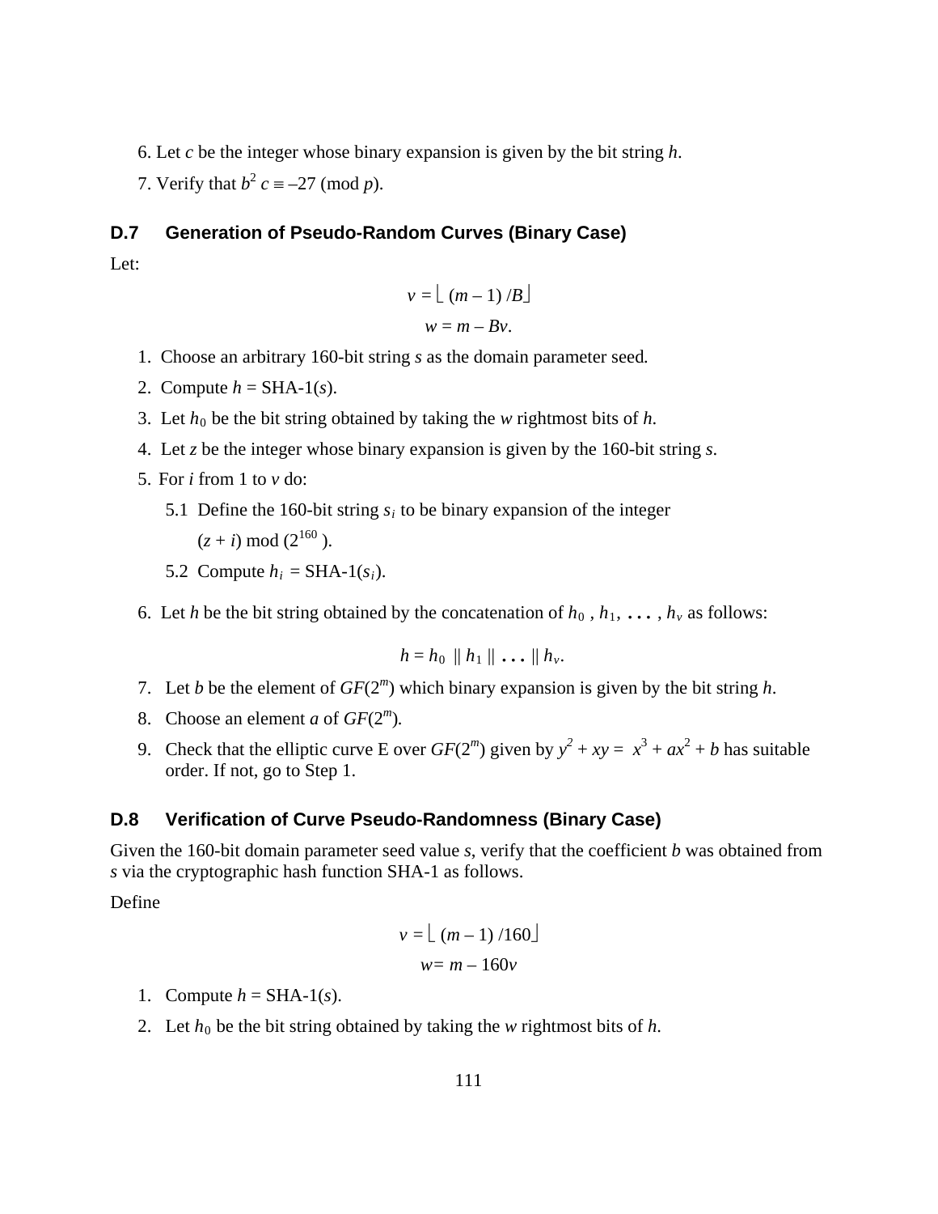6. Let $c$ be the integer whose binary expansion is given by the bit string $h$.

7. Verify that $b^2 c \equiv -27 \pmod{p}$.

## D.7 Generation of Pseudo-Random Curves (Binary Case)

Let:

$$v = \lfloor (m - 1) / B \rfloor$$

$$w = m - Bv.$$

1. Choose an arbitrary 160-bit string $s$ as the domain parameter seed.
2. Compute $h = \text{SHA-1}(s)$.
3. Let $h_0$ be the bit string obtained by taking the $w$ rightmost bits of $h$.
4. Let $z$ be the integer whose binary expansion is given by the 160-bit string $s$.
5. For $i$ from 1 to $v$ do:

   5.1 Define the 160-bit string $s_i$ to be binary expansion of the integer $(z + i) \bmod (2^{160})$.

   5.2 Compute $h_i = \text{SHA-1}(s_i)$.

6. Let $h$ be the bit string obtained by the concatenation of $h_0, h_1, \ldots, h_v$ as follows:

$$h = h_0 \,\|\, h_1 \,\|\, \ldots \,\|\, h_v.$$

7. Let $b$ be the element of $GF(2^m)$ which binary expansion is given by the bit string $h$.
8. Choose an element $a$ of $GF(2^m)$.
9. Check that the elliptic curve E over $GF(2^m)$ given by $y^2 + xy = x^3 + ax^2 + b$ has suitable order. If not, go to Step 1.

## D.8 Verification of Curve Pseudo-Randomness (Binary Case)

Given the 160-bit domain parameter seed value $s$, verify that the coefficient $b$ was obtained from $s$ via the cryptographic hash function SHA-1 as follows.

Define

$$v = \lfloor (m - 1) / 160 \rfloor$$

$$w = m - 160v$$

1. Compute $h = \text{SHA-1}(s)$.
2. Let $h_0$ be the bit string obtained by taking the $w$ rightmost bits of $h$.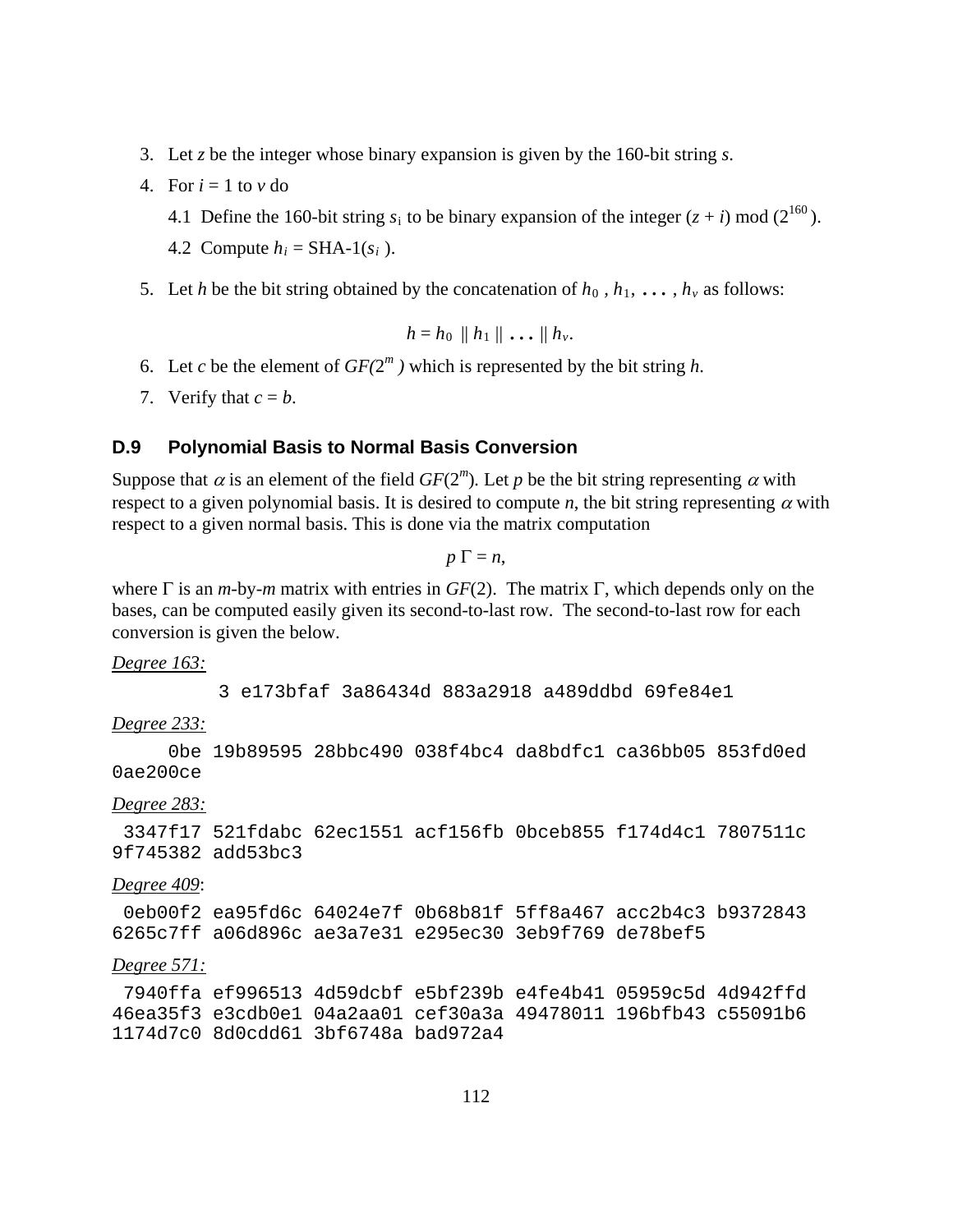3. Let $z$ be the integer whose binary expansion is given by the 160-bit string $s$.
4. For $i = 1$ to $v$ do

   4.1 Define the 160-bit string $s_i$ to be binary expansion of the integer $(z + i) \bmod (2^{160})$.

   4.2 Compute $h_i = \text{SHA-1}(s_i)$.

5. Let $h$ be the bit string obtained by the concatenation of $h_0$, $h_1$, ..., $h_v$ as follows:

$$h = h_0 \parallel h_1 \parallel \ldots \parallel h_v.$$

6. Let $c$ be the element of $GF(2^m)$ which is represented by the bit string $h$.
7. Verify that $c = b$.

### D.9 Polynomial Basis to Normal Basis Conversion

Suppose that $\alpha$ is an element of the field $GF(2^m)$. Let $p$ be the bit string representing $\alpha$ with respect to a given polynomial basis. It is desired to compute $n$, the bit string representing $\alpha$ with respect to a given normal basis. This is done via the matrix computation

$$p \, \Gamma = n,$$

where $\Gamma$ is an $m$-by-$m$ matrix with entries in $GF(2)$. The matrix $\Gamma$, which depends only on the bases, can be computed easily given its second-to-last row. The second-to-last row for each conversion is given the below.

<u>*Degree 163:*</u>

```
        3 e173bfaf 3a86434d 883a2918 a489ddbd 69fe84e1
```

<u>*Degree 233:*</u>

```
     0be 19b89595 28bbc490 038f4bc4 da8bdfc1 ca36bb05 853fd0ed
0ae200ce
```

<u>*Degree 283:*</u>

```
 3347f17 521fdabc 62ec1551 acf156fb 0bceb855 f174d4c1 7807511c
9f745382 add53bc3
```

<u>*Degree 409*</u>:

```
 0eb00f2 ea95fd6c 64024e7f 0b68b81f 5ff8a467 acc2b4c3 b9372843
6265c7ff a06d896c ae3a7e31 e295ec30 3eb9f769 de78bef5
```

<u>*Degree 571:*</u>

```
 7940ffa ef996513 4d59dcbf e5bf239b e4fe4b41 05959c5d 4d942ffd
46ea35f3 e3cdb0e1 04a2aa01 cef30a3a 49478011 196bfb43 c55091b6
1174d7c0 8d0cdd61 3bf6748a bad972a4
```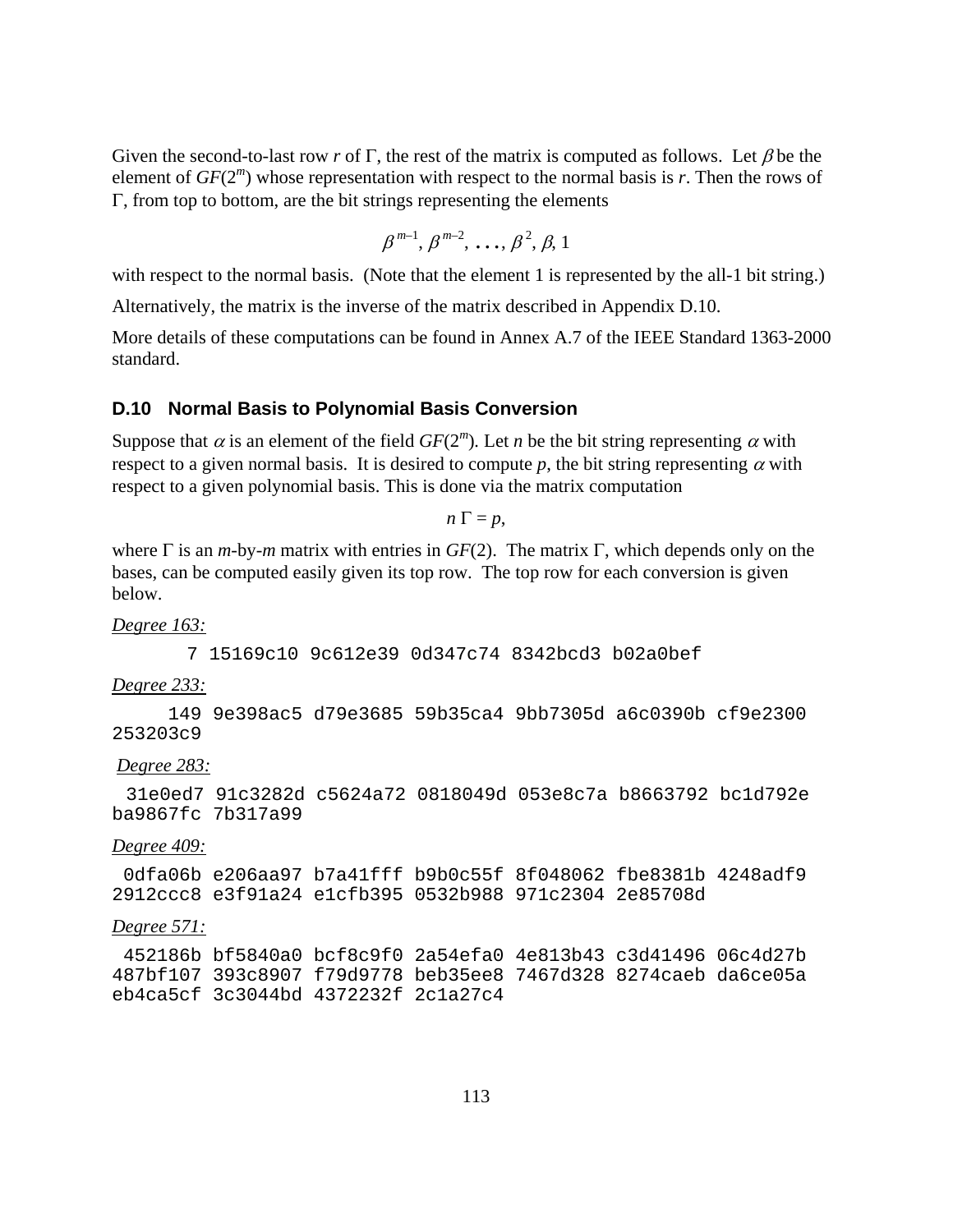Given the second-to-last row $r$ of $\Gamma$, the rest of the matrix is computed as follows. Let $\beta$ be the element of $GF(2^m)$ whose representation with respect to the normal basis is $r$. Then the rows of $\Gamma$, from top to bottom, are the bit strings representing the elements

$$\beta^{m-1}, \beta^{m-2}, \ldots, \beta^2, \beta, 1$$

with respect to the normal basis. (Note that the element 1 is represented by the all-1 bit string.)

Alternatively, the matrix is the inverse of the matrix described in Appendix D.10.

More details of these computations can be found in Annex A.7 of the IEEE Standard 1363-2000 standard.

### D.10 Normal Basis to Polynomial Basis Conversion

Suppose that $\alpha$ is an element of the field $GF(2^m)$. Let $n$ be the bit string representing $\alpha$ with respect to a given normal basis. It is desired to compute $p$, the bit string representing $\alpha$ with respect to a given polynomial basis. This is done via the matrix computation

$$n \, \Gamma = p,$$

where $\Gamma$ is an $m$-by-$m$ matrix with entries in $GF(2)$. The matrix $\Gamma$, which depends only on the bases, can be computed easily given its top row. The top row for each conversion is given below.

*Degree 163:*

```
       7 15169c10 9c612e39 0d347c74 8342bcd3 b02a0bef
```

*Degree 233:*

```
     149 9e398ac5 d79e3685 59b35ca4 9bb7305d a6c0390b cf9e2300
253203c9
```

*Degree 283:*

```
 31e0ed7 91c3282d c5624a72 0818049d 053e8c7a b8663792 bc1d792e
ba9867fc 7b317a99
```

*Degree 409:*

```
 0dfa06b e206aa97 b7a41fff b9b0c55f 8f048062 fbe8381b 4248adf9
2912ccc8 e3f91a24 e1cfb395 0532b988 971c2304 2e85708d
```

*Degree 571:*

```
 452186b bf5840a0 bcf8c9f0 2a54efa0 4e813b43 c3d41496 06c4d27b
487bf107 393c8907 f79d9778 beb35ee8 7467d328 8274caeb da6ce05a
eb4ca5cf 3c3044bd 4372232f 2c1a27c4
```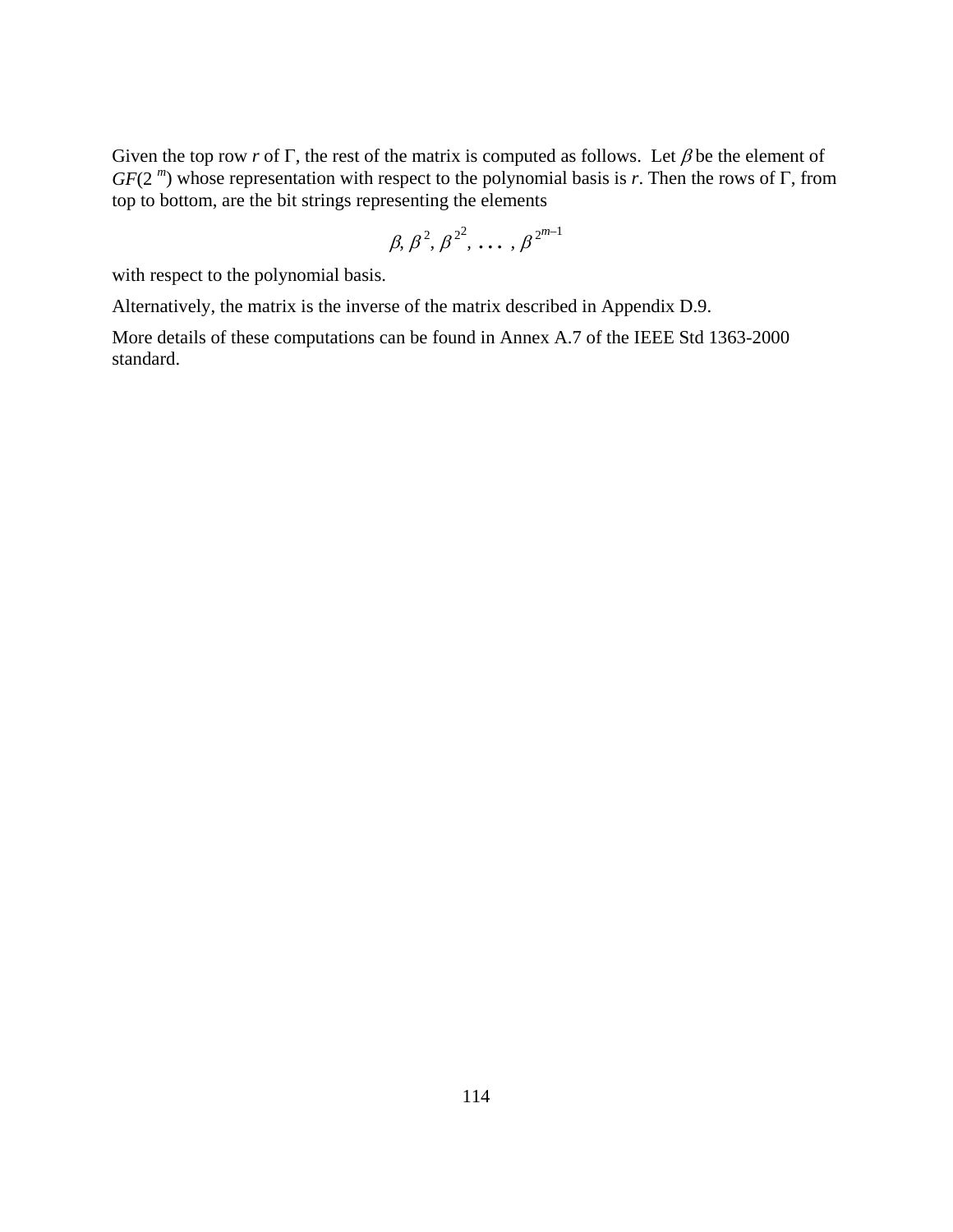Given the top row $r$ of $\Gamma$, the rest of the matrix is computed as follows. Let $\beta$ be the element of $GF(2^m)$ whose representation with respect to the polynomial basis is $r$. Then the rows of $\Gamma$, from top to bottom, are the bit strings representing the elements

$$\beta, \beta^2, \beta^{2^2}, \ldots, \beta^{2^{m-1}}$$

with respect to the polynomial basis.

Alternatively, the matrix is the inverse of the matrix described in Appendix D.9.

More details of these computations can be found in Annex A.7 of the IEEE Std 1363-2000 standard.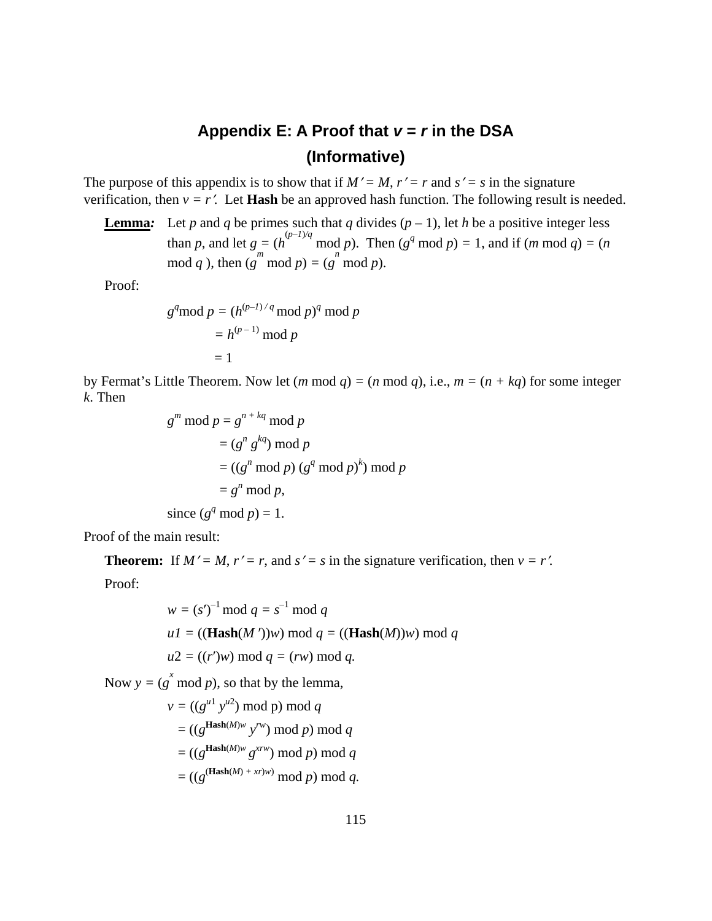## Appendix E: A Proof that *v = r* in the DSA (Informative)

The purpose of this appendix is to show that if $M' = M$, $r' = r$ and $s' = s$ in the signature verification, then $v = r'$. Let **Hash** be an approved hash function. The following result is needed.

**Lemma:** Let $p$ and $q$ be primes such that $q$ divides $(p - 1)$, let $h$ be a positive integer less than $p$, and let $g = (h^{(p-1)/q} \bmod p)$. Then $(g^q \bmod p) = 1$, and if $(m \bmod q) = (n \bmod q)$, then $(g^m \bmod p) = (g^n \bmod p)$.

Proof:

$$
\begin{aligned}
g^q \bmod p &= (h^{(p-1)/q} \bmod p)^q \bmod p \\
&= h^{(p-1)} \bmod p \\
&= 1
\end{aligned}
$$

by Fermat's Little Theorem. Now let $(m \bmod q) = (n \bmod q)$, i.e., $m = (n + kq)$ for some integer $k$. Then

$$
\begin{aligned}
g^m \bmod p &= g^{n + kq} \bmod p \\
&= (g^n\, g^{kq}) \bmod p \\
&= ((g^n \bmod p)\, (g^q \bmod p)^k) \bmod p \\
&= g^n \bmod p,
\end{aligned}
$$

since $(g^q \bmod p) = 1$.

Proof of the main result:

**Theorem:** If $M' = M$, $r' = r$, and $s' = s$ in the signature verification, then $v = r'$.

Proof:

$$
\begin{aligned}
w &= (s')^{-1} \bmod q = s^{-1} \bmod q \\
u1 &= ((\mathbf{Hash}(M'))w) \bmod q = ((\mathbf{Hash}(M))w) \bmod q \\
u2 &= ((r')w) \bmod q = (rw) \bmod q.
\end{aligned}
$$

Now $y = (g^x \bmod p)$, so that by the lemma,

$$
\begin{aligned}
v &= ((g^{u1}\, y^{u2}) \bmod p) \bmod q \\
&= ((g^{\mathbf{Hash}(M)w}\, y^{rw}) \bmod p) \bmod q \\
&= ((g^{\mathbf{Hash}(M)w}\, g^{xrw}) \bmod p) \bmod q \\
&= ((g^{(\mathbf{Hash}(M) + xr)w}) \bmod p) \bmod q.
\end{aligned}
$$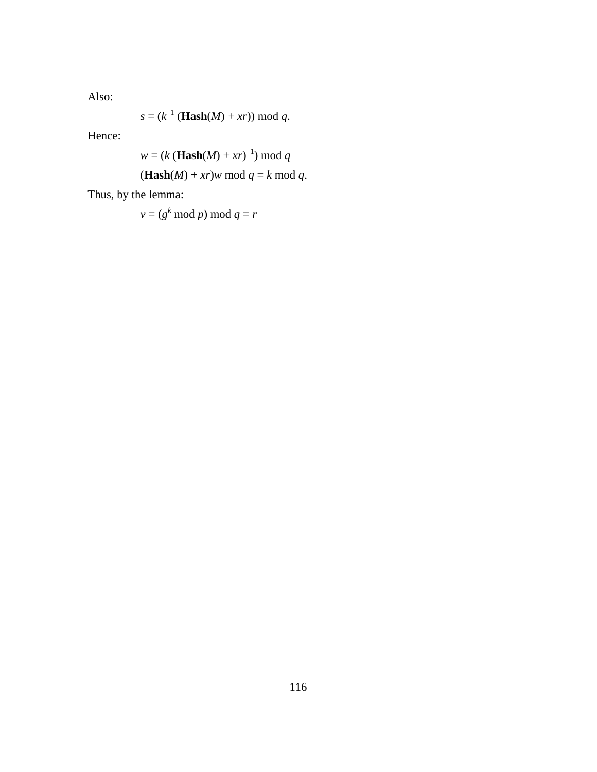Also:

$$s = (k^{-1} (\mathbf{Hash}(M) + xr)) \bmod q.$$

Hence:

$$w = (k (\mathbf{Hash}(M) + xr)^{-1}) \bmod q$$

$$(\mathbf{Hash}(M) + xr)w \bmod q = k \bmod q.$$

Thus, by the lemma:

$$v = (g^k \bmod p) \bmod q = r$$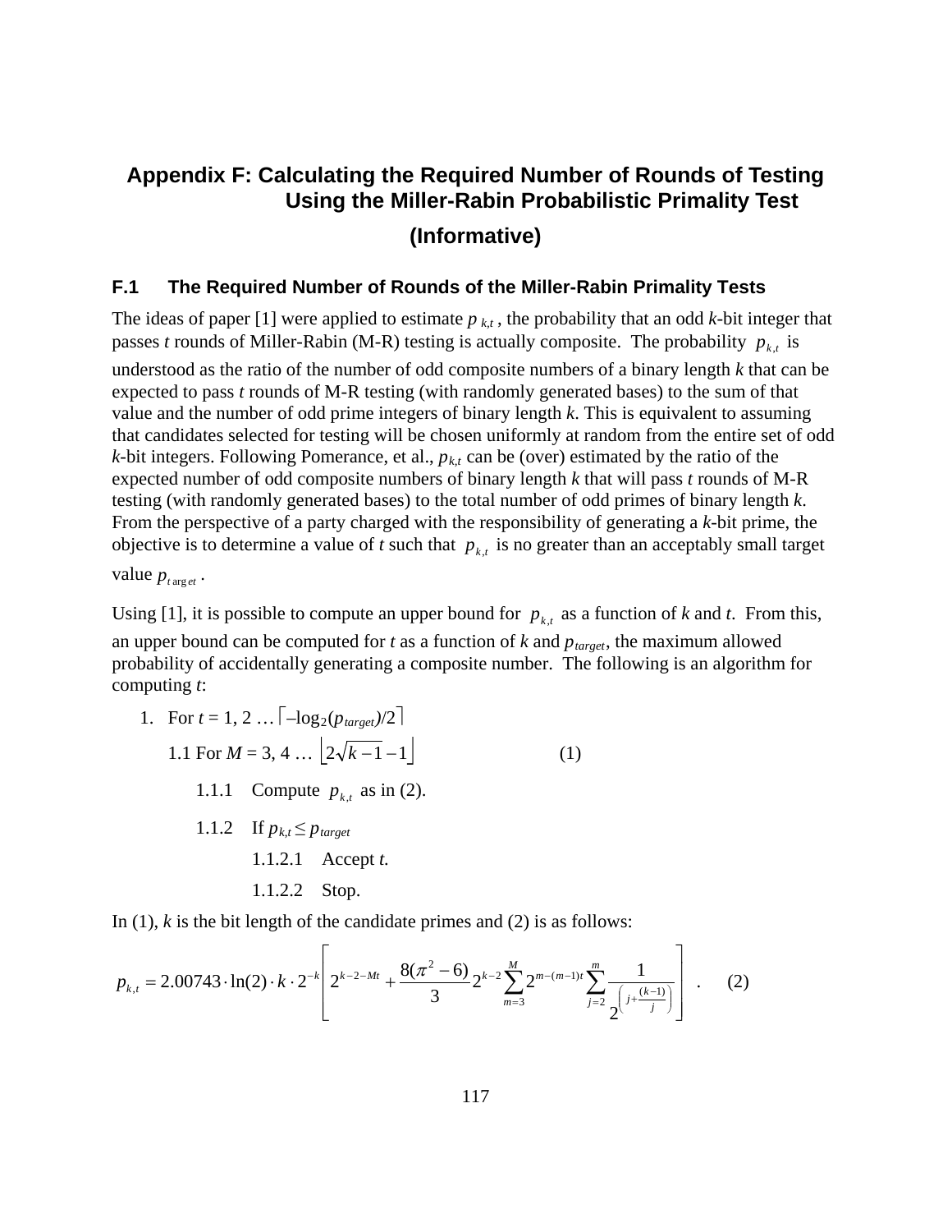# Appendix F: Calculating the Required Number of Rounds of Testing Using the Miller-Rabin Probabilistic Primality Test

## (Informative)

### F.1 The Required Number of Rounds of the Miller-Rabin Primality Tests

The ideas of paper [1] were applied to estimate $p_{k,t}$, the probability that an odd *k*-bit integer that passes *t* rounds of Miller-Rabin (M-R) testing is actually composite. The probability $p_{k,t}$ is understood as the ratio of the number of odd composite numbers of a binary length *k* that can be expected to pass *t* rounds of M-R testing (with randomly generated bases) to the sum of that value and the number of odd prime integers of binary length *k*. This is equivalent to assuming that candidates selected for testing will be chosen uniformly at random from the entire set of odd *k*-bit integers. Following Pomerance, et al., $p_{k,t}$ can be (over) estimated by the ratio of the expected number of odd composite numbers of binary length *k* that will pass *t* rounds of M-R testing (with randomly generated bases) to the total number of odd primes of binary length *k*. From the perspective of a party charged with the responsibility of generating a *k*-bit prime, the objective is to determine a value of *t* such that $p_{k,t}$ is no greater than an acceptably small target value $p_{target}$.

Using [1], it is possible to compute an upper bound for $p_{k,t}$ as a function of *k* and *t*. From this, an upper bound can be computed for *t* as a function of *k* and $p_{target}$, the maximum allowed probability of accidentally generating a composite number. The following is an algorithm for computing *t*:

1. For $t = 1, 2 \ldots \lceil -\log_2(p_{target})/2 \rceil$

   1.1 For $M = 3, 4 \ldots \lfloor 2\sqrt{k-1} - 1 \rfloor$ (1)

   1.1.1 Compute $p_{k,t}$ as in (2).

   1.1.2 If $p_{k,t} \leq p_{target}$

   1.1.2.1 Accept *t.*

   1.1.2.2 Stop.

In (1), *k* is the bit length of the candidate primes and (2) is as follows:

$$p_{k,t} = 2.00743 \cdot \ln(2) \cdot k \cdot 2^{-k} \left[ 2^{k-2-Mt} + \frac{8(\pi^2 - 6)}{3} 2^{k-2} \sum_{m=3}^{M} 2^{m-(m-1)t} \sum_{j=2}^{m} \frac{1}{2^{\left(j + \frac{(k-1)}{j}\right)}} \right] . \quad (2)$$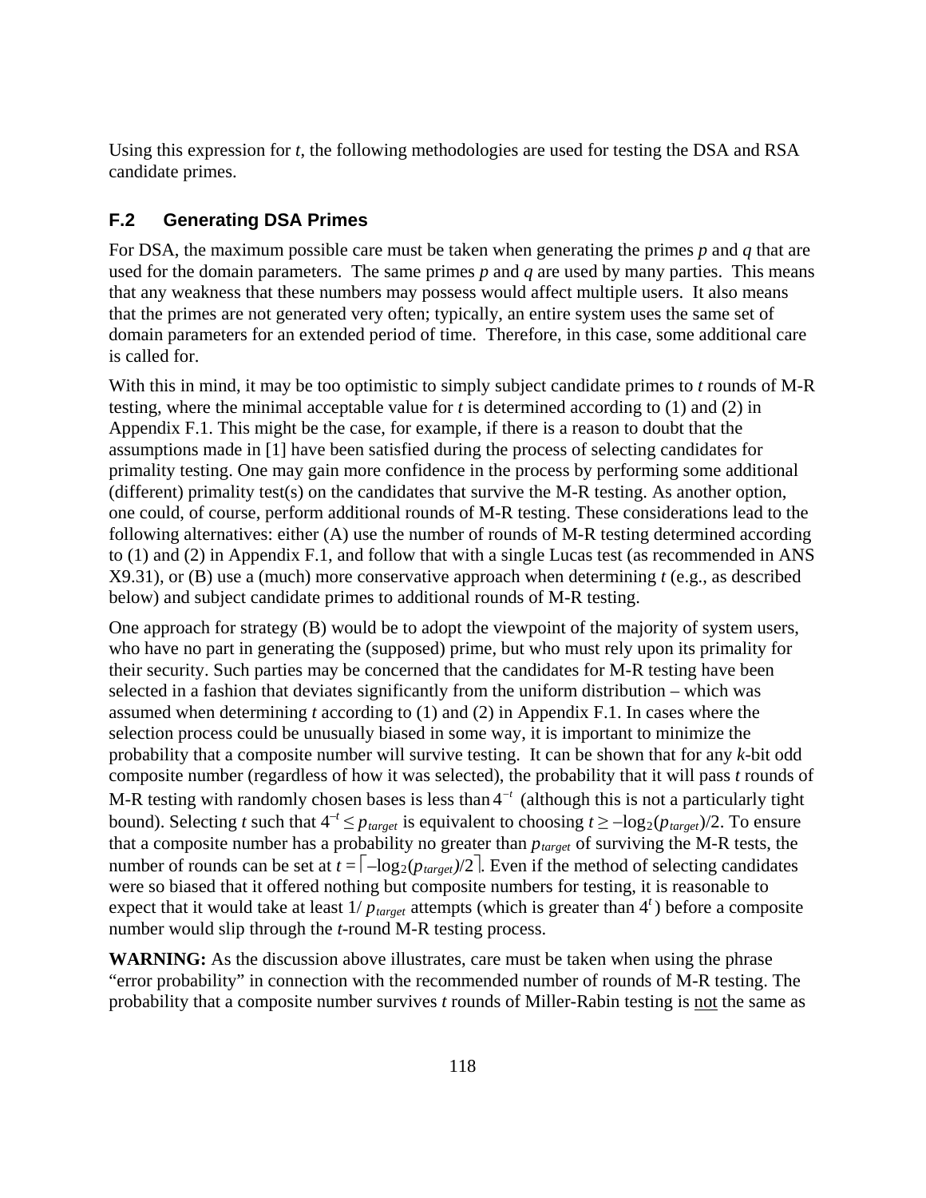Using this expression for $t$, the following methodologies are used for testing the DSA and RSA candidate primes.

## F.2 Generating DSA Primes

For DSA, the maximum possible care must be taken when generating the primes $p$ and $q$ that are used for the domain parameters. The same primes $p$ and $q$ are used by many parties. This means that any weakness that these numbers may possess would affect multiple users. It also means that the primes are not generated very often; typically, an entire system uses the same set of domain parameters for an extended period of time. Therefore, in this case, some additional care is called for.

With this in mind, it may be too optimistic to simply subject candidate primes to $t$ rounds of M-R testing, where the minimal acceptable value for $t$ is determined according to (1) and (2) in Appendix F.1. This might be the case, for example, if there is a reason to doubt that the assumptions made in [1] have been satisfied during the process of selecting candidates for primality testing. One may gain more confidence in the process by performing some additional (different) primality test(s) on the candidates that survive the M-R testing. As another option, one could, of course, perform additional rounds of M-R testing. These considerations lead to the following alternatives: either (A) use the number of rounds of M-R testing determined according to (1) and (2) in Appendix F.1, and follow that with a single Lucas test (as recommended in ANS X9.31), or (B) use a (much) more conservative approach when determining $t$ (e.g., as described below) and subject candidate primes to additional rounds of M-R testing.

One approach for strategy (B) would be to adopt the viewpoint of the majority of system users, who have no part in generating the (supposed) prime, but who must rely upon its primality for their security. Such parties may be concerned that the candidates for M-R testing have been selected in a fashion that deviates significantly from the uniform distribution – which was assumed when determining $t$ according to (1) and (2) in Appendix F.1. In cases where the selection process could be unusually biased in some way, it is important to minimize the probability that a composite number will survive testing. It can be shown that for any $k$-bit odd composite number (regardless of how it was selected), the probability that it will pass $t$ rounds of M-R testing with randomly chosen bases is less than $4^{-t}$ (although this is not a particularly tight bound). Selecting $t$ such that $4^{-t} \le p_{target}$ is equivalent to choosing $t \ge -\log_2(p_{target})/2$. To ensure that a composite number has a probability no greater than $p_{target}$ of surviving the M-R tests, the number of rounds can be set at $t = \lceil -\log_2(p_{target})/2 \rceil$. Even if the method of selecting candidates were so biased that it offered nothing but composite numbers for testing, it is reasonable to expect that it would take at least $1/\,p_{target}$ attempts (which is greater than $4^t$) before a composite number would slip through the $t$-round M-R testing process.

**WARNING:** As the discussion above illustrates, care must be taken when using the phrase "error probability" in connection with the recommended number of rounds of M-R testing. The probability that a composite number survives $t$ rounds of Miller-Rabin testing is <u>not</u> the same as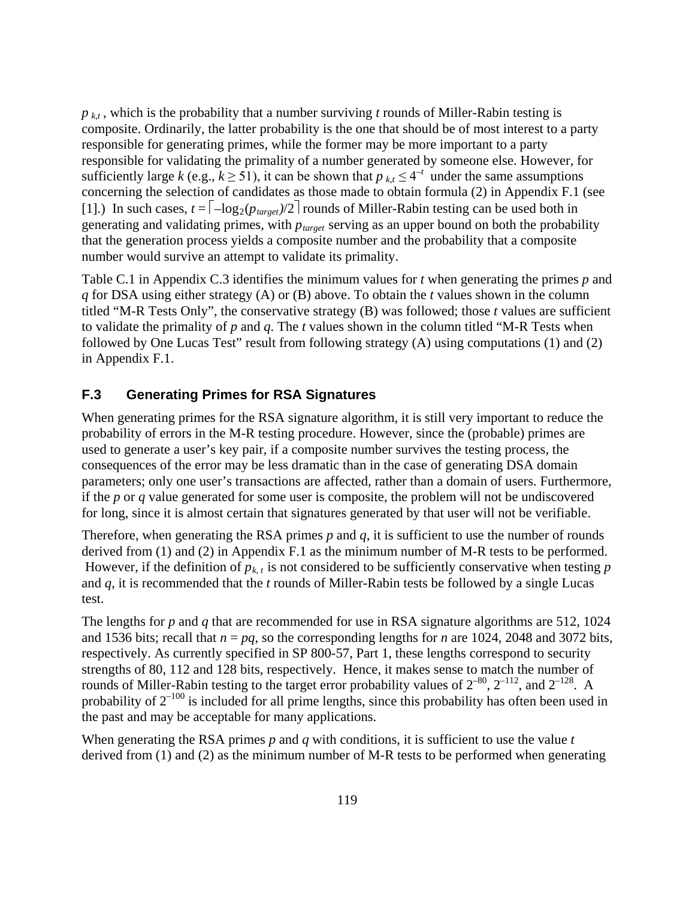$p_{k,t}$, which is the probability that a number surviving $t$ rounds of Miller-Rabin testing is composite. Ordinarily, the latter probability is the one that should be of most interest to a party responsible for generating primes, while the former may be more important to a party responsible for validating the primality of a number generated by someone else. However, for sufficiently large $k$ (e.g., $k \geq 51$), it can be shown that $p_{k,t} \leq 4^{-t}$ under the same assumptions concerning the selection of candidates as those made to obtain formula (2) in Appendix F.1 (see [1].) In such cases, $t = \lceil -\log_2(p_{target})/2 \rceil$ rounds of Miller-Rabin testing can be used both in generating and validating primes, with $p_{target}$ serving as an upper bound on both the probability that the generation process yields a composite number and the probability that a composite number would survive an attempt to validate its primality.

Table C.1 in Appendix C.3 identifies the minimum values for $t$ when generating the primes $p$ and $q$ for DSA using either strategy (A) or (B) above. To obtain the $t$ values shown in the column titled "M-R Tests Only", the conservative strategy (B) was followed; those $t$ values are sufficient to validate the primality of $p$ and $q$. The $t$ values shown in the column titled "M-R Tests when followed by One Lucas Test" result from following strategy (A) using computations (1) and (2) in Appendix F.1.

## F.3 Generating Primes for RSA Signatures

When generating primes for the RSA signature algorithm, it is still very important to reduce the probability of errors in the M-R testing procedure. However, since the (probable) primes are used to generate a user's key pair, if a composite number survives the testing process, the consequences of the error may be less dramatic than in the case of generating DSA domain parameters; only one user's transactions are affected, rather than a domain of users. Furthermore, if the $p$ or $q$ value generated for some user is composite, the problem will not be undiscovered for long, since it is almost certain that signatures generated by that user will not be verifiable.

Therefore, when generating the RSA primes $p$ and $q$, it is sufficient to use the number of rounds derived from (1) and (2) in Appendix F.1 as the minimum number of M-R tests to be performed. However, if the definition of $p_{k,t}$ is not considered to be sufficiently conservative when testing $p$ and $q$, it is recommended that the $t$ rounds of Miller-Rabin tests be followed by a single Lucas test.

The lengths for $p$ and $q$ that are recommended for use in RSA signature algorithms are 512, 1024 and 1536 bits; recall that $n = pq$, so the corresponding lengths for $n$ are 1024, 2048 and 3072 bits, respectively. As currently specified in SP 800-57, Part 1, these lengths correspond to security strengths of 80, 112 and 128 bits, respectively. Hence, it makes sense to match the number of rounds of Miller-Rabin testing to the target error probability values of $2^{-80}$, $2^{-112}$, and $2^{-128}$. A probability of $2^{-100}$ is included for all prime lengths, since this probability has often been used in the past and may be acceptable for many applications.

When generating the RSA primes $p$ and $q$ with conditions, it is sufficient to use the value $t$ derived from (1) and (2) as the minimum number of M-R tests to be performed when generating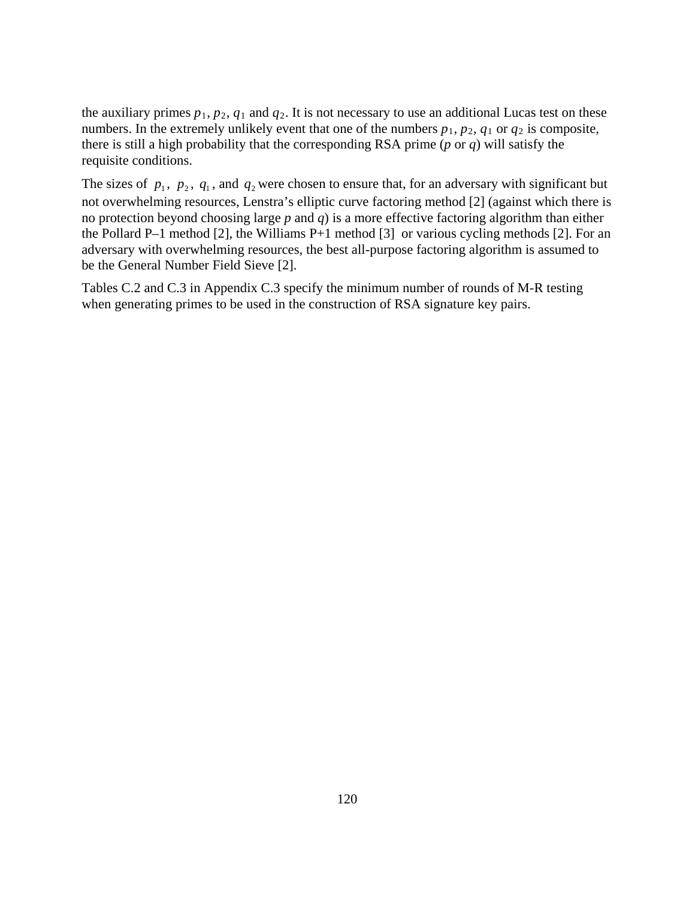the auxiliary primes $p_1$, $p_2$, $q_1$ and $q_2$. It is not necessary to use an additional Lucas test on these numbers. In the extremely unlikely event that one of the numbers $p_1$, $p_2$, $q_1$ or $q_2$ is composite, there is still a high probability that the corresponding RSA prime ($p$ or $q$) will satisfy the requisite conditions.

The sizes of $p_1$, $p_2$, $q_1$, and $q_2$ were chosen to ensure that, for an adversary with significant but not overwhelming resources, Lenstra's elliptic curve factoring method [2] (against which there is no protection beyond choosing large $p$ and $q$) is a more effective factoring algorithm than either the Pollard P–1 method [2], the Williams P+1 method [3] or various cycling methods [2]. For an adversary with overwhelming resources, the best all-purpose factoring algorithm is assumed to be the General Number Field Sieve [2].

Tables C.2 and C.3 in Appendix C.3 specify the minimum number of rounds of M-R testing when generating primes to be used in the construction of RSA signature key pairs.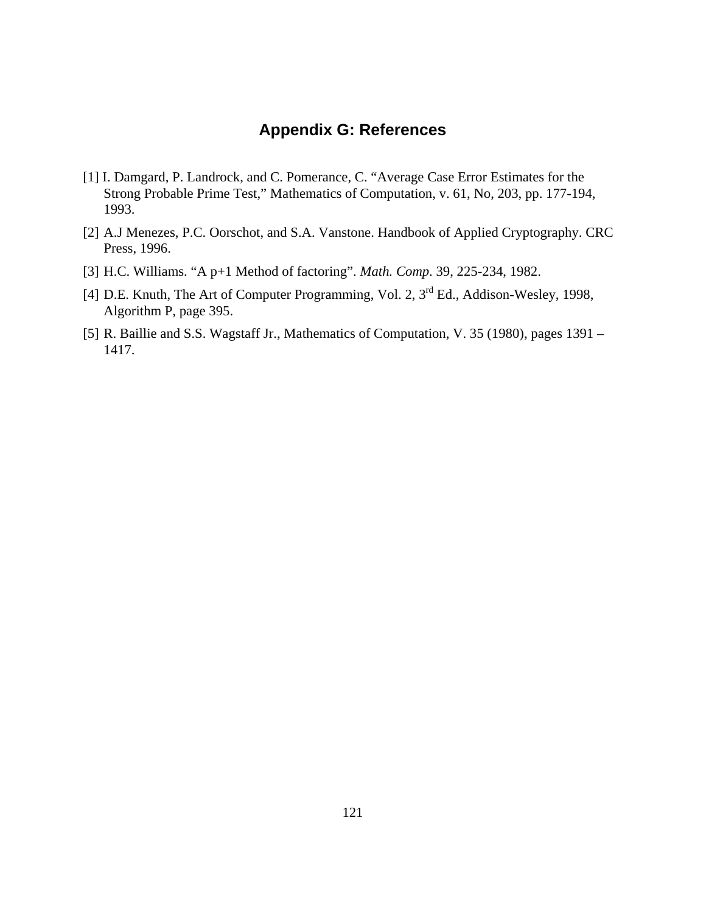## Appendix G: References

[1] I. Damgard, P. Landrock, and C. Pomerance, C. "Average Case Error Estimates for the Strong Probable Prime Test," Mathematics of Computation, v. 61, No, 203, pp. 177-194, 1993.

[2] A.J Menezes, P.C. Oorschot, and S.A. Vanstone. Handbook of Applied Cryptography. CRC Press, 1996.

[3] H.C. Williams. "A p+1 Method of factoring". *Math. Comp*. 39, 225-234, 1982.

[4] D.E. Knuth, The Art of Computer Programming, Vol. 2, 3rd Ed., Addison-Wesley, 1998, Algorithm P, page 395.

[5] R. Baillie and S.S. Wagstaff Jr., Mathematics of Computation, V. 35 (1980), pages 1391 – 1417.